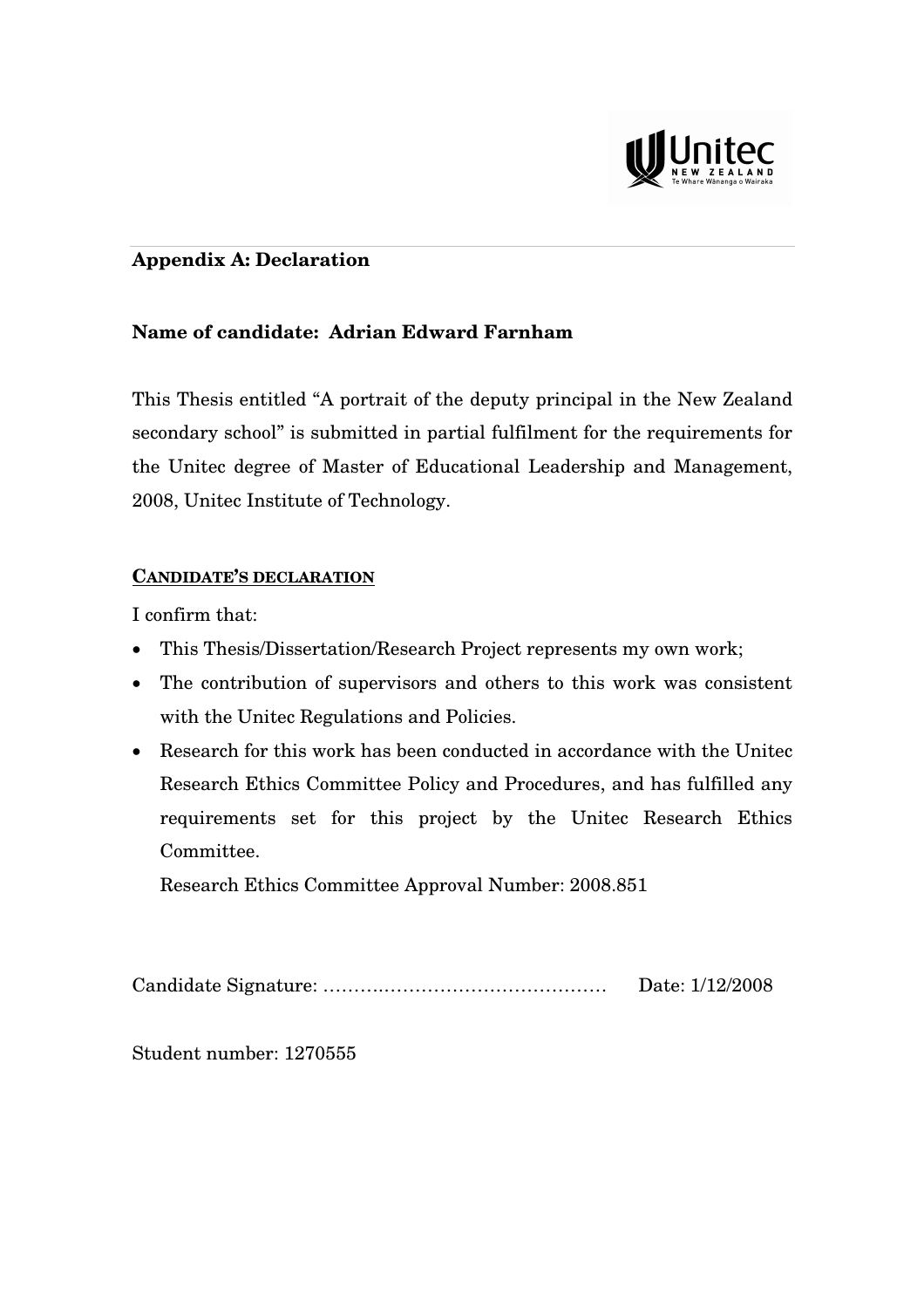## Appendix A: Declaration

**Name of candidate: Adrian Edward Farnham**

This Thesis entitled "A portrait of the deputy principal in the New Zealand secondary school" is submitted in partial fulfilment for the requirements for the Unitec degree of Master of Educational Leadership and Management, 2008, Unitec Institute of Technology.

**CANDIDATE'S DECLARATION**

I confirm that:

- This Thesis/Dissertation/Research Project represents my own work;
- The contribution of supervisors and others to this work was consistent with the Unitec Regulations and Policies.
- Research for this work has been conducted in accordance with the Unitec Research Ethics Committee Policy and Procedures, and has fulfilled any requirements set for this project by the Unitec Research Ethics Committee.

  Research Ethics Committee Approval Number: 2008.851

Candidate Signature: ……….…………………………… Date: 1/12/2008

Student number: 1270555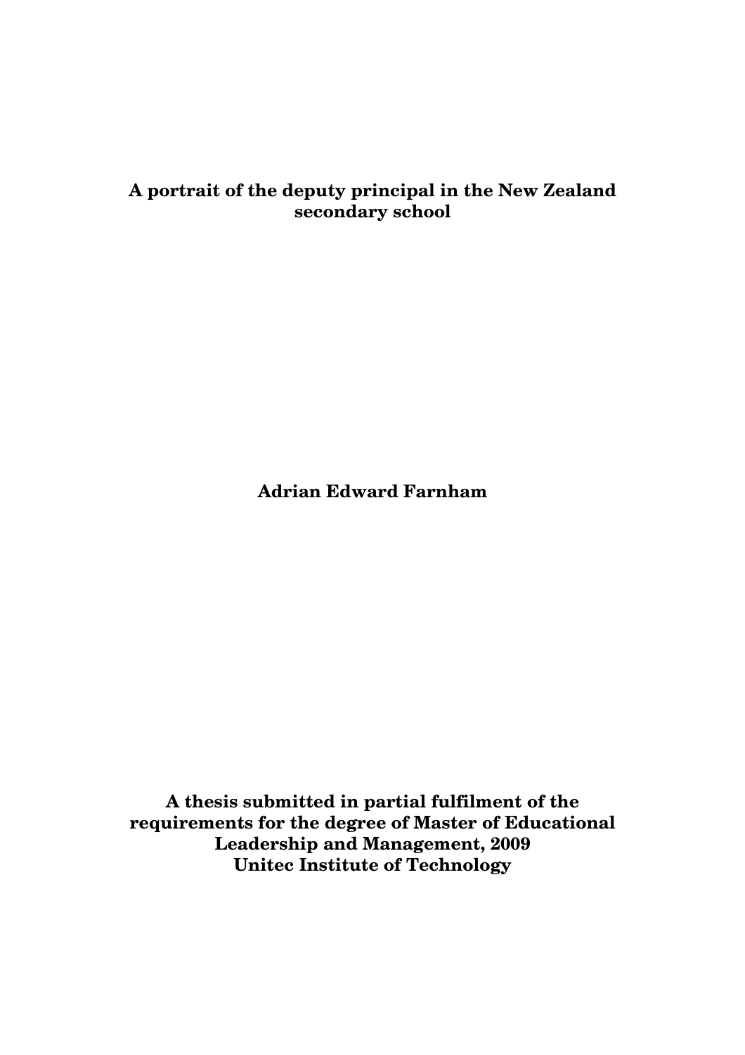# A portrait of the deputy principal in the New Zealand secondary school

**Adrian Edward Farnham**

**A thesis submitted in partial fulfilment of the requirements for the degree of Master of Educational Leadership and Management, 2009**
**Unitec Institute of Technology**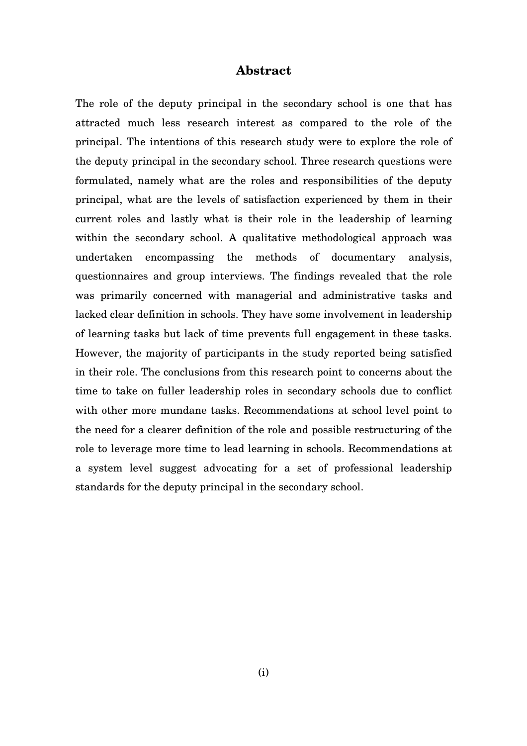# Abstract

The role of the deputy principal in the secondary school is one that has attracted much less research interest as compared to the role of the principal. The intentions of this research study were to explore the role of the deputy principal in the secondary school. Three research questions were formulated, namely what are the roles and responsibilities of the deputy principal, what are the levels of satisfaction experienced by them in their current roles and lastly what is their role in the leadership of learning within the secondary school. A qualitative methodological approach was undertaken encompassing the methods of documentary analysis, questionnaires and group interviews. The findings revealed that the role was primarily concerned with managerial and administrative tasks and lacked clear definition in schools. They have some involvement in leadership of learning tasks but lack of time prevents full engagement in these tasks. However, the majority of participants in the study reported being satisfied in their role. The conclusions from this research point to concerns about the time to take on fuller leadership roles in secondary schools due to conflict with other more mundane tasks. Recommendations at school level point to the need for a clearer definition of the role and possible restructuring of the role to leverage more time to lead learning in schools. Recommendations at a system level suggest advocating for a set of professional leadership standards for the deputy principal in the secondary school.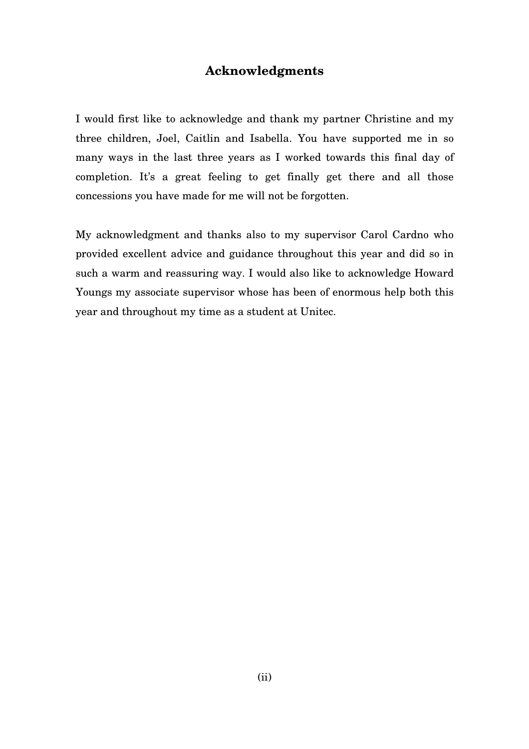# Acknowledgments

I would first like to acknowledge and thank my partner Christine and my three children, Joel, Caitlin and Isabella. You have supported me in so many ways in the last three years as I worked towards this final day of completion. It's a great feeling to get finally get there and all those concessions you have made for me will not be forgotten.

My acknowledgment and thanks also to my supervisor Carol Cardno who provided excellent advice and guidance throughout this year and did so in such a warm and reassuring way. I would also like to acknowledge Howard Youngs my associate supervisor whose has been of enormous help both this year and throughout my time as a student at Unitec.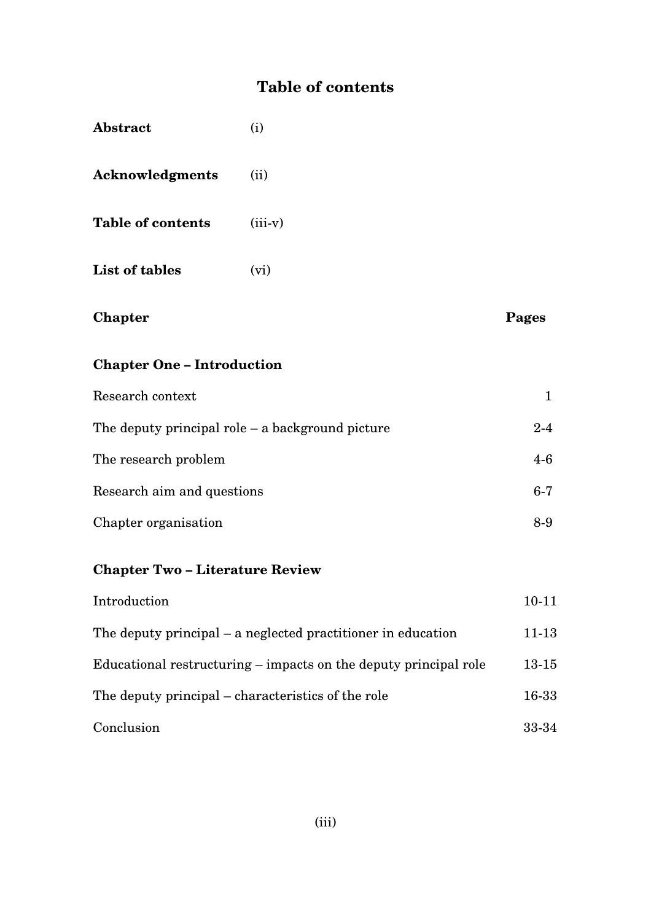# Table of contents

| | |
|---|---|
| **Abstract** | (i) |
| **Acknowledgments** | (ii) |
| **Table of contents** | (iii-v) |
| **List of tables** | (vi) |

| **Chapter** | **Pages** |
|---|---|
| **Chapter One – Introduction** | |
| Research context | 1 |
| The deputy principal role – a background picture | 2-4 |
| The research problem | 4-6 |
| Research aim and questions | 6-7 |
| Chapter organisation | 8-9 |
| **Chapter Two – Literature Review** | |
| Introduction | 10-11 |
| The deputy principal – a neglected practitioner in education | 11-13 |
| Educational restructuring – impacts on the deputy principal role | 13-15 |
| The deputy principal – characteristics of the role | 16-33 |
| Conclusion | 33-34 |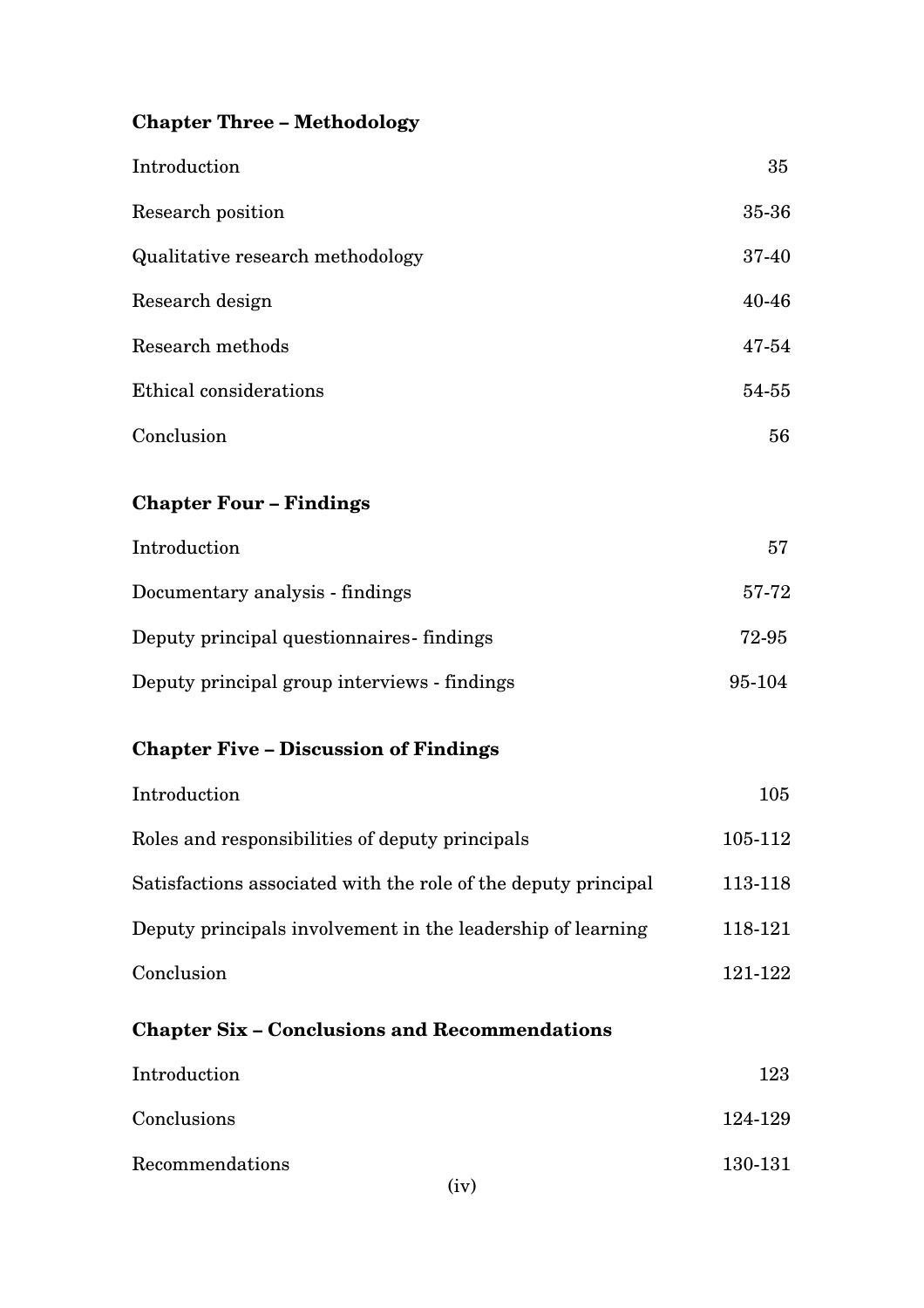**Chapter Three – Methodology**

| | |
|---|---|
| Introduction | 35 |
| Research position | 35-36 |
| Qualitative research methodology | 37-40 |
| Research design | 40-46 |
| Research methods | 47-54 |
| Ethical considerations | 54-55 |
| Conclusion | 56 |

**Chapter Four – Findings**

| | |
|---|---|
| Introduction | 57 |
| Documentary analysis - findings | 57-72 |
| Deputy principal questionnaires- findings | 72-95 |
| Deputy principal group interviews - findings | 95-104 |

**Chapter Five – Discussion of Findings**

| | |
|---|---|
| Introduction | 105 |
| Roles and responsibilities of deputy principals | 105-112 |
| Satisfactions associated with the role of the deputy principal | 113-118 |
| Deputy principals involvement in the leadership of learning | 118-121 |
| Conclusion | 121-122 |

**Chapter Six – Conclusions and Recommendations**

| | |
|---|---|
| Introduction | 123 |
| Conclusions | 124-129 |
| Recommendations | 130-131 |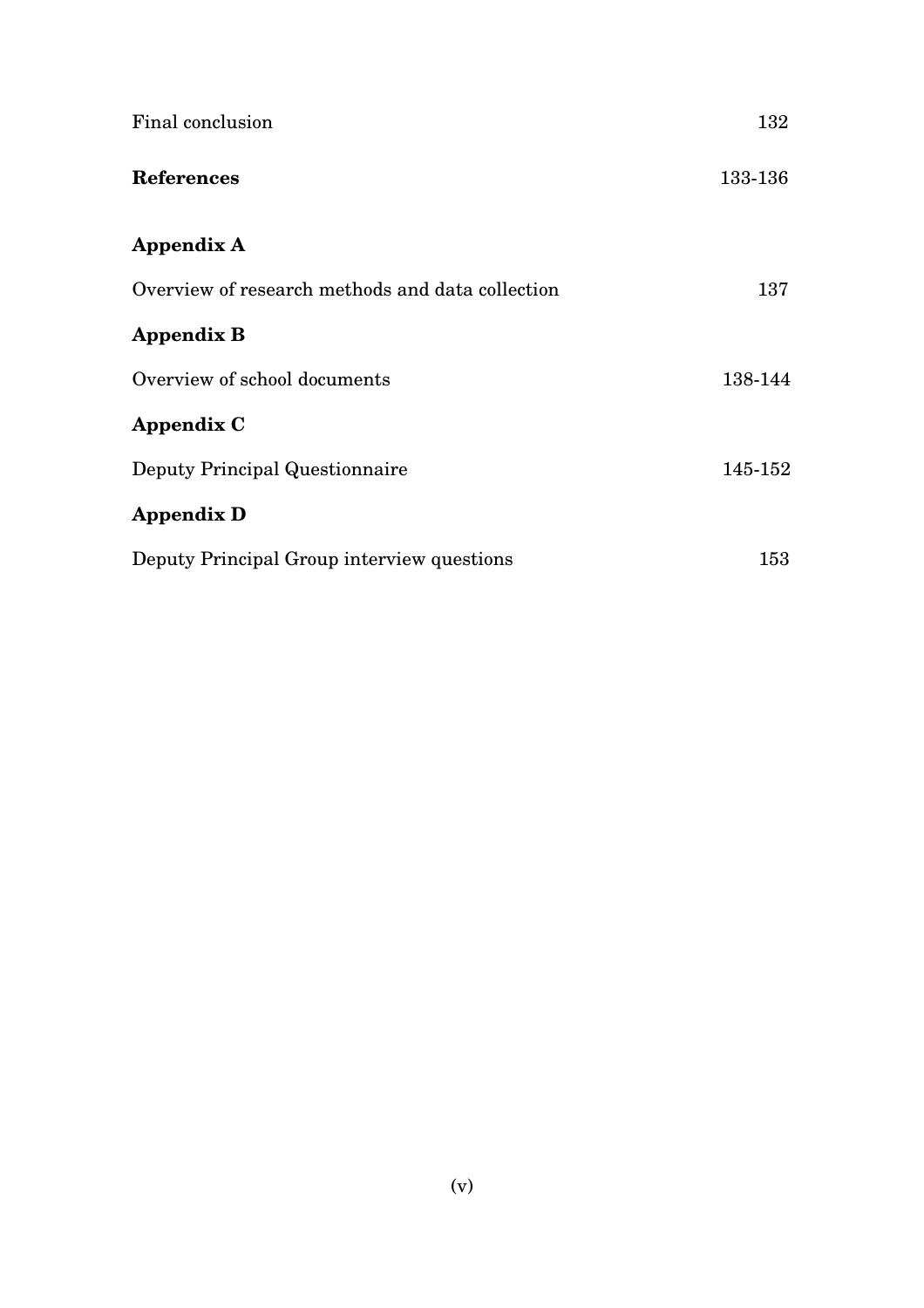| | |
|---|---|
| Final conclusion | 132 |
| **References** | 133-136 |
| **Appendix A** | |
| Overview of research methods and data collection | 137 |
| **Appendix B** | |
| Overview of school documents | 138-144 |
| **Appendix C** | |
| Deputy Principal Questionnaire | 145-152 |
| **Appendix D** | |
| Deputy Principal Group interview questions | 153 |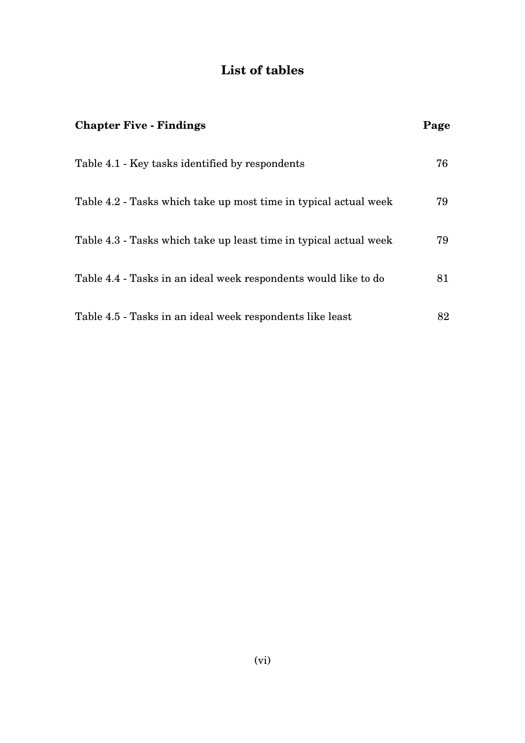# List of tables

| **Chapter Five - Findings** | **Page** |
|---|---|
| Table 4.1 - Key tasks identified by respondents | 76 |
| Table 4.2 - Tasks which take up most time in typical actual week | 79 |
| Table 4.3 - Tasks which take up least time in typical actual week | 79 |
| Table 4.4 - Tasks in an ideal week respondents would like to do | 81 |
| Table 4.5 - Tasks in an ideal week respondents like least | 82 |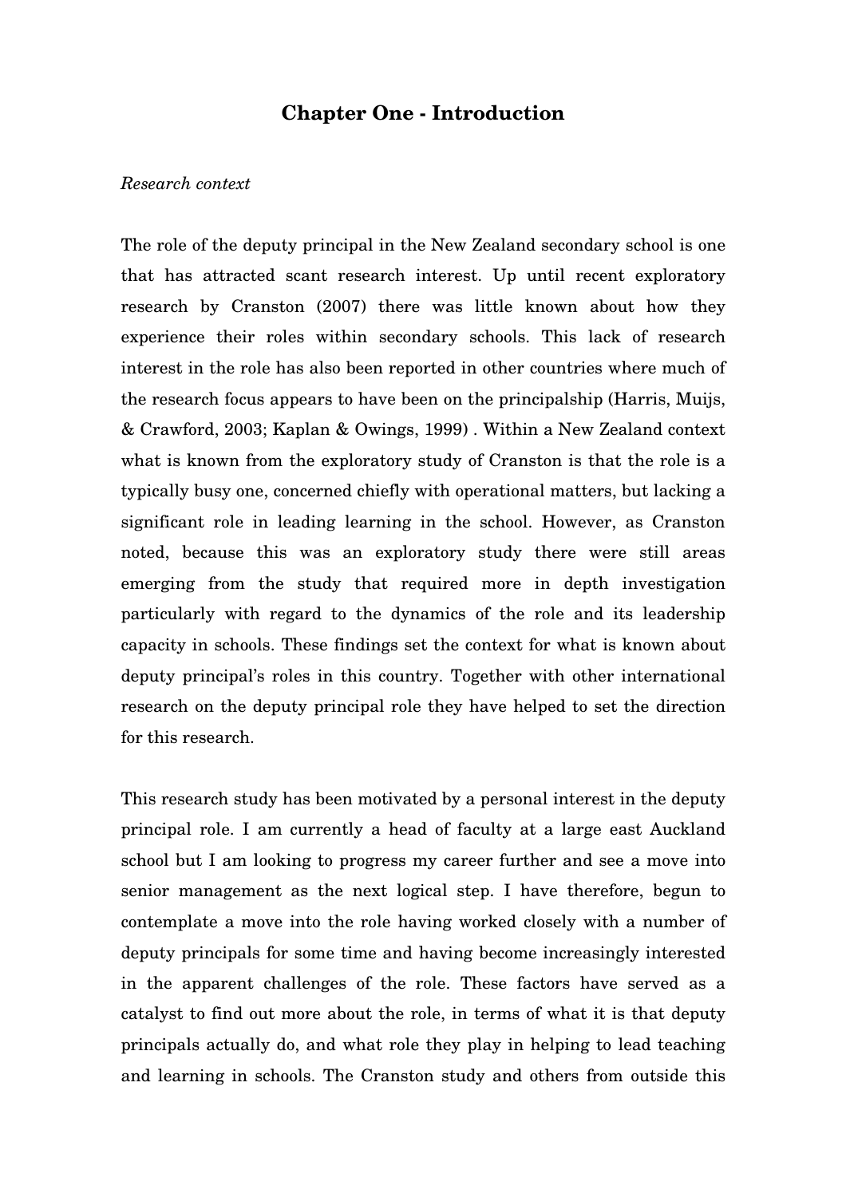# Chapter One - Introduction

*Research context*

The role of the deputy principal in the New Zealand secondary school is one that has attracted scant research interest. Up until recent exploratory research by Cranston (2007) there was little known about how they experience their roles within secondary schools. This lack of research interest in the role has also been reported in other countries where much of the research focus appears to have been on the principalship (Harris, Muijs, & Crawford, 2003; Kaplan & Owings, 1999) . Within a New Zealand context what is known from the exploratory study of Cranston is that the role is a typically busy one, concerned chiefly with operational matters, but lacking a significant role in leading learning in the school. However, as Cranston noted, because this was an exploratory study there were still areas emerging from the study that required more in depth investigation particularly with regard to the dynamics of the role and its leadership capacity in schools. These findings set the context for what is known about deputy principal's roles in this country. Together with other international research on the deputy principal role they have helped to set the direction for this research.

This research study has been motivated by a personal interest in the deputy principal role. I am currently a head of faculty at a large east Auckland school but I am looking to progress my career further and see a move into senior management as the next logical step. I have therefore, begun to contemplate a move into the role having worked closely with a number of deputy principals for some time and having become increasingly interested in the apparent challenges of the role. These factors have served as a catalyst to find out more about the role, in terms of what it is that deputy principals actually do, and what role they play in helping to lead teaching and learning in schools. The Cranston study and others from outside this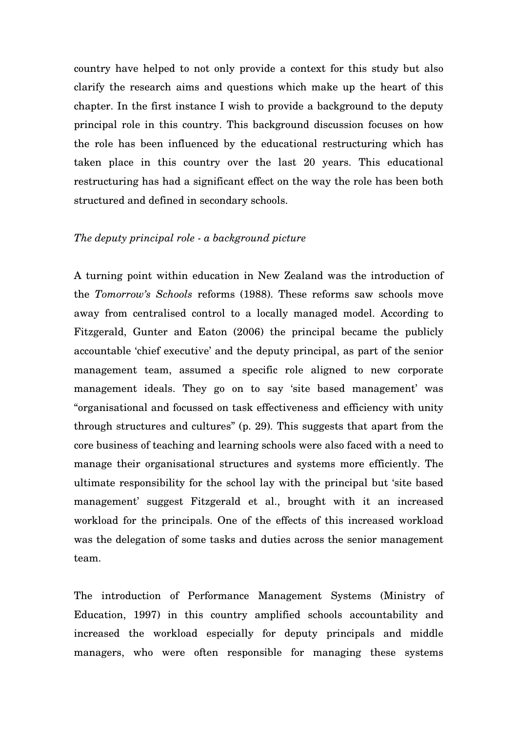country have helped to not only provide a context for this study but also clarify the research aims and questions which make up the heart of this chapter. In the first instance I wish to provide a background to the deputy principal role in this country. This background discussion focuses on how the role has been influenced by the educational restructuring which has taken place in this country over the last 20 years. This educational restructuring has had a significant effect on the way the role has been both structured and defined in secondary schools.

*The deputy principal role - a background picture*

A turning point within education in New Zealand was the introduction of the *Tomorrow's Schools* reforms (1988). These reforms saw schools move away from centralised control to a locally managed model. According to Fitzgerald, Gunter and Eaton (2006) the principal became the publicly accountable 'chief executive' and the deputy principal, as part of the senior management team, assumed a specific role aligned to new corporate management ideals. They go on to say 'site based management' was "organisational and focussed on task effectiveness and efficiency with unity through structures and cultures" (p. 29). This suggests that apart from the core business of teaching and learning schools were also faced with a need to manage their organisational structures and systems more efficiently. The ultimate responsibility for the school lay with the principal but 'site based management' suggest Fitzgerald et al., brought with it an increased workload for the principals. One of the effects of this increased workload was the delegation of some tasks and duties across the senior management team.

The introduction of Performance Management Systems (Ministry of Education, 1997) in this country amplified schools accountability and increased the workload especially for deputy principals and middle managers, who were often responsible for managing these systems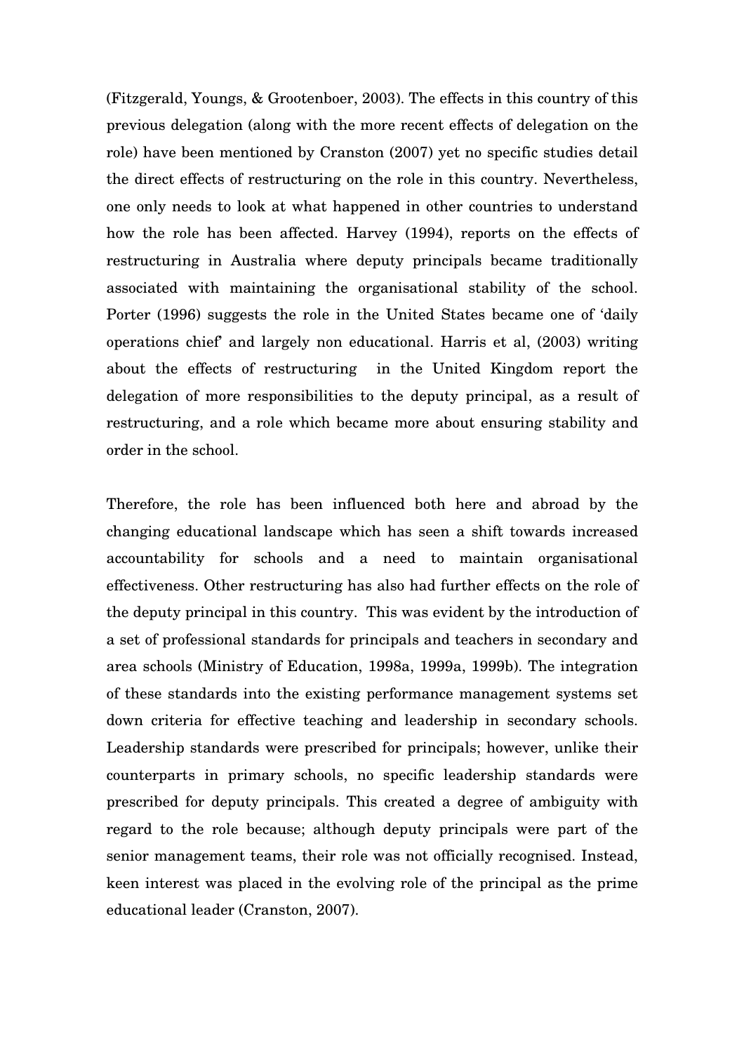(Fitzgerald, Youngs, & Grootenboer, 2003). The effects in this country of this previous delegation (along with the more recent effects of delegation on the role) have been mentioned by Cranston (2007) yet no specific studies detail the direct effects of restructuring on the role in this country. Nevertheless, one only needs to look at what happened in other countries to understand how the role has been affected. Harvey (1994), reports on the effects of restructuring in Australia where deputy principals became traditionally associated with maintaining the organisational stability of the school. Porter (1996) suggests the role in the United States became one of 'daily operations chief' and largely non educational. Harris et al, (2003) writing about the effects of restructuring in the United Kingdom report the delegation of more responsibilities to the deputy principal, as a result of restructuring, and a role which became more about ensuring stability and order in the school.

Therefore, the role has been influenced both here and abroad by the changing educational landscape which has seen a shift towards increased accountability for schools and a need to maintain organisational effectiveness. Other restructuring has also had further effects on the role of the deputy principal in this country. This was evident by the introduction of a set of professional standards for principals and teachers in secondary and area schools (Ministry of Education, 1998a, 1999a, 1999b). The integration of these standards into the existing performance management systems set down criteria for effective teaching and leadership in secondary schools. Leadership standards were prescribed for principals; however, unlike their counterparts in primary schools, no specific leadership standards were prescribed for deputy principals. This created a degree of ambiguity with regard to the role because; although deputy principals were part of the senior management teams, their role was not officially recognised. Instead, keen interest was placed in the evolving role of the principal as the prime educational leader (Cranston, 2007).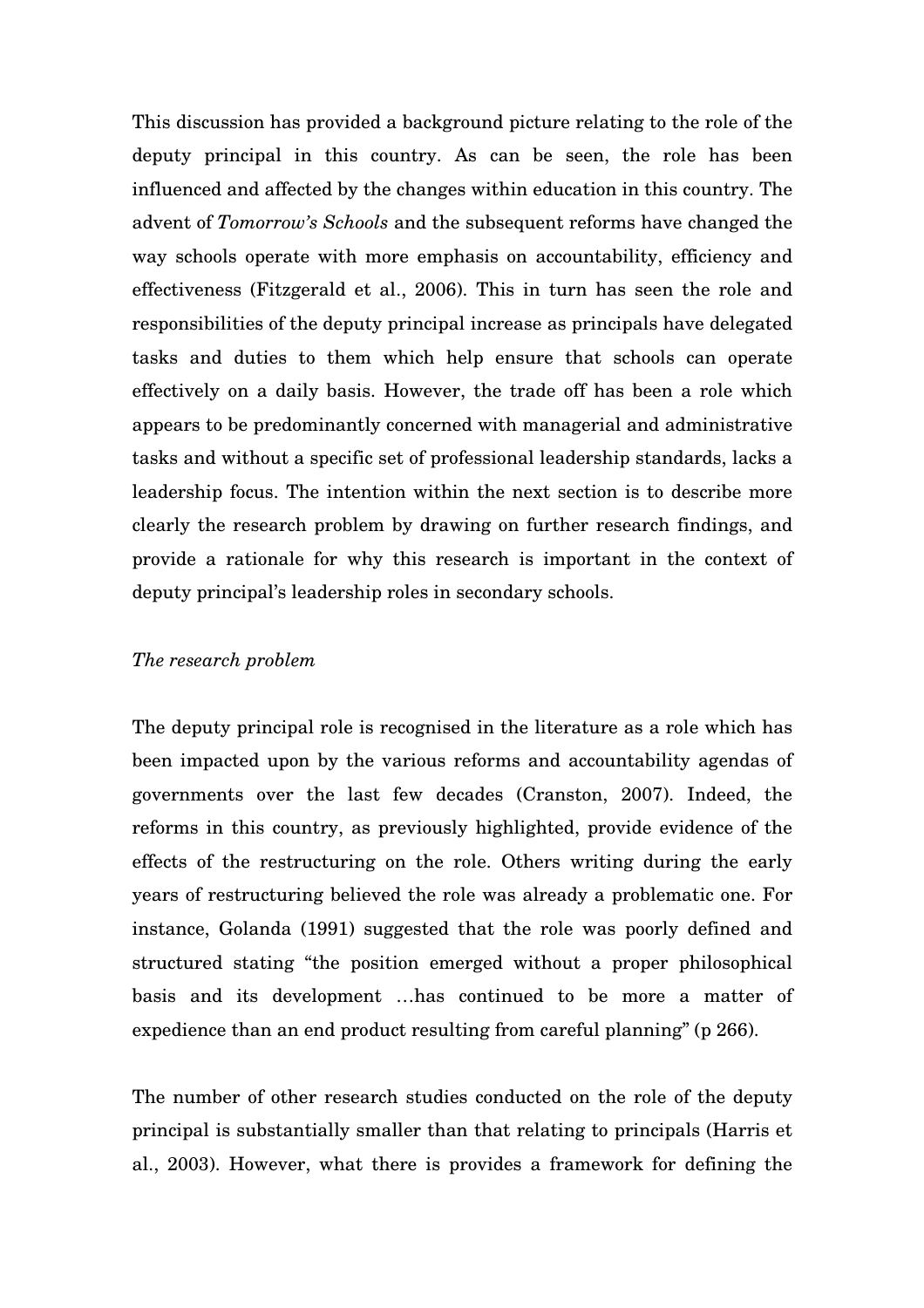This discussion has provided a background picture relating to the role of the deputy principal in this country. As can be seen, the role has been influenced and affected by the changes within education in this country. The advent of *Tomorrow's Schools* and the subsequent reforms have changed the way schools operate with more emphasis on accountability, efficiency and effectiveness (Fitzgerald et al., 2006). This in turn has seen the role and responsibilities of the deputy principal increase as principals have delegated tasks and duties to them which help ensure that schools can operate effectively on a daily basis. However, the trade off has been a role which appears to be predominantly concerned with managerial and administrative tasks and without a specific set of professional leadership standards, lacks a leadership focus. The intention within the next section is to describe more clearly the research problem by drawing on further research findings, and provide a rationale for why this research is important in the context of deputy principal's leadership roles in secondary schools.

*The research problem*

The deputy principal role is recognised in the literature as a role which has been impacted upon by the various reforms and accountability agendas of governments over the last few decades (Cranston, 2007). Indeed, the reforms in this country, as previously highlighted, provide evidence of the effects of the restructuring on the role. Others writing during the early years of restructuring believed the role was already a problematic one. For instance, Golanda (1991) suggested that the role was poorly defined and structured stating "the position emerged without a proper philosophical basis and its development …has continued to be more a matter of expedience than an end product resulting from careful planning" (p 266).

The number of other research studies conducted on the role of the deputy principal is substantially smaller than that relating to principals (Harris et al., 2003). However, what there is provides a framework for defining the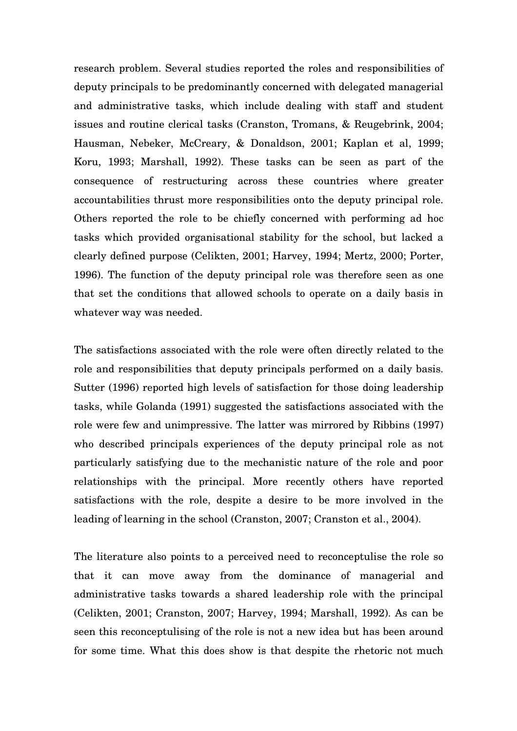research problem. Several studies reported the roles and responsibilities of deputy principals to be predominantly concerned with delegated managerial and administrative tasks, which include dealing with staff and student issues and routine clerical tasks (Cranston, Tromans, & Reugebrink, 2004; Hausman, Nebeker, McCreary, & Donaldson, 2001; Kaplan et al, 1999; Koru, 1993; Marshall, 1992). These tasks can be seen as part of the consequence of restructuring across these countries where greater accountabilities thrust more responsibilities onto the deputy principal role. Others reported the role to be chiefly concerned with performing ad hoc tasks which provided organisational stability for the school, but lacked a clearly defined purpose (Celikten, 2001; Harvey, 1994; Mertz, 2000; Porter, 1996). The function of the deputy principal role was therefore seen as one that set the conditions that allowed schools to operate on a daily basis in whatever way was needed.

The satisfactions associated with the role were often directly related to the role and responsibilities that deputy principals performed on a daily basis. Sutter (1996) reported high levels of satisfaction for those doing leadership tasks, while Golanda (1991) suggested the satisfactions associated with the role were few and unimpressive. The latter was mirrored by Ribbins (1997) who described principals experiences of the deputy principal role as not particularly satisfying due to the mechanistic nature of the role and poor relationships with the principal. More recently others have reported satisfactions with the role, despite a desire to be more involved in the leading of learning in the school (Cranston, 2007; Cranston et al., 2004).

The literature also points to a perceived need to reconceptulise the role so that it can move away from the dominance of managerial and administrative tasks towards a shared leadership role with the principal (Celikten, 2001; Cranston, 2007; Harvey, 1994; Marshall, 1992). As can be seen this reconceptulising of the role is not a new idea but has been around for some time. What this does show is that despite the rhetoric not much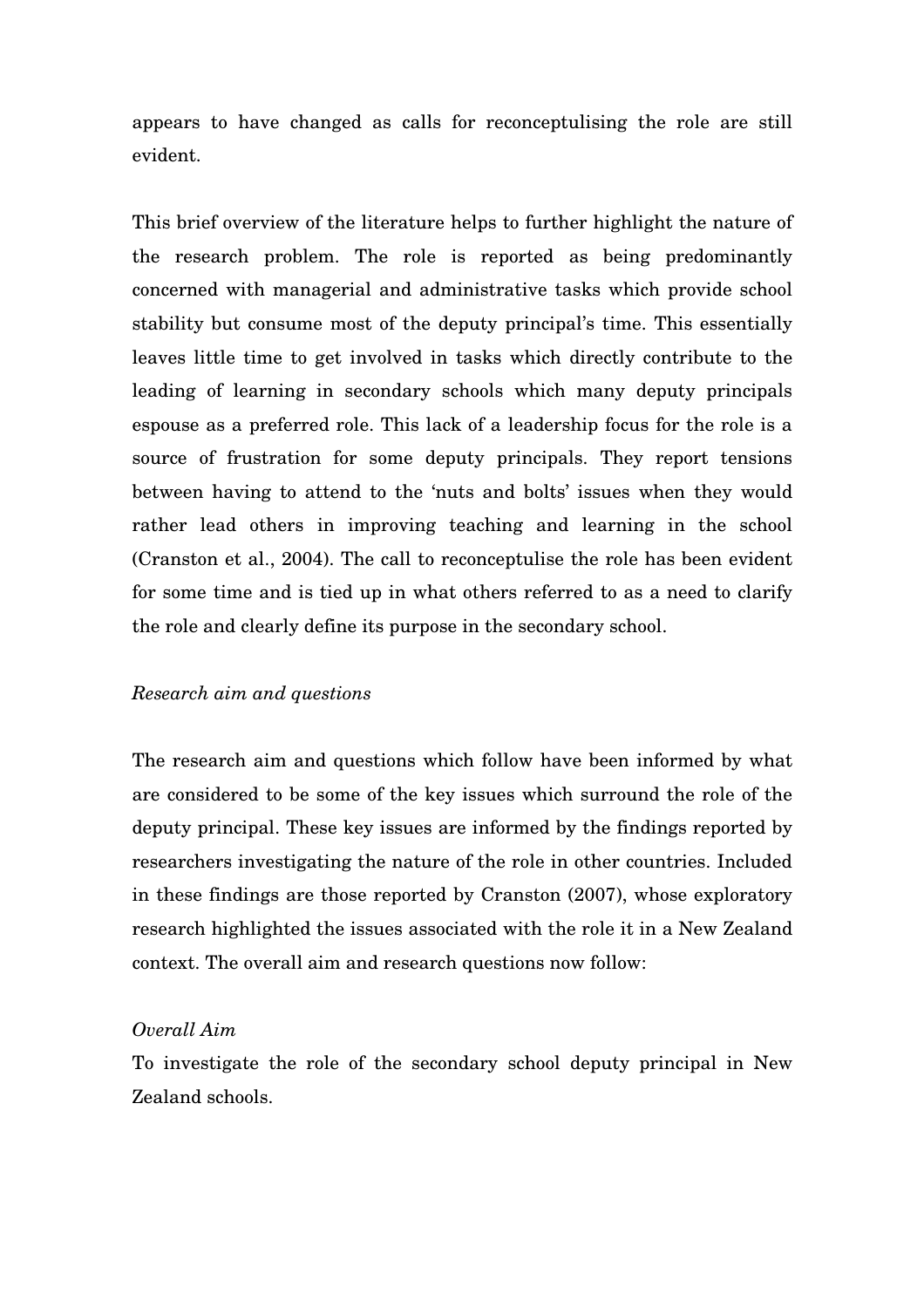appears to have changed as calls for reconceptulising the role are still evident.

This brief overview of the literature helps to further highlight the nature of the research problem. The role is reported as being predominantly concerned with managerial and administrative tasks which provide school stability but consume most of the deputy principal's time. This essentially leaves little time to get involved in tasks which directly contribute to the leading of learning in secondary schools which many deputy principals espouse as a preferred role. This lack of a leadership focus for the role is a source of frustration for some deputy principals. They report tensions between having to attend to the 'nuts and bolts' issues when they would rather lead others in improving teaching and learning in the school (Cranston et al., 2004). The call to reconceptualise the role has been evident for some time and is tied up in what others referred to as a need to clarify the role and clearly define its purpose in the secondary school.

*Research aim and questions*

The research aim and questions which follow have been informed by what are considered to be some of the key issues which surround the role of the deputy principal. These key issues are informed by the findings reported by researchers investigating the nature of the role in other countries. Included in these findings are those reported by Cranston (2007), whose exploratory research highlighted the issues associated with the role it in a New Zealand context. The overall aim and research questions now follow:

*Overall Aim*

To investigate the role of the secondary school deputy principal in New Zealand schools.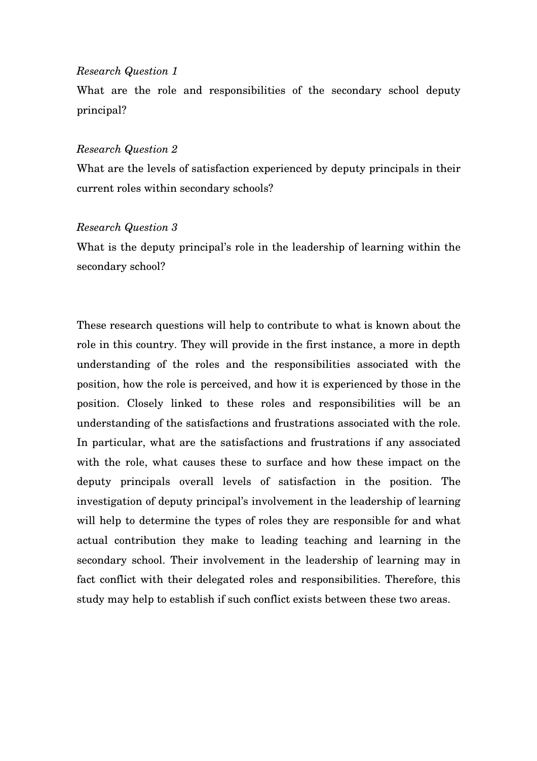*Research Question 1*

What are the role and responsibilities of the secondary school deputy principal?

*Research Question 2*

What are the levels of satisfaction experienced by deputy principals in their current roles within secondary schools?

*Research Question 3*

What is the deputy principal's role in the leadership of learning within the secondary school?

These research questions will help to contribute to what is known about the role in this country. They will provide in the first instance, a more in depth understanding of the roles and the responsibilities associated with the position, how the role is perceived, and how it is experienced by those in the position. Closely linked to these roles and responsibilities will be an understanding of the satisfactions and frustrations associated with the role. In particular, what are the satisfactions and frustrations if any associated with the role, what causes these to surface and how these impact on the deputy principals overall levels of satisfaction in the position. The investigation of deputy principal's involvement in the leadership of learning will help to determine the types of roles they are responsible for and what actual contribution they make to leading teaching and learning in the secondary school. Their involvement in the leadership of learning may in fact conflict with their delegated roles and responsibilities. Therefore, this study may help to establish if such conflict exists between these two areas.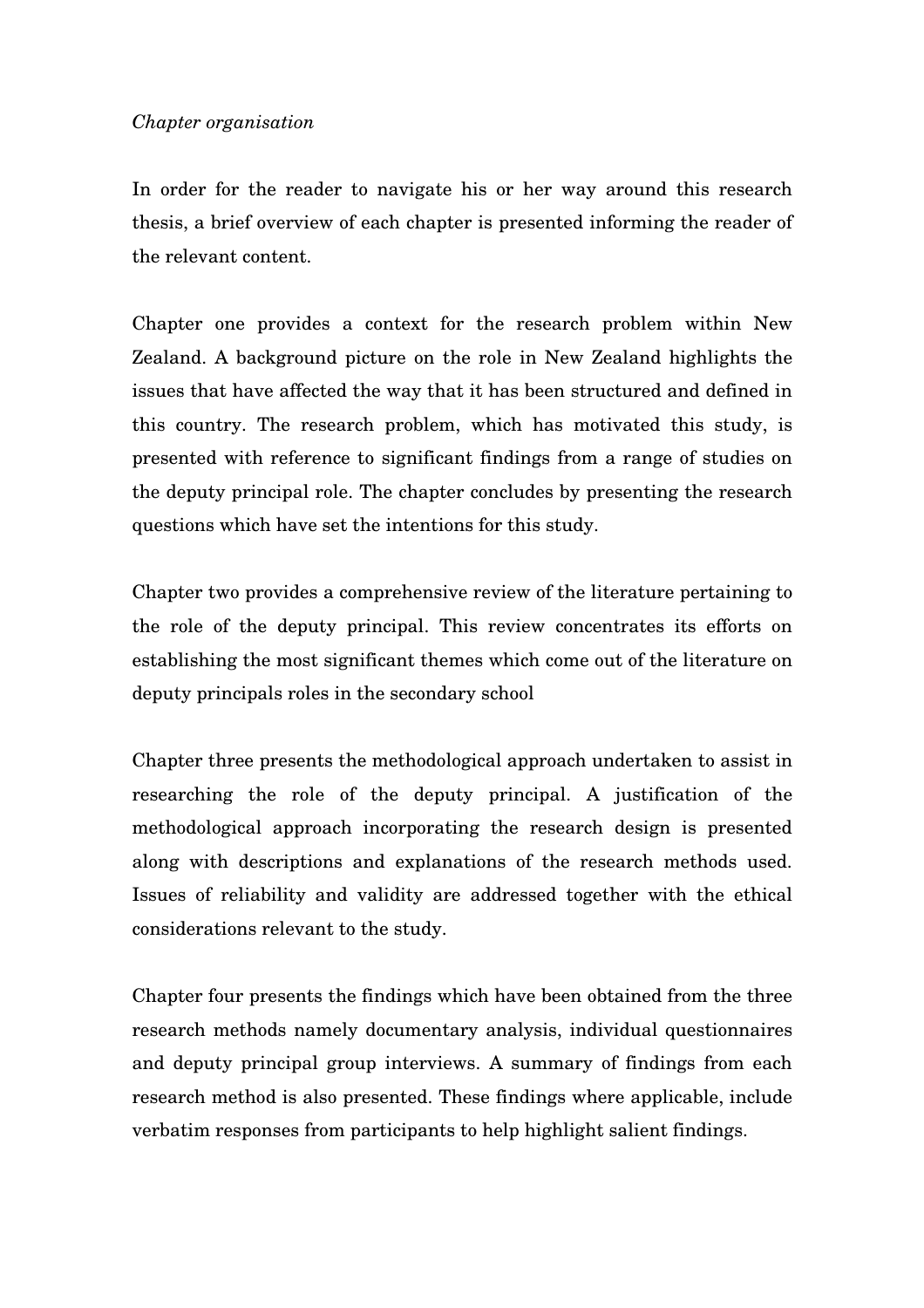*Chapter organisation*

In order for the reader to navigate his or her way around this research thesis, a brief overview of each chapter is presented informing the reader of the relevant content.

Chapter one provides a context for the research problem within New Zealand. A background picture on the role in New Zealand highlights the issues that have affected the way that it has been structured and defined in this country. The research problem, which has motivated this study, is presented with reference to significant findings from a range of studies on the deputy principal role. The chapter concludes by presenting the research questions which have set the intentions for this study.

Chapter two provides a comprehensive review of the literature pertaining to the role of the deputy principal. This review concentrates its efforts on establishing the most significant themes which come out of the literature on deputy principals roles in the secondary school

Chapter three presents the methodological approach undertaken to assist in researching the role of the deputy principal. A justification of the methodological approach incorporating the research design is presented along with descriptions and explanations of the research methods used. Issues of reliability and validity are addressed together with the ethical considerations relevant to the study.

Chapter four presents the findings which have been obtained from the three research methods namely documentary analysis, individual questionnaires and deputy principal group interviews. A summary of findings from each research method is also presented. These findings where applicable, include verbatim responses from participants to help highlight salient findings.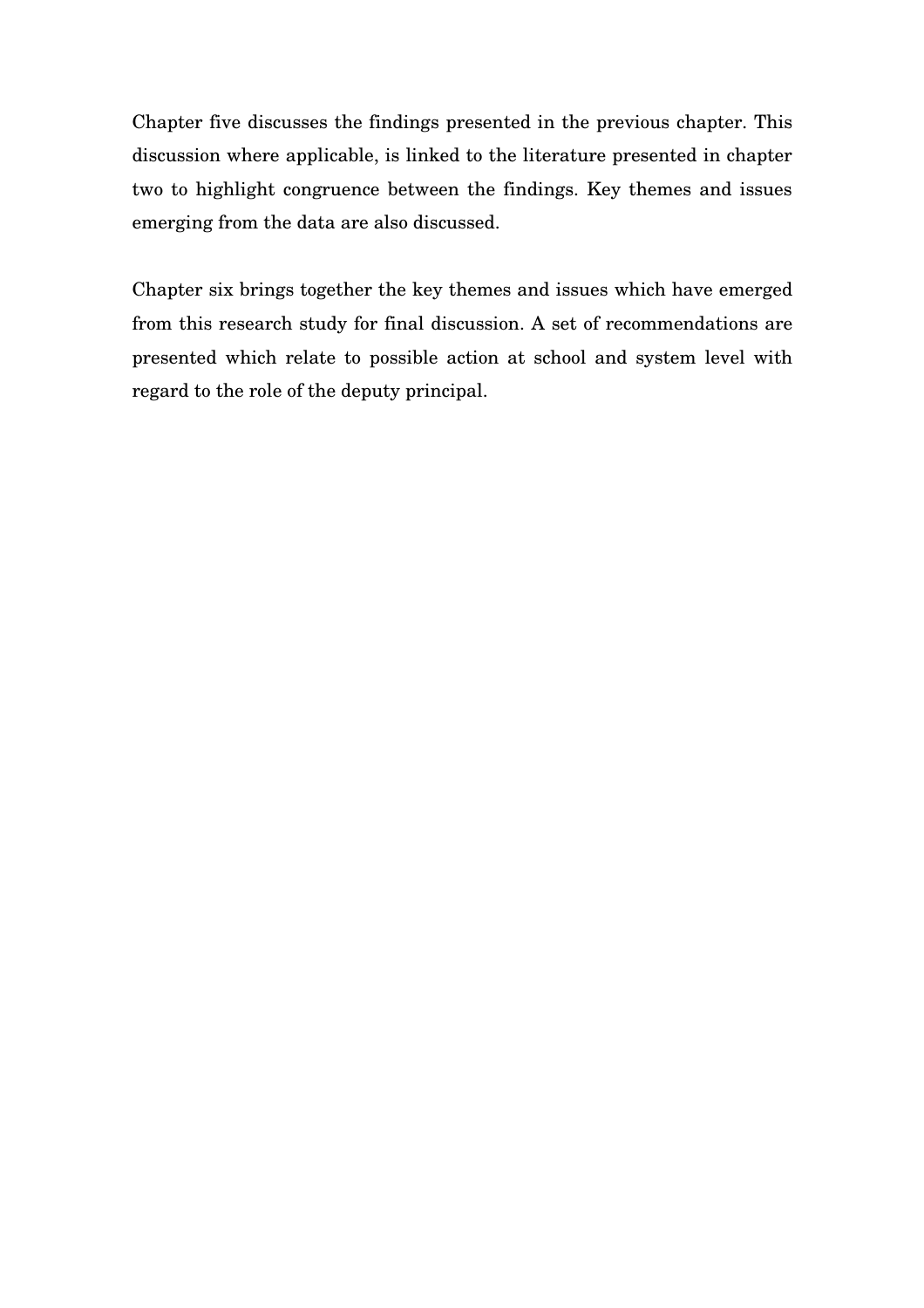Chapter five discusses the findings presented in the previous chapter. This discussion where applicable, is linked to the literature presented in chapter two to highlight congruence between the findings. Key themes and issues emerging from the data are also discussed.

Chapter six brings together the key themes and issues which have emerged from this research study for final discussion. A set of recommendations are presented which relate to possible action at school and system level with regard to the role of the deputy principal.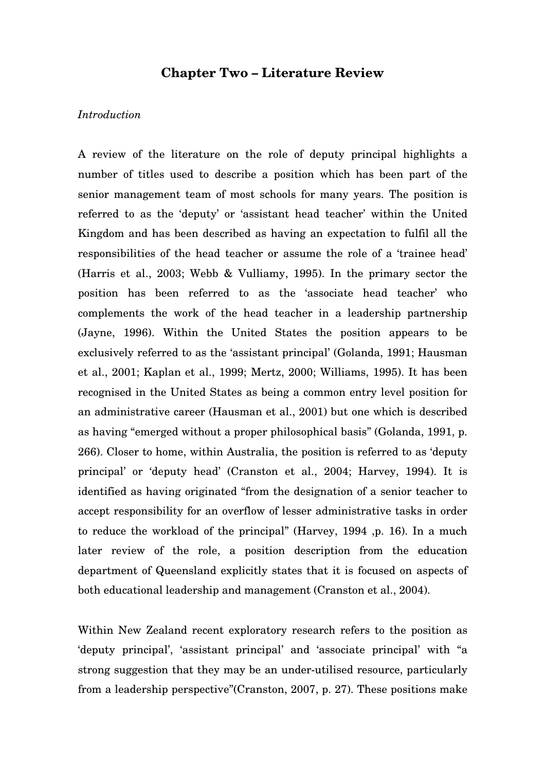# Chapter Two – Literature Review

*Introduction*

A review of the literature on the role of deputy principal highlights a number of titles used to describe a position which has been part of the senior management team of most schools for many years. The position is referred to as the 'deputy' or 'assistant head teacher' within the United Kingdom and has been described as having an expectation to fulfil all the responsibilities of the head teacher or assume the role of a 'trainee head' (Harris et al., 2003; Webb & Vulliamy, 1995). In the primary sector the position has been referred to as the 'associate head teacher' who complements the work of the head teacher in a leadership partnership (Jayne, 1996). Within the United States the position appears to be exclusively referred to as the 'assistant principal' (Golanda, 1991; Hausman et al., 2001; Kaplan et al., 1999; Mertz, 2000; Williams, 1995). It has been recognised in the United States as being a common entry level position for an administrative career (Hausman et al., 2001) but one which is described as having "emerged without a proper philosophical basis" (Golanda, 1991, p. 266). Closer to home, within Australia, the position is referred to as 'deputy principal' or 'deputy head' (Cranston et al., 2004; Harvey, 1994). It is identified as having originated "from the designation of a senior teacher to accept responsibility for an overflow of lesser administrative tasks in order to reduce the workload of the principal" (Harvey, 1994 ,p. 16). In a much later review of the role, a position description from the education department of Queensland explicitly states that it is focused on aspects of both educational leadership and management (Cranston et al., 2004).

Within New Zealand recent exploratory research refers to the position as 'deputy principal', 'assistant principal' and 'associate principal' with "a strong suggestion that they may be an under-utilised resource, particularly from a leadership perspective"(Cranston, 2007, p. 27). These positions make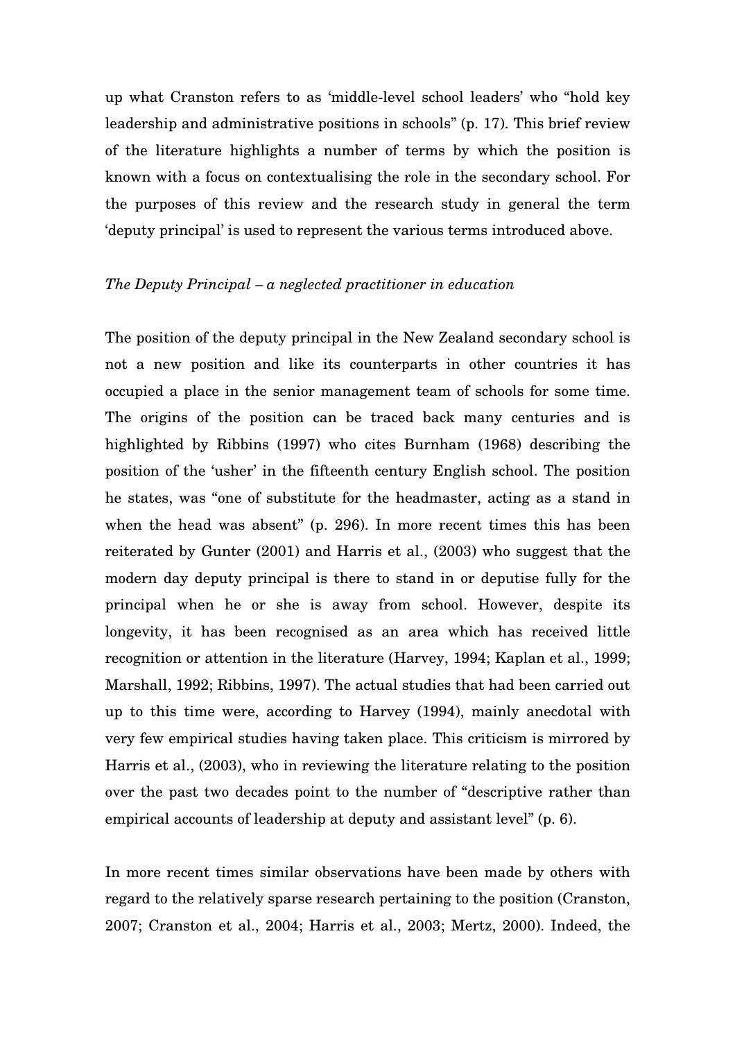up what Cranston refers to as 'middle-level school leaders' who "hold key leadership and administrative positions in schools" (p. 17). This brief review of the literature highlights a number of terms by which the position is known with a focus on contextualising the role in the secondary school. For the purposes of this review and the research study in general the term 'deputy principal' is used to represent the various terms introduced above.

*The Deputy Principal – a neglected practitioner in education*

The position of the deputy principal in the New Zealand secondary school is not a new position and like its counterparts in other countries it has occupied a place in the senior management team of schools for some time. The origins of the position can be traced back many centuries and is highlighted by Ribbins (1997) who cites Burnham (1968) describing the position of the 'usher' in the fifteenth century English school. The position he states, was "one of substitute for the headmaster, acting as a stand in when the head was absent" (p. 296). In more recent times this has been reiterated by Gunter (2001) and Harris et al., (2003) who suggest that the modern day deputy principal is there to stand in or deputise fully for the principal when he or she is away from school. However, despite its longevity, it has been recognised as an area which has received little recognition or attention in the literature (Harvey, 1994; Kaplan et al., 1999; Marshall, 1992; Ribbins, 1997). The actual studies that had been carried out up to this time were, according to Harvey (1994), mainly anecdotal with very few empirical studies having taken place. This criticism is mirrored by Harris et al., (2003), who in reviewing the literature relating to the position over the past two decades point to the number of "descriptive rather than empirical accounts of leadership at deputy and assistant level" (p. 6).

In more recent times similar observations have been made by others with regard to the relatively sparse research pertaining to the position (Cranston, 2007; Cranston et al., 2004; Harris et al., 2003; Mertz, 2000). Indeed, the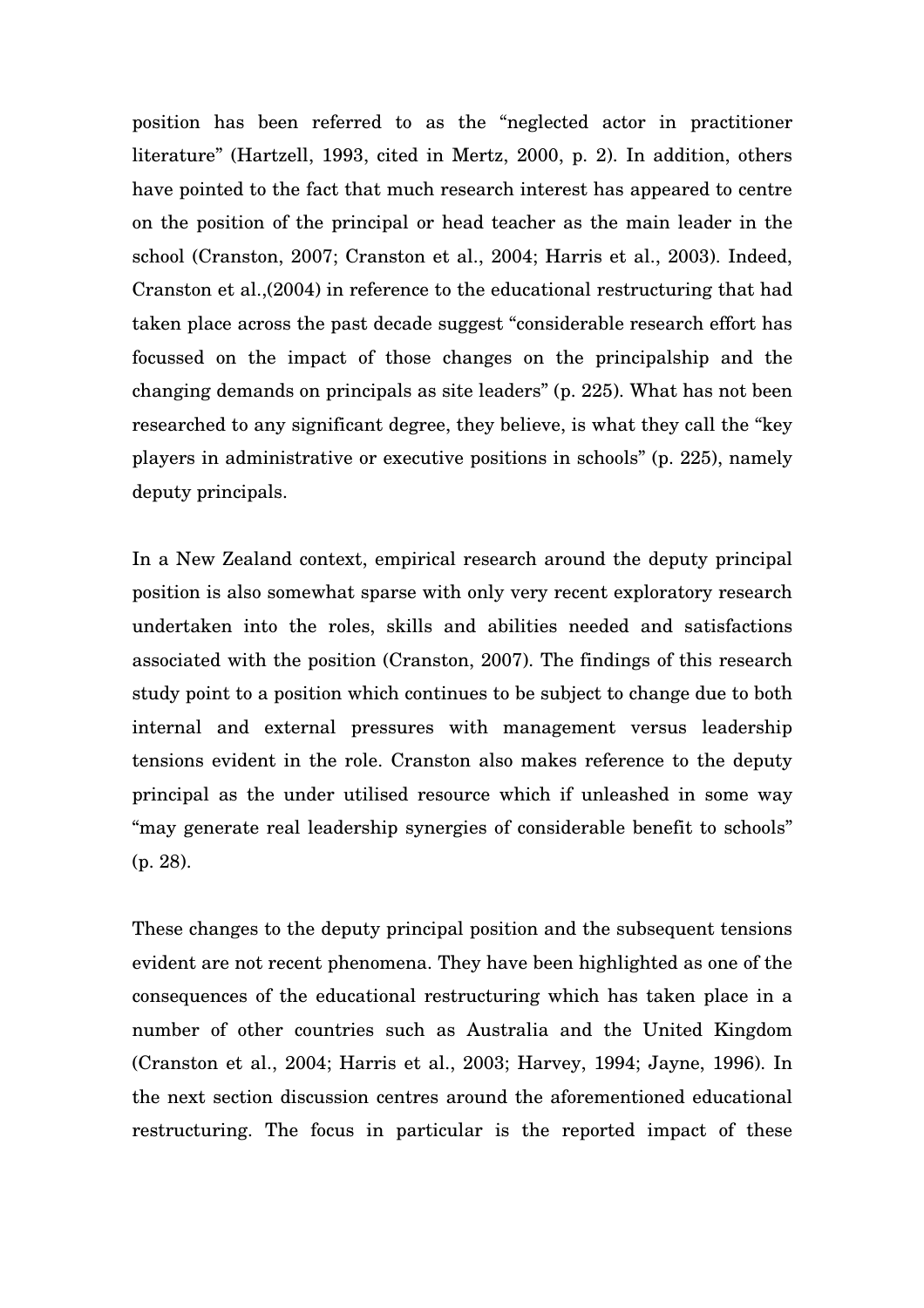position has been referred to as the "neglected actor in practitioner literature" (Hartzell, 1993, cited in Mertz, 2000, p. 2). In addition, others have pointed to the fact that much research interest has appeared to centre on the position of the principal or head teacher as the main leader in the school (Cranston, 2007; Cranston et al., 2004; Harris et al., 2003). Indeed, Cranston et al.,(2004) in reference to the educational restructuring that had taken place across the past decade suggest "considerable research effort has focussed on the impact of those changes on the principalship and the changing demands on principals as site leaders" (p. 225). What has not been researched to any significant degree, they believe, is what they call the "key players in administrative or executive positions in schools" (p. 225), namely deputy principals.

In a New Zealand context, empirical research around the deputy principal position is also somewhat sparse with only very recent exploratory research undertaken into the roles, skills and abilities needed and satisfactions associated with the position (Cranston, 2007). The findings of this research study point to a position which continues to be subject to change due to both internal and external pressures with management versus leadership tensions evident in the role. Cranston also makes reference to the deputy principal as the under utilised resource which if unleashed in some way "may generate real leadership synergies of considerable benefit to schools" (p. 28).

These changes to the deputy principal position and the subsequent tensions evident are not recent phenomena. They have been highlighted as one of the consequences of the educational restructuring which has taken place in a number of other countries such as Australia and the United Kingdom (Cranston et al., 2004; Harris et al., 2003; Harvey, 1994; Jayne, 1996). In the next section discussion centres around the aforementioned educational restructuring. The focus in particular is the reported impact of these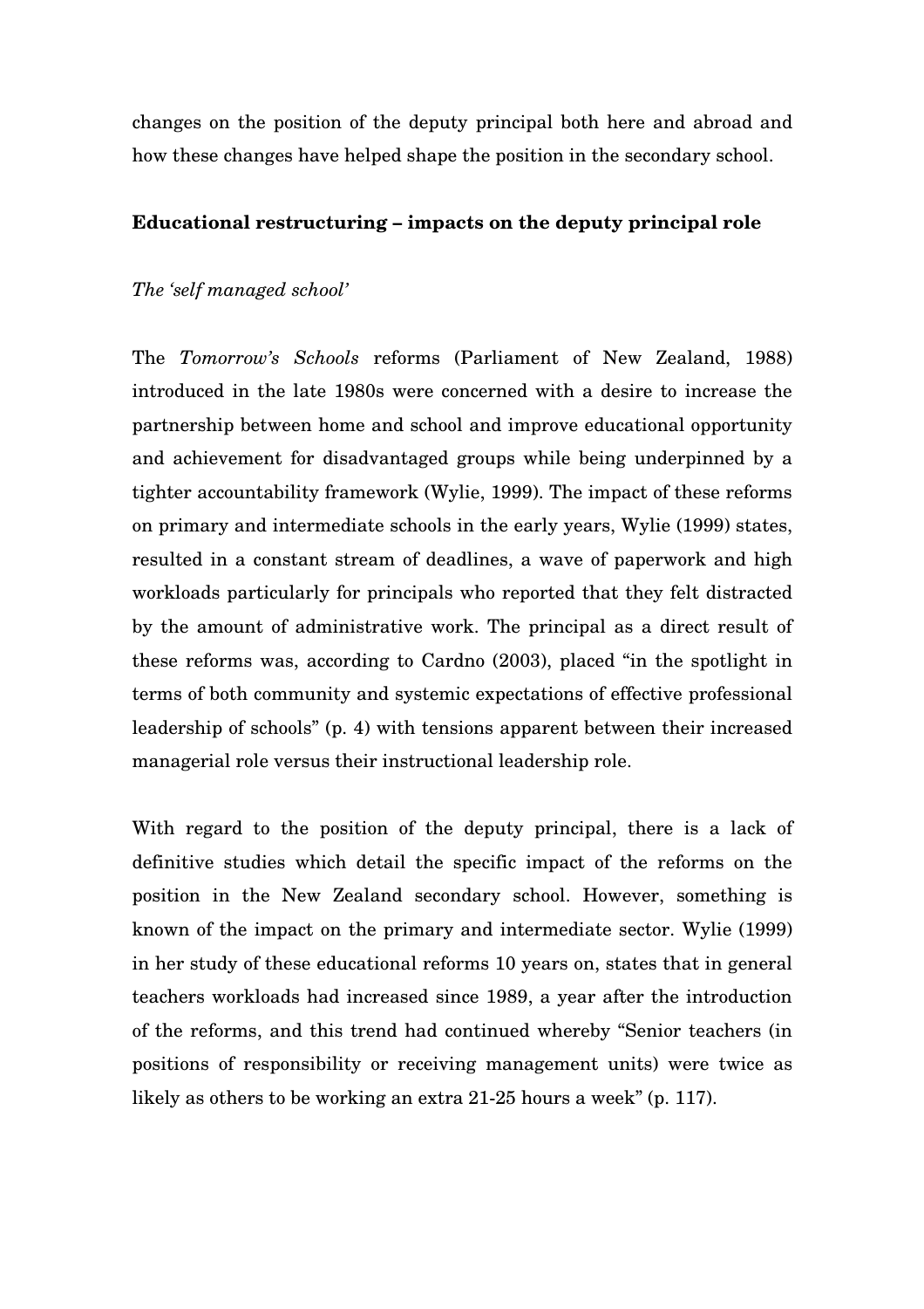changes on the position of the deputy principal both here and abroad and how these changes have helped shape the position in the secondary school.

## Educational restructuring – impacts on the deputy principal role

### *The 'self managed school'*

The *Tomorrow's Schools* reforms (Parliament of New Zealand, 1988) introduced in the late 1980s were concerned with a desire to increase the partnership between home and school and improve educational opportunity and achievement for disadvantaged groups while being underpinned by a tighter accountability framework (Wylie, 1999). The impact of these reforms on primary and intermediate schools in the early years, Wylie (1999) states, resulted in a constant stream of deadlines, a wave of paperwork and high workloads particularly for principals who reported that they felt distracted by the amount of administrative work. The principal as a direct result of these reforms was, according to Cardno (2003), placed "in the spotlight in terms of both community and systemic expectations of effective professional leadership of schools" (p. 4) with tensions apparent between their increased managerial role versus their instructional leadership role.

With regard to the position of the deputy principal, there is a lack of definitive studies which detail the specific impact of the reforms on the position in the New Zealand secondary school. However, something is known of the impact on the primary and intermediate sector. Wylie (1999) in her study of these educational reforms 10 years on, states that in general teachers workloads had increased since 1989, a year after the introduction of the reforms, and this trend had continued whereby "Senior teachers (in positions of responsibility or receiving management units) were twice as likely as others to be working an extra 21-25 hours a week" (p. 117).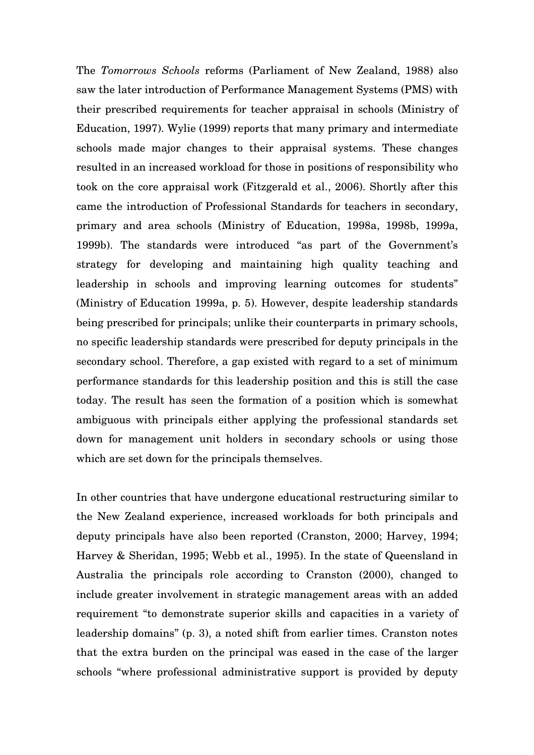The *Tomorrows Schools* reforms (Parliament of New Zealand, 1988) also saw the later introduction of Performance Management Systems (PMS) with their prescribed requirements for teacher appraisal in schools (Ministry of Education, 1997). Wylie (1999) reports that many primary and intermediate schools made major changes to their appraisal systems. These changes resulted in an increased workload for those in positions of responsibility who took on the core appraisal work (Fitzgerald et al., 2006). Shortly after this came the introduction of Professional Standards for teachers in secondary, primary and area schools (Ministry of Education, 1998a, 1998b, 1999a, 1999b). The standards were introduced "as part of the Government's strategy for developing and maintaining high quality teaching and leadership in schools and improving learning outcomes for students" (Ministry of Education 1999a, p. 5). However, despite leadership standards being prescribed for principals; unlike their counterparts in primary schools, no specific leadership standards were prescribed for deputy principals in the secondary school. Therefore, a gap existed with regard to a set of minimum performance standards for this leadership position and this is still the case today. The result has seen the formation of a position which is somewhat ambiguous with principals either applying the professional standards set down for management unit holders in secondary schools or using those which are set down for the principals themselves.

In other countries that have undergone educational restructuring similar to the New Zealand experience, increased workloads for both principals and deputy principals have also been reported (Cranston, 2000; Harvey, 1994; Harvey & Sheridan, 1995; Webb et al., 1995). In the state of Queensland in Australia the principals role according to Cranston (2000), changed to include greater involvement in strategic management areas with an added requirement "to demonstrate superior skills and capacities in a variety of leadership domains" (p. 3), a noted shift from earlier times. Cranston notes that the extra burden on the principal was eased in the case of the larger schools "where professional administrative support is provided by deputy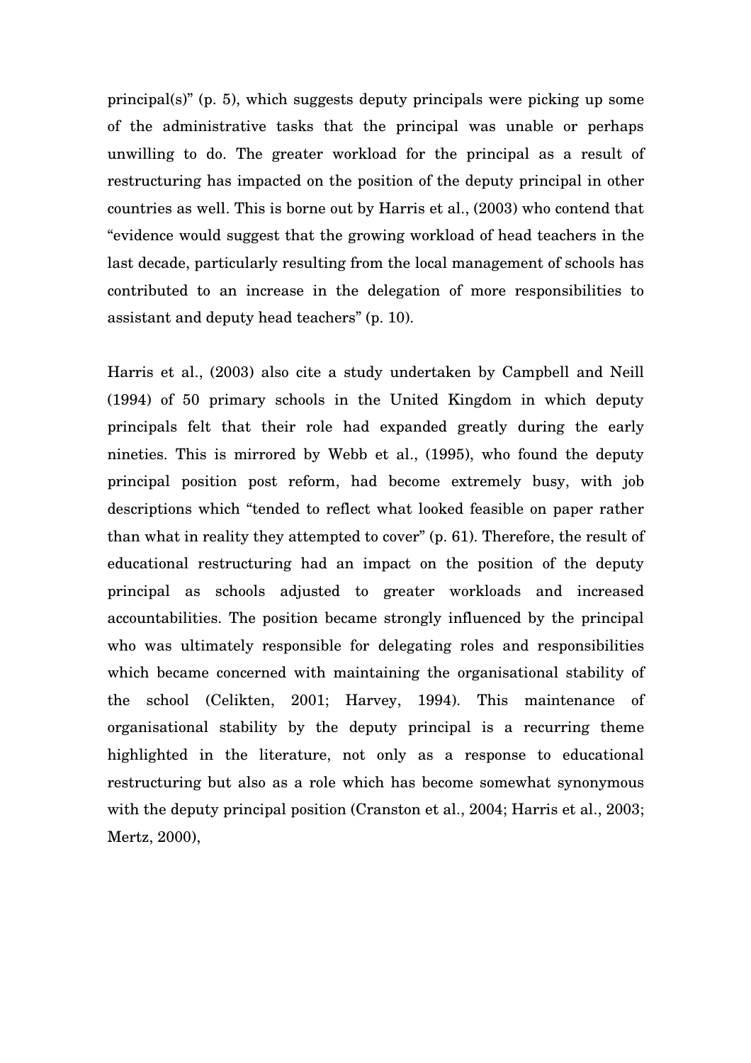principal(s)" (p. 5), which suggests deputy principals were picking up some of the administrative tasks that the principal was unable or perhaps unwilling to do. The greater workload for the principal as a result of restructuring has impacted on the position of the deputy principal in other countries as well. This is borne out by Harris et al., (2003) who contend that "evidence would suggest that the growing workload of head teachers in the last decade, particularly resulting from the local management of schools has contributed to an increase in the delegation of more responsibilities to assistant and deputy head teachers" (p. 10).

Harris et al., (2003) also cite a study undertaken by Campbell and Neill (1994) of 50 primary schools in the United Kingdom in which deputy principals felt that their role had expanded greatly during the early nineties. This is mirrored by Webb et al., (1995), who found the deputy principal position post reform, had become extremely busy, with job descriptions which "tended to reflect what looked feasible on paper rather than what in reality they attempted to cover" (p. 61). Therefore, the result of educational restructuring had an impact on the position of the deputy principal as schools adjusted to greater workloads and increased accountabilities. The position became strongly influenced by the principal who was ultimately responsible for delegating roles and responsibilities which became concerned with maintaining the organisational stability of the school (Celikten, 2001; Harvey, 1994). This maintenance of organisational stability by the deputy principal is a recurring theme highlighted in the literature, not only as a response to educational restructuring but also as a role which has become somewhat synonymous with the deputy principal position (Cranston et al., 2004; Harris et al., 2003; Mertz, 2000),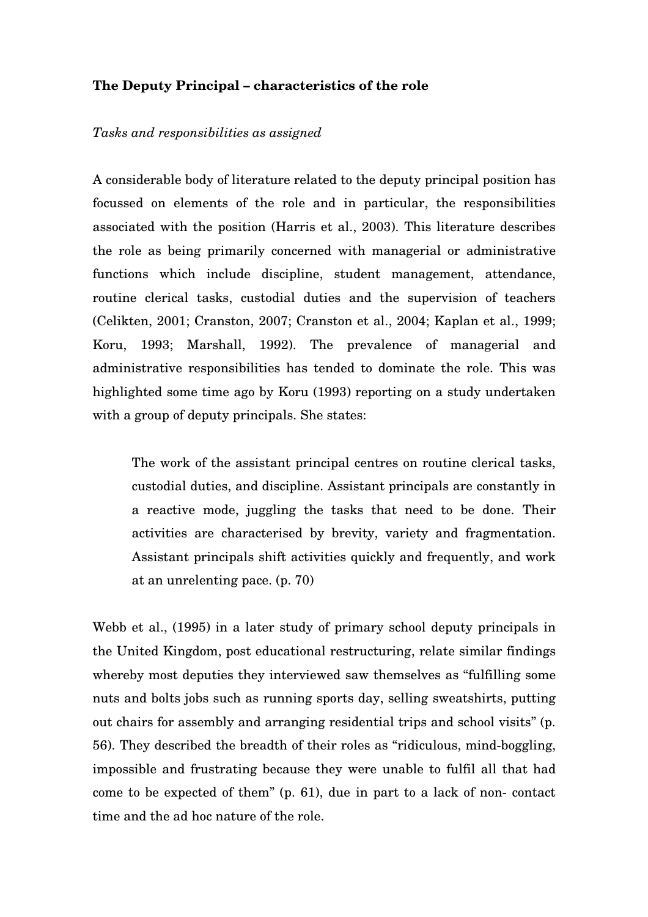**The Deputy Principal – characteristics of the role**

*Tasks and responsibilities as assigned*

A considerable body of literature related to the deputy principal position has focussed on elements of the role and in particular, the responsibilities associated with the position (Harris et al., 2003). This literature describes the role as being primarily concerned with managerial or administrative functions which include discipline, student management, attendance, routine clerical tasks, custodial duties and the supervision of teachers (Celikten, 2001; Cranston, 2007; Cranston et al., 2004; Kaplan et al., 1999; Koru, 1993; Marshall, 1992). The prevalence of managerial and administrative responsibilities has tended to dominate the role. This was highlighted some time ago by Koru (1993) reporting on a study undertaken with a group of deputy principals. She states:

> The work of the assistant principal centres on routine clerical tasks, custodial duties, and discipline. Assistant principals are constantly in a reactive mode, juggling the tasks that need to be done. Their activities are characterised by brevity, variety and fragmentation. Assistant principals shift activities quickly and frequently, and work at an unrelenting pace. (p. 70)

Webb et al., (1995) in a later study of primary school deputy principals in the United Kingdom, post educational restructuring, relate similar findings whereby most deputies they interviewed saw themselves as "fulfilling some nuts and bolts jobs such as running sports day, selling sweatshirts, putting out chairs for assembly and arranging residential trips and school visits" (p. 56). They described the breadth of their roles as "ridiculous, mind-boggling, impossible and frustrating because they were unable to fulfil all that had come to be expected of them" (p. 61), due in part to a lack of non- contact time and the ad hoc nature of the role.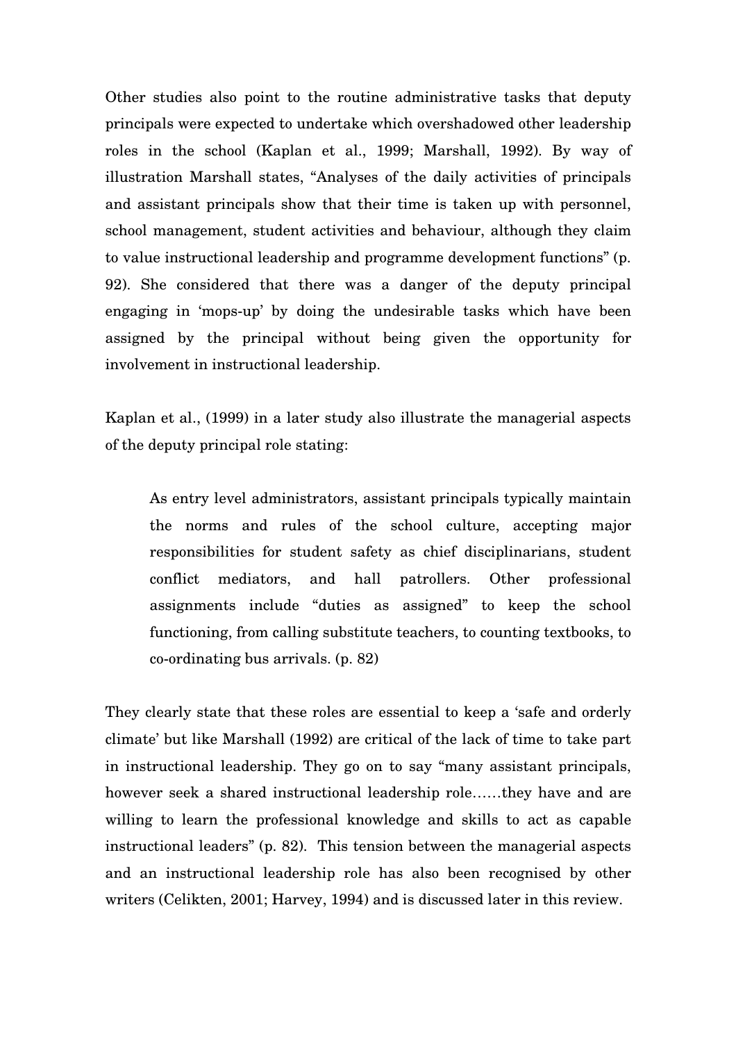Other studies also point to the routine administrative tasks that deputy principals were expected to undertake which overshadowed other leadership roles in the school (Kaplan et al., 1999; Marshall, 1992). By way of illustration Marshall states, “Analyses of the daily activities of principals and assistant principals show that their time is taken up with personnel, school management, student activities and behaviour, although they claim to value instructional leadership and programme development functions” (p. 92). She considered that there was a danger of the deputy principal engaging in ‘mops-up’ by doing the undesirable tasks which have been assigned by the principal without being given the opportunity for involvement in instructional leadership.

Kaplan et al., (1999) in a later study also illustrate the managerial aspects of the deputy principal role stating:

> As entry level administrators, assistant principals typically maintain the norms and rules of the school culture, accepting major responsibilities for student safety as chief disciplinarians, student conflict mediators, and hall patrollers. Other professional assignments include “duties as assigned” to keep the school functioning, from calling substitute teachers, to counting textbooks, to co-ordinating bus arrivals. (p. 82)

They clearly state that these roles are essential to keep a ‘safe and orderly climate’ but like Marshall (1992) are critical of the lack of time to take part in instructional leadership. They go on to say “many assistant principals, however seek a shared instructional leadership role……they have and are willing to learn the professional knowledge and skills to act as capable instructional leaders” (p. 82). This tension between the managerial aspects and an instructional leadership role has also been recognised by other writers (Celikten, 2001; Harvey, 1994) and is discussed later in this review.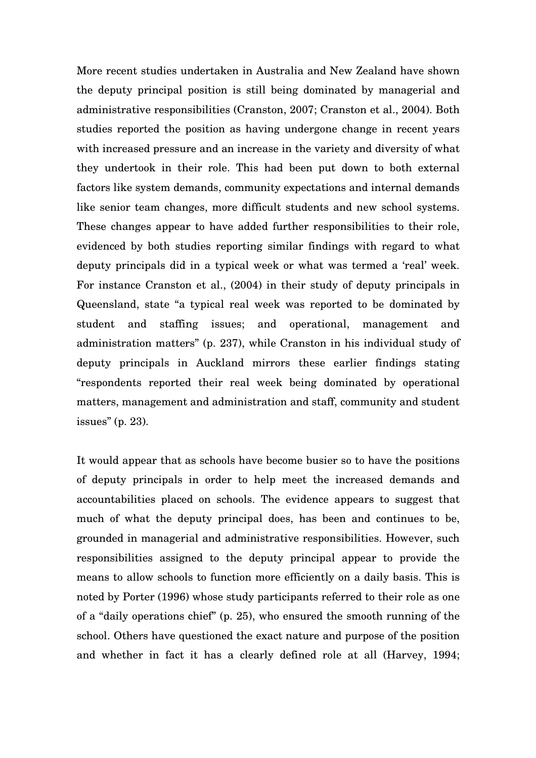More recent studies undertaken in Australia and New Zealand have shown the deputy principal position is still being dominated by managerial and administrative responsibilities (Cranston, 2007; Cranston et al., 2004). Both studies reported the position as having undergone change in recent years with increased pressure and an increase in the variety and diversity of what they undertook in their role. This had been put down to both external factors like system demands, community expectations and internal demands like senior team changes, more difficult students and new school systems. These changes appear to have added further responsibilities to their role, evidenced by both studies reporting similar findings with regard to what deputy principals did in a typical week or what was termed a 'real' week. For instance Cranston et al., (2004) in their study of deputy principals in Queensland, state "a typical real week was reported to be dominated by student and staffing issues; and operational, management and administration matters" (p. 237), while Cranston in his individual study of deputy principals in Auckland mirrors these earlier findings stating "respondents reported their real week being dominated by operational matters, management and administration and staff, community and student issues" (p. 23).

It would appear that as schools have become busier so to have the positions of deputy principals in order to help meet the increased demands and accountabilities placed on schools. The evidence appears to suggest that much of what the deputy principal does, has been and continues to be, grounded in managerial and administrative responsibilities. However, such responsibilities assigned to the deputy principal appear to provide the means to allow schools to function more efficiently on a daily basis. This is noted by Porter (1996) whose study participants referred to their role as one of a "daily operations chief" (p. 25), who ensured the smooth running of the school. Others have questioned the exact nature and purpose of the position and whether in fact it has a clearly defined role at all (Harvey, 1994;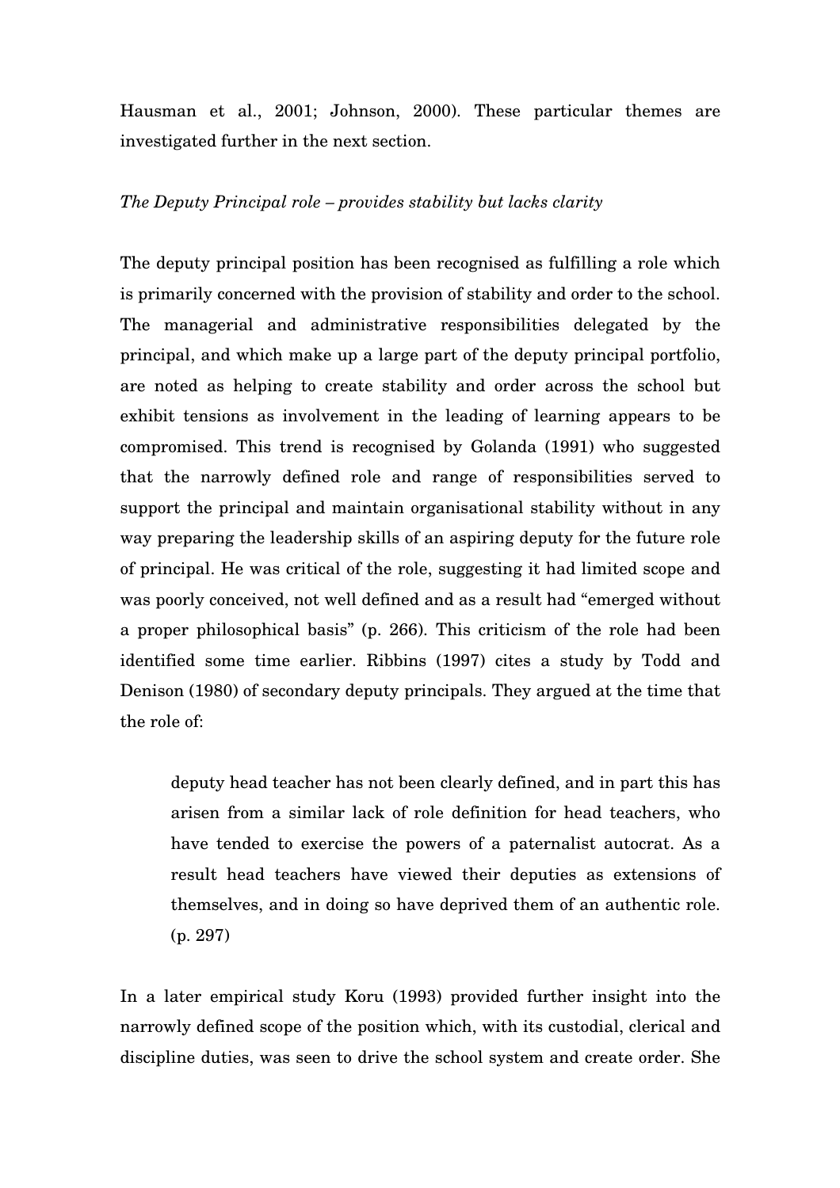Hausman et al., 2001; Johnson, 2000). These particular themes are investigated further in the next section.

*The Deputy Principal role – provides stability but lacks clarity*

The deputy principal position has been recognised as fulfilling a role which is primarily concerned with the provision of stability and order to the school. The managerial and administrative responsibilities delegated by the principal, and which make up a large part of the deputy principal portfolio, are noted as helping to create stability and order across the school but exhibit tensions as involvement in the leading of learning appears to be compromised. This trend is recognised by Golanda (1991) who suggested that the narrowly defined role and range of responsibilities served to support the principal and maintain organisational stability without in any way preparing the leadership skills of an aspiring deputy for the future role of principal. He was critical of the role, suggesting it had limited scope and was poorly conceived, not well defined and as a result had "emerged without a proper philosophical basis" (p. 266). This criticism of the role had been identified some time earlier. Ribbins (1997) cites a study by Todd and Denison (1980) of secondary deputy principals. They argued at the time that the role of:

> deputy head teacher has not been clearly defined, and in part this has arisen from a similar lack of role definition for head teachers, who have tended to exercise the powers of a paternalist autocrat. As a result head teachers have viewed their deputies as extensions of themselves, and in doing so have deprived them of an authentic role. (p. 297)

In a later empirical study Koru (1993) provided further insight into the narrowly defined scope of the position which, with its custodial, clerical and discipline duties, was seen to drive the school system and create order. She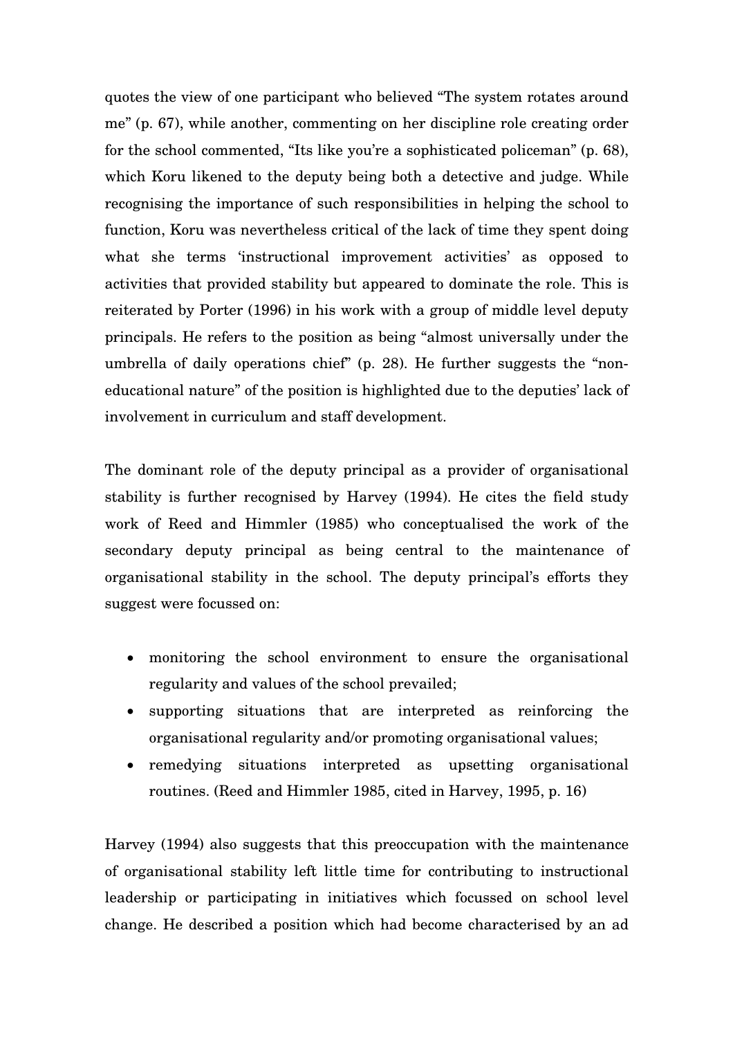quotes the view of one participant who believed "The system rotates around me" (p. 67), while another, commenting on her discipline role creating order for the school commented, "Its like you're a sophisticated policeman" (p. 68), which Koru likened to the deputy being both a detective and judge. While recognising the importance of such responsibilities in helping the school to function, Koru was nevertheless critical of the lack of time they spent doing what she terms 'instructional improvement activities' as opposed to activities that provided stability but appeared to dominate the role. This is reiterated by Porter (1996) in his work with a group of middle level deputy principals. He refers to the position as being "almost universally under the umbrella of daily operations chief" (p. 28). He further suggests the "non-educational nature" of the position is highlighted due to the deputies' lack of involvement in curriculum and staff development.

The dominant role of the deputy principal as a provider of organisational stability is further recognised by Harvey (1994). He cites the field study work of Reed and Himmler (1985) who conceptualised the work of the secondary deputy principal as being central to the maintenance of organisational stability in the school. The deputy principal's efforts they suggest were focussed on:

- monitoring the school environment to ensure the organisational regularity and values of the school prevailed;
- supporting situations that are interpreted as reinforcing the organisational regularity and/or promoting organisational values;
- remedying situations interpreted as upsetting organisational routines. (Reed and Himmler 1985, cited in Harvey, 1995, p. 16)

Harvey (1994) also suggests that this preoccupation with the maintenance of organisational stability left little time for contributing to instructional leadership or participating in initiatives which focussed on school level change. He described a position which had become characterised by an ad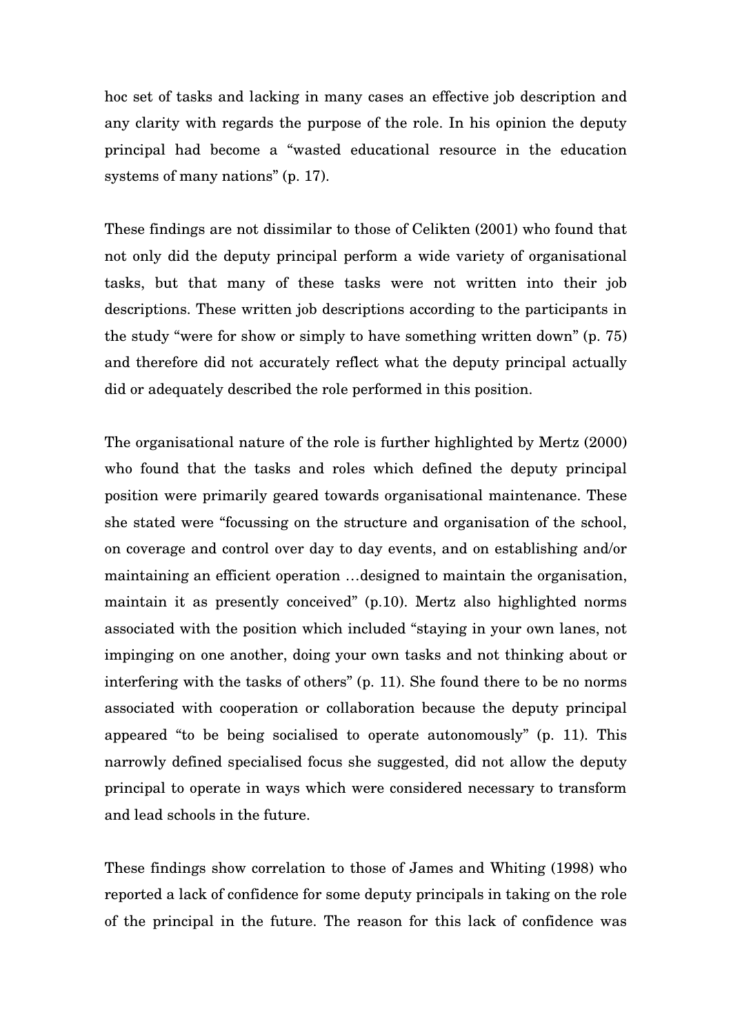hoc set of tasks and lacking in many cases an effective job description and any clarity with regards the purpose of the role. In his opinion the deputy principal had become a "wasted educational resource in the education systems of many nations" (p. 17).

These findings are not dissimilar to those of Celikten (2001) who found that not only did the deputy principal perform a wide variety of organisational tasks, but that many of these tasks were not written into their job descriptions. These written job descriptions according to the participants in the study "were for show or simply to have something written down" (p. 75) and therefore did not accurately reflect what the deputy principal actually did or adequately described the role performed in this position.

The organisational nature of the role is further highlighted by Mertz (2000) who found that the tasks and roles which defined the deputy principal position were primarily geared towards organisational maintenance. These she stated were "focussing on the structure and organisation of the school, on coverage and control over day to day events, and on establishing and/or maintaining an efficient operation …designed to maintain the organisation, maintain it as presently conceived" (p.10). Mertz also highlighted norms associated with the position which included "staying in your own lanes, not impinging on one another, doing your own tasks and not thinking about or interfering with the tasks of others" (p. 11). She found there to be no norms associated with cooperation or collaboration because the deputy principal appeared "to be being socialised to operate autonomously" (p. 11). This narrowly defined specialised focus she suggested, did not allow the deputy principal to operate in ways which were considered necessary to transform and lead schools in the future.

These findings show correlation to those of James and Whiting (1998) who reported a lack of confidence for some deputy principals in taking on the role of the principal in the future. The reason for this lack of confidence was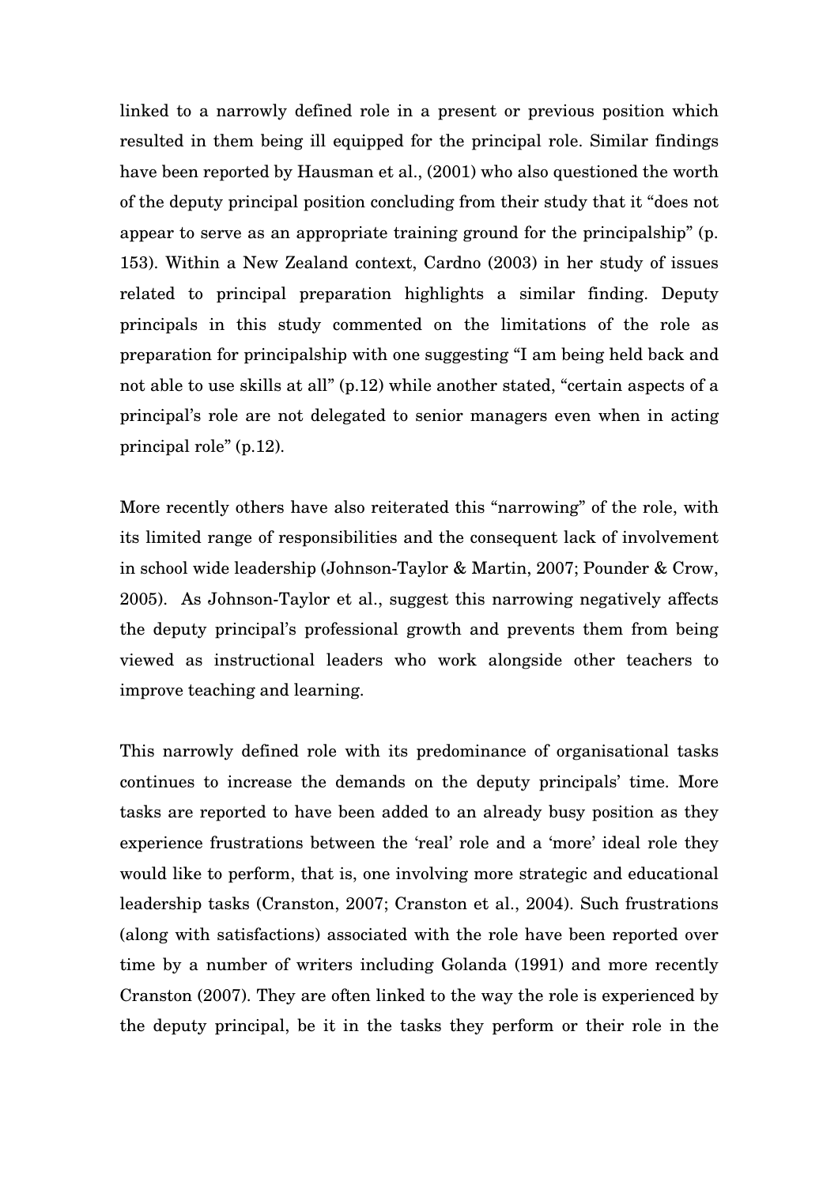linked to a narrowly defined role in a present or previous position which resulted in them being ill equipped for the principal role. Similar findings have been reported by Hausman et al., (2001) who also questioned the worth of the deputy principal position concluding from their study that it "does not appear to serve as an appropriate training ground for the principalship" (p. 153). Within a New Zealand context, Cardno (2003) in her study of issues related to principal preparation highlights a similar finding. Deputy principals in this study commented on the limitations of the role as preparation for principalship with one suggesting "I am being held back and not able to use skills at all" (p.12) while another stated, "certain aspects of a principal's role are not delegated to senior managers even when in acting principal role" (p.12).

More recently others have also reiterated this "narrowing" of the role, with its limited range of responsibilities and the consequent lack of involvement in school wide leadership (Johnson-Taylor & Martin, 2007; Pounder & Crow, 2005). As Johnson-Taylor et al., suggest this narrowing negatively affects the deputy principal's professional growth and prevents them from being viewed as instructional leaders who work alongside other teachers to improve teaching and learning.

This narrowly defined role with its predominance of organisational tasks continues to increase the demands on the deputy principals' time. More tasks are reported to have been added to an already busy position as they experience frustrations between the 'real' role and a 'more' ideal role they would like to perform, that is, one involving more strategic and educational leadership tasks (Cranston, 2007; Cranston et al., 2004). Such frustrations (along with satisfactions) associated with the role have been reported over time by a number of writers including Golanda (1991) and more recently Cranston (2007). They are often linked to the way the role is experienced by the deputy principal, be it in the tasks they perform or their role in the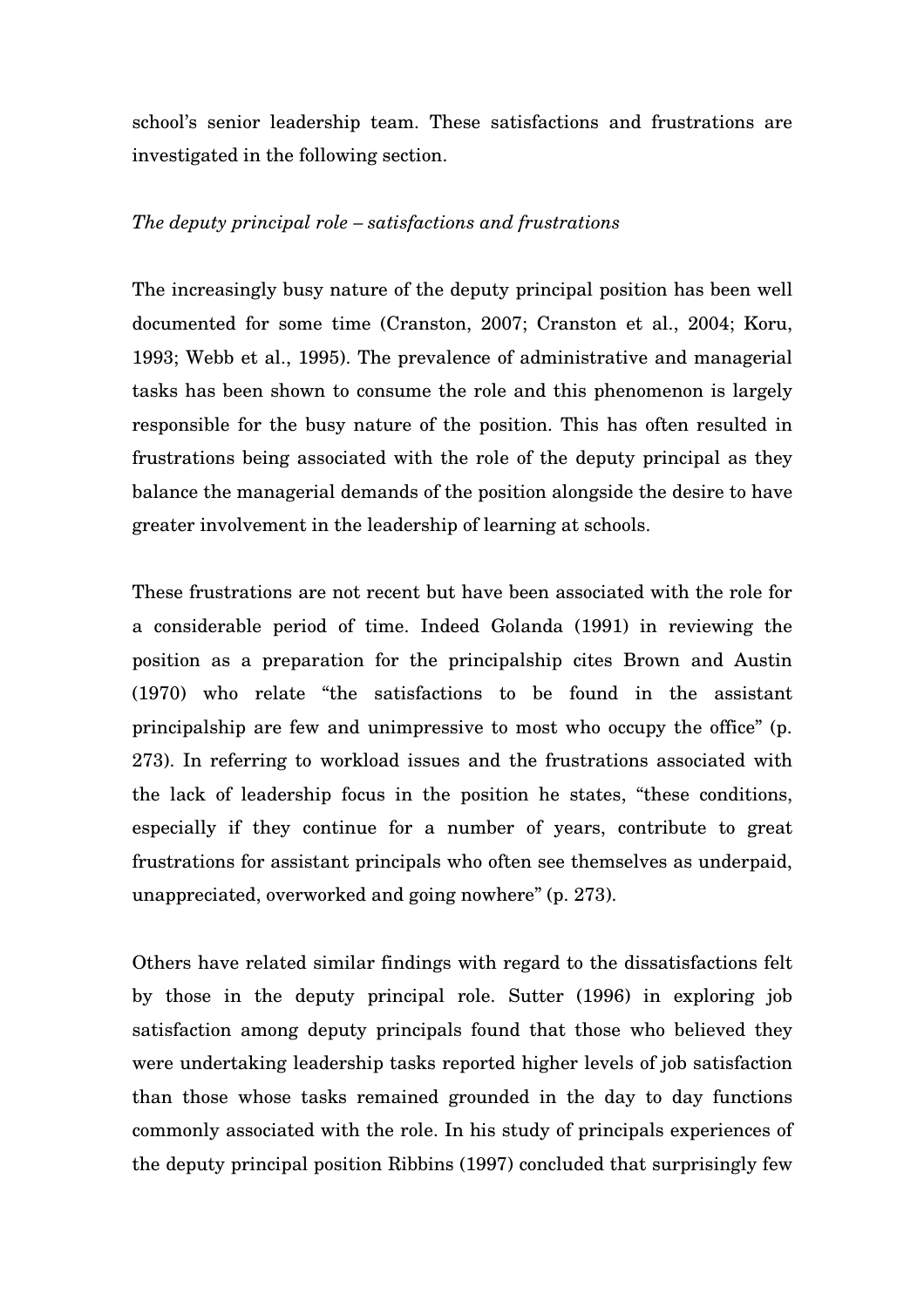school's senior leadership team. These satisfactions and frustrations are investigated in the following section.

*The deputy principal role – satisfactions and frustrations*

The increasingly busy nature of the deputy principal position has been well documented for some time (Cranston, 2007; Cranston et al., 2004; Koru, 1993; Webb et al., 1995). The prevalence of administrative and managerial tasks has been shown to consume the role and this phenomenon is largely responsible for the busy nature of the position. This has often resulted in frustrations being associated with the role of the deputy principal as they balance the managerial demands of the position alongside the desire to have greater involvement in the leadership of learning at schools.

These frustrations are not recent but have been associated with the role for a considerable period of time. Indeed Golanda (1991) in reviewing the position as a preparation for the principalship cites Brown and Austin (1970) who relate "the satisfactions to be found in the assistant principalship are few and unimpressive to most who occupy the office" (p. 273). In referring to workload issues and the frustrations associated with the lack of leadership focus in the position he states, "these conditions, especially if they continue for a number of years, contribute to great frustrations for assistant principals who often see themselves as underpaid, unappreciated, overworked and going nowhere" (p. 273).

Others have related similar findings with regard to the dissatisfactions felt by those in the deputy principal role. Sutter (1996) in exploring job satisfaction among deputy principals found that those who believed they were undertaking leadership tasks reported higher levels of job satisfaction than those whose tasks remained grounded in the day to day functions commonly associated with the role. In his study of principals experiences of the deputy principal position Ribbins (1997) concluded that surprisingly few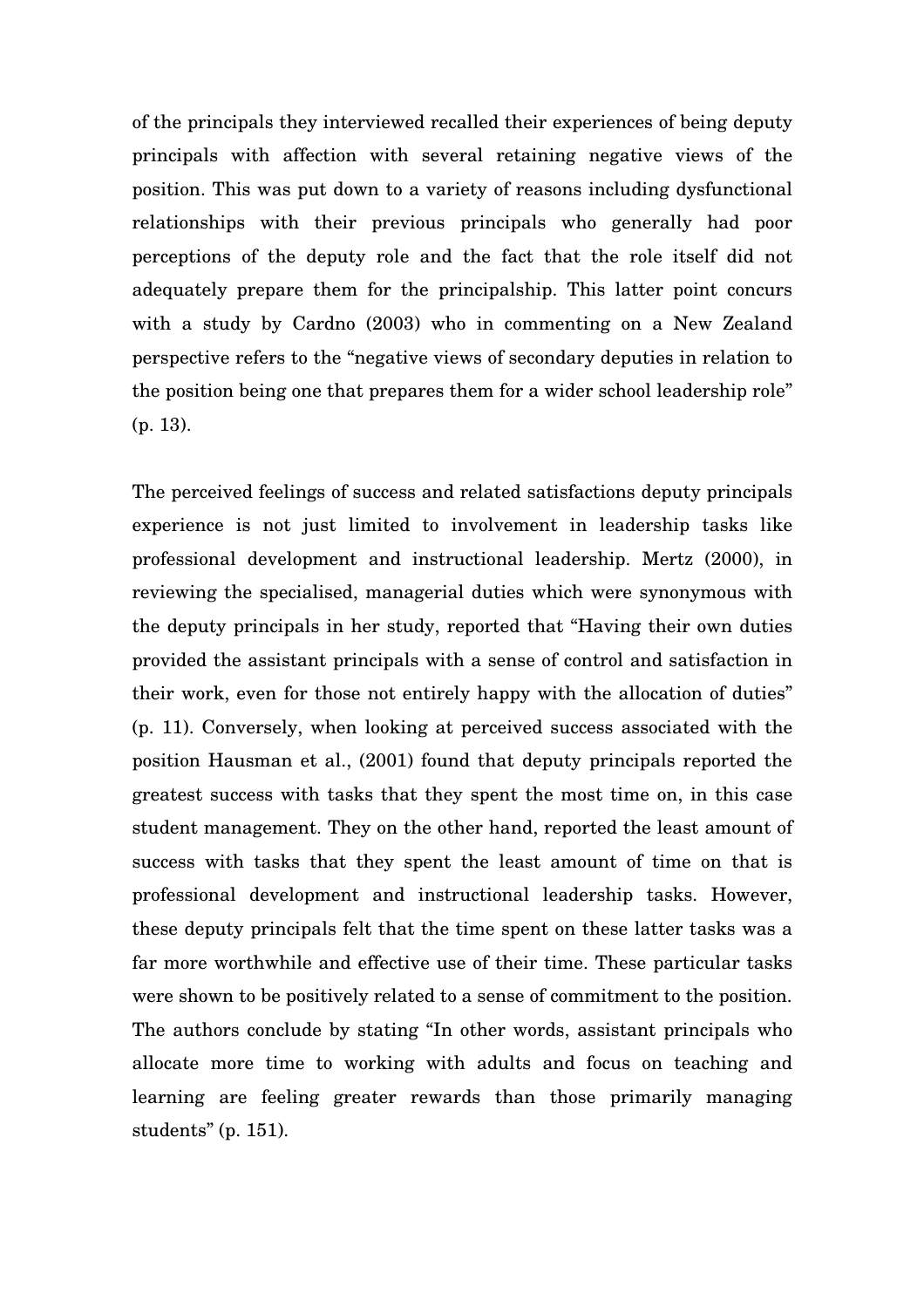of the principals they interviewed recalled their experiences of being deputy principals with affection with several retaining negative views of the position. This was put down to a variety of reasons including dysfunctional relationships with their previous principals who generally had poor perceptions of the deputy role and the fact that the role itself did not adequately prepare them for the principalship. This latter point concurs with a study by Cardno (2003) who in commenting on a New Zealand perspective refers to the "negative views of secondary deputies in relation to the position being one that prepares them for a wider school leadership role" (p. 13).

The perceived feelings of success and related satisfactions deputy principals experience is not just limited to involvement in leadership tasks like professional development and instructional leadership. Mertz (2000), in reviewing the specialised, managerial duties which were synonymous with the deputy principals in her study, reported that "Having their own duties provided the assistant principals with a sense of control and satisfaction in their work, even for those not entirely happy with the allocation of duties" (p. 11). Conversely, when looking at perceived success associated with the position Hausman et al., (2001) found that deputy principals reported the greatest success with tasks that they spent the most time on, in this case student management. They on the other hand, reported the least amount of success with tasks that they spent the least amount of time on that is professional development and instructional leadership tasks. However, these deputy principals felt that the time spent on these latter tasks was a far more worthwhile and effective use of their time. These particular tasks were shown to be positively related to a sense of commitment to the position. The authors conclude by stating "In other words, assistant principals who allocate more time to working with adults and focus on teaching and learning are feeling greater rewards than those primarily managing students" (p. 151).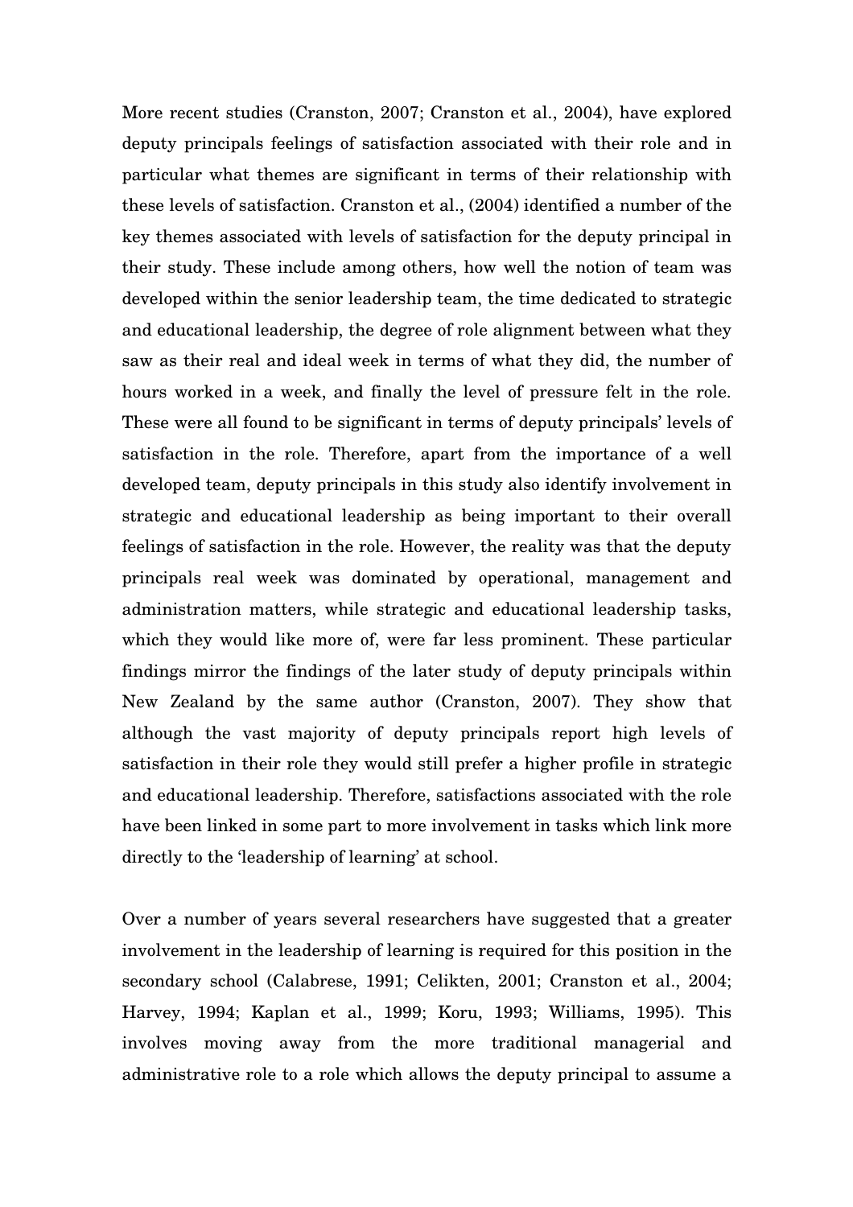More recent studies (Cranston, 2007; Cranston et al., 2004), have explored deputy principals feelings of satisfaction associated with their role and in particular what themes are significant in terms of their relationship with these levels of satisfaction. Cranston et al., (2004) identified a number of the key themes associated with levels of satisfaction for the deputy principal in their study. These include among others, how well the notion of team was developed within the senior leadership team, the time dedicated to strategic and educational leadership, the degree of role alignment between what they saw as their real and ideal week in terms of what they did, the number of hours worked in a week, and finally the level of pressure felt in the role. These were all found to be significant in terms of deputy principals' levels of satisfaction in the role. Therefore, apart from the importance of a well developed team, deputy principals in this study also identify involvement in strategic and educational leadership as being important to their overall feelings of satisfaction in the role. However, the reality was that the deputy principals real week was dominated by operational, management and administration matters, while strategic and educational leadership tasks, which they would like more of, were far less prominent. These particular findings mirror the findings of the later study of deputy principals within New Zealand by the same author (Cranston, 2007). They show that although the vast majority of deputy principals report high levels of satisfaction in their role they would still prefer a higher profile in strategic and educational leadership. Therefore, satisfactions associated with the role have been linked in some part to more involvement in tasks which link more directly to the 'leadership of learning' at school.

Over a number of years several researchers have suggested that a greater involvement in the leadership of learning is required for this position in the secondary school (Calabrese, 1991; Celikten, 2001; Cranston et al., 2004; Harvey, 1994; Kaplan et al., 1999; Koru, 1993; Williams, 1995). This involves moving away from the more traditional managerial and administrative role to a role which allows the deputy principal to assume a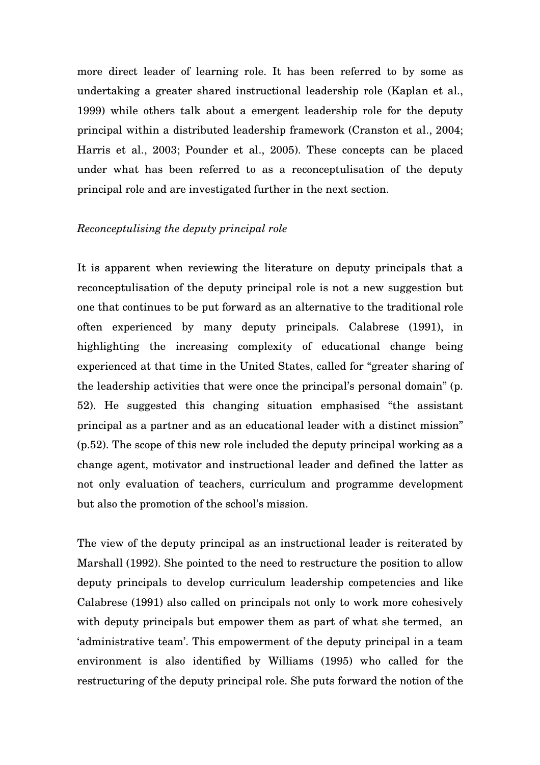more direct leader of learning role. It has been referred to by some as undertaking a greater shared instructional leadership role (Kaplan et al., 1999) while others talk about a emergent leadership role for the deputy principal within a distributed leadership framework (Cranston et al., 2004; Harris et al., 2003; Pounder et al., 2005). These concepts can be placed under what has been referred to as a reconceptulisation of the deputy principal role and are investigated further in the next section.

*Reconceptulising the deputy principal role*

It is apparent when reviewing the literature on deputy principals that a reconceptulisation of the deputy principal role is not a new suggestion but one that continues to be put forward as an alternative to the traditional role often experienced by many deputy principals. Calabrese (1991), in highlighting the increasing complexity of educational change being experienced at that time in the United States, called for "greater sharing of the leadership activities that were once the principal's personal domain" (p. 52). He suggested this changing situation emphasised "the assistant principal as a partner and as an educational leader with a distinct mission" (p.52). The scope of this new role included the deputy principal working as a change agent, motivator and instructional leader and defined the latter as not only evaluation of teachers, curriculum and programme development but also the promotion of the school's mission.

The view of the deputy principal as an instructional leader is reiterated by Marshall (1992). She pointed to the need to restructure the position to allow deputy principals to develop curriculum leadership competencies and like Calabrese (1991) also called on principals not only to work more cohesively with deputy principals but empower them as part of what she termed, an 'administrative team'. This empowerment of the deputy principal in a team environment is also identified by Williams (1995) who called for the restructuring of the deputy principal role. She puts forward the notion of the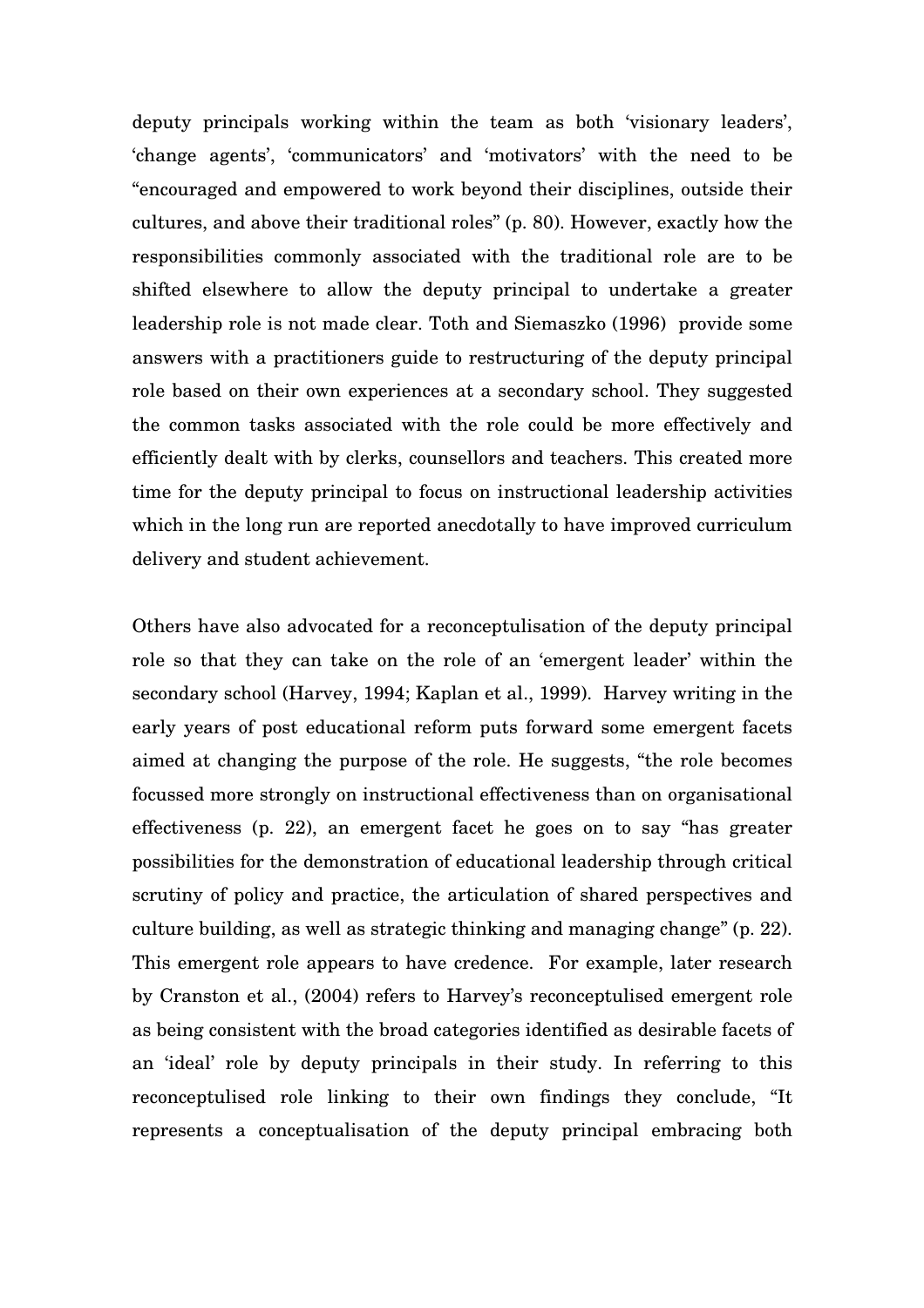deputy principals working within the team as both 'visionary leaders', 'change agents', 'communicators' and 'motivators' with the need to be "encouraged and empowered to work beyond their disciplines, outside their cultures, and above their traditional roles" (p. 80). However, exactly how the responsibilities commonly associated with the traditional role are to be shifted elsewhere to allow the deputy principal to undertake a greater leadership role is not made clear. Toth and Siemaszko (1996) provide some answers with a practitioners guide to restructuring of the deputy principal role based on their own experiences at a secondary school. They suggested the common tasks associated with the role could be more effectively and efficiently dealt with by clerks, counsellors and teachers. This created more time for the deputy principal to focus on instructional leadership activities which in the long run are reported anecdotally to have improved curriculum delivery and student achievement.

Others have also advocated for a reconceptulisation of the deputy principal role so that they can take on the role of an 'emergent leader' within the secondary school (Harvey, 1994; Kaplan et al., 1999). Harvey writing in the early years of post educational reform puts forward some emergent facets aimed at changing the purpose of the role. He suggests, "the role becomes focussed more strongly on instructional effectiveness than on organisational effectiveness (p. 22), an emergent facet he goes on to say "has greater possibilities for the demonstration of educational leadership through critical scrutiny of policy and practice, the articulation of shared perspectives and culture building, as well as strategic thinking and managing change" (p. 22). This emergent role appears to have credence. For example, later research by Cranston et al., (2004) refers to Harvey's reconceptulised emergent role as being consistent with the broad categories identified as desirable facets of an 'ideal' role by deputy principals in their study. In referring to this reconceptulised role linking to their own findings they conclude, "It represents a conceptualisation of the deputy principal embracing both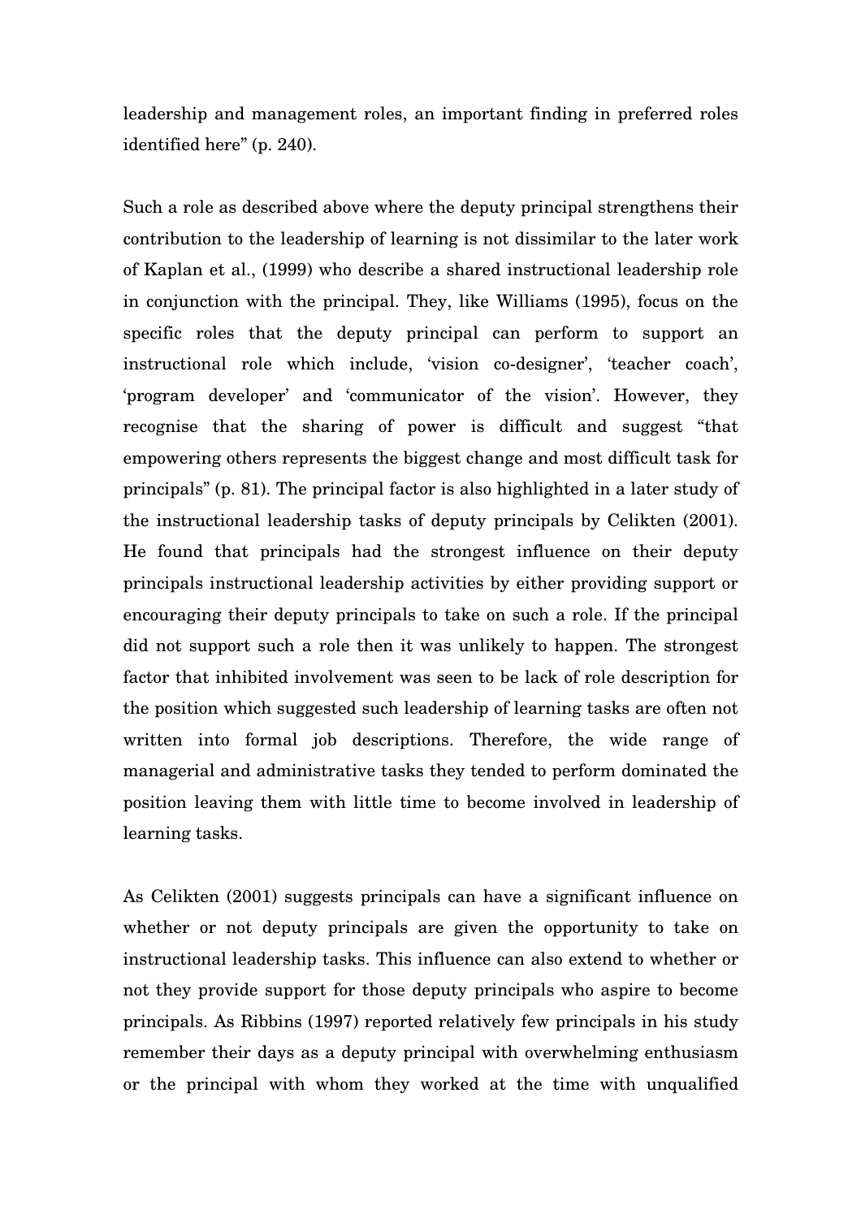leadership and management roles, an important finding in preferred roles identified here" (p. 240).

Such a role as described above where the deputy principal strengthens their contribution to the leadership of learning is not dissimilar to the later work of Kaplan et al., (1999) who describe a shared instructional leadership role in conjunction with the principal. They, like Williams (1995), focus on the specific roles that the deputy principal can perform to support an instructional role which include, 'vision co-designer', 'teacher coach', 'program developer' and 'communicator of the vision'. However, they recognise that the sharing of power is difficult and suggest "that empowering others represents the biggest change and most difficult task for principals" (p. 81). The principal factor is also highlighted in a later study of the instructional leadership tasks of deputy principals by Celikten (2001). He found that principals had the strongest influence on their deputy principals instructional leadership activities by either providing support or encouraging their deputy principals to take on such a role. If the principal did not support such a role then it was unlikely to happen. The strongest factor that inhibited involvement was seen to be lack of role description for the position which suggested such leadership of learning tasks are often not written into formal job descriptions. Therefore, the wide range of managerial and administrative tasks they tended to perform dominated the position leaving them with little time to become involved in leadership of learning tasks.

As Celikten (2001) suggests principals can have a significant influence on whether or not deputy principals are given the opportunity to take on instructional leadership tasks. This influence can also extend to whether or not they provide support for those deputy principals who aspire to become principals. As Ribbins (1997) reported relatively few principals in his study remember their days as a deputy principal with overwhelming enthusiasm or the principal with whom they worked at the time with unqualified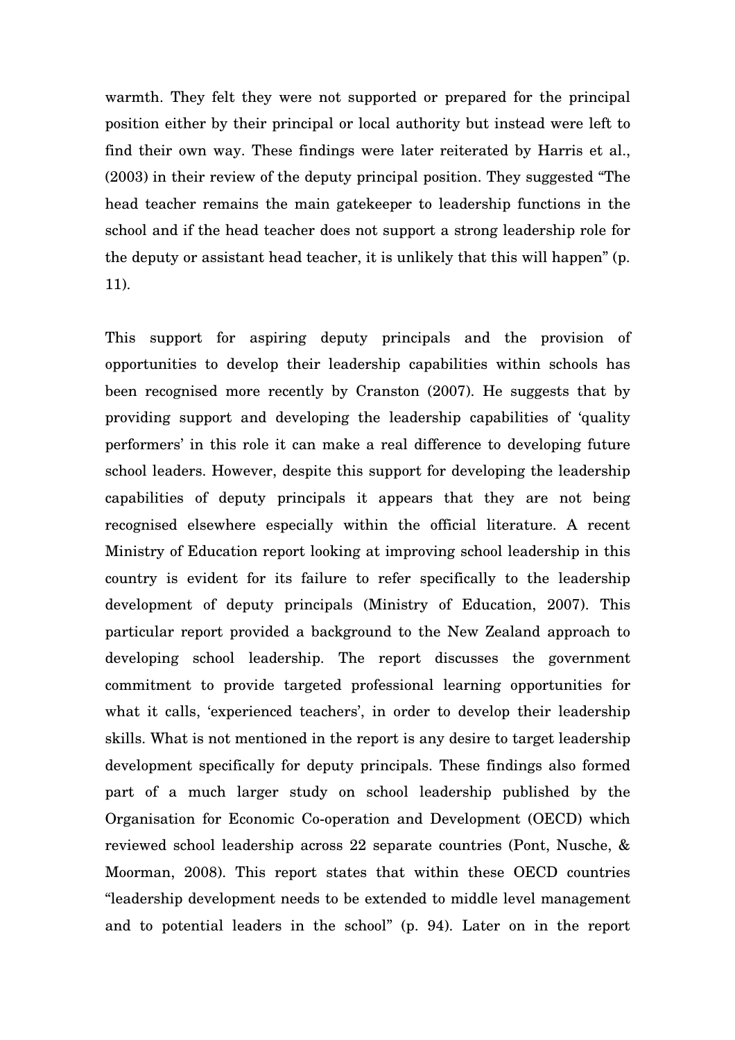warmth. They felt they were not supported or prepared for the principal position either by their principal or local authority but instead were left to find their own way. These findings were later reiterated by Harris et al., (2003) in their review of the deputy principal position. They suggested "The head teacher remains the main gatekeeper to leadership functions in the school and if the head teacher does not support a strong leadership role for the deputy or assistant head teacher, it is unlikely that this will happen" (p. 11).

This support for aspiring deputy principals and the provision of opportunities to develop their leadership capabilities within schools has been recognised more recently by Cranston (2007). He suggests that by providing support and developing the leadership capabilities of 'quality performers' in this role it can make a real difference to developing future school leaders. However, despite this support for developing the leadership capabilities of deputy principals it appears that they are not being recognised elsewhere especially within the official literature. A recent Ministry of Education report looking at improving school leadership in this country is evident for its failure to refer specifically to the leadership development of deputy principals (Ministry of Education, 2007). This particular report provided a background to the New Zealand approach to developing school leadership. The report discusses the government commitment to provide targeted professional learning opportunities for what it calls, 'experienced teachers', in order to develop their leadership skills. What is not mentioned in the report is any desire to target leadership development specifically for deputy principals. These findings also formed part of a much larger study on school leadership published by the Organisation for Economic Co-operation and Development (OECD) which reviewed school leadership across 22 separate countries (Pont, Nusche, & Moorman, 2008). This report states that within these OECD countries "leadership development needs to be extended to middle level management and to potential leaders in the school" (p. 94). Later on in the report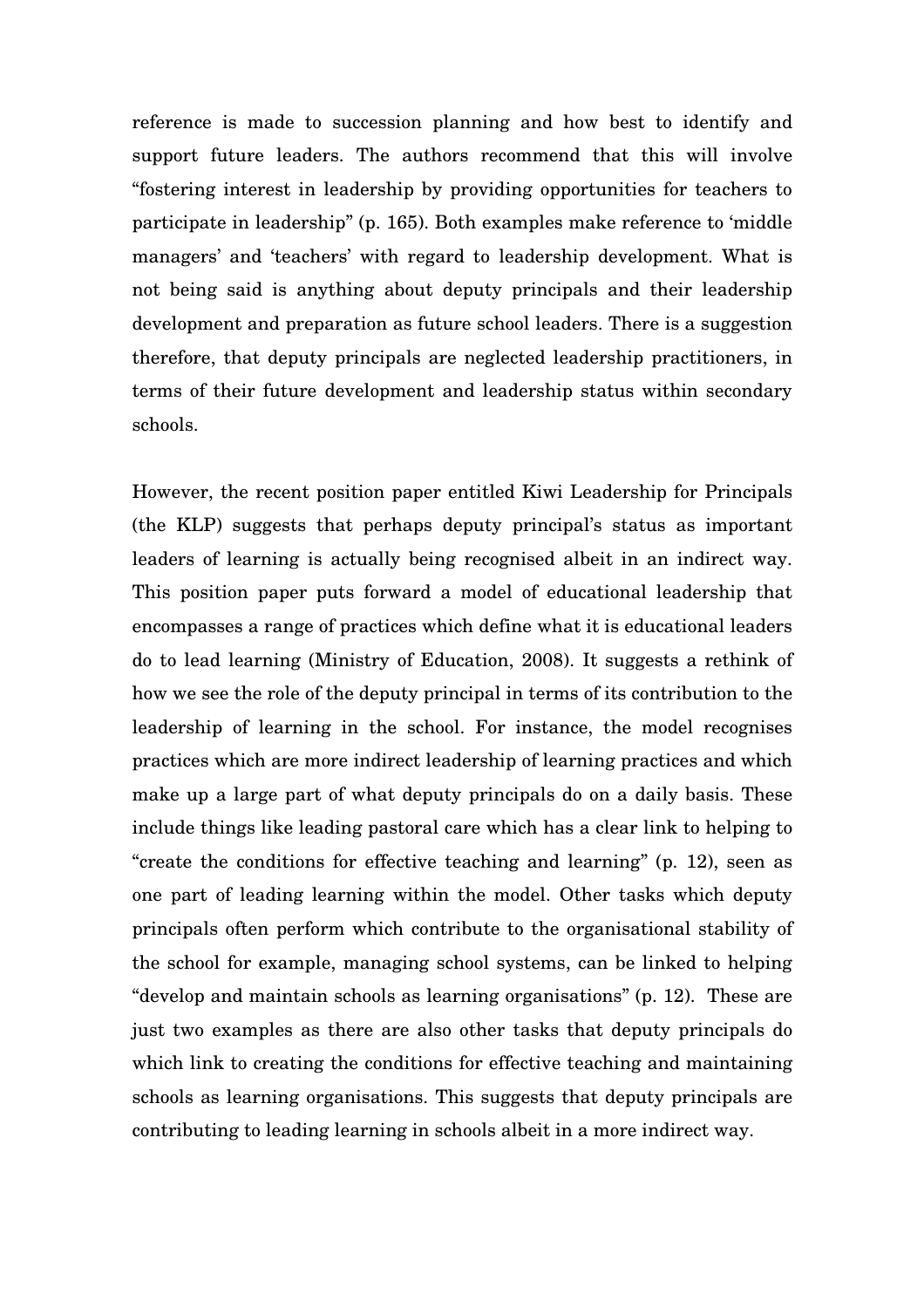reference is made to succession planning and how best to identify and support future leaders. The authors recommend that this will involve "fostering interest in leadership by providing opportunities for teachers to participate in leadership" (p. 165). Both examples make reference to 'middle managers' and 'teachers' with regard to leadership development. What is not being said is anything about deputy principals and their leadership development and preparation as future school leaders. There is a suggestion therefore, that deputy principals are neglected leadership practitioners, in terms of their future development and leadership status within secondary schools.

However, the recent position paper entitled Kiwi Leadership for Principals (the KLP) suggests that perhaps deputy principal's status as important leaders of learning is actually being recognised albeit in an indirect way. This position paper puts forward a model of educational leadership that encompasses a range of practices which define what it is educational leaders do to lead learning (Ministry of Education, 2008). It suggests a rethink of how we see the role of the deputy principal in terms of its contribution to the leadership of learning in the school. For instance, the model recognises practices which are more indirect leadership of learning practices and which make up a large part of what deputy principals do on a daily basis. These include things like leading pastoral care which has a clear link to helping to "create the conditions for effective teaching and learning" (p. 12), seen as one part of leading learning within the model. Other tasks which deputy principals often perform which contribute to the organisational stability of the school for example, managing school systems, can be linked to helping "develop and maintain schools as learning organisations" (p. 12). These are just two examples as there are also other tasks that deputy principals do which link to creating the conditions for effective teaching and maintaining schools as learning organisations. This suggests that deputy principals are contributing to leading learning in schools albeit in a more indirect way.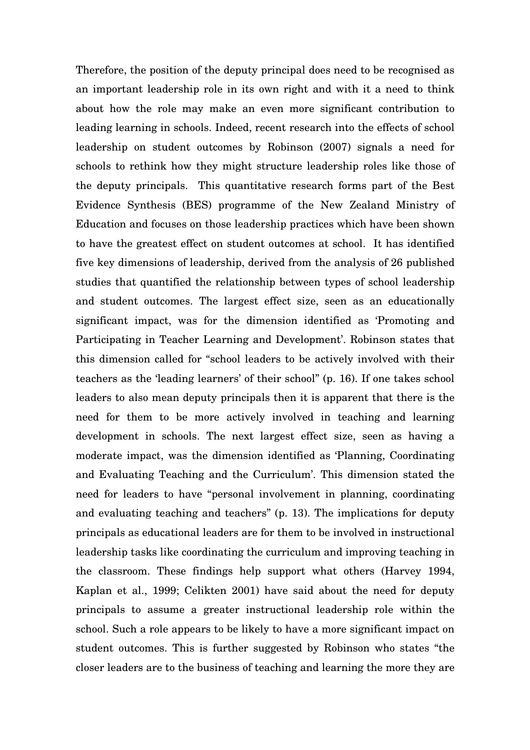Therefore, the position of the deputy principal does need to be recognised as an important leadership role in its own right and with it a need to think about how the role may make an even more significant contribution to leading learning in schools. Indeed, recent research into the effects of school leadership on student outcomes by Robinson (2007) signals a need for schools to rethink how they might structure leadership roles like those of the deputy principals. This quantitative research forms part of the Best Evidence Synthesis (BES) programme of the New Zealand Ministry of Education and focuses on those leadership practices which have been shown to have the greatest effect on student outcomes at school. It has identified five key dimensions of leadership, derived from the analysis of 26 published studies that quantified the relationship between types of school leadership and student outcomes. The largest effect size, seen as an educationally significant impact, was for the dimension identified as 'Promoting and Participating in Teacher Learning and Development'. Robinson states that this dimension called for "school leaders to be actively involved with their teachers as the 'leading learners' of their school" (p. 16). If one takes school leaders to also mean deputy principals then it is apparent that there is the need for them to be more actively involved in teaching and learning development in schools. The next largest effect size, seen as having a moderate impact, was the dimension identified as 'Planning, Coordinating and Evaluating Teaching and the Curriculum'. This dimension stated the need for leaders to have "personal involvement in planning, coordinating and evaluating teaching and teachers" (p. 13). The implications for deputy principals as educational leaders are for them to be involved in instructional leadership tasks like coordinating the curriculum and improving teaching in the classroom. These findings help support what others (Harvey 1994, Kaplan et al., 1999; Celikten 2001) have said about the need for deputy principals to assume a greater instructional leadership role within the school. Such a role appears to be likely to have a more significant impact on student outcomes. This is further suggested by Robinson who states "the closer leaders are to the business of teaching and learning the more they are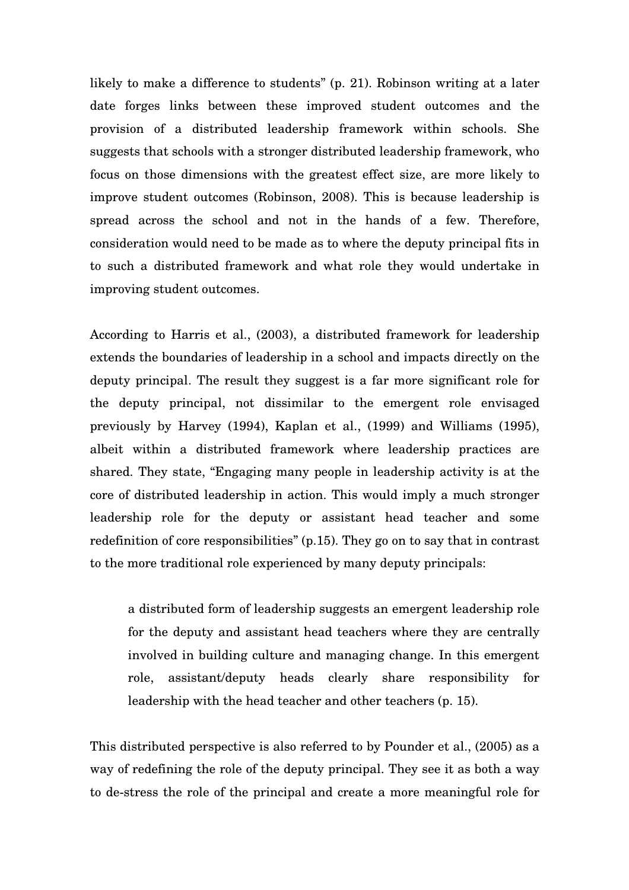likely to make a difference to students" (p. 21). Robinson writing at a later date forges links between these improved student outcomes and the provision of a distributed leadership framework within schools. She suggests that schools with a stronger distributed leadership framework, who focus on those dimensions with the greatest effect size, are more likely to improve student outcomes (Robinson, 2008). This is because leadership is spread across the school and not in the hands of a few. Therefore, consideration would need to be made as to where the deputy principal fits in to such a distributed framework and what role they would undertake in improving student outcomes.

According to Harris et al., (2003), a distributed framework for leadership extends the boundaries of leadership in a school and impacts directly on the deputy principal. The result they suggest is a far more significant role for the deputy principal, not dissimilar to the emergent role envisaged previously by Harvey (1994), Kaplan et al., (1999) and Williams (1995), albeit within a distributed framework where leadership practices are shared. They state, "Engaging many people in leadership activity is at the core of distributed leadership in action. This would imply a much stronger leadership role for the deputy or assistant head teacher and some redefinition of core responsibilities" (p.15). They go on to say that in contrast to the more traditional role experienced by many deputy principals:

> a distributed form of leadership suggests an emergent leadership role for the deputy and assistant head teachers where they are centrally involved in building culture and managing change. In this emergent role, assistant/deputy heads clearly share responsibility for leadership with the head teacher and other teachers (p. 15).

This distributed perspective is also referred to by Pounder et al., (2005) as a way of redefining the role of the deputy principal. They see it as both a way to de-stress the role of the principal and create a more meaningful role for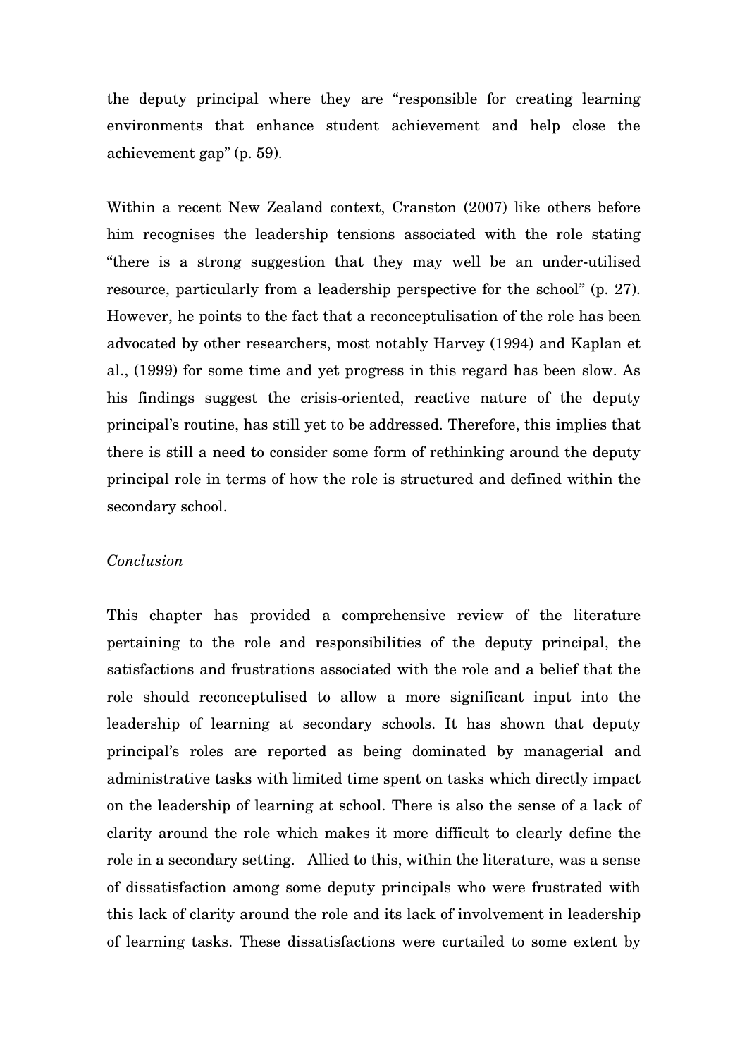the deputy principal where they are "responsible for creating learning environments that enhance student achievement and help close the achievement gap" (p. 59).

Within a recent New Zealand context, Cranston (2007) like others before him recognises the leadership tensions associated with the role stating "there is a strong suggestion that they may well be an under-utilised resource, particularly from a leadership perspective for the school" (p. 27). However, he points to the fact that a reconceptulisation of the role has been advocated by other researchers, most notably Harvey (1994) and Kaplan et al., (1999) for some time and yet progress in this regard has been slow. As his findings suggest the crisis-oriented, reactive nature of the deputy principal's routine, has still yet to be addressed. Therefore, this implies that there is still a need to consider some form of rethinking around the deputy principal role in terms of how the role is structured and defined within the secondary school.

*Conclusion*

This chapter has provided a comprehensive review of the literature pertaining to the role and responsibilities of the deputy principal, the satisfactions and frustrations associated with the role and a belief that the role should reconceptulised to allow a more significant input into the leadership of learning at secondary schools. It has shown that deputy principal's roles are reported as being dominated by managerial and administrative tasks with limited time spent on tasks which directly impact on the leadership of learning at school. There is also the sense of a lack of clarity around the role which makes it more difficult to clearly define the role in a secondary setting. Allied to this, within the literature, was a sense of dissatisfaction among some deputy principals who were frustrated with this lack of clarity around the role and its lack of involvement in leadership of learning tasks. These dissatisfactions were curtailed to some extent by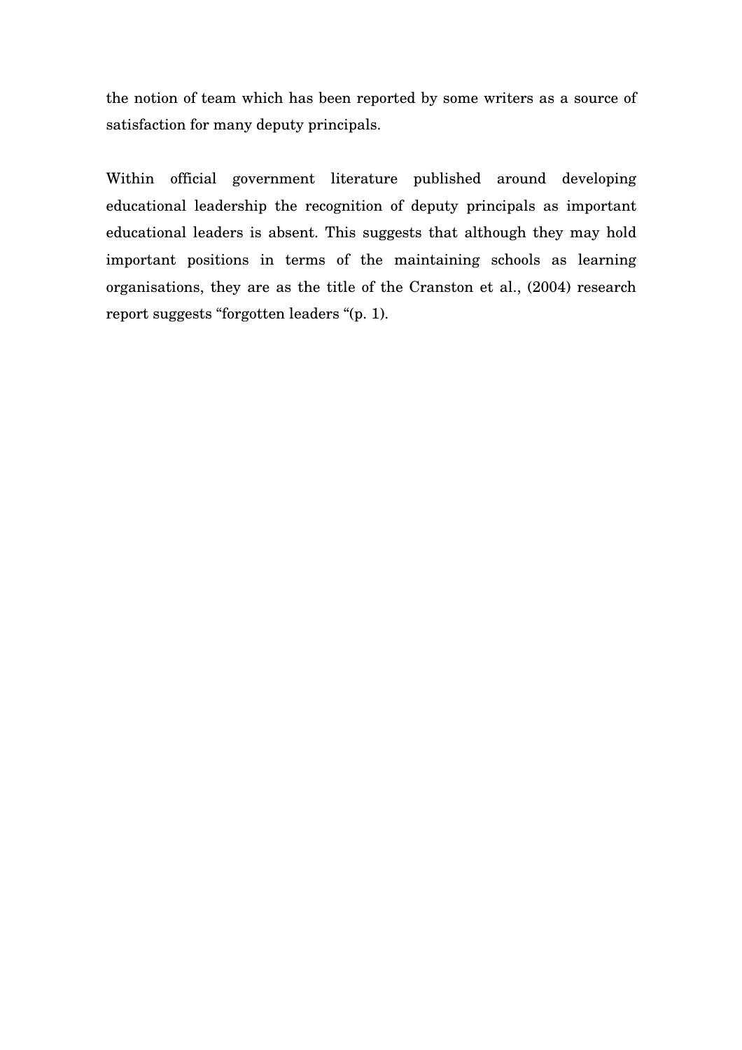the notion of team which has been reported by some writers as a source of satisfaction for many deputy principals.

Within official government literature published around developing educational leadership the recognition of deputy principals as important educational leaders is absent. This suggests that although they may hold important positions in terms of the maintaining schools as learning organisations, they are as the title of the Cranston et al., (2004) research report suggests "forgotten leaders "(p. 1).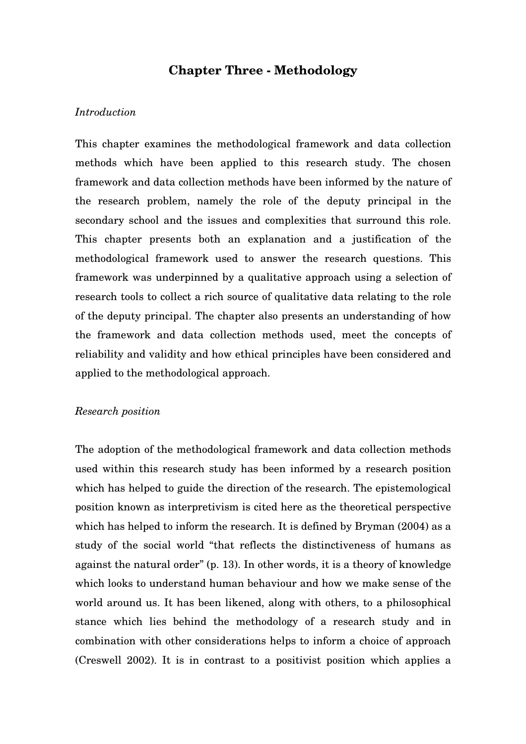# Chapter Three - Methodology

*Introduction*

This chapter examines the methodological framework and data collection methods which have been applied to this research study. The chosen framework and data collection methods have been informed by the nature of the research problem, namely the role of the deputy principal in the secondary school and the issues and complexities that surround this role. This chapter presents both an explanation and a justification of the methodological framework used to answer the research questions. This framework was underpinned by a qualitative approach using a selection of research tools to collect a rich source of qualitative data relating to the role of the deputy principal. The chapter also presents an understanding of how the framework and data collection methods used, meet the concepts of reliability and validity and how ethical principles have been considered and applied to the methodological approach.

*Research position*

The adoption of the methodological framework and data collection methods used within this research study has been informed by a research position which has helped to guide the direction of the research. The epistemological position known as interpretivism is cited here as the theoretical perspective which has helped to inform the research. It is defined by Bryman (2004) as a study of the social world "that reflects the distinctiveness of humans as against the natural order" (p. 13). In other words, it is a theory of knowledge which looks to understand human behaviour and how we make sense of the world around us. It has been likened, along with others, to a philosophical stance which lies behind the methodology of a research study and in combination with other considerations helps to inform a choice of approach (Creswell 2002). It is in contrast to a positivist position which applies a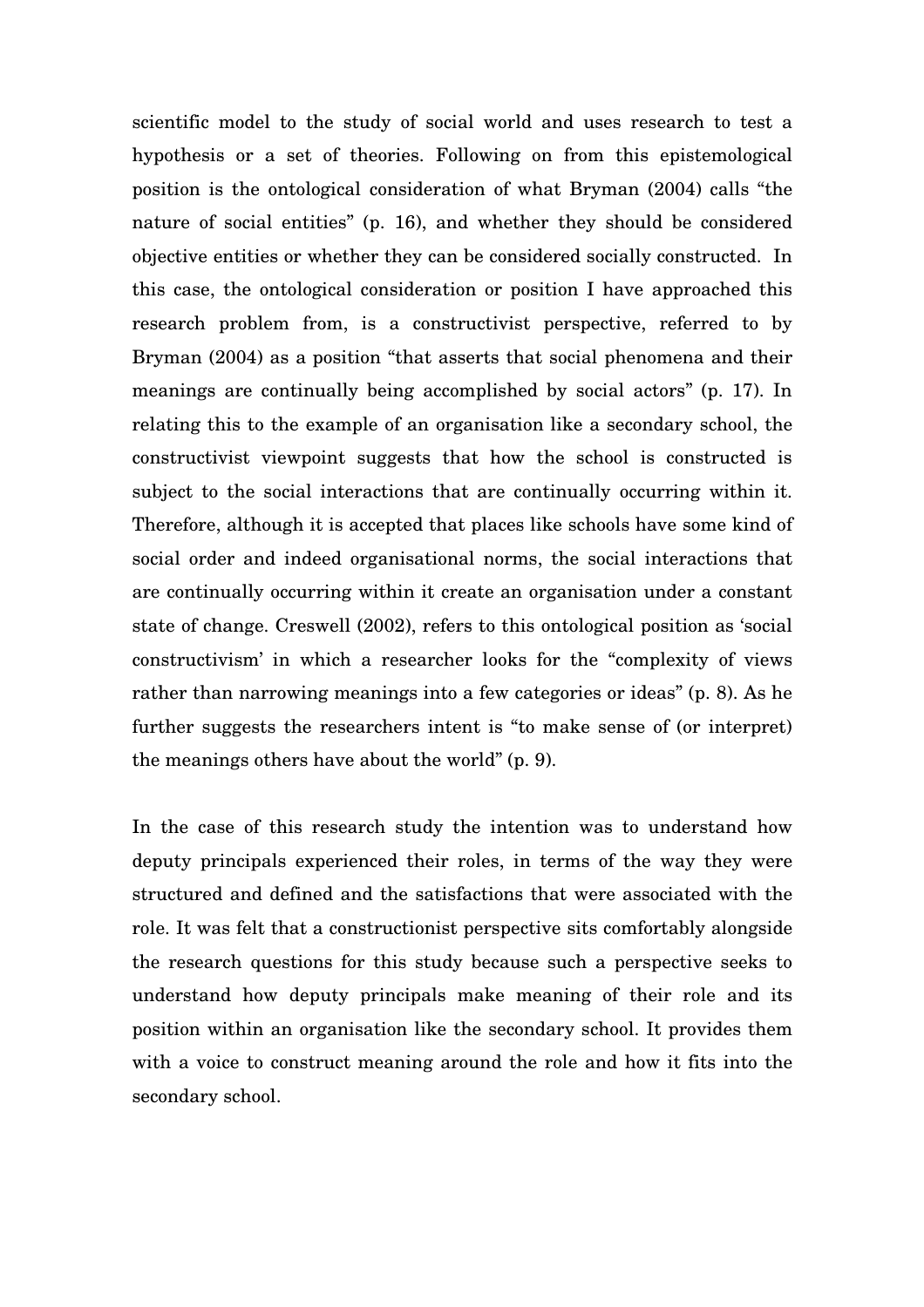scientific model to the study of social world and uses research to test a hypothesis or a set of theories. Following on from this epistemological position is the ontological consideration of what Bryman (2004) calls "the nature of social entities" (p. 16), and whether they should be considered objective entities or whether they can be considered socially constructed. In this case, the ontological consideration or position I have approached this research problem from, is a constructivist perspective, referred to by Bryman (2004) as a position "that asserts that social phenomena and their meanings are continually being accomplished by social actors" (p. 17). In relating this to the example of an organisation like a secondary school, the constructivist viewpoint suggests that how the school is constructed is subject to the social interactions that are continually occurring within it. Therefore, although it is accepted that places like schools have some kind of social order and indeed organisational norms, the social interactions that are continually occurring within it create an organisation under a constant state of change. Creswell (2002), refers to this ontological position as 'social constructivism' in which a researcher looks for the "complexity of views rather than narrowing meanings into a few categories or ideas" (p. 8). As he further suggests the researchers intent is "to make sense of (or interpret) the meanings others have about the world" (p. 9).

In the case of this research study the intention was to understand how deputy principals experienced their roles, in terms of the way they were structured and defined and the satisfactions that were associated with the role. It was felt that a constructionist perspective sits comfortably alongside the research questions for this study because such a perspective seeks to understand how deputy principals make meaning of their role and its position within an organisation like the secondary school. It provides them with a voice to construct meaning around the role and how it fits into the secondary school.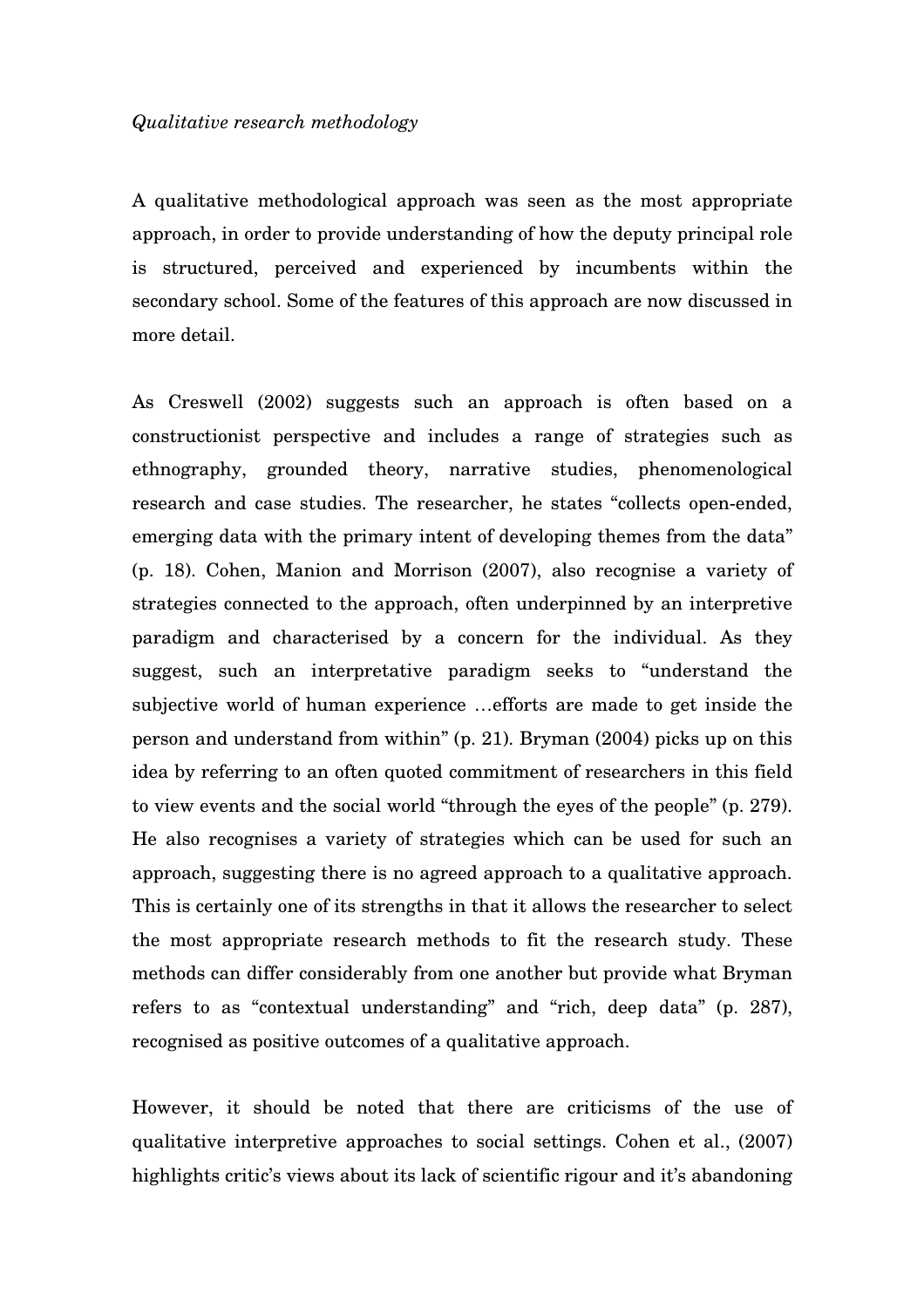*Qualitative research methodology*

A qualitative methodological approach was seen as the most appropriate approach, in order to provide understanding of how the deputy principal role is structured, perceived and experienced by incumbents within the secondary school. Some of the features of this approach are now discussed in more detail.

As Creswell (2002) suggests such an approach is often based on a constructionist perspective and includes a range of strategies such as ethnography, grounded theory, narrative studies, phenomenological research and case studies. The researcher, he states "collects open-ended, emerging data with the primary intent of developing themes from the data" (p. 18). Cohen, Manion and Morrison (2007), also recognise a variety of strategies connected to the approach, often underpinned by an interpretive paradigm and characterised by a concern for the individual. As they suggest, such an interpretative paradigm seeks to "understand the subjective world of human experience …efforts are made to get inside the person and understand from within" (p. 21). Bryman (2004) picks up on this idea by referring to an often quoted commitment of researchers in this field to view events and the social world "through the eyes of the people" (p. 279). He also recognises a variety of strategies which can be used for such an approach, suggesting there is no agreed approach to a qualitative approach. This is certainly one of its strengths in that it allows the researcher to select the most appropriate research methods to fit the research study. These methods can differ considerably from one another but provide what Bryman refers to as "contextual understanding" and "rich, deep data" (p. 287), recognised as positive outcomes of a qualitative approach.

However, it should be noted that there are criticisms of the use of qualitative interpretive approaches to social settings. Cohen et al., (2007) highlights critic's views about its lack of scientific rigour and it's abandoning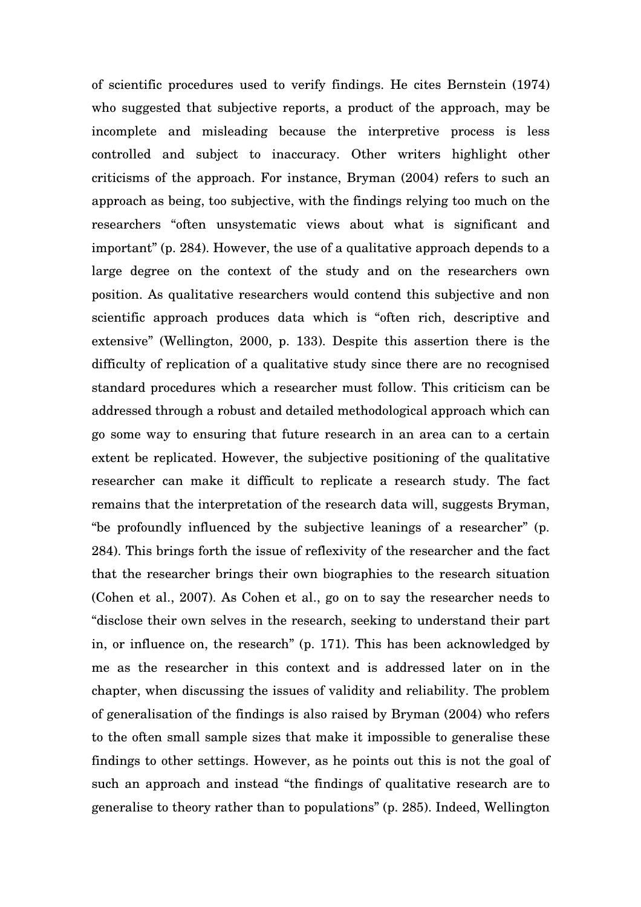of scientific procedures used to verify findings. He cites Bernstein (1974) who suggested that subjective reports, a product of the approach, may be incomplete and misleading because the interpretive process is less controlled and subject to inaccuracy. Other writers highlight other criticisms of the approach. For instance, Bryman (2004) refers to such an approach as being, too subjective, with the findings relying too much on the researchers "often unsystematic views about what is significant and important" (p. 284). However, the use of a qualitative approach depends to a large degree on the context of the study and on the researchers own position. As qualitative researchers would contend this subjective and non scientific approach produces data which is "often rich, descriptive and extensive" (Wellington, 2000, p. 133). Despite this assertion there is the difficulty of replication of a qualitative study since there are no recognised standard procedures which a researcher must follow. This criticism can be addressed through a robust and detailed methodological approach which can go some way to ensuring that future research in an area can to a certain extent be replicated. However, the subjective positioning of the qualitative researcher can make it difficult to replicate a research study. The fact remains that the interpretation of the research data will, suggests Bryman, "be profoundly influenced by the subjective leanings of a researcher" (p. 284). This brings forth the issue of reflexivity of the researcher and the fact that the researcher brings their own biographies to the research situation (Cohen et al., 2007). As Cohen et al., go on to say the researcher needs to "disclose their own selves in the research, seeking to understand their part in, or influence on, the research" (p. 171). This has been acknowledged by me as the researcher in this context and is addressed later on in the chapter, when discussing the issues of validity and reliability. The problem of generalisation of the findings is also raised by Bryman (2004) who refers to the often small sample sizes that make it impossible to generalise these findings to other settings. However, as he points out this is not the goal of such an approach and instead "the findings of qualitative research are to generalise to theory rather than to populations" (p. 285). Indeed, Wellington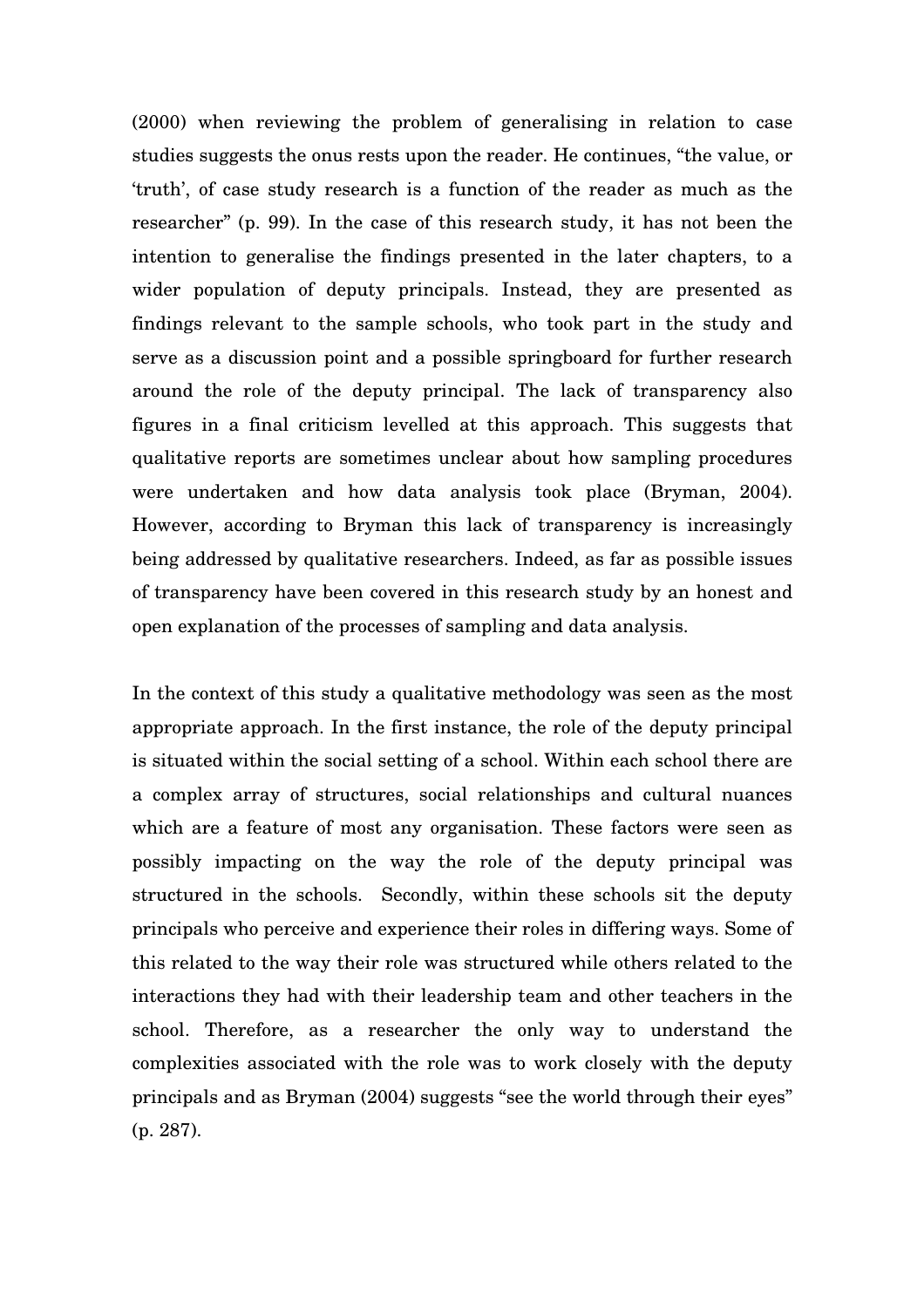(2000) when reviewing the problem of generalising in relation to case studies suggests the onus rests upon the reader. He continues, "the value, or 'truth', of case study research is a function of the reader as much as the researcher" (p. 99). In the case of this research study, it has not been the intention to generalise the findings presented in the later chapters, to a wider population of deputy principals. Instead, they are presented as findings relevant to the sample schools, who took part in the study and serve as a discussion point and a possible springboard for further research around the role of the deputy principal. The lack of transparency also figures in a final criticism levelled at this approach. This suggests that qualitative reports are sometimes unclear about how sampling procedures were undertaken and how data analysis took place (Bryman, 2004). However, according to Bryman this lack of transparency is increasingly being addressed by qualitative researchers. Indeed, as far as possible issues of transparency have been covered in this research study by an honest and open explanation of the processes of sampling and data analysis.

In the context of this study a qualitative methodology was seen as the most appropriate approach. In the first instance, the role of the deputy principal is situated within the social setting of a school. Within each school there are a complex array of structures, social relationships and cultural nuances which are a feature of most any organisation. These factors were seen as possibly impacting on the way the role of the deputy principal was structured in the schools. Secondly, within these schools sit the deputy principals who perceive and experience their roles in differing ways. Some of this related to the way their role was structured while others related to the interactions they had with their leadership team and other teachers in the school. Therefore, as a researcher the only way to understand the complexities associated with the role was to work closely with the deputy principals and as Bryman (2004) suggests "see the world through their eyes" (p. 287).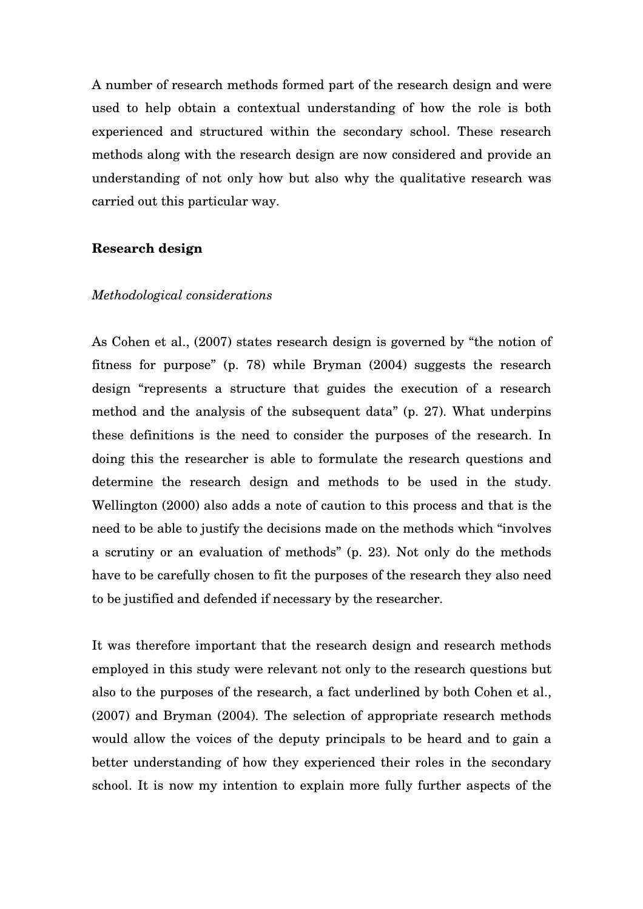A number of research methods formed part of the research design and were used to help obtain a contextual understanding of how the role is both experienced and structured within the secondary school. These research methods along with the research design are now considered and provide an understanding of not only how but also why the qualitative research was carried out this particular way.

**Research design**

*Methodological considerations*

As Cohen et al., (2007) states research design is governed by "the notion of fitness for purpose" (p. 78) while Bryman (2004) suggests the research design "represents a structure that guides the execution of a research method and the analysis of the subsequent data" (p. 27). What underpins these definitions is the need to consider the purposes of the research. In doing this the researcher is able to formulate the research questions and determine the research design and methods to be used in the study. Wellington (2000) also adds a note of caution to this process and that is the need to be able to justify the decisions made on the methods which "involves a scrutiny or an evaluation of methods" (p. 23). Not only do the methods have to be carefully chosen to fit the purposes of the research they also need to be justified and defended if necessary by the researcher.

It was therefore important that the research design and research methods employed in this study were relevant not only to the research questions but also to the purposes of the research, a fact underlined by both Cohen et al., (2007) and Bryman (2004). The selection of appropriate research methods would allow the voices of the deputy principals to be heard and to gain a better understanding of how they experienced their roles in the secondary school. It is now my intention to explain more fully further aspects of the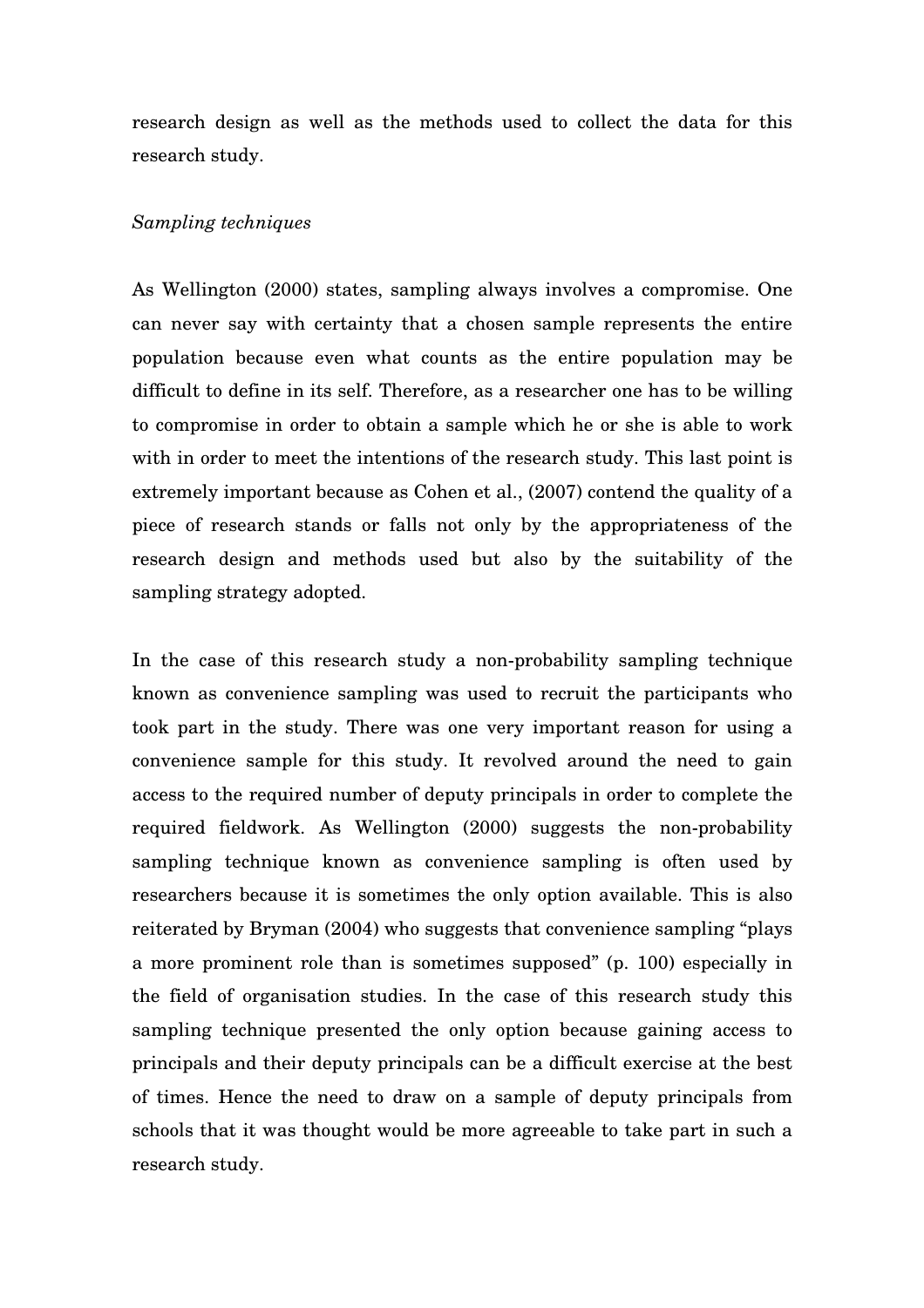research design as well as the methods used to collect the data for this research study.

*Sampling techniques*

As Wellington (2000) states, sampling always involves a compromise. One can never say with certainty that a chosen sample represents the entire population because even what counts as the entire population may be difficult to define in its self. Therefore, as a researcher one has to be willing to compromise in order to obtain a sample which he or she is able to work with in order to meet the intentions of the research study. This last point is extremely important because as Cohen et al., (2007) contend the quality of a piece of research stands or falls not only by the appropriateness of the research design and methods used but also by the suitability of the sampling strategy adopted.

In the case of this research study a non-probability sampling technique known as convenience sampling was used to recruit the participants who took part in the study. There was one very important reason for using a convenience sample for this study. It revolved around the need to gain access to the required number of deputy principals in order to complete the required fieldwork. As Wellington (2000) suggests the non-probability sampling technique known as convenience sampling is often used by researchers because it is sometimes the only option available. This is also reiterated by Bryman (2004) who suggests that convenience sampling "plays a more prominent role than is sometimes supposed" (p. 100) especially in the field of organisation studies. In the case of this research study this sampling technique presented the only option because gaining access to principals and their deputy principals can be a difficult exercise at the best of times. Hence the need to draw on a sample of deputy principals from schools that it was thought would be more agreeable to take part in such a research study.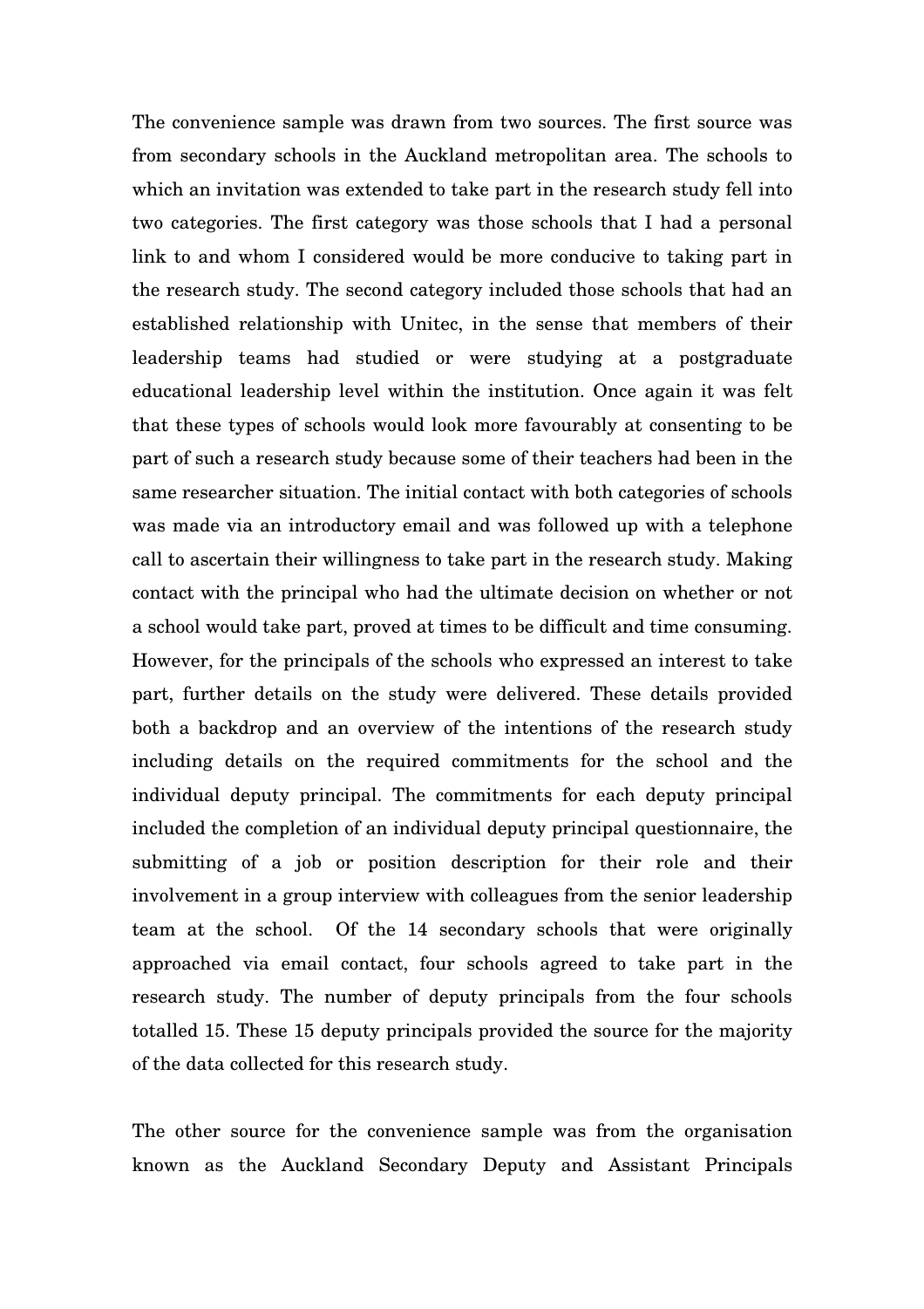The convenience sample was drawn from two sources. The first source was from secondary schools in the Auckland metropolitan area. The schools to which an invitation was extended to take part in the research study fell into two categories. The first category was those schools that I had a personal link to and whom I considered would be more conducive to taking part in the research study. The second category included those schools that had an established relationship with Unitec, in the sense that members of their leadership teams had studied or were studying at a postgraduate educational leadership level within the institution. Once again it was felt that these types of schools would look more favourably at consenting to be part of such a research study because some of their teachers had been in the same researcher situation. The initial contact with both categories of schools was made via an introductory email and was followed up with a telephone call to ascertain their willingness to take part in the research study. Making contact with the principal who had the ultimate decision on whether or not a school would take part, proved at times to be difficult and time consuming. However, for the principals of the schools who expressed an interest to take part, further details on the study were delivered. These details provided both a backdrop and an overview of the intentions of the research study including details on the required commitments for the school and the individual deputy principal. The commitments for each deputy principal included the completion of an individual deputy principal questionnaire, the submitting of a job or position description for their role and their involvement in a group interview with colleagues from the senior leadership team at the school. Of the 14 secondary schools that were originally approached via email contact, four schools agreed to take part in the research study. The number of deputy principals from the four schools totalled 15. These 15 deputy principals provided the source for the majority of the data collected for this research study.

The other source for the convenience sample was from the organisation known as the Auckland Secondary Deputy and Assistant Principals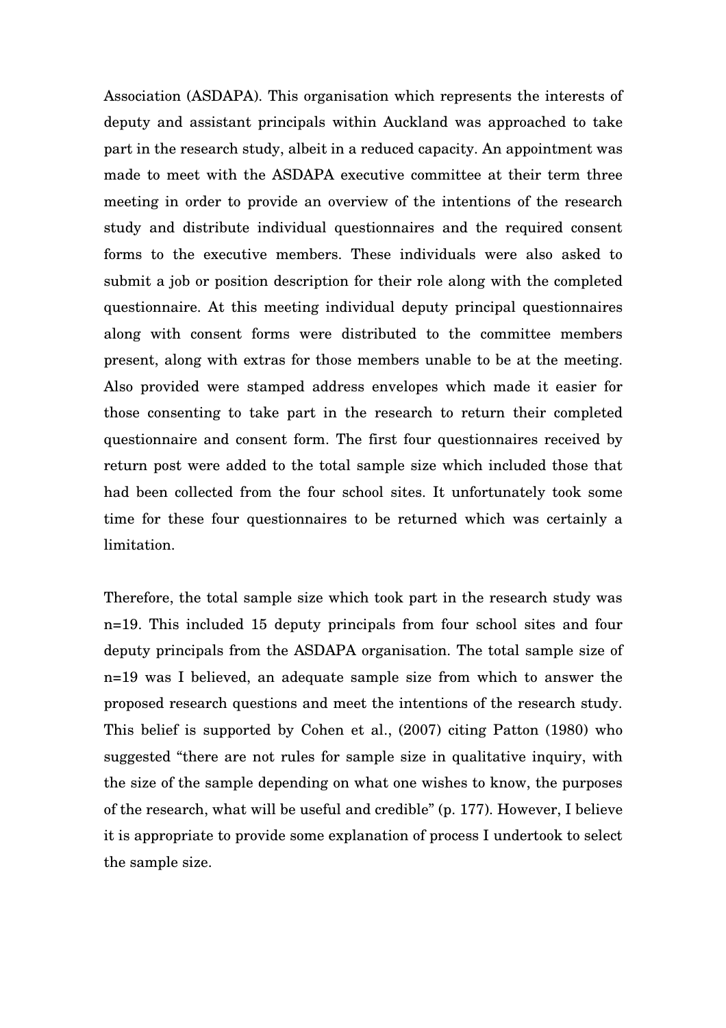Association (ASDAPA). This organisation which represents the interests of deputy and assistant principals within Auckland was approached to take part in the research study, albeit in a reduced capacity. An appointment was made to meet with the ASDAPA executive committee at their term three meeting in order to provide an overview of the intentions of the research study and distribute individual questionnaires and the required consent forms to the executive members. These individuals were also asked to submit a job or position description for their role along with the completed questionnaire. At this meeting individual deputy principal questionnaires along with consent forms were distributed to the committee members present, along with extras for those members unable to be at the meeting. Also provided were stamped address envelopes which made it easier for those consenting to take part in the research to return their completed questionnaire and consent form. The first four questionnaires received by return post were added to the total sample size which included those that had been collected from the four school sites. It unfortunately took some time for these four questionnaires to be returned which was certainly a limitation.

Therefore, the total sample size which took part in the research study was n=19. This included 15 deputy principals from four school sites and four deputy principals from the ASDAPA organisation. The total sample size of n=19 was I believed, an adequate sample size from which to answer the proposed research questions and meet the intentions of the research study. This belief is supported by Cohen et al., (2007) citing Patton (1980) who suggested "there are not rules for sample size in qualitative inquiry, with the size of the sample depending on what one wishes to know, the purposes of the research, what will be useful and credible" (p. 177). However, I believe it is appropriate to provide some explanation of process I undertook to select the sample size.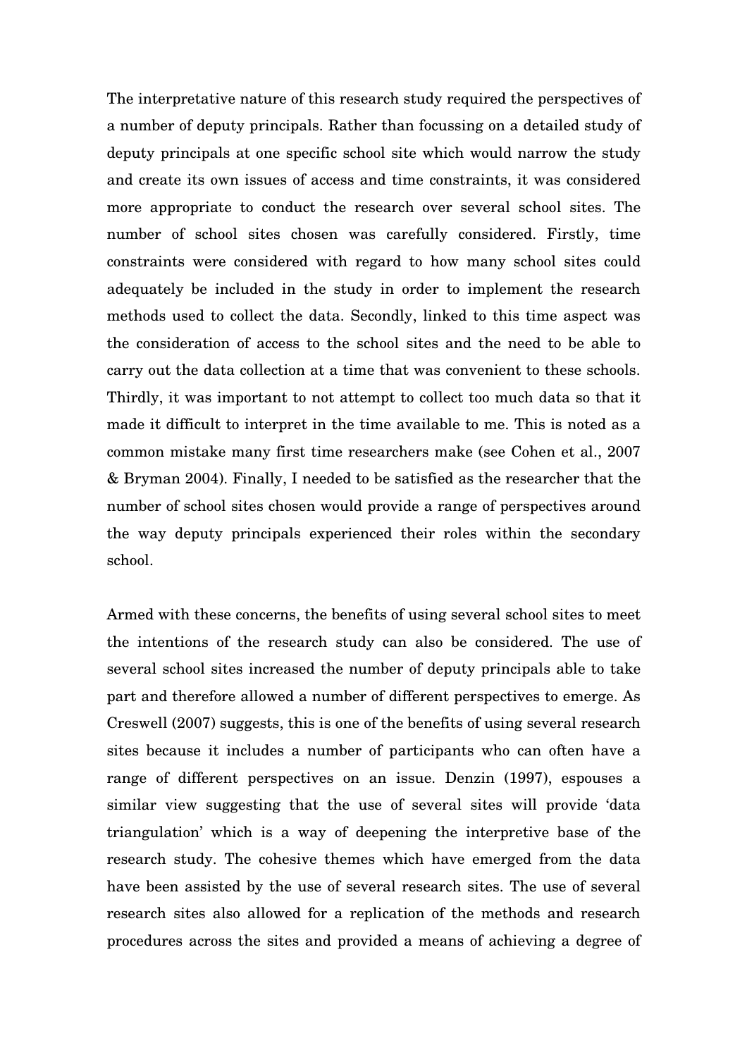The interpretative nature of this research study required the perspectives of a number of deputy principals. Rather than focussing on a detailed study of deputy principals at one specific school site which would narrow the study and create its own issues of access and time constraints, it was considered more appropriate to conduct the research over several school sites. The number of school sites chosen was carefully considered. Firstly, time constraints were considered with regard to how many school sites could adequately be included in the study in order to implement the research methods used to collect the data. Secondly, linked to this time aspect was the consideration of access to the school sites and the need to be able to carry out the data collection at a time that was convenient to these schools. Thirdly, it was important to not attempt to collect too much data so that it made it difficult to interpret in the time available to me. This is noted as a common mistake many first time researchers make (see Cohen et al., 2007 & Bryman 2004). Finally, I needed to be satisfied as the researcher that the number of school sites chosen would provide a range of perspectives around the way deputy principals experienced their roles within the secondary school.

Armed with these concerns, the benefits of using several school sites to meet the intentions of the research study can also be considered. The use of several school sites increased the number of deputy principals able to take part and therefore allowed a number of different perspectives to emerge. As Creswell (2007) suggests, this is one of the benefits of using several research sites because it includes a number of participants who can often have a range of different perspectives on an issue. Denzin (1997), espouses a similar view suggesting that the use of several sites will provide 'data triangulation' which is a way of deepening the interpretive base of the research study. The cohesive themes which have emerged from the data have been assisted by the use of several research sites. The use of several research sites also allowed for a replication of the methods and research procedures across the sites and provided a means of achieving a degree of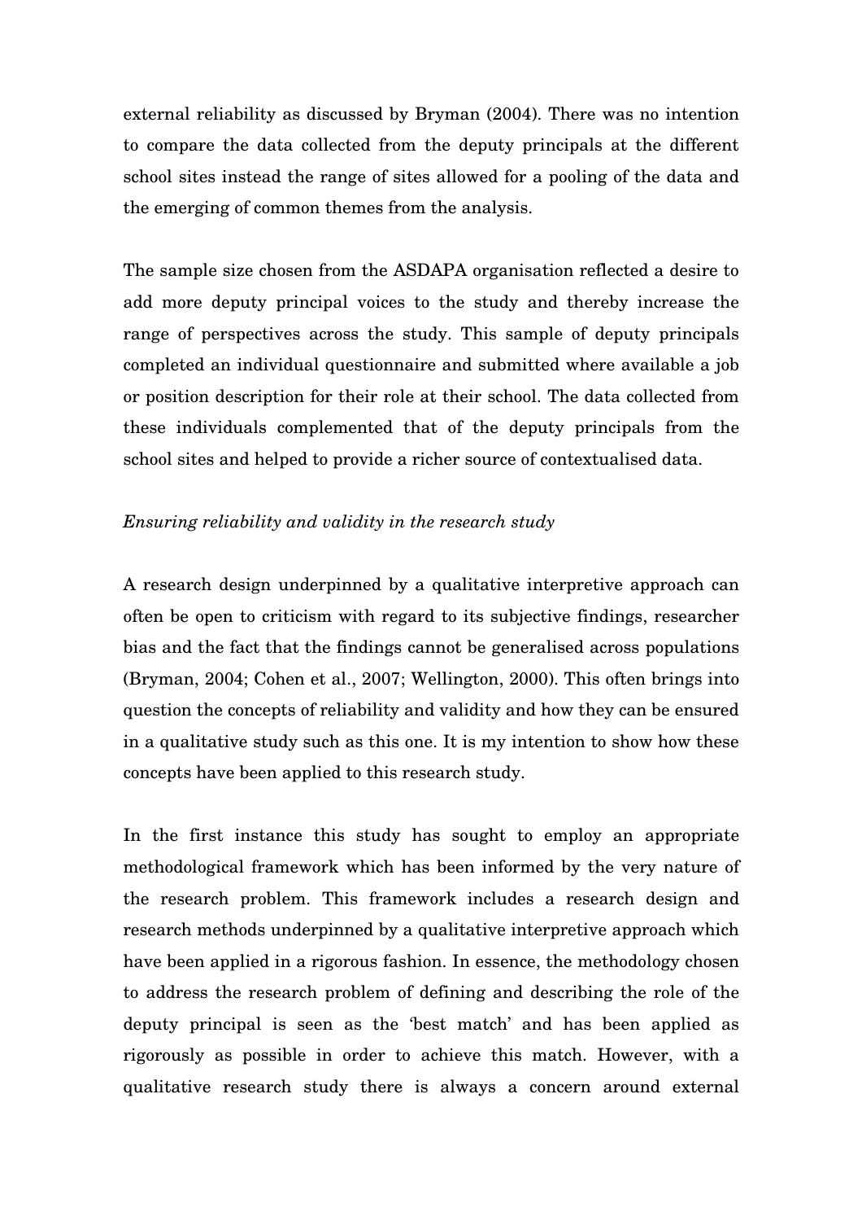external reliability as discussed by Bryman (2004). There was no intention to compare the data collected from the deputy principals at the different school sites instead the range of sites allowed for a pooling of the data and the emerging of common themes from the analysis.

The sample size chosen from the ASDAPA organisation reflected a desire to add more deputy principal voices to the study and thereby increase the range of perspectives across the study. This sample of deputy principals completed an individual questionnaire and submitted where available a job or position description for their role at their school. The data collected from these individuals complemented that of the deputy principals from the school sites and helped to provide a richer source of contextualised data.

*Ensuring reliability and validity in the research study*

A research design underpinned by a qualitative interpretive approach can often be open to criticism with regard to its subjective findings, researcher bias and the fact that the findings cannot be generalised across populations (Bryman, 2004; Cohen et al., 2007; Wellington, 2000). This often brings into question the concepts of reliability and validity and how they can be ensured in a qualitative study such as this one. It is my intention to show how these concepts have been applied to this research study.

In the first instance this study has sought to employ an appropriate methodological framework which has been informed by the very nature of the research problem. This framework includes a research design and research methods underpinned by a qualitative interpretive approach which have been applied in a rigorous fashion. In essence, the methodology chosen to address the research problem of defining and describing the role of the deputy principal is seen as the 'best match' and has been applied as rigorously as possible in order to achieve this match. However, with a qualitative research study there is always a concern around external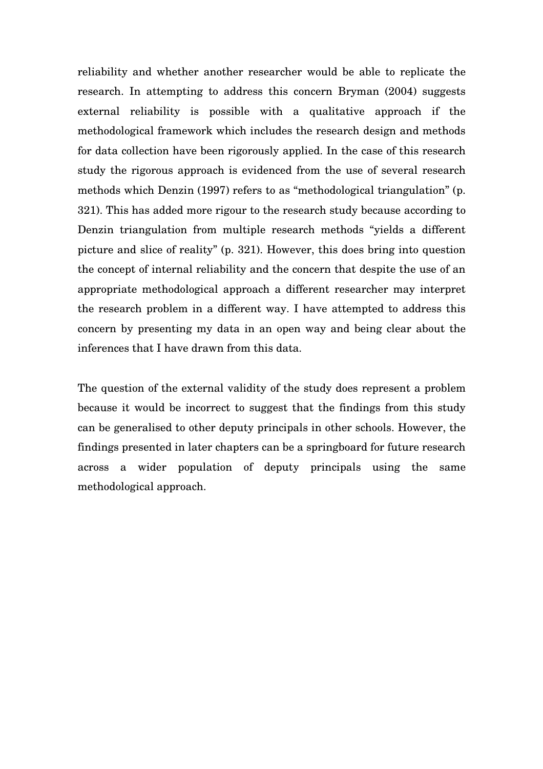reliability and whether another researcher would be able to replicate the research. In attempting to address this concern Bryman (2004) suggests external reliability is possible with a qualitative approach if the methodological framework which includes the research design and methods for data collection have been rigorously applied. In the case of this research study the rigorous approach is evidenced from the use of several research methods which Denzin (1997) refers to as "methodological triangulation" (p. 321). This has added more rigour to the research study because according to Denzin triangulation from multiple research methods "yields a different picture and slice of reality" (p. 321). However, this does bring into question the concept of internal reliability and the concern that despite the use of an appropriate methodological approach a different researcher may interpret the research problem in a different way. I have attempted to address this concern by presenting my data in an open way and being clear about the inferences that I have drawn from this data.

The question of the external validity of the study does represent a problem because it would be incorrect to suggest that the findings from this study can be generalised to other deputy principals in other schools. However, the findings presented in later chapters can be a springboard for future research across a wider population of deputy principals using the same methodological approach.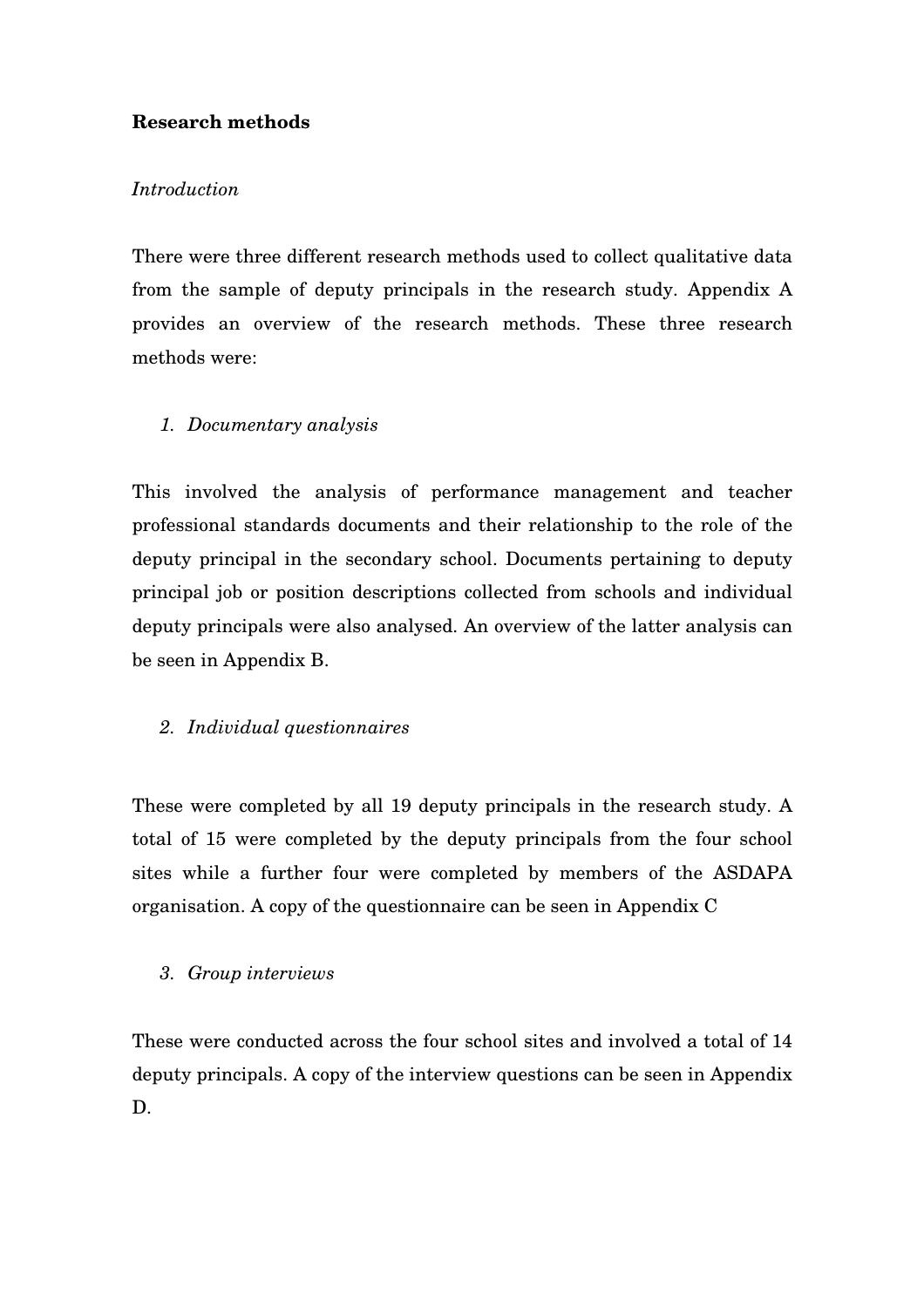**Research methods**

*Introduction*

There were three different research methods used to collect qualitative data from the sample of deputy principals in the research study. Appendix A provides an overview of the research methods. These three research methods were:

1. *Documentary analysis*

This involved the analysis of performance management and teacher professional standards documents and their relationship to the role of the deputy principal in the secondary school. Documents pertaining to deputy principal job or position descriptions collected from schools and individual deputy principals were also analysed. An overview of the latter analysis can be seen in Appendix B.

2. *Individual questionnaires*

These were completed by all 19 deputy principals in the research study. A total of 15 were completed by the deputy principals from the four school sites while a further four were completed by members of the ASDAPA organisation. A copy of the questionnaire can be seen in Appendix C

3. *Group interviews*

These were conducted across the four school sites and involved a total of 14 deputy principals. A copy of the interview questions can be seen in Appendix D.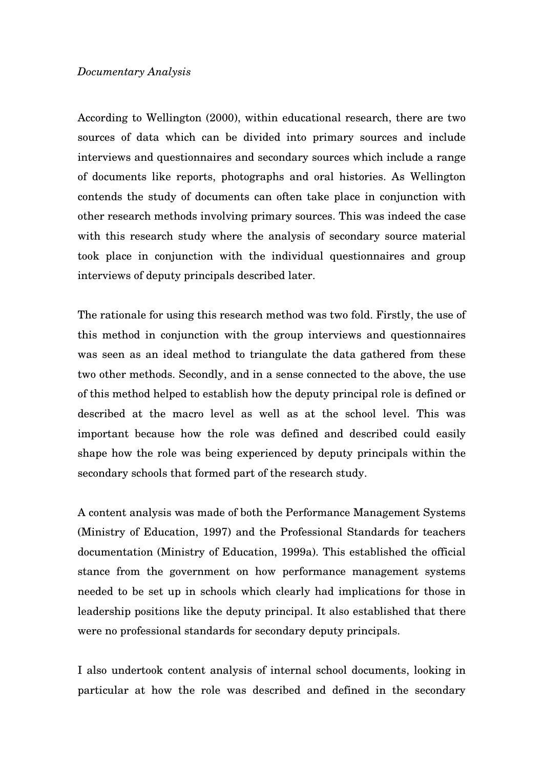*Documentary Analysis*

According to Wellington (2000), within educational research, there are two sources of data which can be divided into primary sources and include interviews and questionnaires and secondary sources which include a range of documents like reports, photographs and oral histories. As Wellington contends the study of documents can often take place in conjunction with other research methods involving primary sources. This was indeed the case with this research study where the analysis of secondary source material took place in conjunction with the individual questionnaires and group interviews of deputy principals described later.

The rationale for using this research method was two fold. Firstly, the use of this method in conjunction with the group interviews and questionnaires was seen as an ideal method to triangulate the data gathered from these two other methods. Secondly, and in a sense connected to the above, the use of this method helped to establish how the deputy principal role is defined or described at the macro level as well as at the school level. This was important because how the role was defined and described could easily shape how the role was being experienced by deputy principals within the secondary schools that formed part of the research study.

A content analysis was made of both the Performance Management Systems (Ministry of Education, 1997) and the Professional Standards for teachers documentation (Ministry of Education, 1999a). This established the official stance from the government on how performance management systems needed to be set up in schools which clearly had implications for those in leadership positions like the deputy principal. It also established that there were no professional standards for secondary deputy principals.

I also undertook content analysis of internal school documents, looking in particular at how the role was described and defined in the secondary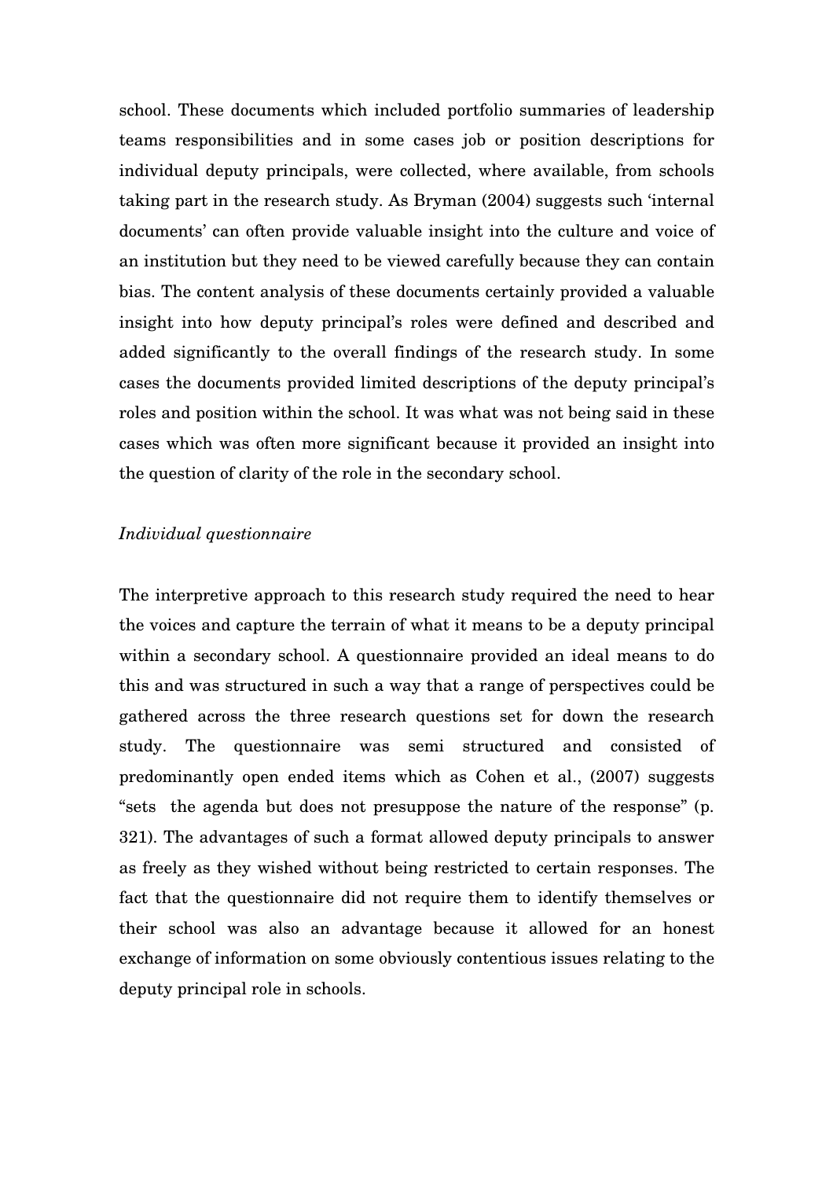school. These documents which included portfolio summaries of leadership teams responsibilities and in some cases job or position descriptions for individual deputy principals, were collected, where available, from schools taking part in the research study. As Bryman (2004) suggests such 'internal documents' can often provide valuable insight into the culture and voice of an institution but they need to be viewed carefully because they can contain bias. The content analysis of these documents certainly provided a valuable insight into how deputy principal's roles were defined and described and added significantly to the overall findings of the research study. In some cases the documents provided limited descriptions of the deputy principal's roles and position within the school. It was what was not being said in these cases which was often more significant because it provided an insight into the question of clarity of the role in the secondary school.

*Individual questionnaire*

The interpretive approach to this research study required the need to hear the voices and capture the terrain of what it means to be a deputy principal within a secondary school. A questionnaire provided an ideal means to do this and was structured in such a way that a range of perspectives could be gathered across the three research questions set for down the research study. The questionnaire was semi structured and consisted of predominantly open ended items which as Cohen et al., (2007) suggests "sets the agenda but does not presuppose the nature of the response" (p. 321). The advantages of such a format allowed deputy principals to answer as freely as they wished without being restricted to certain responses. The fact that the questionnaire did not require them to identify themselves or their school was also an advantage because it allowed for an honest exchange of information on some obviously contentious issues relating to the deputy principal role in schools.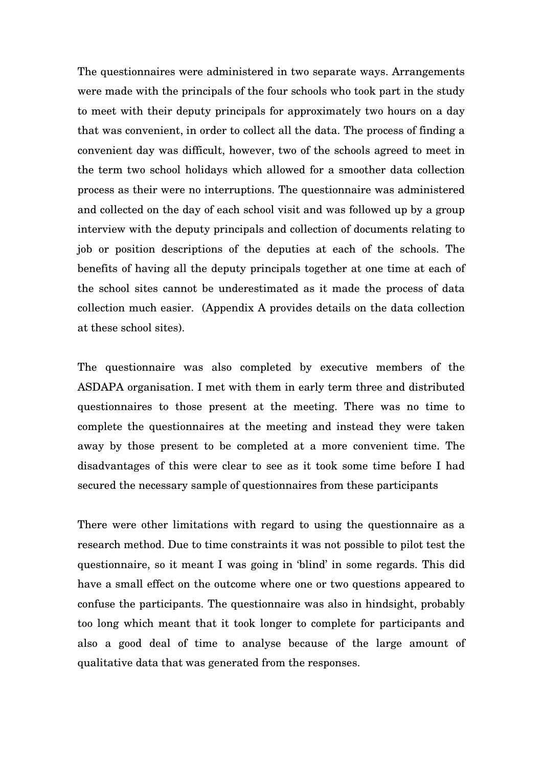The questionnaires were administered in two separate ways. Arrangements were made with the principals of the four schools who took part in the study to meet with their deputy principals for approximately two hours on a day that was convenient, in order to collect all the data. The process of finding a convenient day was difficult, however, two of the schools agreed to meet in the term two school holidays which allowed for a smoother data collection process as their were no interruptions. The questionnaire was administered and collected on the day of each school visit and was followed up by a group interview with the deputy principals and collection of documents relating to job or position descriptions of the deputies at each of the schools. The benefits of having all the deputy principals together at one time at each of the school sites cannot be underestimated as it made the process of data collection much easier. (Appendix A provides details on the data collection at these school sites).

The questionnaire was also completed by executive members of the ASDAPA organisation. I met with them in early term three and distributed questionnaires to those present at the meeting. There was no time to complete the questionnaires at the meeting and instead they were taken away by those present to be completed at a more convenient time. The disadvantages of this were clear to see as it took some time before I had secured the necessary sample of questionnaires from these participants

There were other limitations with regard to using the questionnaire as a research method. Due to time constraints it was not possible to pilot test the questionnaire, so it meant I was going in 'blind' in some regards. This did have a small effect on the outcome where one or two questions appeared to confuse the participants. The questionnaire was also in hindsight, probably too long which meant that it took longer to complete for participants and also a good deal of time to analyse because of the large amount of qualitative data that was generated from the responses.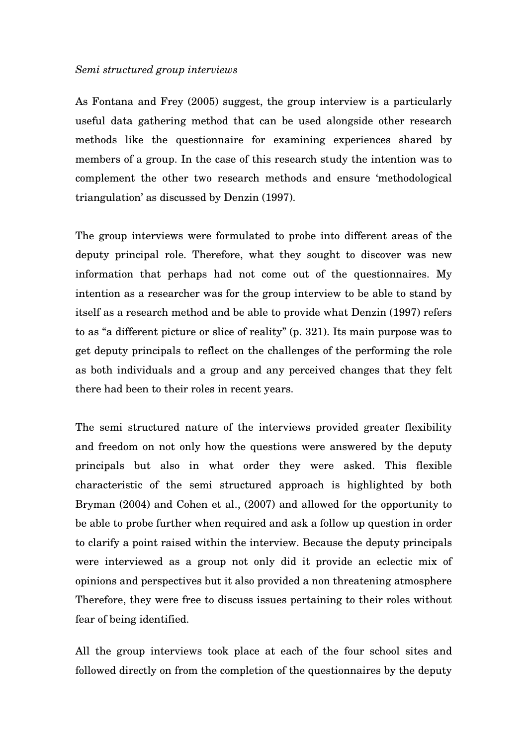*Semi structured group interviews*

As Fontana and Frey (2005) suggest, the group interview is a particularly useful data gathering method that can be used alongside other research methods like the questionnaire for examining experiences shared by members of a group. In the case of this research study the intention was to complement the other two research methods and ensure 'methodological triangulation' as discussed by Denzin (1997).

The group interviews were formulated to probe into different areas of the deputy principal role. Therefore, what they sought to discover was new information that perhaps had not come out of the questionnaires. My intention as a researcher was for the group interview to be able to stand by itself as a research method and be able to provide what Denzin (1997) refers to as "a different picture or slice of reality" (p. 321). Its main purpose was to get deputy principals to reflect on the challenges of the performing the role as both individuals and a group and any perceived changes that they felt there had been to their roles in recent years.

The semi structured nature of the interviews provided greater flexibility and freedom on not only how the questions were answered by the deputy principals but also in what order they were asked. This flexible characteristic of the semi structured approach is highlighted by both Bryman (2004) and Cohen et al., (2007) and allowed for the opportunity to be able to probe further when required and ask a follow up question in order to clarify a point raised within the interview. Because the deputy principals were interviewed as a group not only did it provide an eclectic mix of opinions and perspectives but it also provided a non threatening atmosphere Therefore, they were free to discuss issues pertaining to their roles without fear of being identified.

All the group interviews took place at each of the four school sites and followed directly on from the completion of the questionnaires by the deputy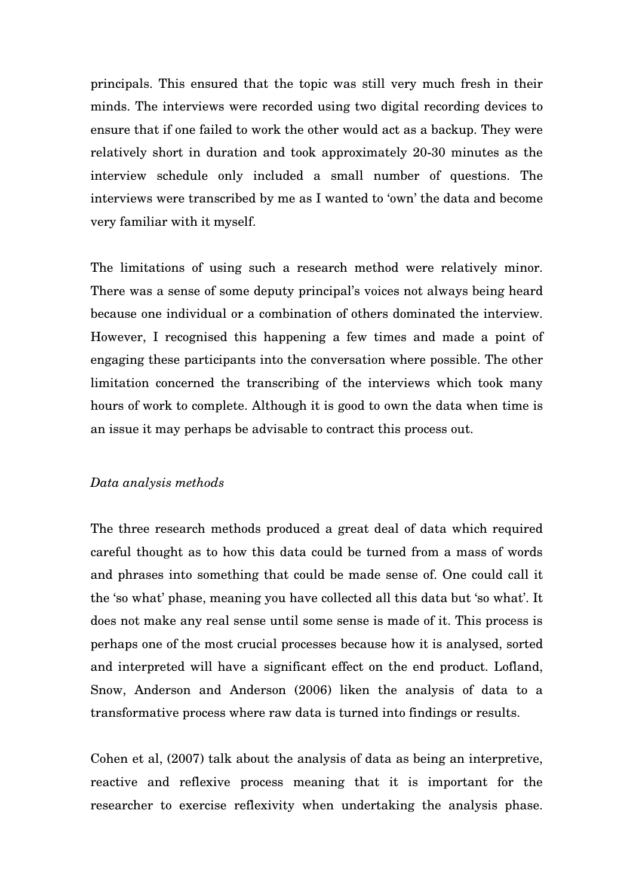principals. This ensured that the topic was still very much fresh in their minds. The interviews were recorded using two digital recording devices to ensure that if one failed to work the other would act as a backup. They were relatively short in duration and took approximately 20-30 minutes as the interview schedule only included a small number of questions. The interviews were transcribed by me as I wanted to 'own' the data and become very familiar with it myself.

The limitations of using such a research method were relatively minor. There was a sense of some deputy principal's voices not always being heard because one individual or a combination of others dominated the interview. However, I recognised this happening a few times and made a point of engaging these participants into the conversation where possible. The other limitation concerned the transcribing of the interviews which took many hours of work to complete. Although it is good to own the data when time is an issue it may perhaps be advisable to contract this process out.

*Data analysis methods*

The three research methods produced a great deal of data which required careful thought as to how this data could be turned from a mass of words and phrases into something that could be made sense of. One could call it the 'so what' phase, meaning you have collected all this data but 'so what'. It does not make any real sense until some sense is made of it. This process is perhaps one of the most crucial processes because how it is analysed, sorted and interpreted will have a significant effect on the end product. Lofland, Snow, Anderson and Anderson (2006) liken the analysis of data to a transformative process where raw data is turned into findings or results.

Cohen et al, (2007) talk about the analysis of data as being an interpretive, reactive and reflexive process meaning that it is important for the researcher to exercise reflexivity when undertaking the analysis phase.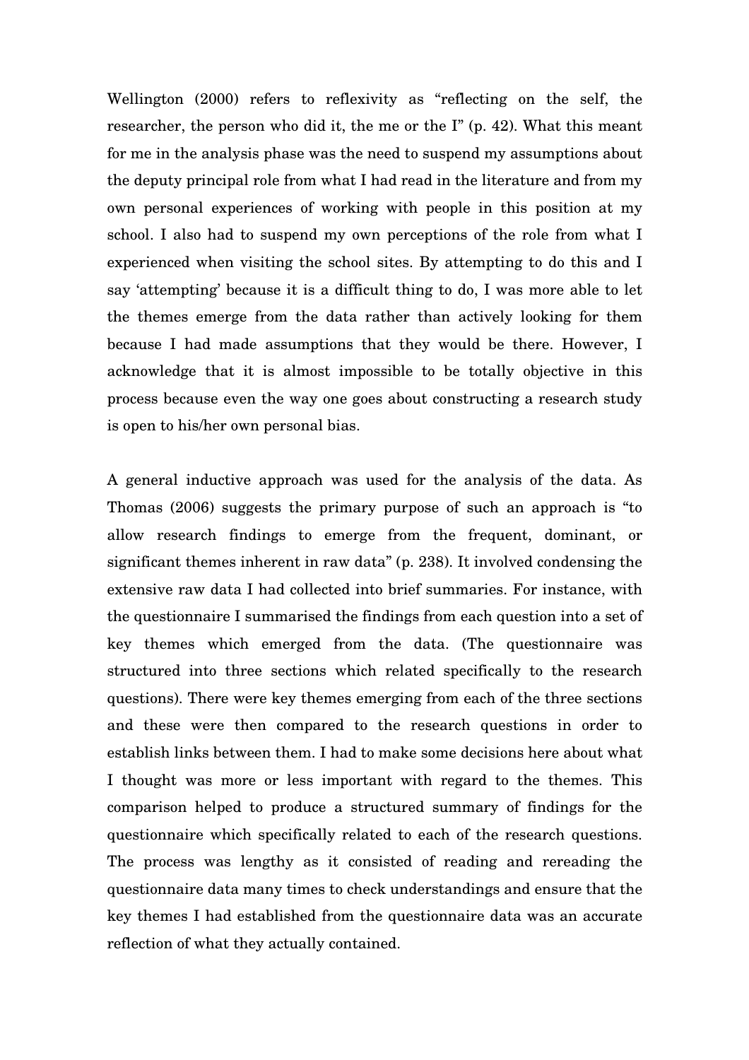Wellington (2000) refers to reflexivity as "reflecting on the self, the researcher, the person who did it, the me or the I" (p. 42). What this meant for me in the analysis phase was the need to suspend my assumptions about the deputy principal role from what I had read in the literature and from my own personal experiences of working with people in this position at my school. I also had to suspend my own perceptions of the role from what I experienced when visiting the school sites. By attempting to do this and I say 'attempting' because it is a difficult thing to do, I was more able to let the themes emerge from the data rather than actively looking for them because I had made assumptions that they would be there. However, I acknowledge that it is almost impossible to be totally objective in this process because even the way one goes about constructing a research study is open to his/her own personal bias.

A general inductive approach was used for the analysis of the data. As Thomas (2006) suggests the primary purpose of such an approach is "to allow research findings to emerge from the frequent, dominant, or significant themes inherent in raw data" (p. 238). It involved condensing the extensive raw data I had collected into brief summaries. For instance, with the questionnaire I summarised the findings from each question into a set of key themes which emerged from the data. (The questionnaire was structured into three sections which related specifically to the research questions). There were key themes emerging from each of the three sections and these were then compared to the research questions in order to establish links between them. I had to make some decisions here about what I thought was more or less important with regard to the themes. This comparison helped to produce a structured summary of findings for the questionnaire which specifically related to each of the research questions. The process was lengthy as it consisted of reading and rereading the questionnaire data many times to check understandings and ensure that the key themes I had established from the questionnaire data was an accurate reflection of what they actually contained.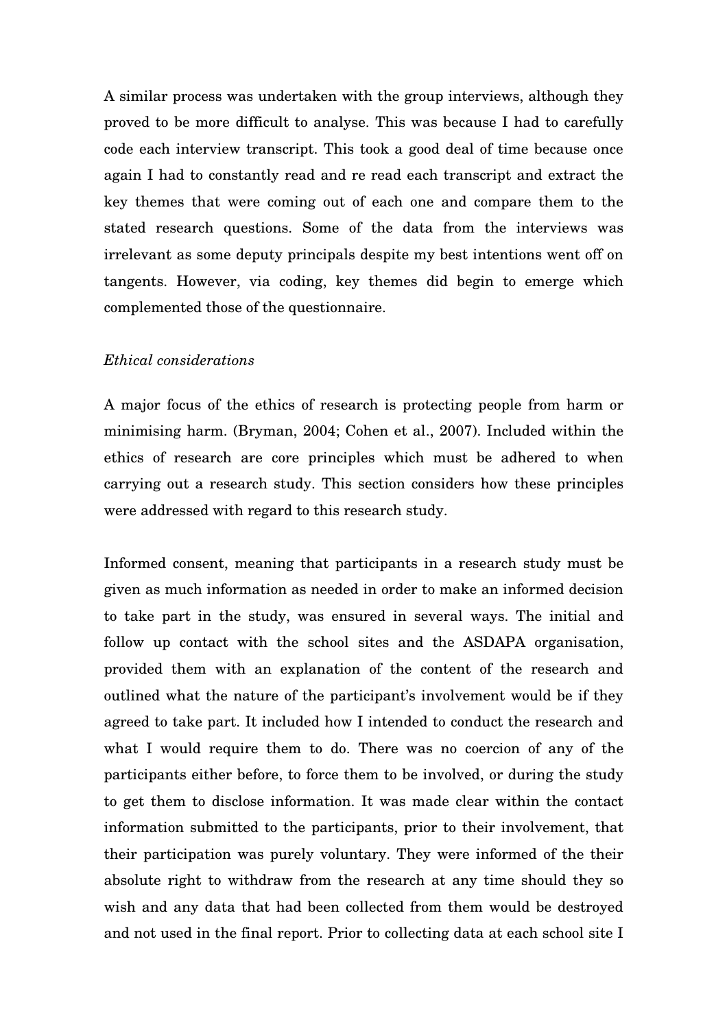A similar process was undertaken with the group interviews, although they proved to be more difficult to analyse. This was because I had to carefully code each interview transcript. This took a good deal of time because once again I had to constantly read and re read each transcript and extract the key themes that were coming out of each one and compare them to the stated research questions. Some of the data from the interviews was irrelevant as some deputy principals despite my best intentions went off on tangents. However, via coding, key themes did begin to emerge which complemented those of the questionnaire.

*Ethical considerations*

A major focus of the ethics of research is protecting people from harm or minimising harm. (Bryman, 2004; Cohen et al., 2007). Included within the ethics of research are core principles which must be adhered to when carrying out a research study. This section considers how these principles were addressed with regard to this research study.

Informed consent, meaning that participants in a research study must be given as much information as needed in order to make an informed decision to take part in the study, was ensured in several ways. The initial and follow up contact with the school sites and the ASDAPA organisation, provided them with an explanation of the content of the research and outlined what the nature of the participant's involvement would be if they agreed to take part. It included how I intended to conduct the research and what I would require them to do. There was no coercion of any of the participants either before, to force them to be involved, or during the study to get them to disclose information. It was made clear within the contact information submitted to the participants, prior to their involvement, that their participation was purely voluntary. They were informed of the their absolute right to withdraw from the research at any time should they so wish and any data that had been collected from them would be destroyed and not used in the final report. Prior to collecting data at each school site I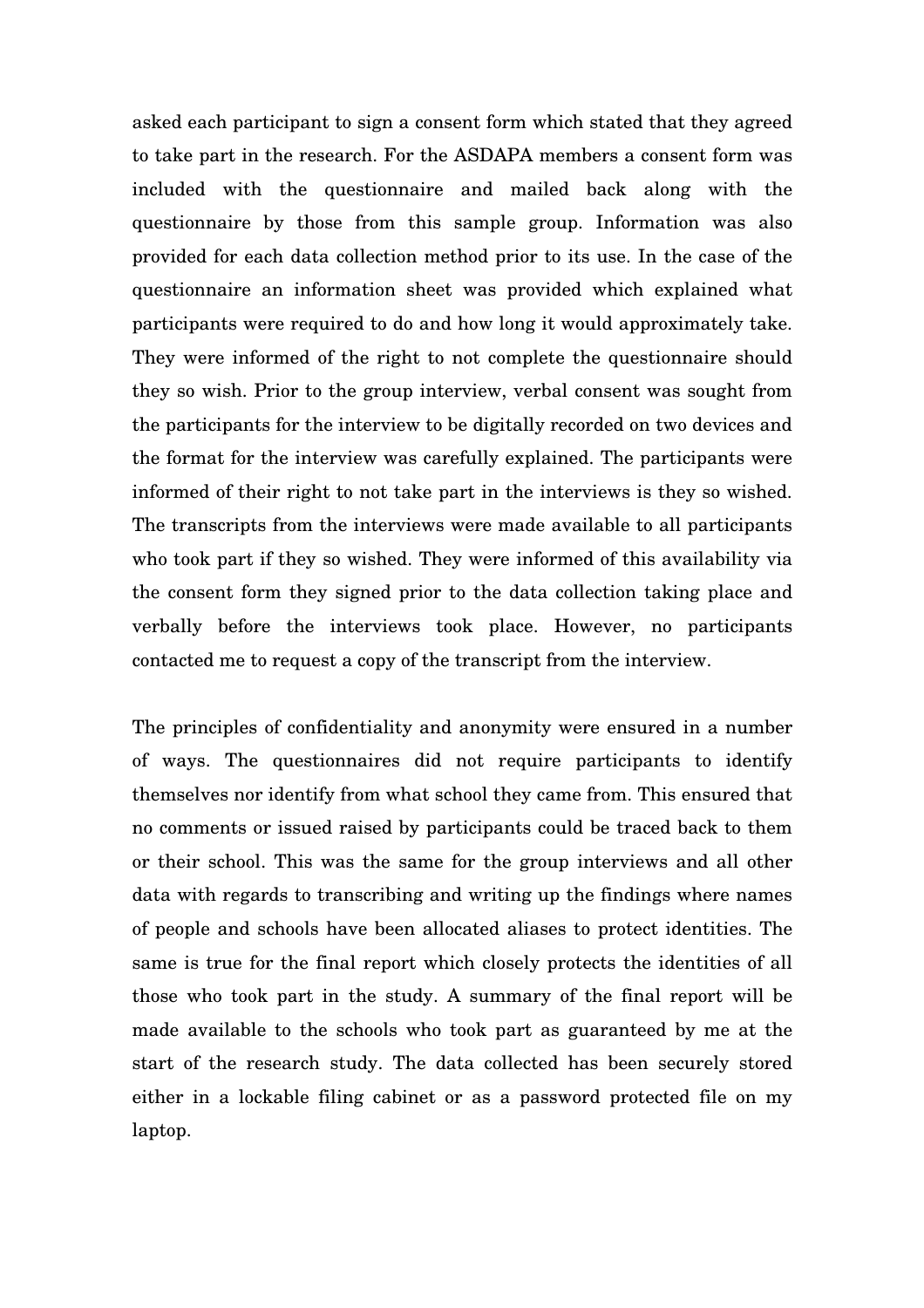asked each participant to sign a consent form which stated that they agreed to take part in the research. For the ASDAPA members a consent form was included with the questionnaire and mailed back along with the questionnaire by those from this sample group. Information was also provided for each data collection method prior to its use. In the case of the questionnaire an information sheet was provided which explained what participants were required to do and how long it would approximately take. They were informed of the right to not complete the questionnaire should they so wish. Prior to the group interview, verbal consent was sought from the participants for the interview to be digitally recorded on two devices and the format for the interview was carefully explained. The participants were informed of their right to not take part in the interviews is they so wished. The transcripts from the interviews were made available to all participants who took part if they so wished. They were informed of this availability via the consent form they signed prior to the data collection taking place and verbally before the interviews took place. However, no participants contacted me to request a copy of the transcript from the interview.

The principles of confidentiality and anonymity were ensured in a number of ways. The questionnaires did not require participants to identify themselves nor identify from what school they came from. This ensured that no comments or issued raised by participants could be traced back to them or their school. This was the same for the group interviews and all other data with regards to transcribing and writing up the findings where names of people and schools have been allocated aliases to protect identities. The same is true for the final report which closely protects the identities of all those who took part in the study. A summary of the final report will be made available to the schools who took part as guaranteed by me at the start of the research study. The data collected has been securely stored either in a lockable filing cabinet or as a password protected file on my laptop.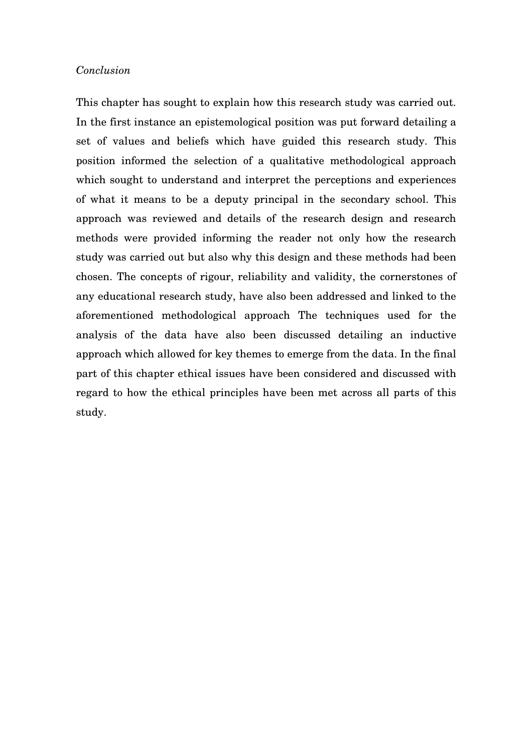*Conclusion*

This chapter has sought to explain how this research study was carried out. In the first instance an epistemological position was put forward detailing a set of values and beliefs which have guided this research study. This position informed the selection of a qualitative methodological approach which sought to understand and interpret the perceptions and experiences of what it means to be a deputy principal in the secondary school. This approach was reviewed and details of the research design and research methods were provided informing the reader not only how the research study was carried out but also why this design and these methods had been chosen. The concepts of rigour, reliability and validity, the cornerstones of any educational research study, have also been addressed and linked to the aforementioned methodological approach The techniques used for the analysis of the data have also been discussed detailing an inductive approach which allowed for key themes to emerge from the data. In the final part of this chapter ethical issues have been considered and discussed with regard to how the ethical principles have been met across all parts of this study.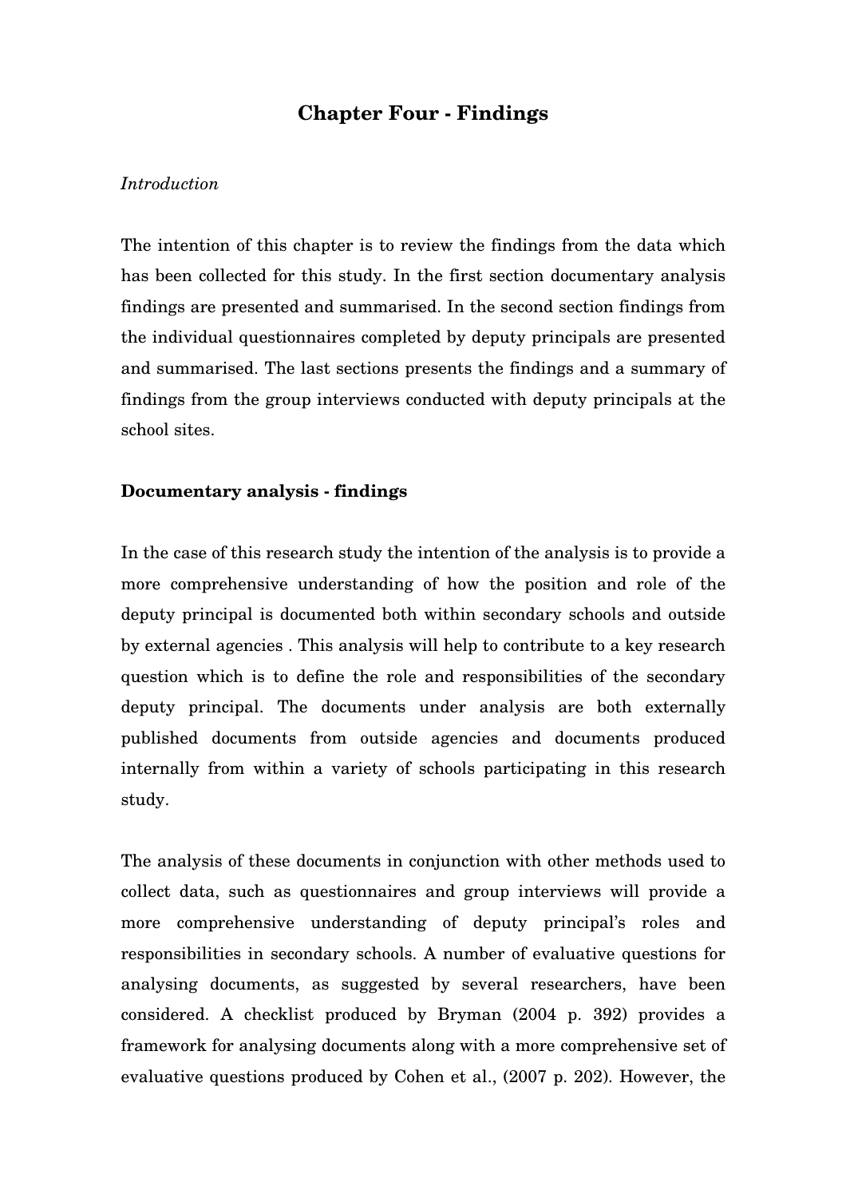# Chapter Four - Findings

*Introduction*

The intention of this chapter is to review the findings from the data which has been collected for this study. In the first section documentary analysis findings are presented and summarised. In the second section findings from the individual questionnaires completed by deputy principals are presented and summarised. The last sections presents the findings and a summary of findings from the group interviews conducted with deputy principals at the school sites.

**Documentary analysis - findings**

In the case of this research study the intention of the analysis is to provide a more comprehensive understanding of how the position and role of the deputy principal is documented both within secondary schools and outside by external agencies . This analysis will help to contribute to a key research question which is to define the role and responsibilities of the secondary deputy principal. The documents under analysis are both externally published documents from outside agencies and documents produced internally from within a variety of schools participating in this research study.

The analysis of these documents in conjunction with other methods used to collect data, such as questionnaires and group interviews will provide a more comprehensive understanding of deputy principal's roles and responsibilities in secondary schools. A number of evaluative questions for analysing documents, as suggested by several researchers, have been considered. A checklist produced by Bryman (2004 p. 392) provides a framework for analysing documents along with a more comprehensive set of evaluative questions produced by Cohen et al., (2007 p. 202). However, the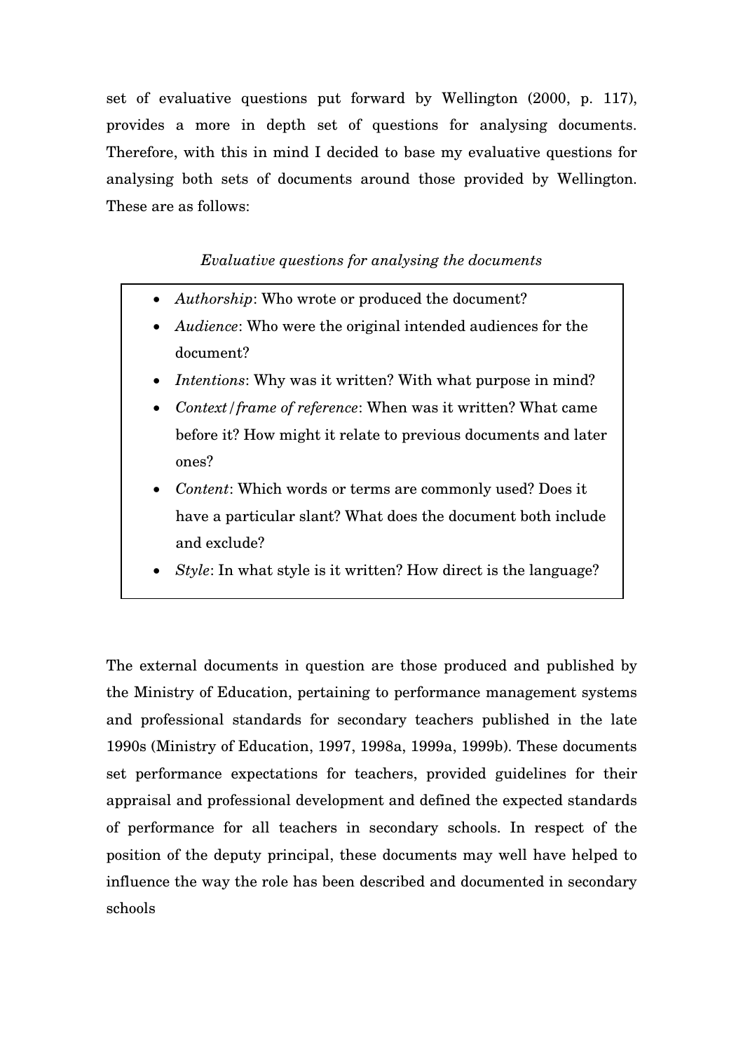set of evaluative questions put forward by Wellington (2000, p. 117), provides a more in depth set of questions for analysing documents. Therefore, with this in mind I decided to base my evaluative questions for analysing both sets of documents around those provided by Wellington. These are as follows:

*Evaluative questions for analysing the documents*

- *Authorship*: Who wrote or produced the document?
- *Audience*: Who were the original intended audiences for the document?
- *Intentions*: Why was it written? With what purpose in mind?
- *Context/frame of reference*: When was it written? What came before it? How might it relate to previous documents and later ones?
- *Content*: Which words or terms are commonly used? Does it have a particular slant? What does the document both include and exclude?
- *Style*: In what style is it written? How direct is the language?

The external documents in question are those produced and published by the Ministry of Education, pertaining to performance management systems and professional standards for secondary teachers published in the late 1990s (Ministry of Education, 1997, 1998a, 1999a, 1999b). These documents set performance expectations for teachers, provided guidelines for their appraisal and professional development and defined the expected standards of performance for all teachers in secondary schools. In respect of the position of the deputy principal, these documents may well have helped to influence the way the role has been described and documented in secondary schools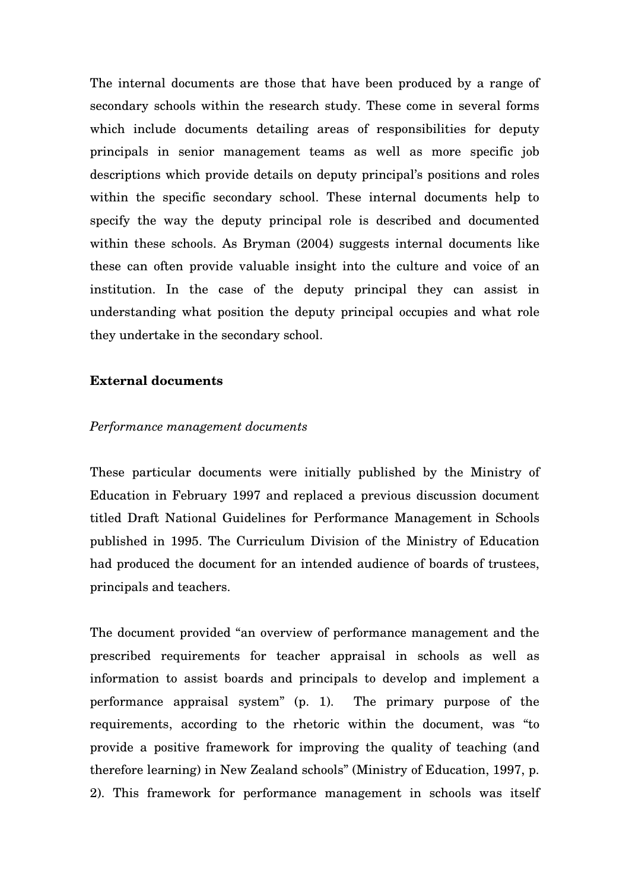The internal documents are those that have been produced by a range of secondary schools within the research study. These come in several forms which include documents detailing areas of responsibilities for deputy principals in senior management teams as well as more specific job descriptions which provide details on deputy principal's positions and roles within the specific secondary school. These internal documents help to specify the way the deputy principal role is described and documented within these schools. As Bryman (2004) suggests internal documents like these can often provide valuable insight into the culture and voice of an institution. In the case of the deputy principal they can assist in understanding what position the deputy principal occupies and what role they undertake in the secondary school.

## External documents

*Performance management documents*

These particular documents were initially published by the Ministry of Education in February 1997 and replaced a previous discussion document titled Draft National Guidelines for Performance Management in Schools published in 1995. The Curriculum Division of the Ministry of Education had produced the document for an intended audience of boards of trustees, principals and teachers.

The document provided "an overview of performance management and the prescribed requirements for teacher appraisal in schools as well as information to assist boards and principals to develop and implement a performance appraisal system" (p. 1). The primary purpose of the requirements, according to the rhetoric within the document, was "to provide a positive framework for improving the quality of teaching (and therefore learning) in New Zealand schools" (Ministry of Education, 1997, p. 2). This framework for performance management in schools was itself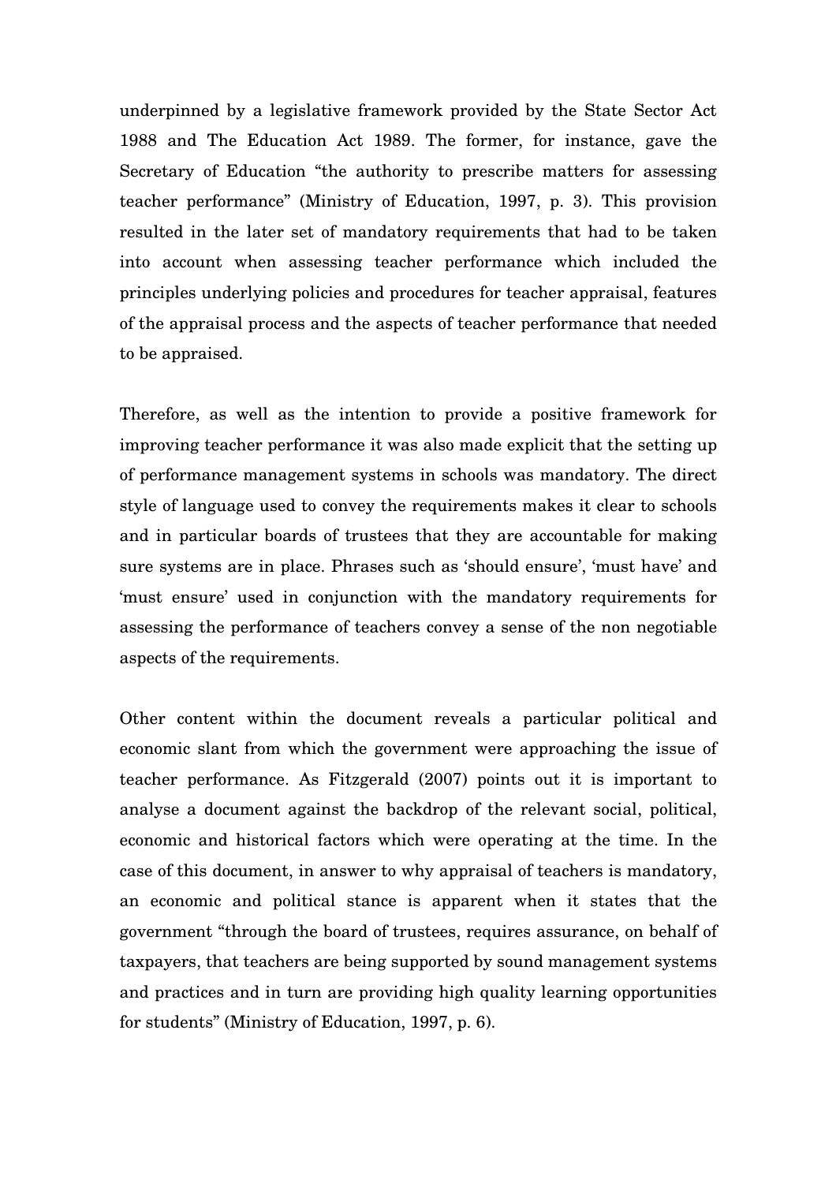underpinned by a legislative framework provided by the State Sector Act 1988 and The Education Act 1989. The former, for instance, gave the Secretary of Education "the authority to prescribe matters for assessing teacher performance" (Ministry of Education, 1997, p. 3). This provision resulted in the later set of mandatory requirements that had to be taken into account when assessing teacher performance which included the principles underlying policies and procedures for teacher appraisal, features of the appraisal process and the aspects of teacher performance that needed to be appraised.

Therefore, as well as the intention to provide a positive framework for improving teacher performance it was also made explicit that the setting up of performance management systems in schools was mandatory. The direct style of language used to convey the requirements makes it clear to schools and in particular boards of trustees that they are accountable for making sure systems are in place. Phrases such as 'should ensure', 'must have' and 'must ensure' used in conjunction with the mandatory requirements for assessing the performance of teachers convey a sense of the non negotiable aspects of the requirements.

Other content within the document reveals a particular political and economic slant from which the government were approaching the issue of teacher performance. As Fitzgerald (2007) points out it is important to analyse a document against the backdrop of the relevant social, political, economic and historical factors which were operating at the time. In the case of this document, in answer to why appraisal of teachers is mandatory, an economic and political stance is apparent when it states that the government "through the board of trustees, requires assurance, on behalf of taxpayers, that teachers are being supported by sound management systems and practices and in turn are providing high quality learning opportunities for students" (Ministry of Education, 1997, p. 6).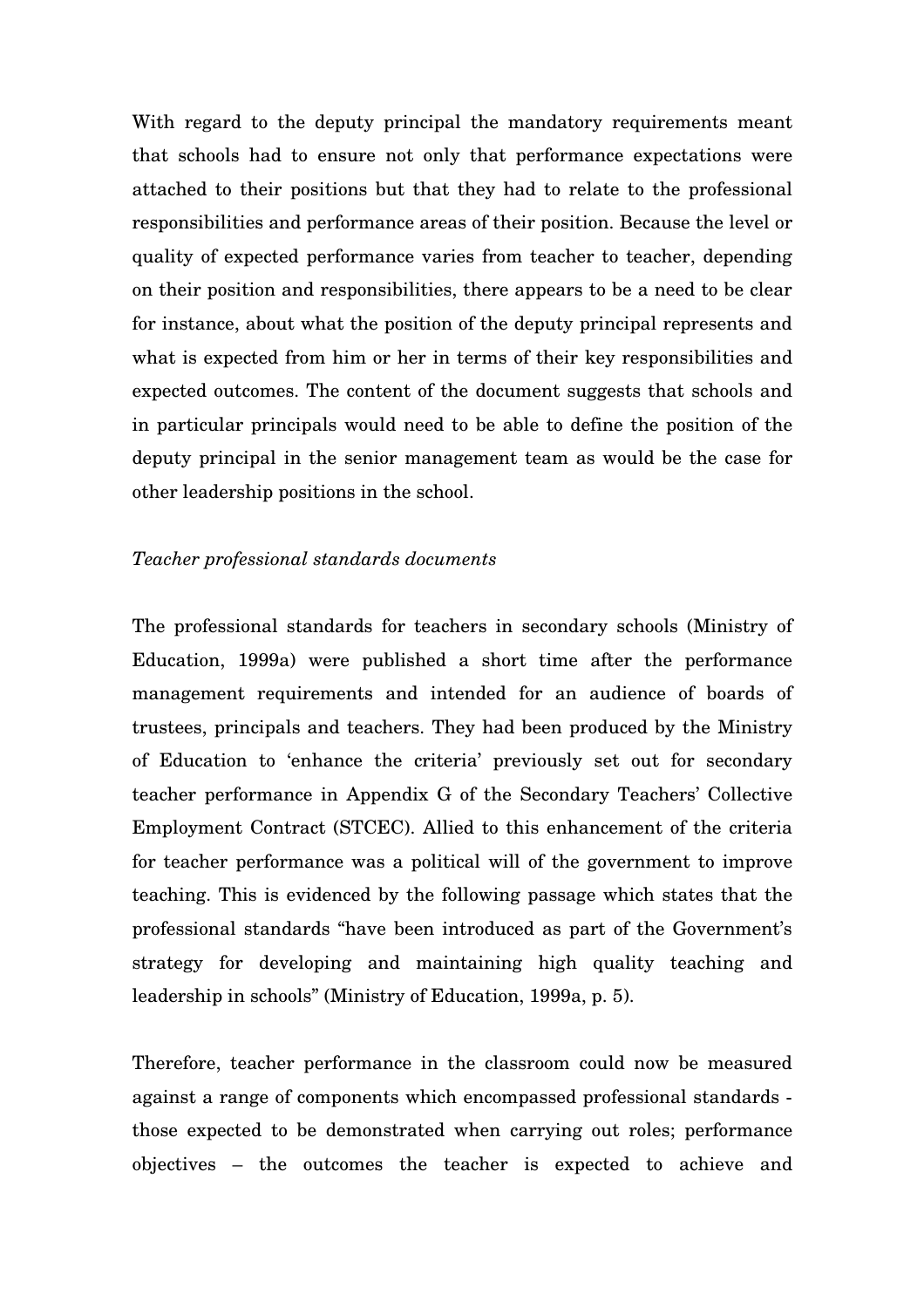With regard to the deputy principal the mandatory requirements meant that schools had to ensure not only that performance expectations were attached to their positions but that they had to relate to the professional responsibilities and performance areas of their position. Because the level or quality of expected performance varies from teacher to teacher, depending on their position and responsibilities, there appears to be a need to be clear for instance, about what the position of the deputy principal represents and what is expected from him or her in terms of their key responsibilities and expected outcomes. The content of the document suggests that schools and in particular principals would need to be able to define the position of the deputy principal in the senior management team as would be the case for other leadership positions in the school.

*Teacher professional standards documents*

The professional standards for teachers in secondary schools (Ministry of Education, 1999a) were published a short time after the performance management requirements and intended for an audience of boards of trustees, principals and teachers. They had been produced by the Ministry of Education to 'enhance the criteria' previously set out for secondary teacher performance in Appendix G of the Secondary Teachers' Collective Employment Contract (STCEC). Allied to this enhancement of the criteria for teacher performance was a political will of the government to improve teaching. This is evidenced by the following passage which states that the professional standards "have been introduced as part of the Government's strategy for developing and maintaining high quality teaching and leadership in schools" (Ministry of Education, 1999a, p. 5).

Therefore, teacher performance in the classroom could now be measured against a range of components which encompassed professional standards - those expected to be demonstrated when carrying out roles; performance objectives – the outcomes the teacher is expected to achieve and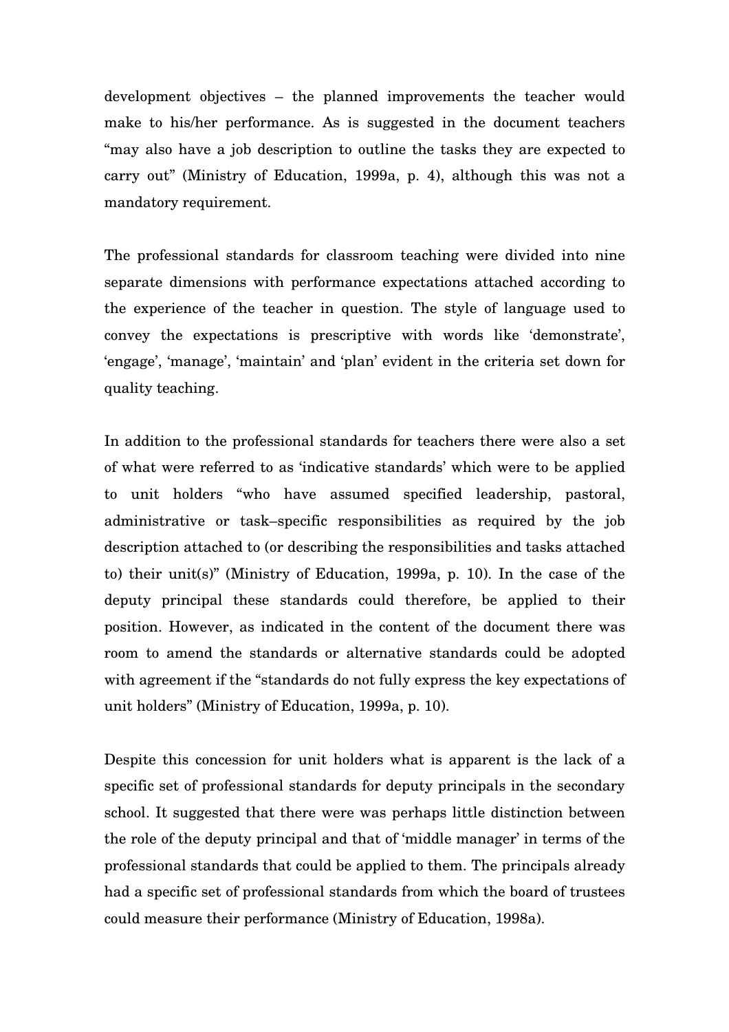development objectives – the planned improvements the teacher would make to his/her performance. As is suggested in the document teachers "may also have a job description to outline the tasks they are expected to carry out" (Ministry of Education, 1999a, p. 4), although this was not a mandatory requirement.

The professional standards for classroom teaching were divided into nine separate dimensions with performance expectations attached according to the experience of the teacher in question. The style of language used to convey the expectations is prescriptive with words like 'demonstrate', 'engage', 'manage', 'maintain' and 'plan' evident in the criteria set down for quality teaching.

In addition to the professional standards for teachers there were also a set of what were referred to as 'indicative standards' which were to be applied to unit holders "who have assumed specified leadership, pastoral, administrative or task–specific responsibilities as required by the job description attached to (or describing the responsibilities and tasks attached to) their unit(s)" (Ministry of Education, 1999a, p. 10). In the case of the deputy principal these standards could therefore, be applied to their position. However, as indicated in the content of the document there was room to amend the standards or alternative standards could be adopted with agreement if the "standards do not fully express the key expectations of unit holders" (Ministry of Education, 1999a, p. 10).

Despite this concession for unit holders what is apparent is the lack of a specific set of professional standards for deputy principals in the secondary school. It suggested that there were was perhaps little distinction between the role of the deputy principal and that of 'middle manager' in terms of the professional standards that could be applied to them. The principals already had a specific set of professional standards from which the board of trustees could measure their performance (Ministry of Education, 1998a).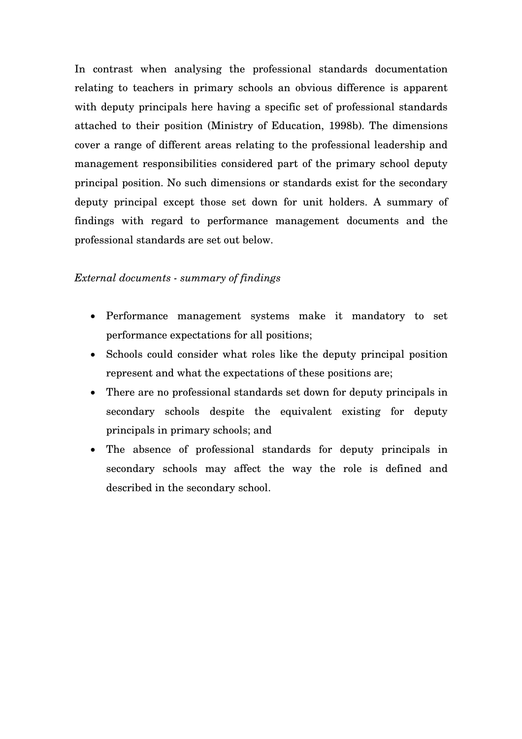In contrast when analysing the professional standards documentation relating to teachers in primary schools an obvious difference is apparent with deputy principals here having a specific set of professional standards attached to their position (Ministry of Education, 1998b). The dimensions cover a range of different areas relating to the professional leadership and management responsibilities considered part of the primary school deputy principal position. No such dimensions or standards exist for the secondary deputy principal except those set down for unit holders. A summary of findings with regard to performance management documents and the professional standards are set out below.

*External documents - summary of findings*

- Performance management systems make it mandatory to set performance expectations for all positions;
- Schools could consider what roles like the deputy principal position represent and what the expectations of these positions are;
- There are no professional standards set down for deputy principals in secondary schools despite the equivalent existing for deputy principals in primary schools; and
- The absence of professional standards for deputy principals in secondary schools may affect the way the role is defined and described in the secondary school.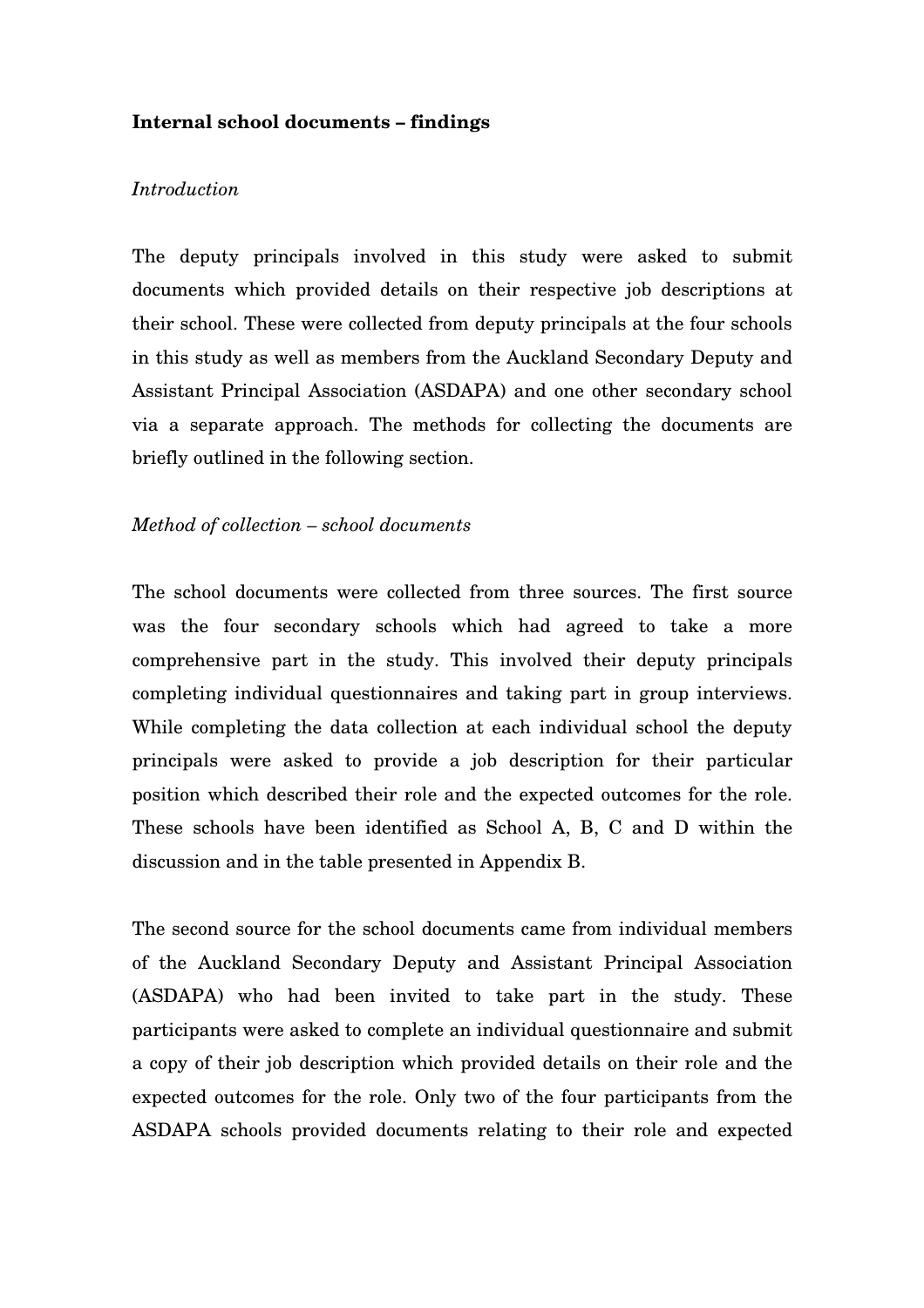**Internal school documents – findings**

*Introduction*

The deputy principals involved in this study were asked to submit documents which provided details on their respective job descriptions at their school. These were collected from deputy principals at the four schools in this study as well as members from the Auckland Secondary Deputy and Assistant Principal Association (ASDAPA) and one other secondary school via a separate approach. The methods for collecting the documents are briefly outlined in the following section.

*Method of collection – school documents*

The school documents were collected from three sources. The first source was the four secondary schools which had agreed to take a more comprehensive part in the study. This involved their deputy principals completing individual questionnaires and taking part in group interviews. While completing the data collection at each individual school the deputy principals were asked to provide a job description for their particular position which described their role and the expected outcomes for the role. These schools have been identified as School A, B, C and D within the discussion and in the table presented in Appendix B.

The second source for the school documents came from individual members of the Auckland Secondary Deputy and Assistant Principal Association (ASDAPA) who had been invited to take part in the study. These participants were asked to complete an individual questionnaire and submit a copy of their job description which provided details on their role and the expected outcomes for the role. Only two of the four participants from the ASDAPA schools provided documents relating to their role and expected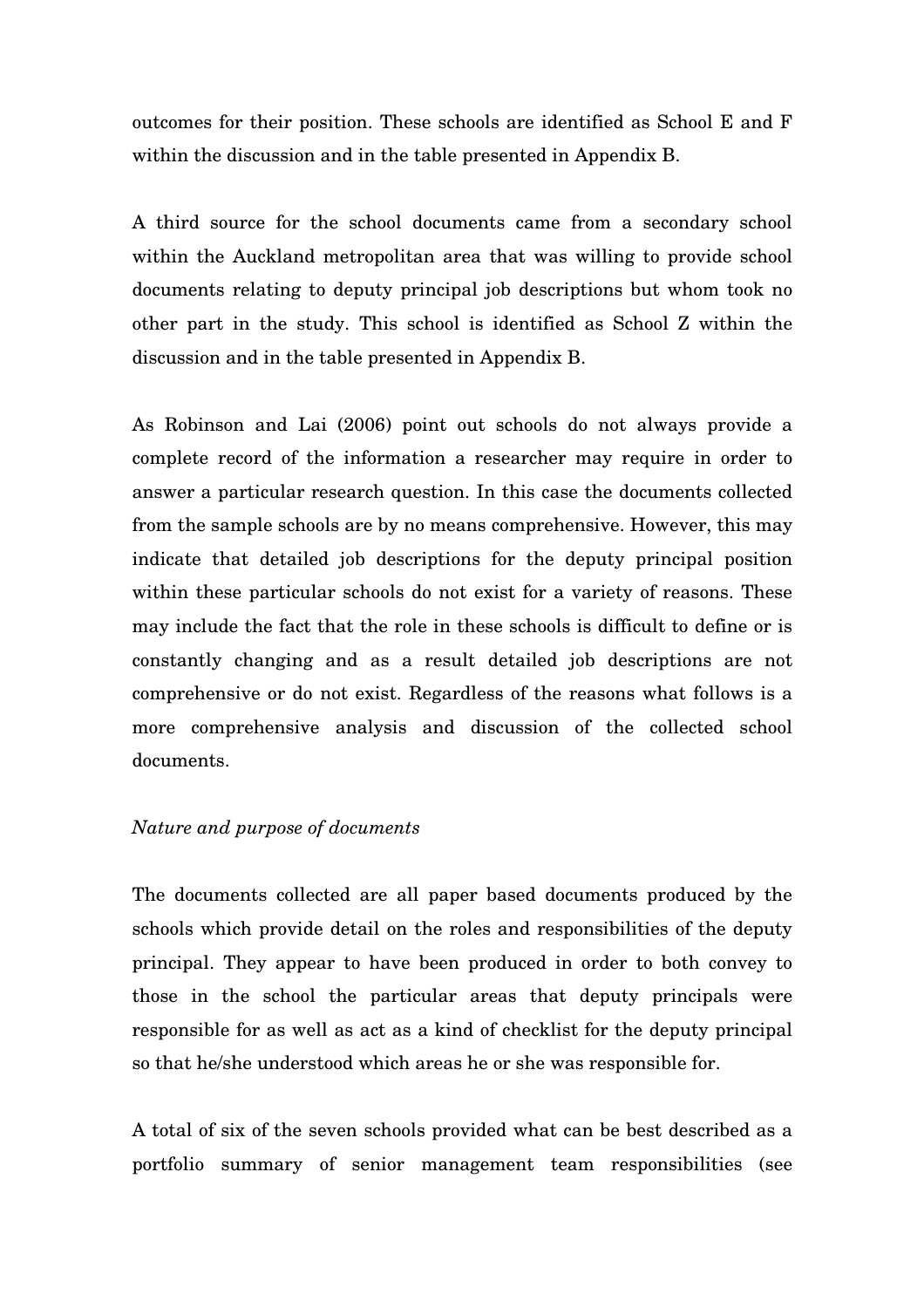outcomes for their position. These schools are identified as School E and F within the discussion and in the table presented in Appendix B.

A third source for the school documents came from a secondary school within the Auckland metropolitan area that was willing to provide school documents relating to deputy principal job descriptions but whom took no other part in the study. This school is identified as School Z within the discussion and in the table presented in Appendix B.

As Robinson and Lai (2006) point out schools do not always provide a complete record of the information a researcher may require in order to answer a particular research question. In this case the documents collected from the sample schools are by no means comprehensive. However, this may indicate that detailed job descriptions for the deputy principal position within these particular schools do not exist for a variety of reasons. These may include the fact that the role in these schools is difficult to define or is constantly changing and as a result detailed job descriptions are not comprehensive or do not exist. Regardless of the reasons what follows is a more comprehensive analysis and discussion of the collected school documents.

*Nature and purpose of documents*

The documents collected are all paper based documents produced by the schools which provide detail on the roles and responsibilities of the deputy principal. They appear to have been produced in order to both convey to those in the school the particular areas that deputy principals were responsible for as well as act as a kind of checklist for the deputy principal so that he/she understood which areas he or she was responsible for.

A total of six of the seven schools provided what can be best described as a portfolio summary of senior management team responsibilities (see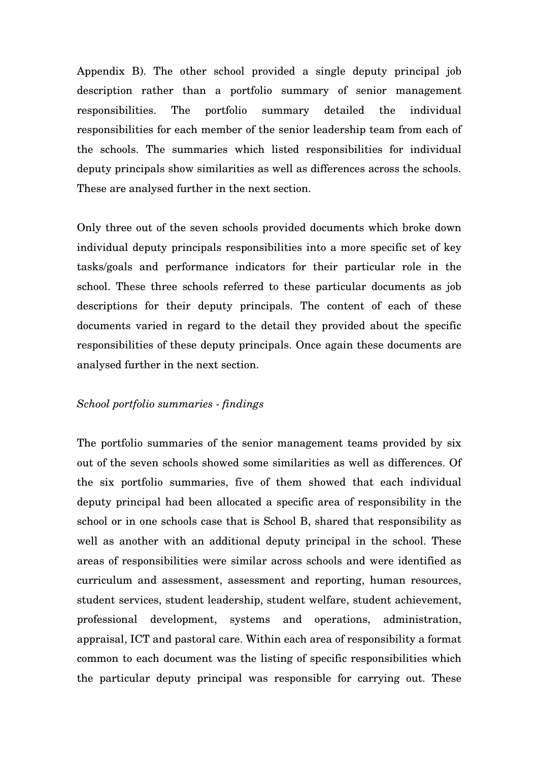Appendix B). The other school provided a single deputy principal job description rather than a portfolio summary of senior management responsibilities. The portfolio summary detailed the individual responsibilities for each member of the senior leadership team from each of the schools. The summaries which listed responsibilities for individual deputy principals show similarities as well as differences across the schools. These are analysed further in the next section.

Only three out of the seven schools provided documents which broke down individual deputy principals responsibilities into a more specific set of key tasks/goals and performance indicators for their particular role in the school. These three schools referred to these particular documents as job descriptions for their deputy principals. The content of each of these documents varied in regard to the detail they provided about the specific responsibilities of these deputy principals. Once again these documents are analysed further in the next section.

*School portfolio summaries - findings*

The portfolio summaries of the senior management teams provided by six out of the seven schools showed some similarities as well as differences. Of the six portfolio summaries, five of them showed that each individual deputy principal had been allocated a specific area of responsibility in the school or in one schools case that is School B, shared that responsibility as well as another with an additional deputy principal in the school. These areas of responsibilities were similar across schools and were identified as curriculum and assessment, assessment and reporting, human resources, student services, student leadership, student welfare, student achievement, professional development, systems and operations, administration, appraisal, ICT and pastoral care. Within each area of responsibility a format common to each document was the listing of specific responsibilities which the particular deputy principal was responsible for carrying out. These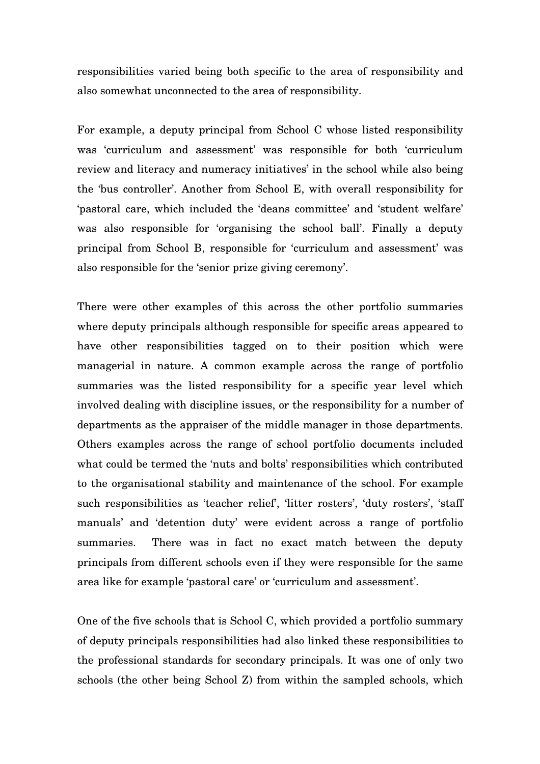responsibilities varied being both specific to the area of responsibility and also somewhat unconnected to the area of responsibility.

For example, a deputy principal from School C whose listed responsibility was 'curriculum and assessment' was responsible for both 'curriculum review and literacy and numeracy initiatives' in the school while also being the 'bus controller'. Another from School E, with overall responsibility for 'pastoral care, which included the 'deans committee' and 'student welfare' was also responsible for 'organising the school ball'. Finally a deputy principal from School B, responsible for 'curriculum and assessment' was also responsible for the 'senior prize giving ceremony'.

There were other examples of this across the other portfolio summaries where deputy principals although responsible for specific areas appeared to have other responsibilities tagged on to their position which were managerial in nature. A common example across the range of portfolio summaries was the listed responsibility for a specific year level which involved dealing with discipline issues, or the responsibility for a number of departments as the appraiser of the middle manager in those departments. Others examples across the range of school portfolio documents included what could be termed the 'nuts and bolts' responsibilities which contributed to the organisational stability and maintenance of the school. For example such responsibilities as 'teacher relief', 'litter rosters', 'duty rosters', 'staff manuals' and 'detention duty' were evident across a range of portfolio summaries. There was in fact no exact match between the deputy principals from different schools even if they were responsible for the same area like for example 'pastoral care' or 'curriculum and assessment'.

One of the five schools that is School C, which provided a portfolio summary of deputy principals responsibilities had also linked these responsibilities to the professional standards for secondary principals. It was one of only two schools (the other being School Z) from within the sampled schools, which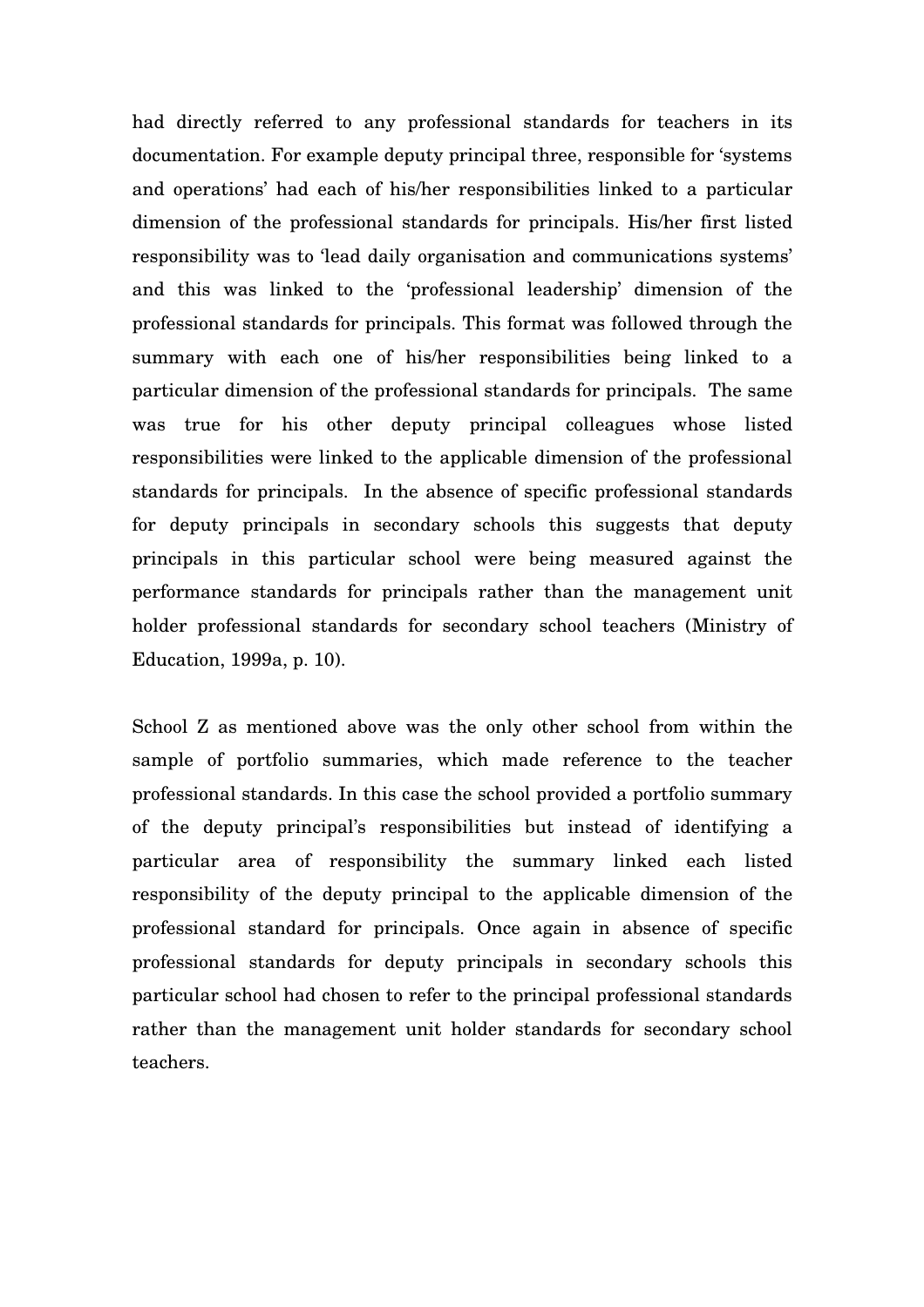had directly referred to any professional standards for teachers in its documentation. For example deputy principal three, responsible for 'systems and operations' had each of his/her responsibilities linked to a particular dimension of the professional standards for principals. His/her first listed responsibility was to 'lead daily organisation and communications systems' and this was linked to the 'professional leadership' dimension of the professional standards for principals. This format was followed through the summary with each one of his/her responsibilities being linked to a particular dimension of the professional standards for principals. The same was true for his other deputy principal colleagues whose listed responsibilities were linked to the applicable dimension of the professional standards for principals. In the absence of specific professional standards for deputy principals in secondary schools this suggests that deputy principals in this particular school were being measured against the performance standards for principals rather than the management unit holder professional standards for secondary school teachers (Ministry of Education, 1999a, p. 10).

School Z as mentioned above was the only other school from within the sample of portfolio summaries, which made reference to the teacher professional standards. In this case the school provided a portfolio summary of the deputy principal's responsibilities but instead of identifying a particular area of responsibility the summary linked each listed responsibility of the deputy principal to the applicable dimension of the professional standard for principals. Once again in absence of specific professional standards for deputy principals in secondary schools this particular school had chosen to refer to the principal professional standards rather than the management unit holder standards for secondary school teachers.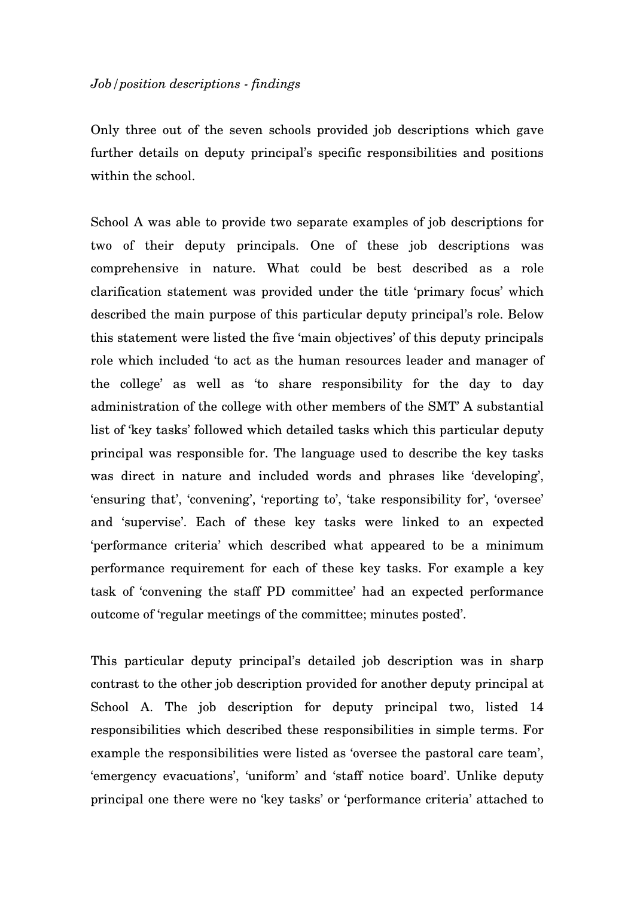*Job/position descriptions - findings*

Only three out of the seven schools provided job descriptions which gave further details on deputy principal's specific responsibilities and positions within the school.

School A was able to provide two separate examples of job descriptions for two of their deputy principals. One of these job descriptions was comprehensive in nature. What could be best described as a role clarification statement was provided under the title 'primary focus' which described the main purpose of this particular deputy principal's role. Below this statement were listed the five 'main objectives' of this deputy principals role which included 'to act as the human resources leader and manager of the college' as well as 'to share responsibility for the day to day administration of the college with other members of the SMT" A substantial list of 'key tasks' followed which detailed tasks which this particular deputy principal was responsible for. The language used to describe the key tasks was direct in nature and included words and phrases like 'developing', 'ensuring that', 'convening', 'reporting to', 'take responsibility for', 'oversee' and 'supervise'. Each of these key tasks were linked to an expected 'performance criteria' which described what appeared to be a minimum performance requirement for each of these key tasks. For example a key task of 'convening the staff PD committee' had an expected performance outcome of 'regular meetings of the committee; minutes posted'.

This particular deputy principal's detailed job description was in sharp contrast to the other job description provided for another deputy principal at School A. The job description for deputy principal two, listed 14 responsibilities which described these responsibilities in simple terms. For example the responsibilities were listed as 'oversee the pastoral care team', 'emergency evacuations', 'uniform' and 'staff notice board'. Unlike deputy principal one there were no 'key tasks' or 'performance criteria' attached to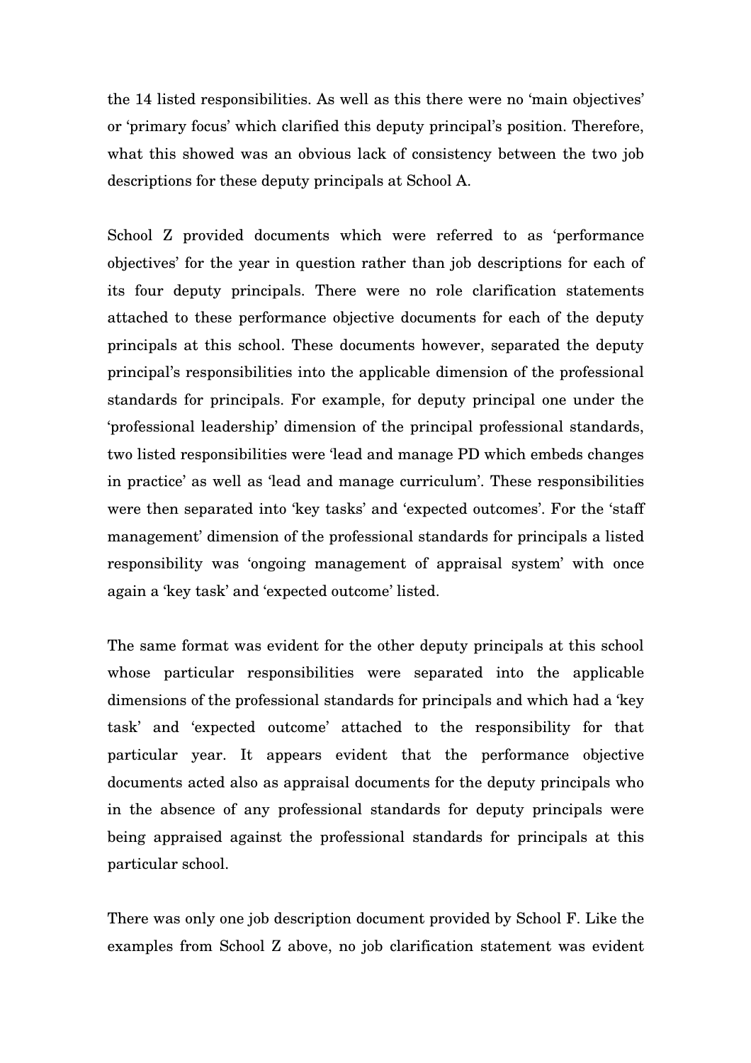the 14 listed responsibilities. As well as this there were no 'main objectives' or 'primary focus' which clarified this deputy principal's position. Therefore, what this showed was an obvious lack of consistency between the two job descriptions for these deputy principals at School A.

School Z provided documents which were referred to as 'performance objectives' for the year in question rather than job descriptions for each of its four deputy principals. There were no role clarification statements attached to these performance objective documents for each of the deputy principals at this school. These documents however, separated the deputy principal's responsibilities into the applicable dimension of the professional standards for principals. For example, for deputy principal one under the 'professional leadership' dimension of the principal professional standards, two listed responsibilities were 'lead and manage PD which embeds changes in practice' as well as 'lead and manage curriculum'. These responsibilities were then separated into 'key tasks' and 'expected outcomes'. For the 'staff management' dimension of the professional standards for principals a listed responsibility was 'ongoing management of appraisal system' with once again a 'key task' and 'expected outcome' listed.

The same format was evident for the other deputy principals at this school whose particular responsibilities were separated into the applicable dimensions of the professional standards for principals and which had a 'key task' and 'expected outcome' attached to the responsibility for that particular year. It appears evident that the performance objective documents acted also as appraisal documents for the deputy principals who in the absence of any professional standards for deputy principals were being appraised against the professional standards for principals at this particular school.

There was only one job description document provided by School F. Like the examples from School Z above, no job clarification statement was evident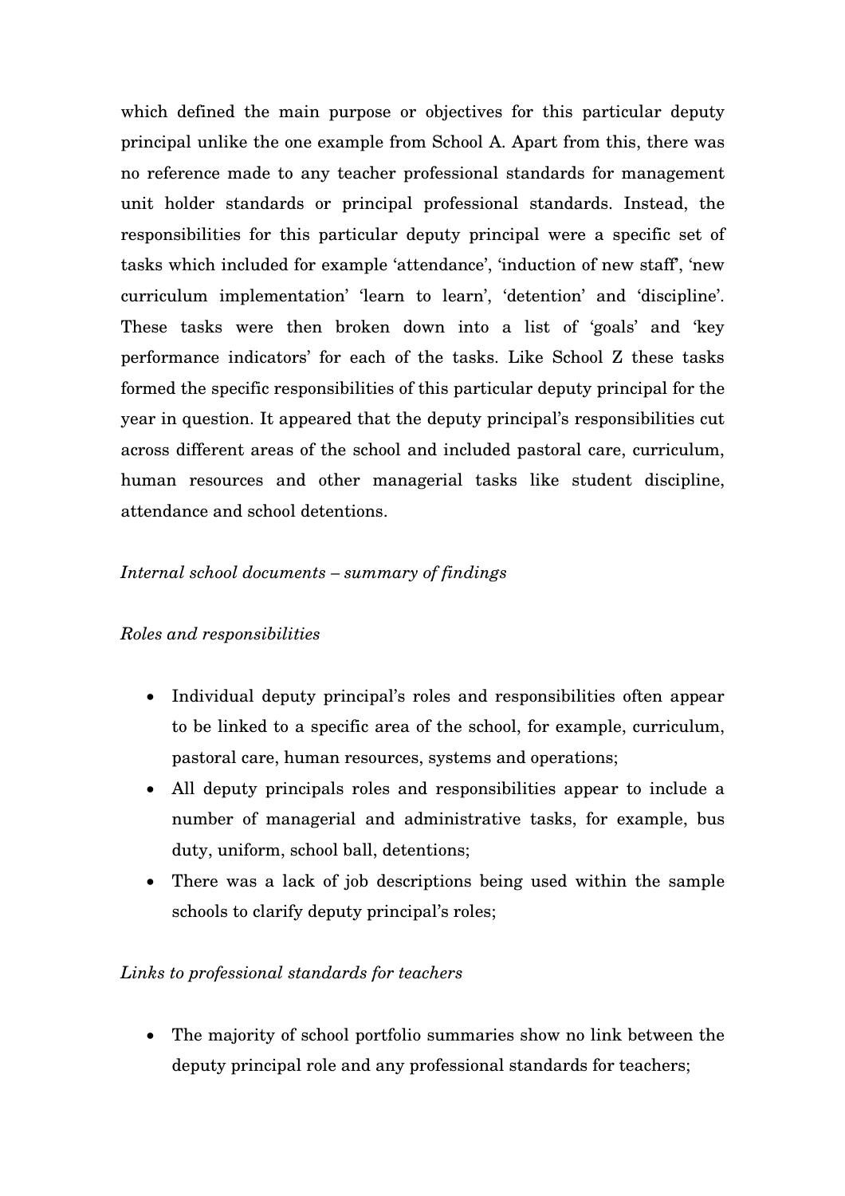which defined the main purpose or objectives for this particular deputy principal unlike the one example from School A. Apart from this, there was no reference made to any teacher professional standards for management unit holder standards or principal professional standards. Instead, the responsibilities for this particular deputy principal were a specific set of tasks which included for example 'attendance', 'induction of new staff', 'new curriculum implementation' 'learn to learn', 'detention' and 'discipline'. These tasks were then broken down into a list of 'goals' and 'key performance indicators' for each of the tasks. Like School Z these tasks formed the specific responsibilities of this particular deputy principal for the year in question. It appeared that the deputy principal's responsibilities cut across different areas of the school and included pastoral care, curriculum, human resources and other managerial tasks like student discipline, attendance and school detentions.

*Internal school documents – summary of findings*

*Roles and responsibilities*

- Individual deputy principal's roles and responsibilities often appear to be linked to a specific area of the school, for example, curriculum, pastoral care, human resources, systems and operations;
- All deputy principals roles and responsibilities appear to include a number of managerial and administrative tasks, for example, bus duty, uniform, school ball, detentions;
- There was a lack of job descriptions being used within the sample schools to clarify deputy principal's roles;

*Links to professional standards for teachers*

- The majority of school portfolio summaries show no link between the deputy principal role and any professional standards for teachers;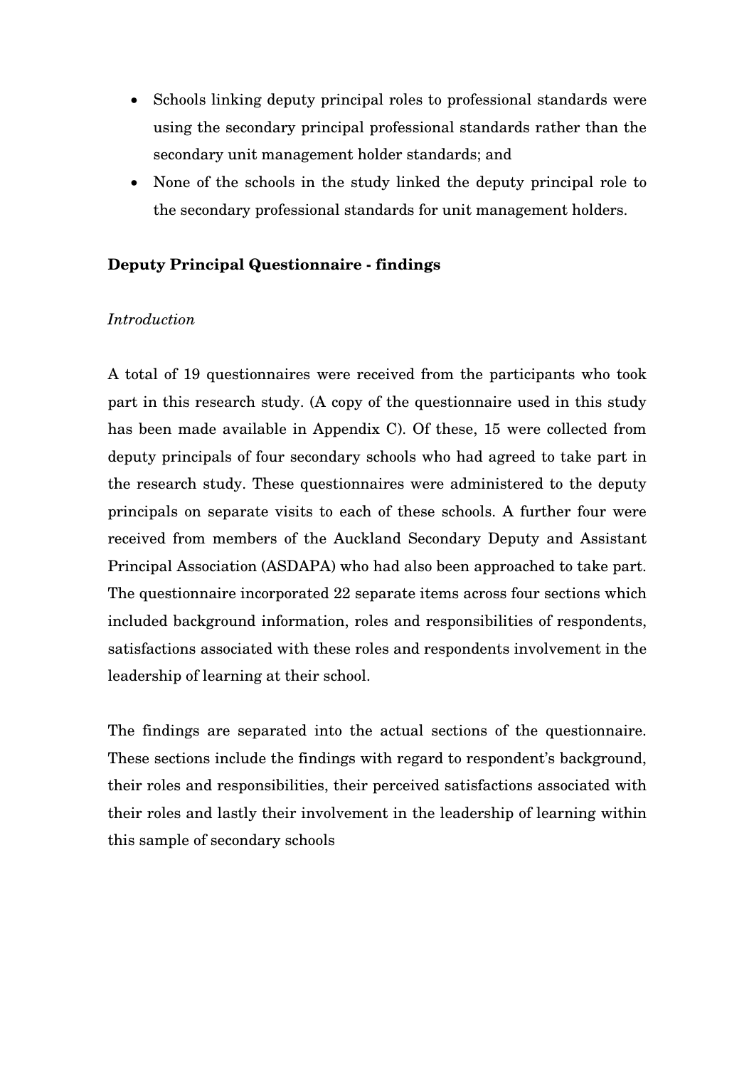- Schools linking deputy principal roles to professional standards were using the secondary principal professional standards rather than the secondary unit management holder standards; and
- None of the schools in the study linked the deputy principal role to the secondary professional standards for unit management holders.

**Deputy Principal Questionnaire - findings**

*Introduction*

A total of 19 questionnaires were received from the participants who took part in this research study. (A copy of the questionnaire used in this study has been made available in Appendix C). Of these, 15 were collected from deputy principals of four secondary schools who had agreed to take part in the research study. These questionnaires were administered to the deputy principals on separate visits to each of these schools. A further four were received from members of the Auckland Secondary Deputy and Assistant Principal Association (ASDAPA) who had also been approached to take part. The questionnaire incorporated 22 separate items across four sections which included background information, roles and responsibilities of respondents, satisfactions associated with these roles and respondents involvement in the leadership of learning at their school.

The findings are separated into the actual sections of the questionnaire. These sections include the findings with regard to respondent's background, their roles and responsibilities, their perceived satisfactions associated with their roles and lastly their involvement in the leadership of learning within this sample of secondary schools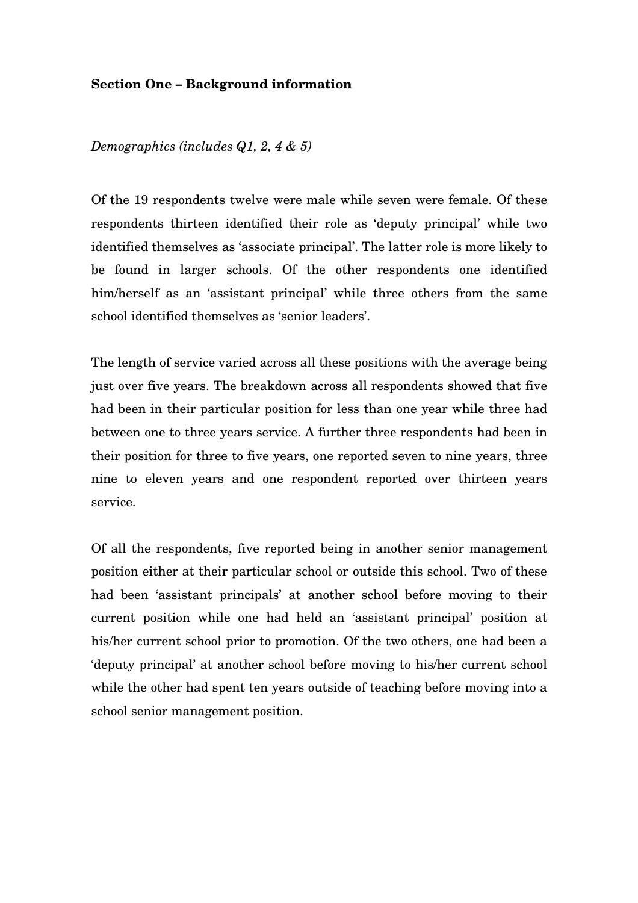**Section One – Background information**

*Demographics (includes Q1, 2, 4 & 5)*

Of the 19 respondents twelve were male while seven were female. Of these respondents thirteen identified their role as 'deputy principal' while two identified themselves as 'associate principal'. The latter role is more likely to be found in larger schools. Of the other respondents one identified him/herself as an 'assistant principal' while three others from the same school identified themselves as 'senior leaders'.

The length of service varied across all these positions with the average being just over five years. The breakdown across all respondents showed that five had been in their particular position for less than one year while three had between one to three years service. A further three respondents had been in their position for three to five years, one reported seven to nine years, three nine to eleven years and one respondent reported over thirteen years service.

Of all the respondents, five reported being in another senior management position either at their particular school or outside this school. Two of these had been 'assistant principals' at another school before moving to their current position while one had held an 'assistant principal' position at his/her current school prior to promotion. Of the two others, one had been a 'deputy principal' at another school before moving to his/her current school while the other had spent ten years outside of teaching before moving into a school senior management position.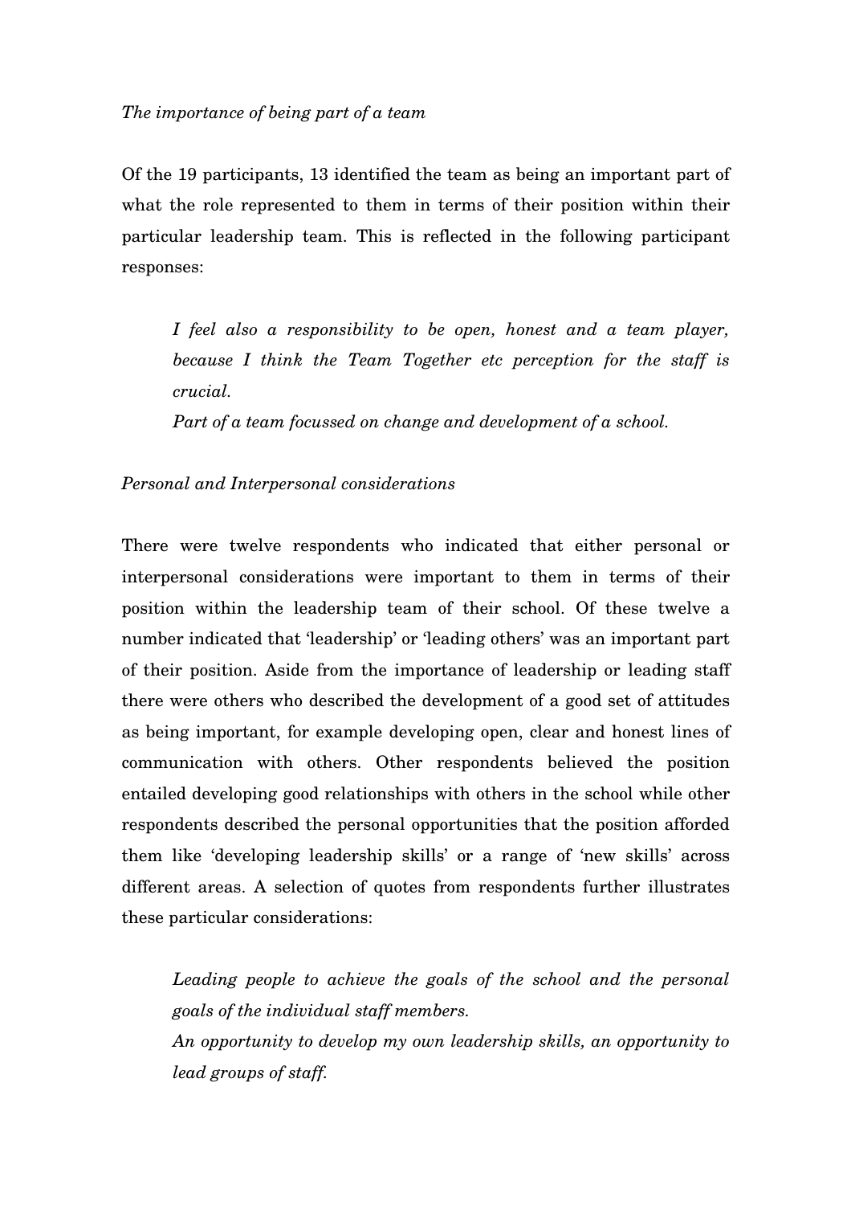*The importance of being part of a team*

Of the 19 participants, 13 identified the team as being an important part of what the role represented to them in terms of their position within their particular leadership team. This is reflected in the following participant responses:

> *I feel also a responsibility to be open, honest and a team player, because I think the Team Together etc perception for the staff is crucial.*
>
> *Part of a team focussed on change and development of a school.*

*Personal and Interpersonal considerations*

There were twelve respondents who indicated that either personal or interpersonal considerations were important to them in terms of their position within the leadership team of their school. Of these twelve a number indicated that 'leadership' or 'leading others' was an important part of their position. Aside from the importance of leadership or leading staff there were others who described the development of a good set of attitudes as being important, for example developing open, clear and honest lines of communication with others. Other respondents believed the position entailed developing good relationships with others in the school while other respondents described the personal opportunities that the position afforded them like 'developing leadership skills' or a range of 'new skills' across different areas. A selection of quotes from respondents further illustrates these particular considerations:

> *Leading people to achieve the goals of the school and the personal goals of the individual staff members.*
>
> *An opportunity to develop my own leadership skills, an opportunity to lead groups of staff.*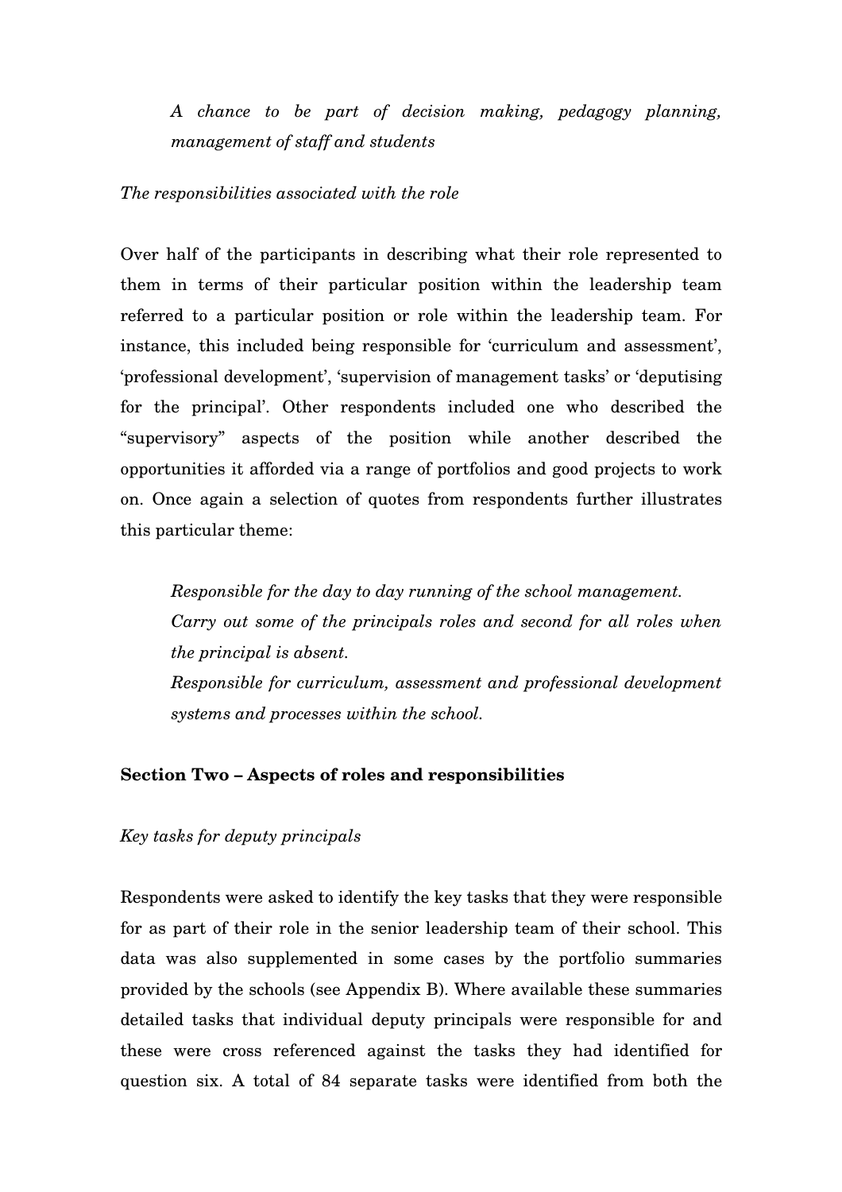*A chance to be part of decision making, pedagogy planning, management of staff and students*

*The responsibilities associated with the role*

Over half of the participants in describing what their role represented to them in terms of their particular position within the leadership team referred to a particular position or role within the leadership team. For instance, this included being responsible for 'curriculum and assessment', 'professional development', 'supervision of management tasks' or 'deputising for the principal'. Other respondents included one who described the "supervisory" aspects of the position while another described the opportunities it afforded via a range of portfolios and good projects to work on. Once again a selection of quotes from respondents further illustrates this particular theme:

> *Responsible for the day to day running of the school management.*
> *Carry out some of the principals roles and second for all roles when the principal is absent.*
> *Responsible for curriculum, assessment and professional development systems and processes within the school.*

**Section Two – Aspects of roles and responsibilities**

*Key tasks for deputy principals*

Respondents were asked to identify the key tasks that they were responsible for as part of their role in the senior leadership team of their school. This data was also supplemented in some cases by the portfolio summaries provided by the schools (see Appendix B). Where available these summaries detailed tasks that individual deputy principals were responsible for and these were cross referenced against the tasks they had identified for question six. A total of 84 separate tasks were identified from both the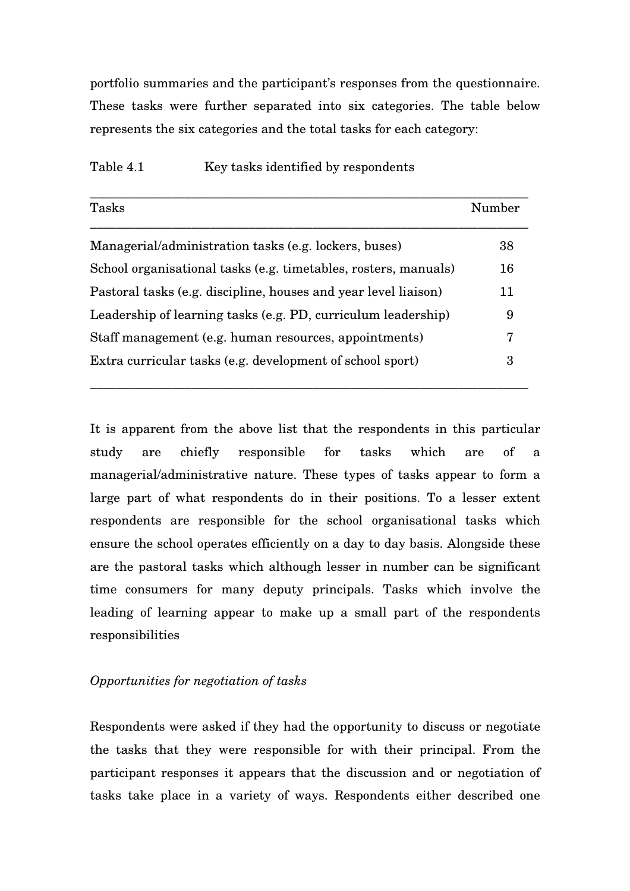portfolio summaries and the participant's responses from the questionnaire. These tasks were further separated into six categories. The table below represents the six categories and the total tasks for each category:

Table 4.1 Key tasks identified by respondents

| Tasks | Number |
|---|---|
| Managerial/administration tasks (e.g. lockers, buses) | 38 |
| School organisational tasks (e.g. timetables, rosters, manuals) | 16 |
| Pastoral tasks (e.g. discipline, houses and year level liaison) | 11 |
| Leadership of learning tasks (e.g. PD, curriculum leadership) | 9 |
| Staff management (e.g. human resources, appointments) | 7 |
| Extra curricular tasks (e.g. development of school sport) | 3 |

It is apparent from the above list that the respondents in this particular study are chiefly responsible for tasks which are of a managerial/administrative nature. These types of tasks appear to form a large part of what respondents do in their positions. To a lesser extent respondents are responsible for the school organisational tasks which ensure the school operates efficiently on a day to day basis. Alongside these are the pastoral tasks which although lesser in number can be significant time consumers for many deputy principals. Tasks which involve the leading of learning appear to make up a small part of the respondents responsibilities

*Opportunities for negotiation of tasks*

Respondents were asked if they had the opportunity to discuss or negotiate the tasks that they were responsible for with their principal. From the participant responses it appears that the discussion and or negotiation of tasks take place in a variety of ways. Respondents either described one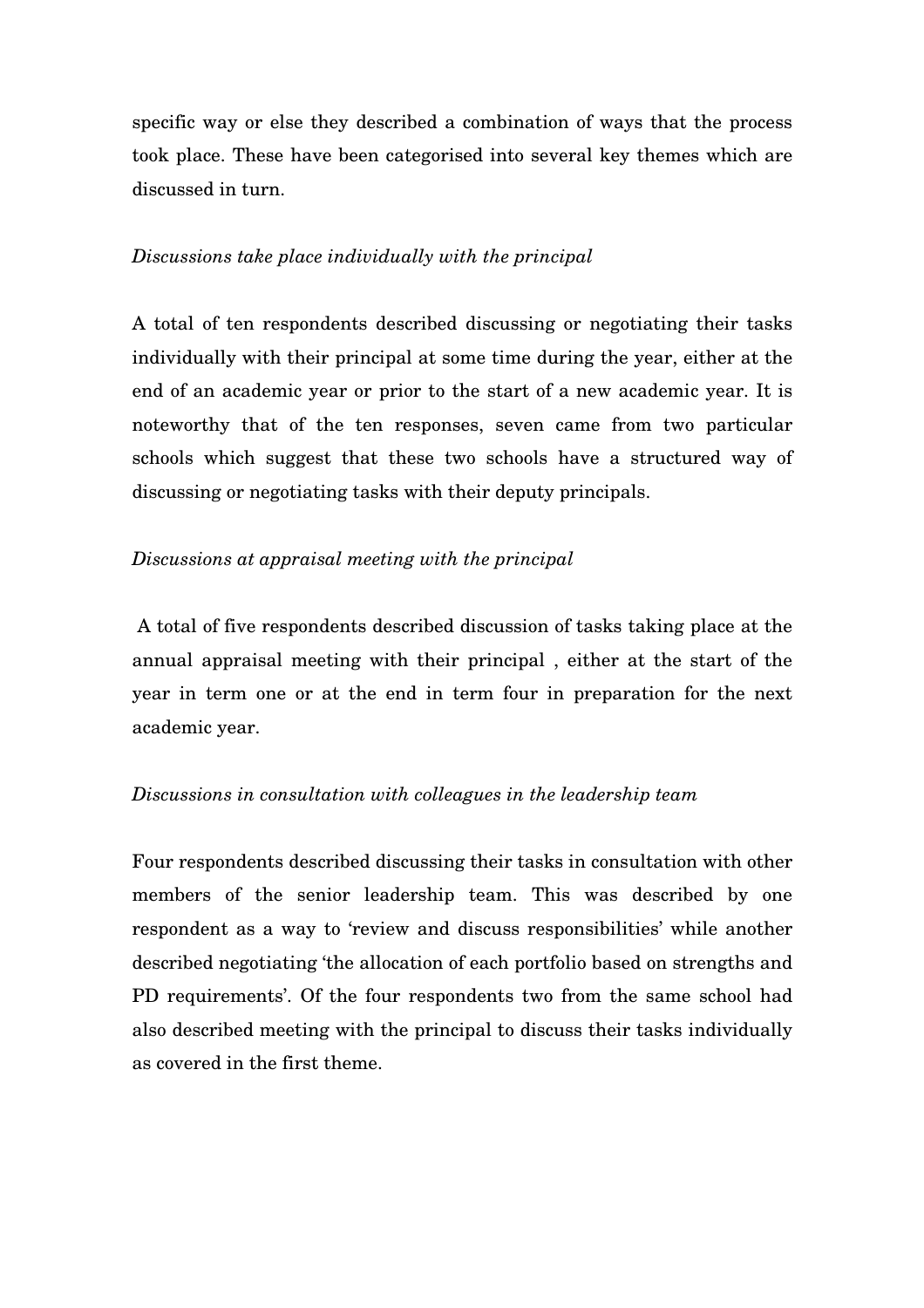specific way or else they described a combination of ways that the process took place. These have been categorised into several key themes which are discussed in turn.

*Discussions take place individually with the principal*

A total of ten respondents described discussing or negotiating their tasks individually with their principal at some time during the year, either at the end of an academic year or prior to the start of a new academic year. It is noteworthy that of the ten responses, seven came from two particular schools which suggest that these two schools have a structured way of discussing or negotiating tasks with their deputy principals.

*Discussions at appraisal meeting with the principal*

A total of five respondents described discussion of tasks taking place at the annual appraisal meeting with their principal , either at the start of the year in term one or at the end in term four in preparation for the next academic year.

*Discussions in consultation with colleagues in the leadership team*

Four respondents described discussing their tasks in consultation with other members of the senior leadership team. This was described by one respondent as a way to 'review and discuss responsibilities' while another described negotiating 'the allocation of each portfolio based on strengths and PD requirements'. Of the four respondents two from the same school had also described meeting with the principal to discuss their tasks individually as covered in the first theme.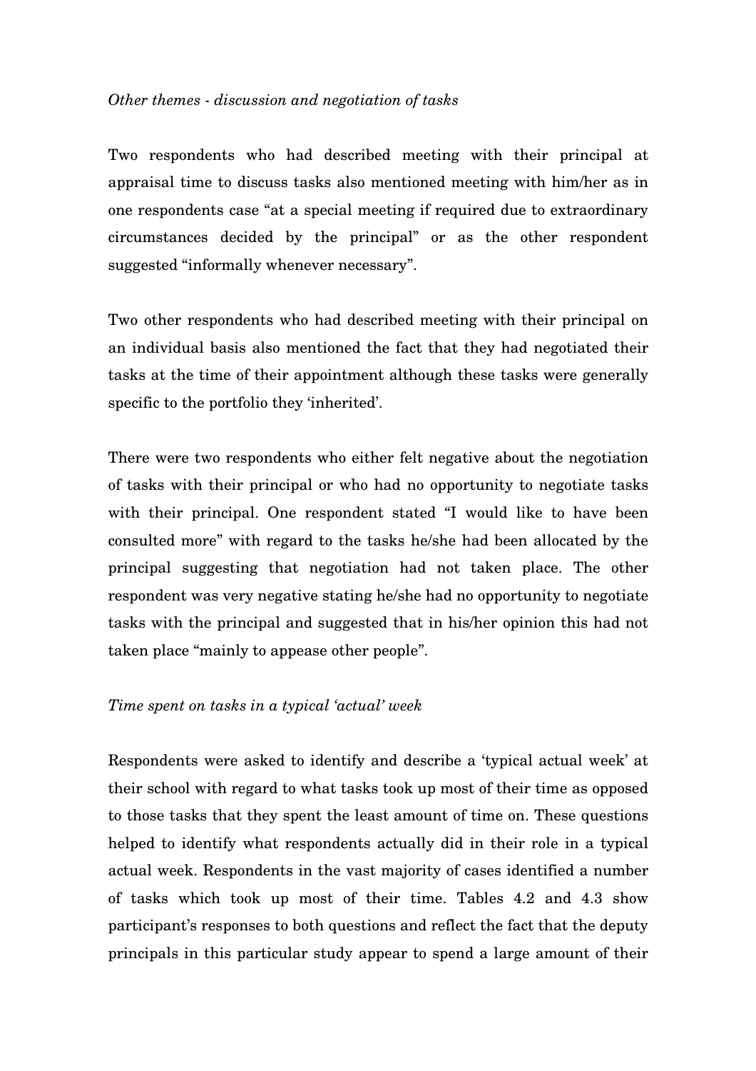*Other themes - discussion and negotiation of tasks*

Two respondents who had described meeting with their principal at appraisal time to discuss tasks also mentioned meeting with him/her as in one respondents case "at a special meeting if required due to extraordinary circumstances decided by the principal" or as the other respondent suggested "informally whenever necessary".

Two other respondents who had described meeting with their principal on an individual basis also mentioned the fact that they had negotiated their tasks at the time of their appointment although these tasks were generally specific to the portfolio they 'inherited'.

There were two respondents who either felt negative about the negotiation of tasks with their principal or who had no opportunity to negotiate tasks with their principal. One respondent stated "I would like to have been consulted more" with regard to the tasks he/she had been allocated by the principal suggesting that negotiation had not taken place. The other respondent was very negative stating he/she had no opportunity to negotiate tasks with the principal and suggested that in his/her opinion this had not taken place "mainly to appease other people".

*Time spent on tasks in a typical 'actual' week*

Respondents were asked to identify and describe a 'typical actual week' at their school with regard to what tasks took up most of their time as opposed to those tasks that they spent the least amount of time on. These questions helped to identify what respondents actually did in their role in a typical actual week. Respondents in the vast majority of cases identified a number of tasks which took up most of their time. Tables 4.2 and 4.3 show participant's responses to both questions and reflect the fact that the deputy principals in this particular study appear to spend a large amount of their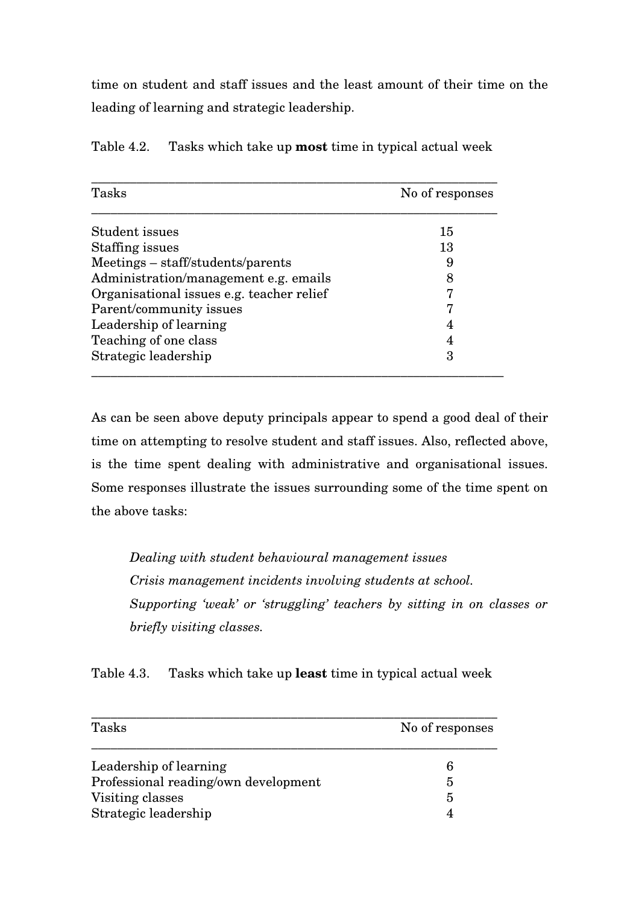time on student and staff issues and the least amount of their time on the leading of learning and strategic leadership.

Table 4.2. Tasks which take up **most** time in typical actual week

| Tasks | No of responses |
|---|---|
| Student issues | 15 |
| Staffing issues | 13 |
| Meetings – staff/students/parents | 9 |
| Administration/management e.g. emails | 8 |
| Organisational issues e.g. teacher relief | 7 |
| Parent/community issues | 7 |
| Leadership of learning | 4 |
| Teaching of one class | 4 |
| Strategic leadership | 3 |

As can be seen above deputy principals appear to spend a good deal of their time on attempting to resolve student and staff issues. Also, reflected above, is the time spent dealing with administrative and organisational issues. Some responses illustrate the issues surrounding some of the time spent on the above tasks:

> *Dealing with student behavioural management issues*
> *Crisis management incidents involving students at school.*
> *Supporting 'weak' or 'struggling' teachers by sitting in on classes or briefly visiting classes.*

Table 4.3. Tasks which take up **least** time in typical actual week

| Tasks | No of responses |
|---|---|
| Leadership of learning | 6 |
| Professional reading/own development | 5 |
| Visiting classes | 5 |
| Strategic leadership | 4 |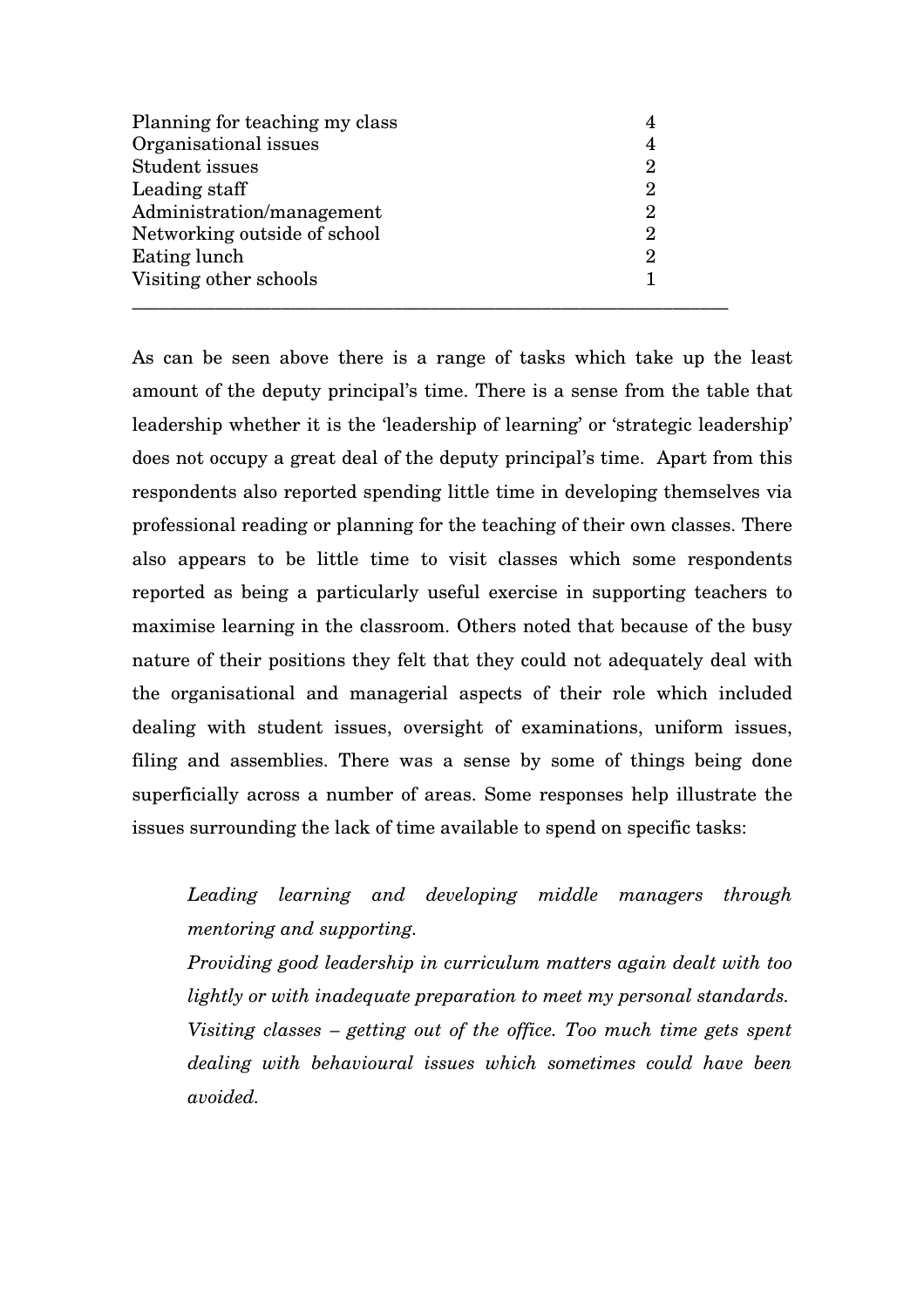| | |
|---|---|
| Planning for teaching my class | 4 |
| Organisational issues | 4 |
| Student issues | 2 |
| Leading staff | 2 |
| Administration/management | 2 |
| Networking outside of school | 2 |
| Eating lunch | 2 |
| Visiting other schools | 1 |

As can be seen above there is a range of tasks which take up the least amount of the deputy principal's time. There is a sense from the table that leadership whether it is the 'leadership of learning' or 'strategic leadership' does not occupy a great deal of the deputy principal's time. Apart from this respondents also reported spending little time in developing themselves via professional reading or planning for the teaching of their own classes. There also appears to be little time to visit classes which some respondents reported as being a particularly useful exercise in supporting teachers to maximise learning in the classroom. Others noted that because of the busy nature of their positions they felt that they could not adequately deal with the organisational and managerial aspects of their role which included dealing with student issues, oversight of examinations, uniform issues, filing and assemblies. There was a sense by some of things being done superficially across a number of areas. Some responses help illustrate the issues surrounding the lack of time available to spend on specific tasks:

> *Leading learning and developing middle managers through mentoring and supporting.*
> *Providing good leadership in curriculum matters again dealt with too lightly or with inadequate preparation to meet my personal standards.*
> *Visiting classes – getting out of the office. Too much time gets spent dealing with behavioural issues which sometimes could have been avoided.*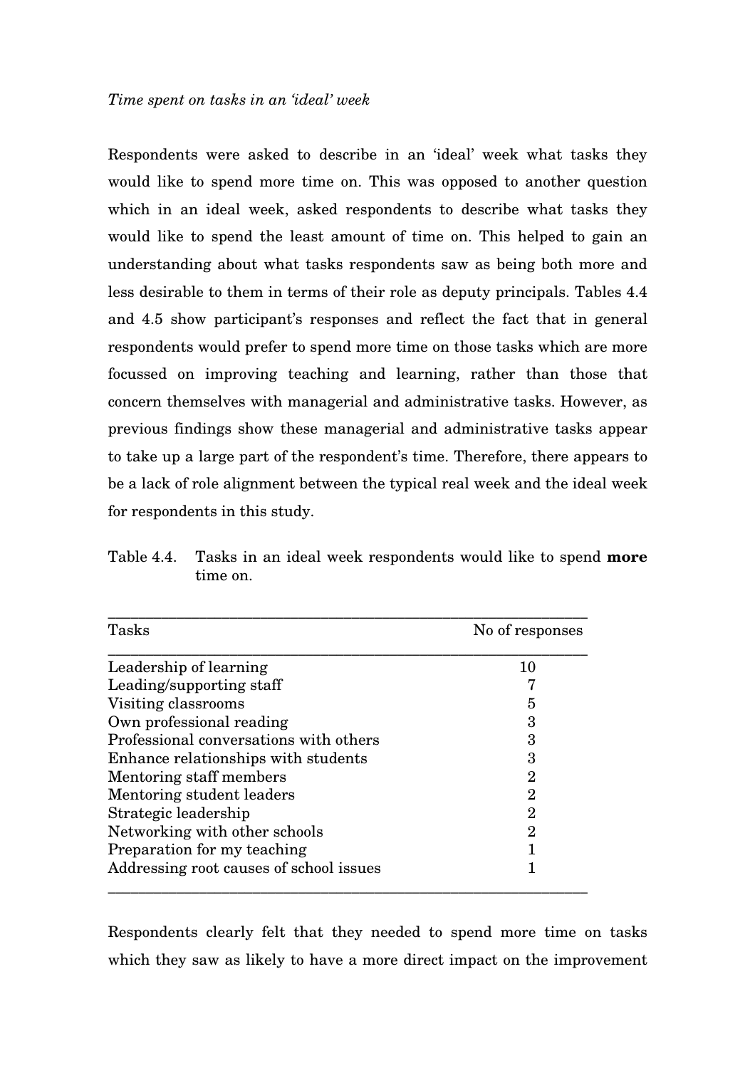*Time spent on tasks in an 'ideal' week*

Respondents were asked to describe in an 'ideal' week what tasks they would like to spend more time on. This was opposed to another question which in an ideal week, asked respondents to describe what tasks they would like to spend the least amount of time on. This helped to gain an understanding about what tasks respondents saw as being both more and less desirable to them in terms of their role as deputy principals. Tables 4.4 and 4.5 show participant's responses and reflect the fact that in general respondents would prefer to spend more time on those tasks which are more focussed on improving teaching and learning, rather than those that concern themselves with managerial and administrative tasks. However, as previous findings show these managerial and administrative tasks appear to take up a large part of the respondent's time. Therefore, there appears to be a lack of role alignment between the typical real week and the ideal week for respondents in this study.

Table 4.4. Tasks in an ideal week respondents would like to spend **more** time on.

| Tasks | No of responses |
|---|---|
| Leadership of learning | 10 |
| Leading/supporting staff | 7 |
| Visiting classrooms | 5 |
| Own professional reading | 3 |
| Professional conversations with others | 3 |
| Enhance relationships with students | 3 |
| Mentoring staff members | 2 |
| Mentoring student leaders | 2 |
| Strategic leadership | 2 |
| Networking with other schools | 2 |
| Preparation for my teaching | 1 |
| Addressing root causes of school issues | 1 |

Respondents clearly felt that they needed to spend more time on tasks which they saw as likely to have a more direct impact on the improvement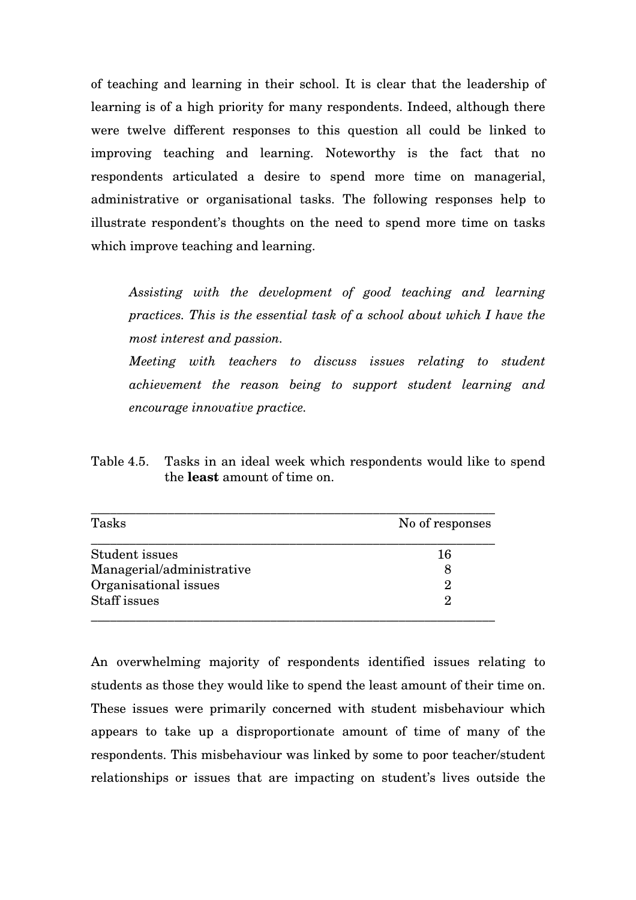of teaching and learning in their school. It is clear that the leadership of learning is of a high priority for many respondents. Indeed, although there were twelve different responses to this question all could be linked to improving teaching and learning. Noteworthy is the fact that no respondents articulated a desire to spend more time on managerial, administrative or organisational tasks. The following responses help to illustrate respondent's thoughts on the need to spend more time on tasks which improve teaching and learning.

> *Assisting with the development of good teaching and learning practices. This is the essential task of a school about which I have the most interest and passion.*
>
> *Meeting with teachers to discuss issues relating to student achievement the reason being to support student learning and encourage innovative practice.*

Table 4.5. Tasks in an ideal week which respondents would like to spend the **least** amount of time on.

| Tasks | No of responses |
|---|---|
| Student issues | 16 |
| Managerial/administrative | 8 |
| Organisational issues | 2 |
| Staff issues | 2 |

An overwhelming majority of respondents identified issues relating to students as those they would like to spend the least amount of their time on. These issues were primarily concerned with student misbehaviour which appears to take up a disproportionate amount of time of many of the respondents. This misbehaviour was linked by some to poor teacher/student relationships or issues that are impacting on student's lives outside the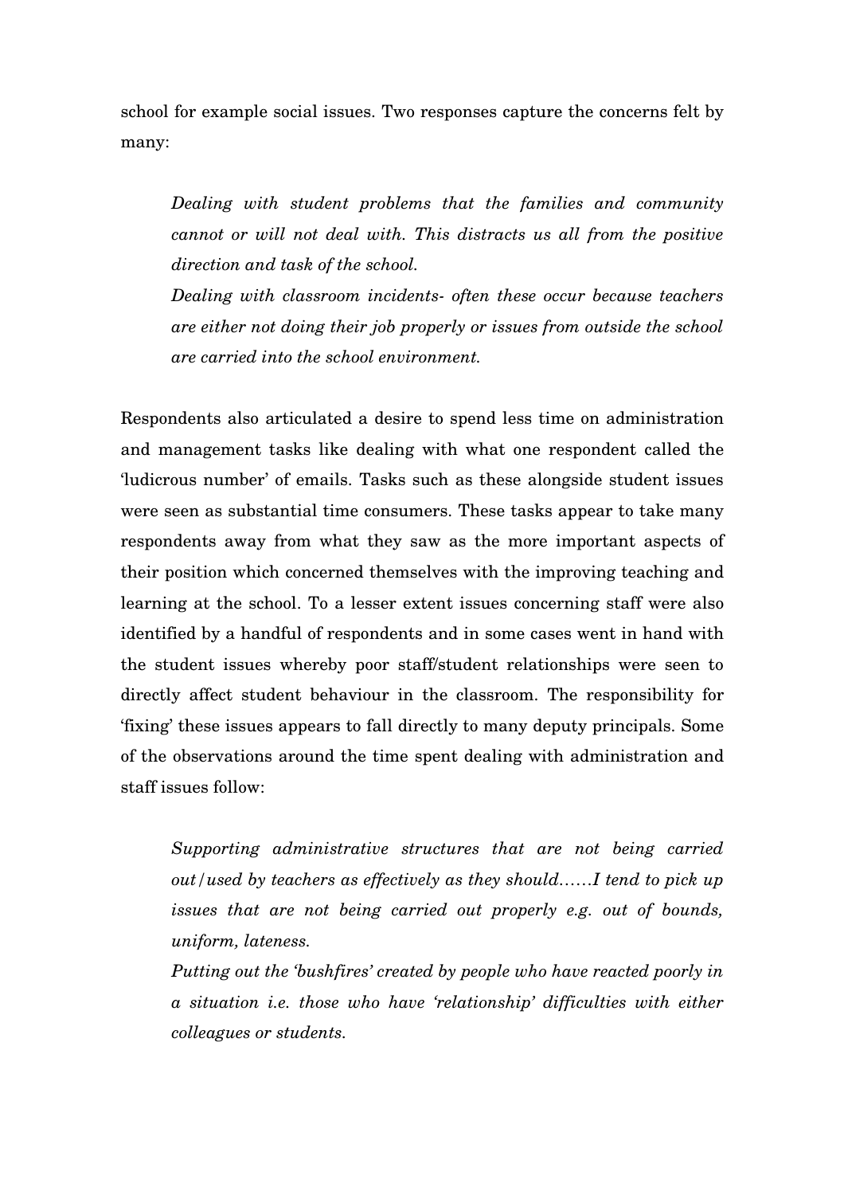school for example social issues. Two responses capture the concerns felt by many:

> *Dealing with student problems that the families and community cannot or will not deal with. This distracts us all from the positive direction and task of the school.*
>
> *Dealing with classroom incidents- often these occur because teachers are either not doing their job properly or issues from outside the school are carried into the school environment.*

Respondents also articulated a desire to spend less time on administration and management tasks like dealing with what one respondent called the 'ludicrous number' of emails. Tasks such as these alongside student issues were seen as substantial time consumers. These tasks appear to take many respondents away from what they saw as the more important aspects of their position which concerned themselves with the improving teaching and learning at the school. To a lesser extent issues concerning staff were also identified by a handful of respondents and in some cases went in hand with the student issues whereby poor staff/student relationships were seen to directly affect student behaviour in the classroom. The responsibility for 'fixing' these issues appears to fall directly to many deputy principals. Some of the observations around the time spent dealing with administration and staff issues follow:

> *Supporting administrative structures that are not being carried out/used by teachers as effectively as they should……I tend to pick up issues that are not being carried out properly e.g. out of bounds, uniform, lateness.*
>
> *Putting out the 'bushfires' created by people who have reacted poorly in a situation i.e. those who have 'relationship' difficulties with either colleagues or students.*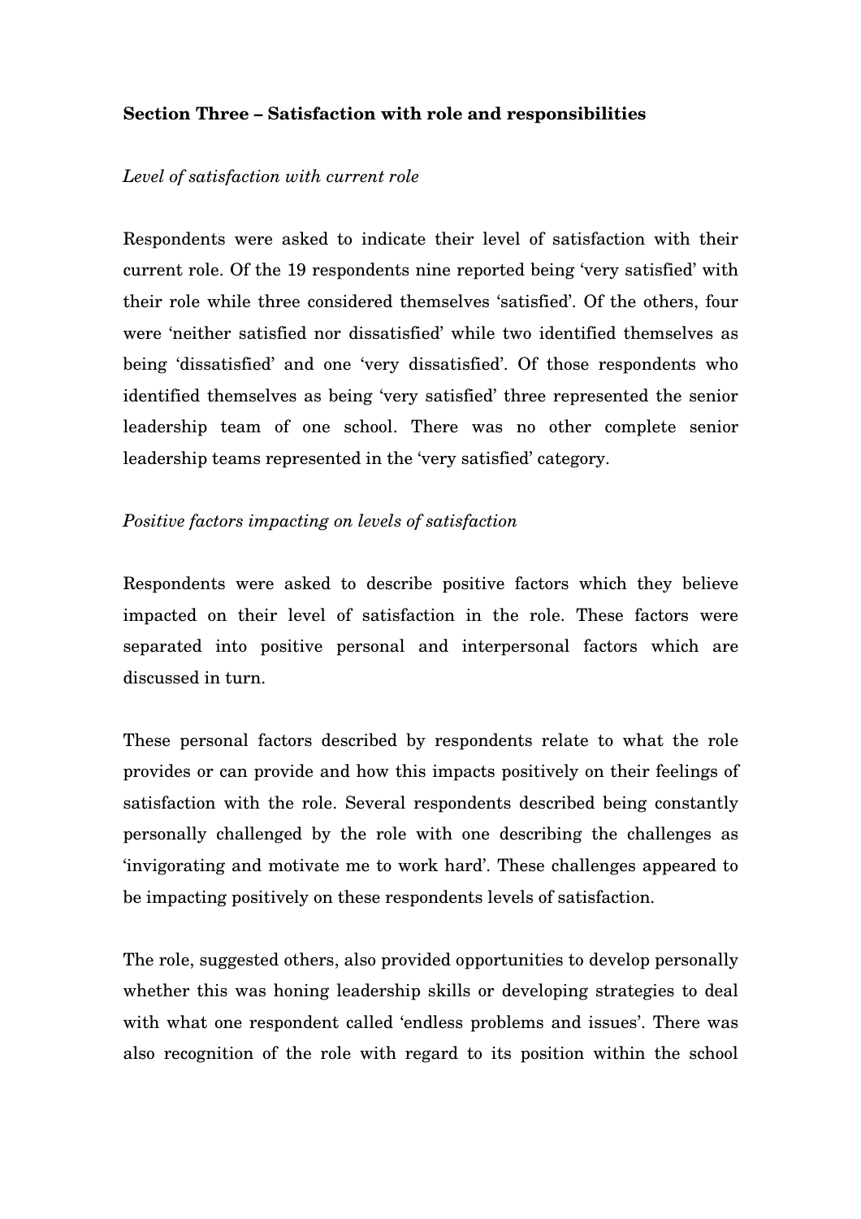**Section Three – Satisfaction with role and responsibilities**

*Level of satisfaction with current role*

Respondents were asked to indicate their level of satisfaction with their current role. Of the 19 respondents nine reported being 'very satisfied' with their role while three considered themselves 'satisfied'. Of the others, four were 'neither satisfied nor dissatisfied' while two identified themselves as being 'dissatisfied' and one 'very dissatisfied'. Of those respondents who identified themselves as being 'very satisfied' three represented the senior leadership team of one school. There was no other complete senior leadership teams represented in the 'very satisfied' category.

*Positive factors impacting on levels of satisfaction*

Respondents were asked to describe positive factors which they believe impacted on their level of satisfaction in the role. These factors were separated into positive personal and interpersonal factors which are discussed in turn.

These personal factors described by respondents relate to what the role provides or can provide and how this impacts positively on their feelings of satisfaction with the role. Several respondents described being constantly personally challenged by the role with one describing the challenges as 'invigorating and motivate me to work hard'. These challenges appeared to be impacting positively on these respondents levels of satisfaction.

The role, suggested others, also provided opportunities to develop personally whether this was honing leadership skills or developing strategies to deal with what one respondent called 'endless problems and issues'. There was also recognition of the role with regard to its position within the school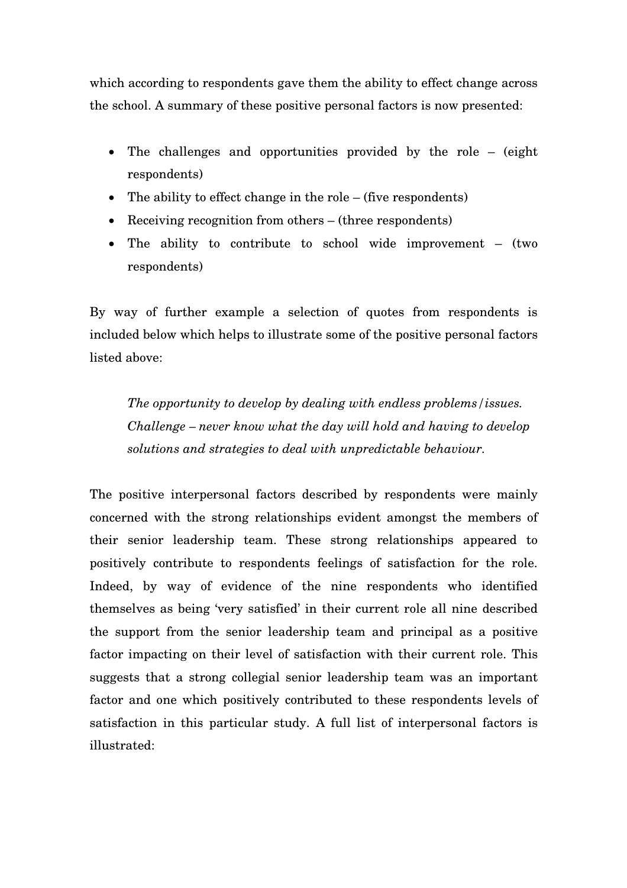which according to respondents gave them the ability to effect change across the school. A summary of these positive personal factors is now presented:

- The challenges and opportunities provided by the role – (eight respondents)
- The ability to effect change in the role – (five respondents)
- Receiving recognition from others – (three respondents)
- The ability to contribute to school wide improvement – (two respondents)

By way of further example a selection of quotes from respondents is included below which helps to illustrate some of the positive personal factors listed above:

> *The opportunity to develop by dealing with endless problems/issues. Challenge – never know what the day will hold and having to develop solutions and strategies to deal with unpredictable behaviour.*

The positive interpersonal factors described by respondents were mainly concerned with the strong relationships evident amongst the members of their senior leadership team. These strong relationships appeared to positively contribute to respondents feelings of satisfaction for the role. Indeed, by way of evidence of the nine respondents who identified themselves as being 'very satisfied' in their current role all nine described the support from the senior leadership team and principal as a positive factor impacting on their level of satisfaction with their current role. This suggests that a strong collegial senior leadership team was an important factor and one which positively contributed to these respondents levels of satisfaction in this particular study. A full list of interpersonal factors is illustrated: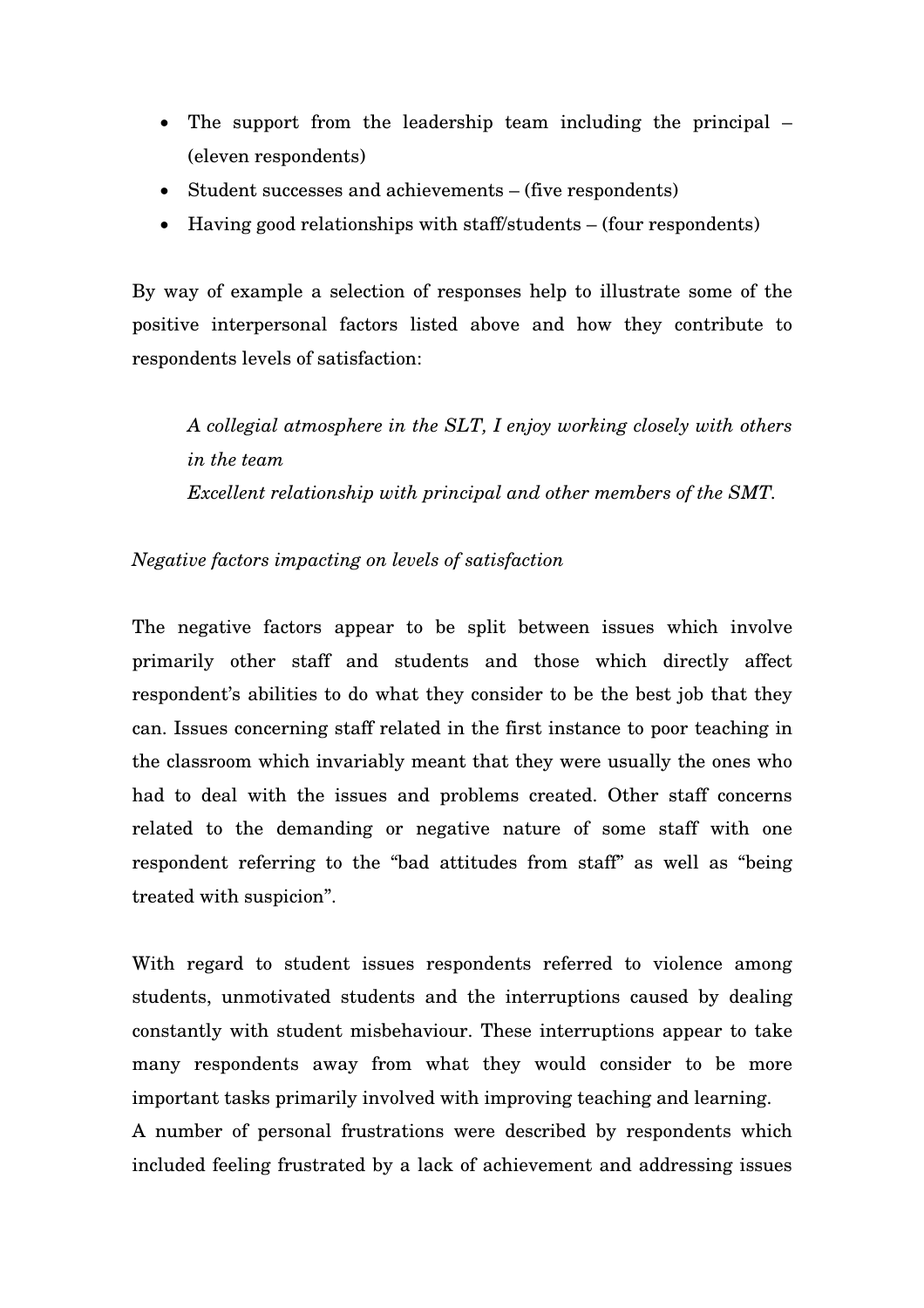- The support from the leadership team including the principal – (eleven respondents)
- Student successes and achievements – (five respondents)
- Having good relationships with staff/students – (four respondents)

By way of example a selection of responses help to illustrate some of the positive interpersonal factors listed above and how they contribute to respondents levels of satisfaction:

> *A collegial atmosphere in the SLT, I enjoy working closely with others in the team*
> *Excellent relationship with principal and other members of the SMT.*

*Negative factors impacting on levels of satisfaction*

The negative factors appear to be split between issues which involve primarily other staff and students and those which directly affect respondent's abilities to do what they consider to be the best job that they can. Issues concerning staff related in the first instance to poor teaching in the classroom which invariably meant that they were usually the ones who had to deal with the issues and problems created. Other staff concerns related to the demanding or negative nature of some staff with one respondent referring to the "bad attitudes from staff" as well as "being treated with suspicion".

With regard to student issues respondents referred to violence among students, unmotivated students and the interruptions caused by dealing constantly with student misbehaviour. These interruptions appear to take many respondents away from what they would consider to be more important tasks primarily involved with improving teaching and learning.
A number of personal frustrations were described by respondents which included feeling frustrated by a lack of achievement and addressing issues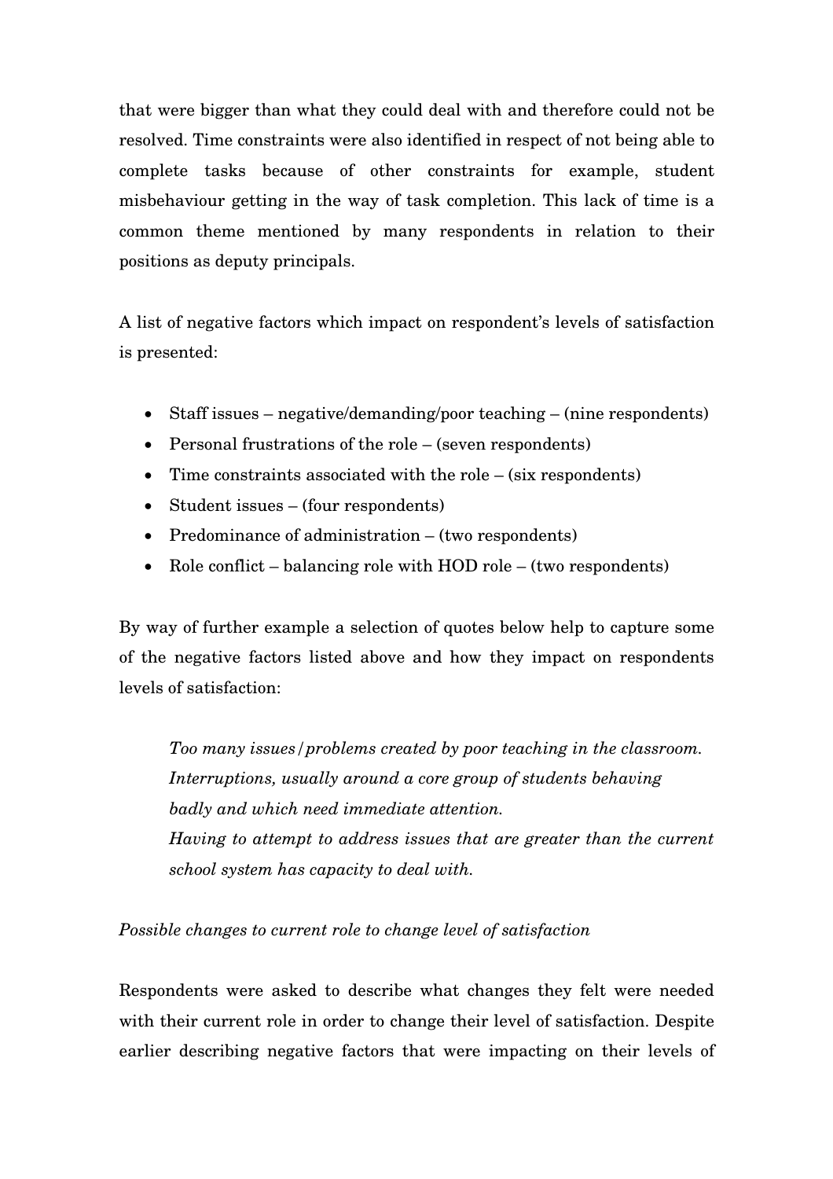that were bigger than what they could deal with and therefore could not be resolved. Time constraints were also identified in respect of not being able to complete tasks because of other constraints for example, student misbehaviour getting in the way of task completion. This lack of time is a common theme mentioned by many respondents in relation to their positions as deputy principals.

A list of negative factors which impact on respondent's levels of satisfaction is presented:

- Staff issues – negative/demanding/poor teaching – (nine respondents)
- Personal frustrations of the role – (seven respondents)
- Time constraints associated with the role – (six respondents)
- Student issues – (four respondents)
- Predominance of administration – (two respondents)
- Role conflict – balancing role with HOD role – (two respondents)

By way of further example a selection of quotes below help to capture some of the negative factors listed above and how they impact on respondents levels of satisfaction:

> *Too many issues/problems created by poor teaching in the classroom.*
> *Interruptions, usually around a core group of students behaving badly and which need immediate attention.*
> *Having to attempt to address issues that are greater than the current school system has capacity to deal with.*

*Possible changes to current role to change level of satisfaction*

Respondents were asked to describe what changes they felt were needed with their current role in order to change their level of satisfaction. Despite earlier describing negative factors that were impacting on their levels of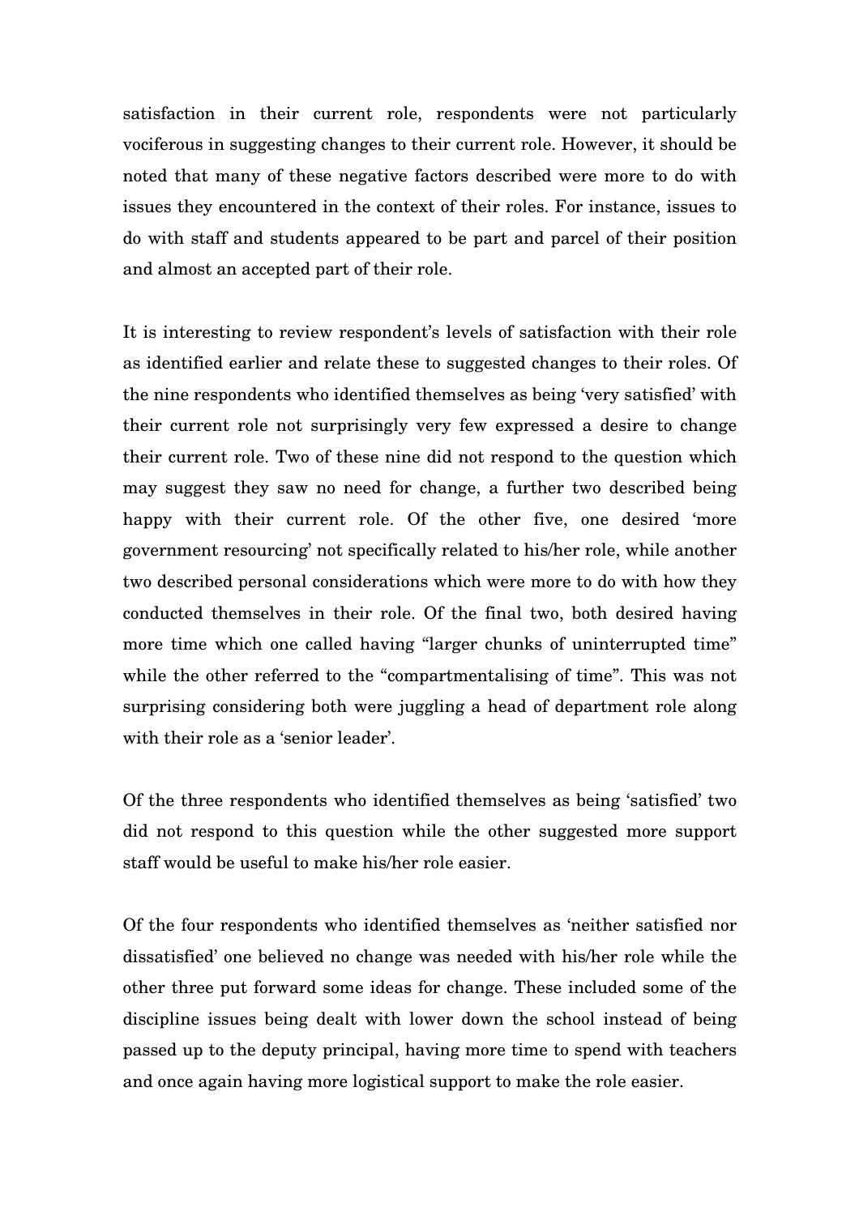satisfaction in their current role, respondents were not particularly vociferous in suggesting changes to their current role. However, it should be noted that many of these negative factors described were more to do with issues they encountered in the context of their roles. For instance, issues to do with staff and students appeared to be part and parcel of their position and almost an accepted part of their role.

It is interesting to review respondent's levels of satisfaction with their role as identified earlier and relate these to suggested changes to their roles. Of the nine respondents who identified themselves as being 'very satisfied' with their current role not surprisingly very few expressed a desire to change their current role. Two of these nine did not respond to the question which may suggest they saw no need for change, a further two described being happy with their current role. Of the other five, one desired 'more government resourcing' not specifically related to his/her role, while another two described personal considerations which were more to do with how they conducted themselves in their role. Of the final two, both desired having more time which one called having "larger chunks of uninterrupted time" while the other referred to the "compartmentalising of time". This was not surprising considering both were juggling a head of department role along with their role as a 'senior leader'.

Of the three respondents who identified themselves as being 'satisfied' two did not respond to this question while the other suggested more support staff would be useful to make his/her role easier.

Of the four respondents who identified themselves as 'neither satisfied nor dissatisfied' one believed no change was needed with his/her role while the other three put forward some ideas for change. These included some of the discipline issues being dealt with lower down the school instead of being passed up to the deputy principal, having more time to spend with teachers and once again having more logistical support to make the role easier.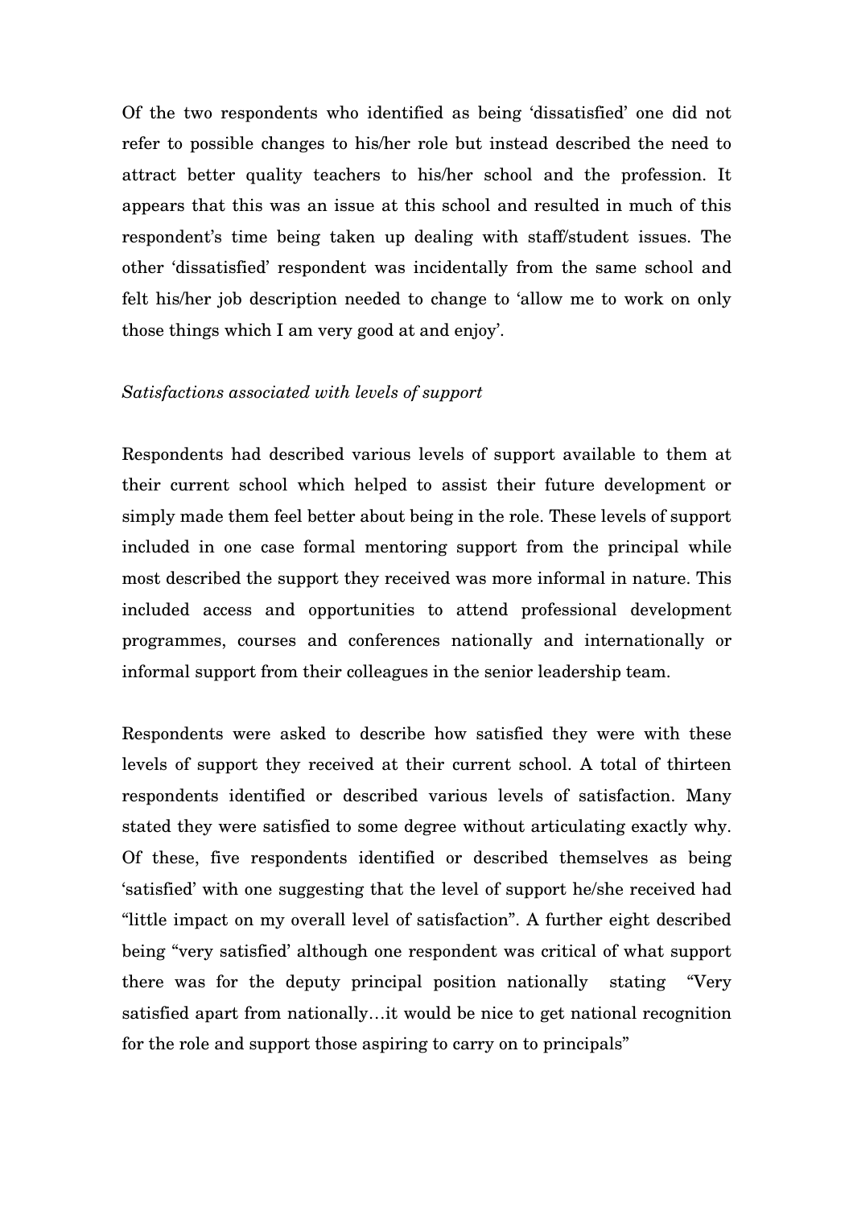Of the two respondents who identified as being 'dissatisfied' one did not refer to possible changes to his/her role but instead described the need to attract better quality teachers to his/her school and the profession. It appears that this was an issue at this school and resulted in much of this respondent's time being taken up dealing with staff/student issues. The other 'dissatisfied' respondent was incidentally from the same school and felt his/her job description needed to change to 'allow me to work on only those things which I am very good at and enjoy'.

*Satisfactions associated with levels of support*

Respondents had described various levels of support available to them at their current school which helped to assist their future development or simply made them feel better about being in the role. These levels of support included in one case formal mentoring support from the principal while most described the support they received was more informal in nature. This included access and opportunities to attend professional development programmes, courses and conferences nationally and internationally or informal support from their colleagues in the senior leadership team.

Respondents were asked to describe how satisfied they were with these levels of support they received at their current school. A total of thirteen respondents identified or described various levels of satisfaction. Many stated they were satisfied to some degree without articulating exactly why. Of these, five respondents identified or described themselves as being 'satisfied' with one suggesting that the level of support he/she received had "little impact on my overall level of satisfaction". A further eight described being "very satisfied' although one respondent was critical of what support there was for the deputy principal position nationally stating "Very satisfied apart from nationally…it would be nice to get national recognition for the role and support those aspiring to carry on to principals"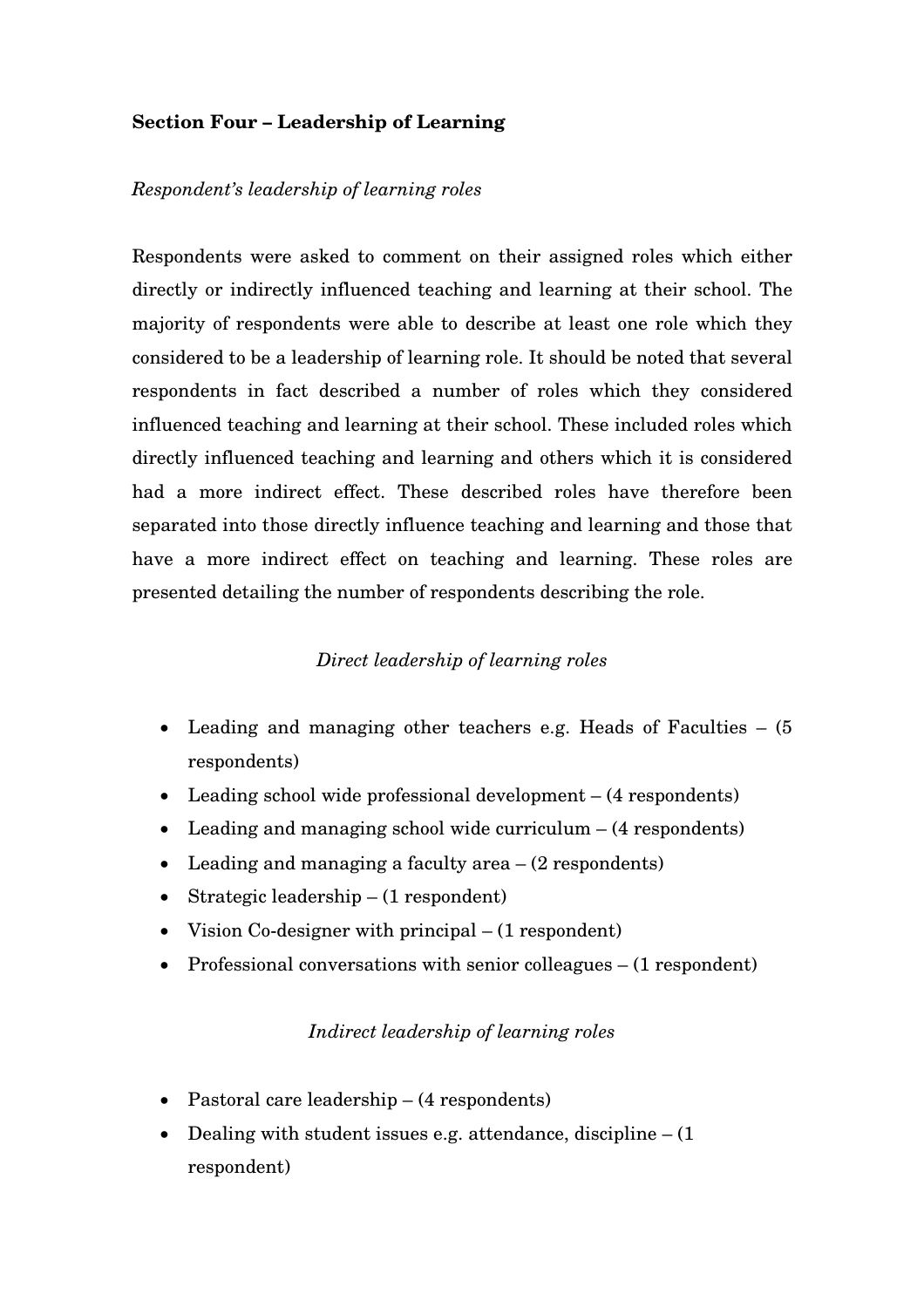**Section Four – Leadership of Learning**

*Respondent's leadership of learning roles*

Respondents were asked to comment on their assigned roles which either directly or indirectly influenced teaching and learning at their school. The majority of respondents were able to describe at least one role which they considered to be a leadership of learning role. It should be noted that several respondents in fact described a number of roles which they considered influenced teaching and learning at their school. These included roles which directly influenced teaching and learning and others which it is considered had a more indirect effect. These described roles have therefore been separated into those directly influence teaching and learning and those that have a more indirect effect on teaching and learning. These roles are presented detailing the number of respondents describing the role.

*Direct leadership of learning roles*

- Leading and managing other teachers e.g. Heads of Faculties – (5 respondents)
- Leading school wide professional development – (4 respondents)
- Leading and managing school wide curriculum – (4 respondents)
- Leading and managing a faculty area – (2 respondents)
- Strategic leadership – (1 respondent)
- Vision Co-designer with principal – (1 respondent)
- Professional conversations with senior colleagues – (1 respondent)

*Indirect leadership of learning roles*

- Pastoral care leadership – (4 respondents)
- Dealing with student issues e.g. attendance, discipline – (1 respondent)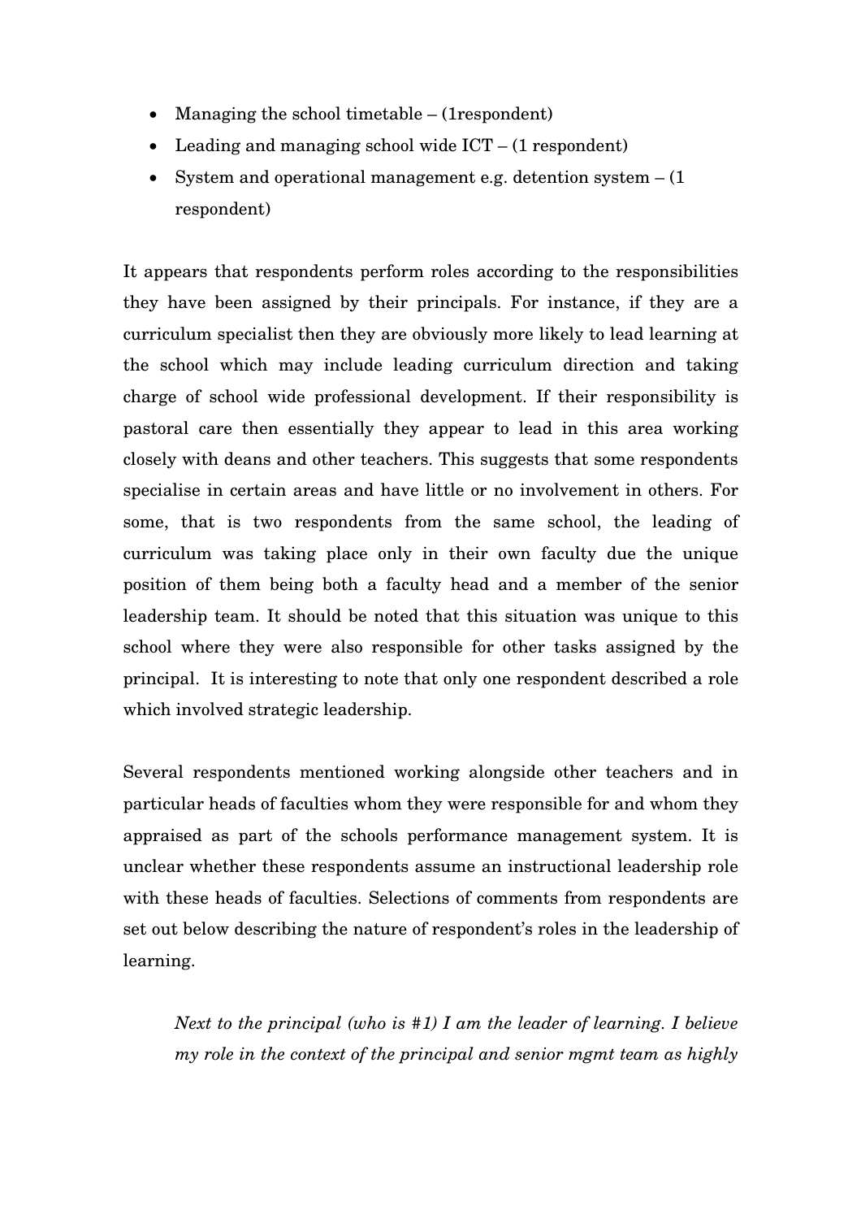- Managing the school timetable – (1respondent)
- Leading and managing school wide ICT – (1 respondent)
- System and operational management e.g. detention system – (1 respondent)

It appears that respondents perform roles according to the responsibilities they have been assigned by their principals. For instance, if they are a curriculum specialist then they are obviously more likely to lead learning at the school which may include leading curriculum direction and taking charge of school wide professional development. If their responsibility is pastoral care then essentially they appear to lead in this area working closely with deans and other teachers. This suggests that some respondents specialise in certain areas and have little or no involvement in others. For some, that is two respondents from the same school, the leading of curriculum was taking place only in their own faculty due the unique position of them being both a faculty head and a member of the senior leadership team. It should be noted that this situation was unique to this school where they were also responsible for other tasks assigned by the principal. It is interesting to note that only one respondent described a role which involved strategic leadership.

Several respondents mentioned working alongside other teachers and in particular heads of faculties whom they were responsible for and whom they appraised as part of the schools performance management system. It is unclear whether these respondents assume an instructional leadership role with these heads of faculties. Selections of comments from respondents are set out below describing the nature of respondent's roles in the leadership of learning.

> *Next to the principal (who is #1) I am the leader of learning. I believe my role in the context of the principal and senior mgmt team as highly*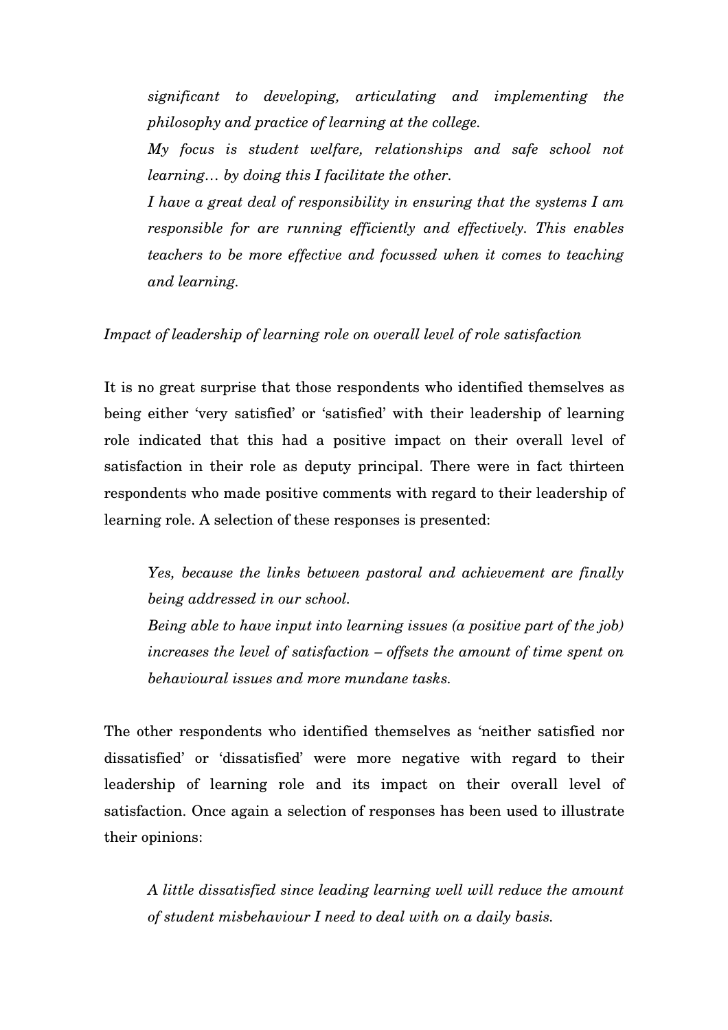*significant to developing, articulating and implementing the philosophy and practice of learning at the college.*

*My focus is student welfare, relationships and safe school not learning… by doing this I facilitate the other.*

*I have a great deal of responsibility in ensuring that the systems I am responsible for are running efficiently and effectively. This enables teachers to be more effective and focussed when it comes to teaching and learning.*

*Impact of leadership of learning role on overall level of role satisfaction*

It is no great surprise that those respondents who identified themselves as being either 'very satisfied' or 'satisfied' with their leadership of learning role indicated that this had a positive impact on their overall level of satisfaction in their role as deputy principal. There were in fact thirteen respondents who made positive comments with regard to their leadership of learning role. A selection of these responses is presented:

*Yes, because the links between pastoral and achievement are finally being addressed in our school.*

*Being able to have input into learning issues (a positive part of the job) increases the level of satisfaction – offsets the amount of time spent on behavioural issues and more mundane tasks.*

The other respondents who identified themselves as 'neither satisfied nor dissatisfied' or 'dissatisfied' were more negative with regard to their leadership of learning role and its impact on their overall level of satisfaction. Once again a selection of responses has been used to illustrate their opinions:

*A little dissatisfied since leading learning well will reduce the amount of student misbehaviour I need to deal with on a daily basis.*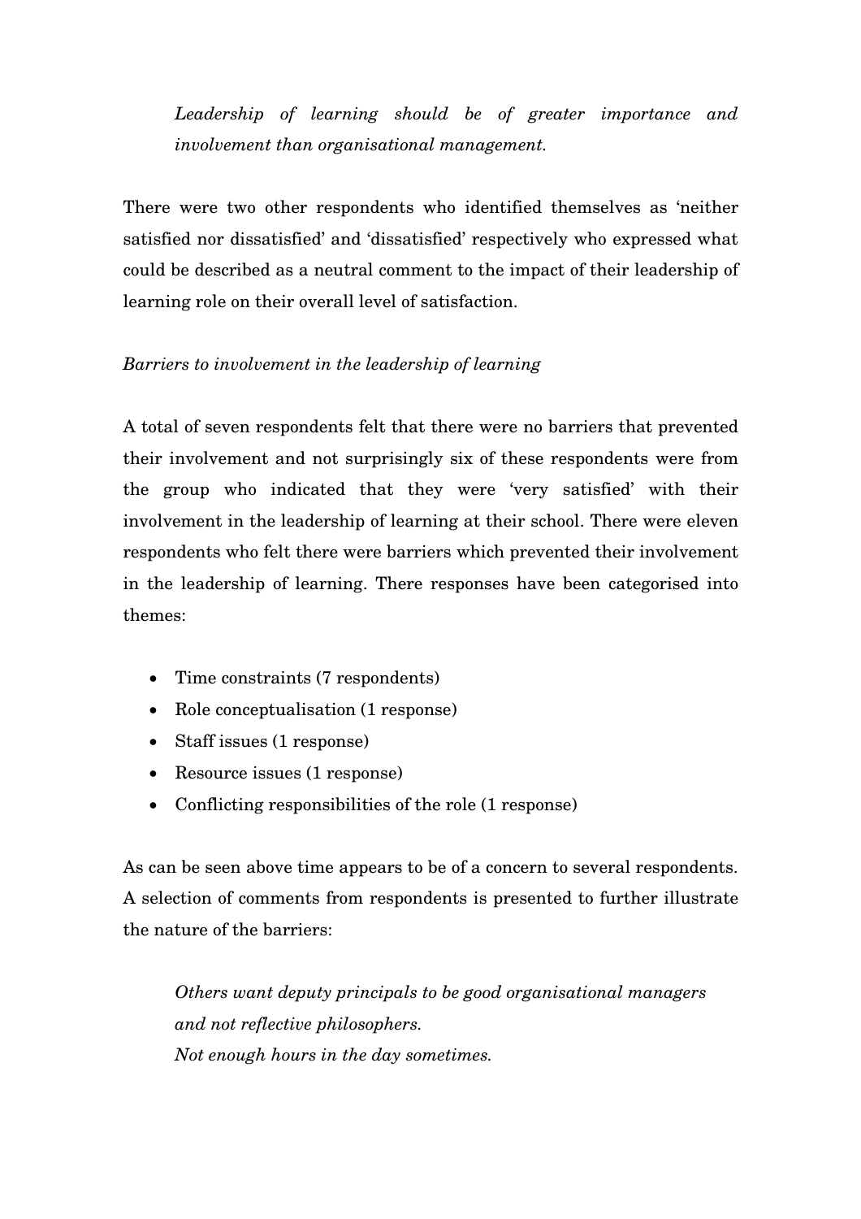*Leadership of learning should be of greater importance and involvement than organisational management.*

There were two other respondents who identified themselves as 'neither satisfied nor dissatisfied' and 'dissatisfied' respectively who expressed what could be described as a neutral comment to the impact of their leadership of learning role on their overall level of satisfaction.

*Barriers to involvement in the leadership of learning*

A total of seven respondents felt that there were no barriers that prevented their involvement and not surprisingly six of these respondents were from the group who indicated that they were 'very satisfied' with their involvement in the leadership of learning at their school. There were eleven respondents who felt there were barriers which prevented their involvement in the leadership of learning. There responses have been categorised into themes:

- Time constraints (7 respondents)
- Role conceptualisation (1 response)
- Staff issues (1 response)
- Resource issues (1 response)
- Conflicting responsibilities of the role (1 response)

As can be seen above time appears to be of a concern to several respondents. A selection of comments from respondents is presented to further illustrate the nature of the barriers:

*Others want deputy principals to be good organisational managers and not reflective philosophers.*
*Not enough hours in the day sometimes.*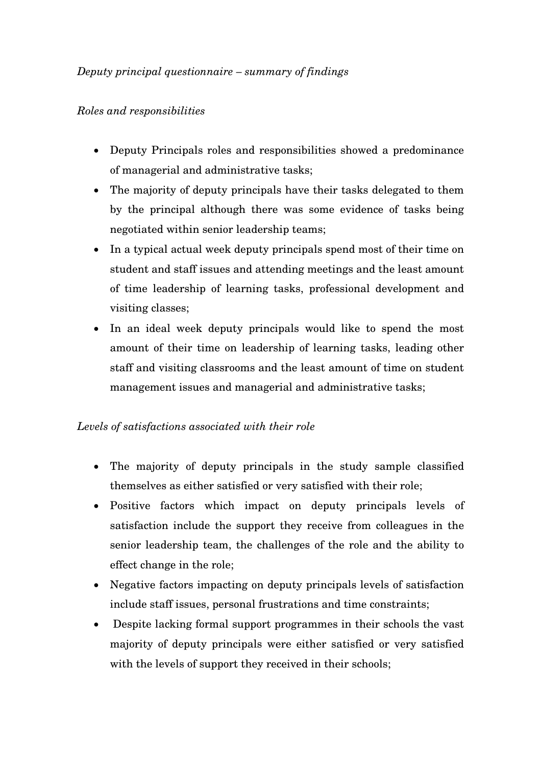*Deputy principal questionnaire – summary of findings*

*Roles and responsibilities*

- Deputy Principals roles and responsibilities showed a predominance of managerial and administrative tasks;
- The majority of deputy principals have their tasks delegated to them by the principal although there was some evidence of tasks being negotiated within senior leadership teams;
- In a typical actual week deputy principals spend most of their time on student and staff issues and attending meetings and the least amount of time leadership of learning tasks, professional development and visiting classes;
- In an ideal week deputy principals would like to spend the most amount of their time on leadership of learning tasks, leading other staff and visiting classrooms and the least amount of time on student management issues and managerial and administrative tasks;

*Levels of satisfactions associated with their role*

- The majority of deputy principals in the study sample classified themselves as either satisfied or very satisfied with their role;
- Positive factors which impact on deputy principals levels of satisfaction include the support they receive from colleagues in the senior leadership team, the challenges of the role and the ability to effect change in the role;
- Negative factors impacting on deputy principals levels of satisfaction include staff issues, personal frustrations and time constraints;
- Despite lacking formal support programmes in their schools the vast majority of deputy principals were either satisfied or very satisfied with the levels of support they received in their schools;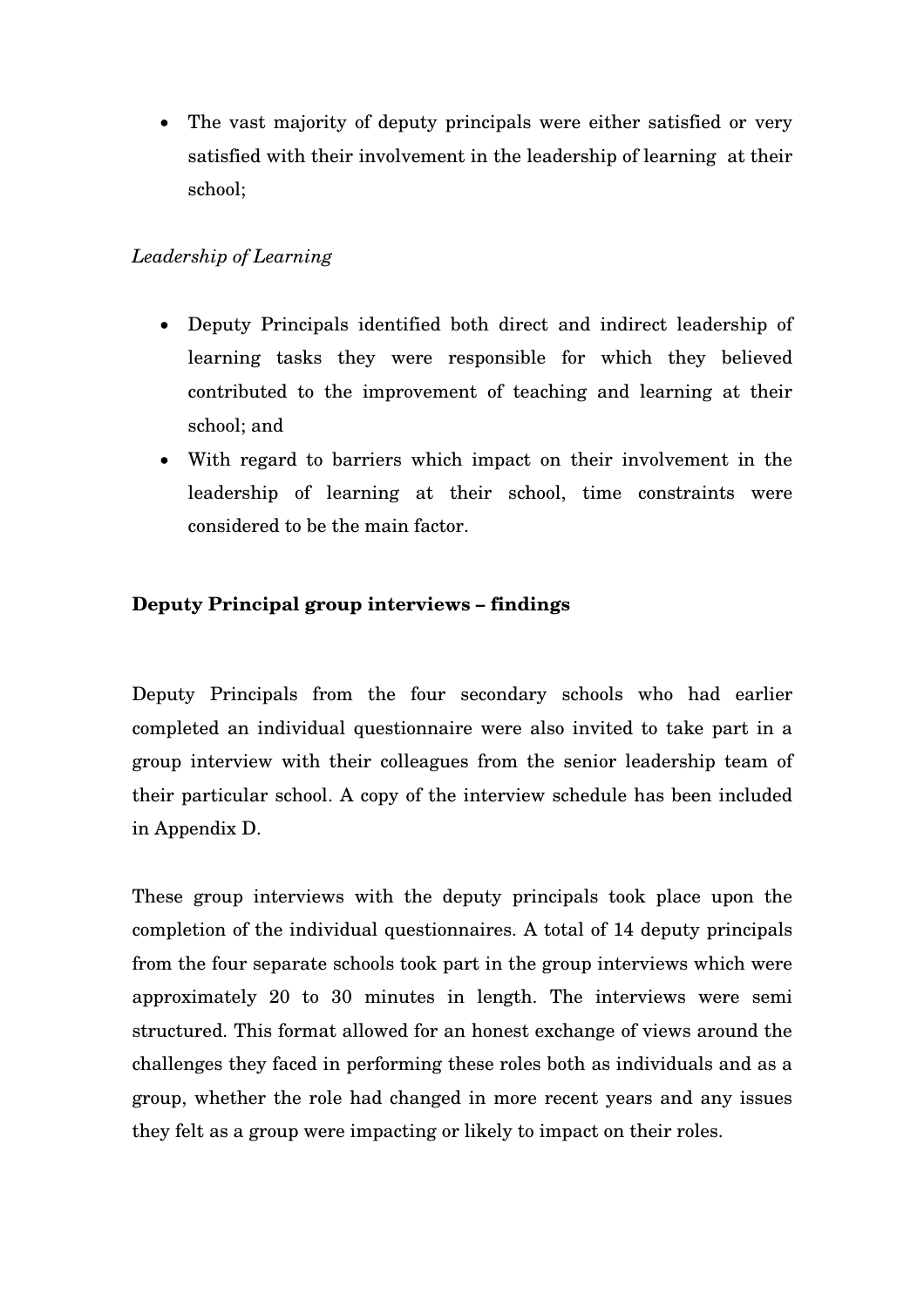- The vast majority of deputy principals were either satisfied or very satisfied with their involvement in the leadership of learning at their school;

*Leadership of Learning*

- Deputy Principals identified both direct and indirect leadership of learning tasks they were responsible for which they believed contributed to the improvement of teaching and learning at their school; and
- With regard to barriers which impact on their involvement in the leadership of learning at their school, time constraints were considered to be the main factor.

**Deputy Principal group interviews – findings**

Deputy Principals from the four secondary schools who had earlier completed an individual questionnaire were also invited to take part in a group interview with their colleagues from the senior leadership team of their particular school. A copy of the interview schedule has been included in Appendix D.

These group interviews with the deputy principals took place upon the completion of the individual questionnaires. A total of 14 deputy principals from the four separate schools took part in the group interviews which were approximately 20 to 30 minutes in length. The interviews were semi structured. This format allowed for an honest exchange of views around the challenges they faced in performing these roles both as individuals and as a group, whether the role had changed in more recent years and any issues they felt as a group were impacting or likely to impact on their roles.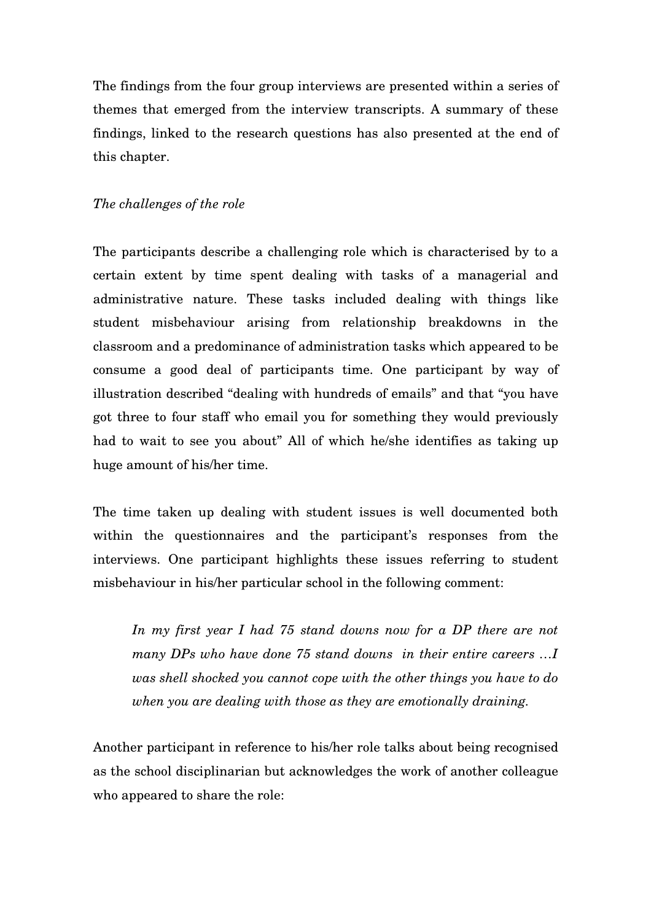The findings from the four group interviews are presented within a series of themes that emerged from the interview transcripts. A summary of these findings, linked to the research questions has also presented at the end of this chapter.

*The challenges of the role*

The participants describe a challenging role which is characterised by to a certain extent by time spent dealing with tasks of a managerial and administrative nature. These tasks included dealing with things like student misbehaviour arising from relationship breakdowns in the classroom and a predominance of administration tasks which appeared to be consume a good deal of participants time. One participant by way of illustration described "dealing with hundreds of emails" and that "you have got three to four staff who email you for something they would previously had to wait to see you about" All of which he/she identifies as taking up huge amount of his/her time.

The time taken up dealing with student issues is well documented both within the questionnaires and the participant's responses from the interviews. One participant highlights these issues referring to student misbehaviour in his/her particular school in the following comment:

> *In my first year I had 75 stand downs now for a DP there are not many DPs who have done 75 stand downs in their entire careers …I was shell shocked you cannot cope with the other things you have to do when you are dealing with those as they are emotionally draining.*

Another participant in reference to his/her role talks about being recognised as the school disciplinarian but acknowledges the work of another colleague who appeared to share the role: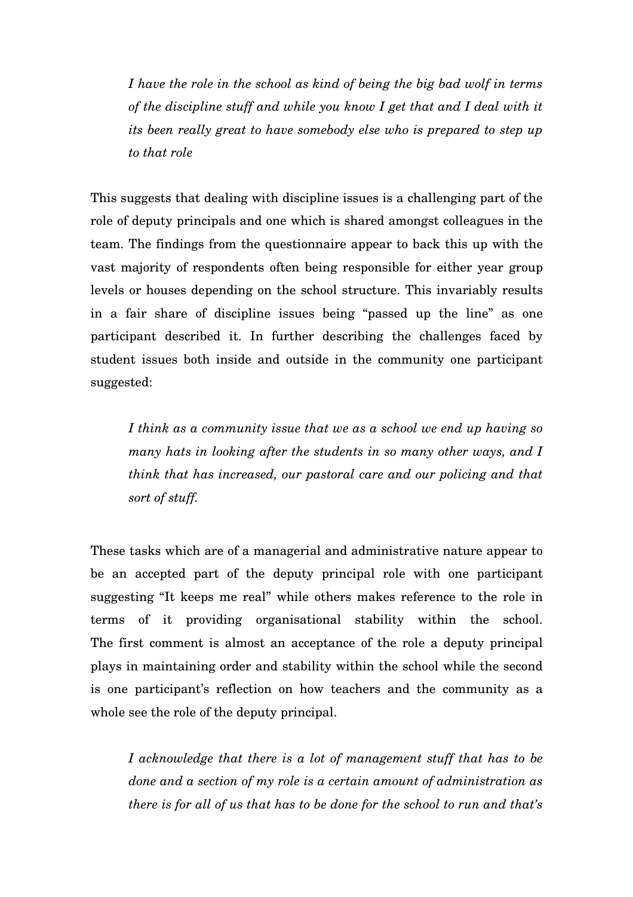*I have the role in the school as kind of being the big bad wolf in terms of the discipline stuff and while you know I get that and I deal with it its been really great to have somebody else who is prepared to step up to that role*

This suggests that dealing with discipline issues is a challenging part of the role of deputy principals and one which is shared amongst colleagues in the team. The findings from the questionnaire appear to back this up with the vast majority of respondents often being responsible for either year group levels or houses depending on the school structure. This invariably results in a fair share of discipline issues being "passed up the line" as one participant described it. In further describing the challenges faced by student issues both inside and outside in the community one participant suggested:

*I think as a community issue that we as a school we end up having so many hats in looking after the students in so many other ways, and I think that has increased, our pastoral care and our policing and that sort of stuff.*

These tasks which are of a managerial and administrative nature appear to be an accepted part of the deputy principal role with one participant suggesting "It keeps me real" while others makes reference to the role in terms of it providing organisational stability within the school. The first comment is almost an acceptance of the role a deputy principal plays in maintaining order and stability within the school while the second is one participant's reflection on how teachers and the community as a whole see the role of the deputy principal.

*I acknowledge that there is a lot of management stuff that has to be done and a section of my role is a certain amount of administration as there is for all of us that has to be done for the school to run and that's*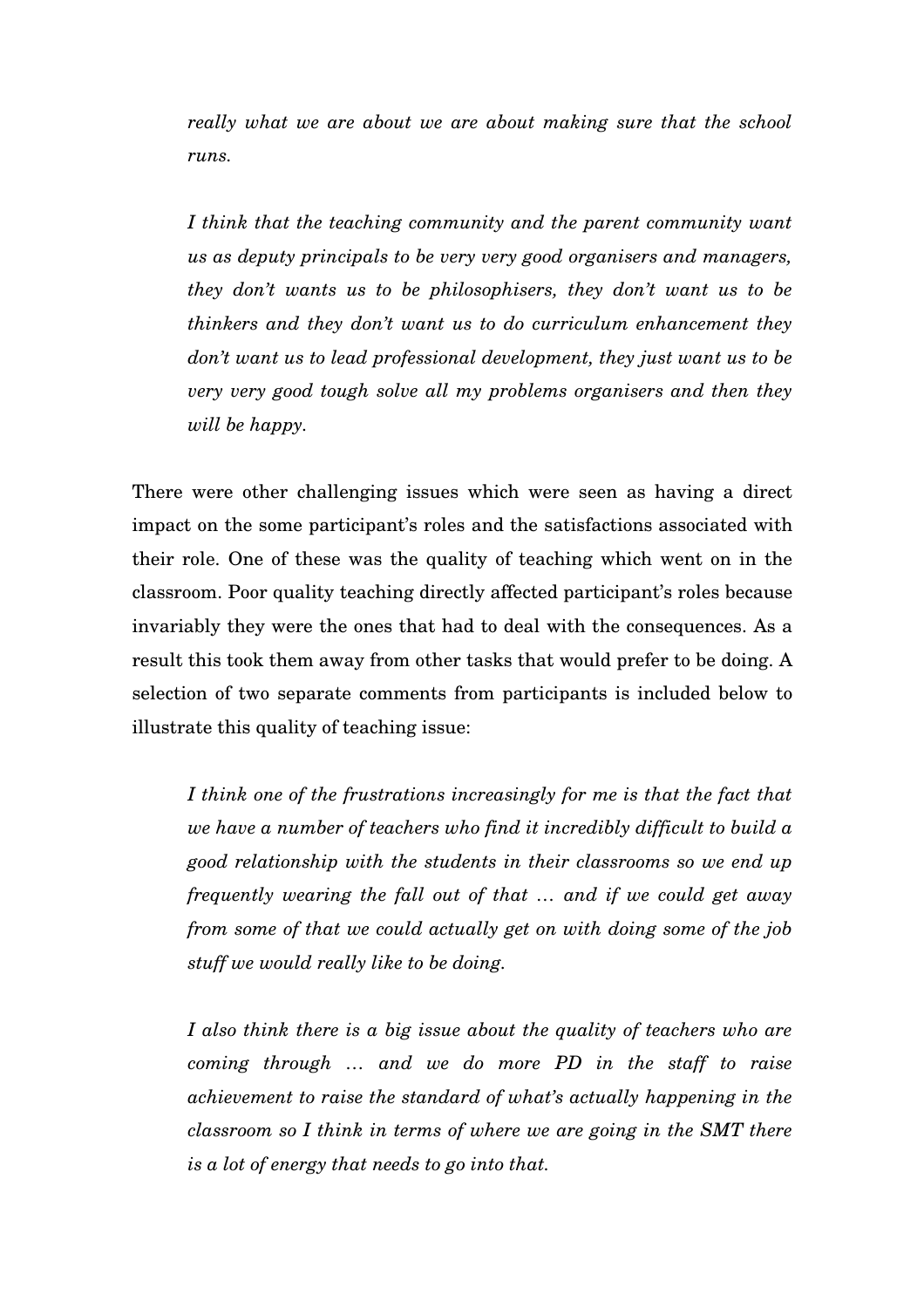*really what we are about we are about making sure that the school runs.*

*I think that the teaching community and the parent community want us as deputy principals to be very very good organisers and managers, they don't wants us to be philosophisers, they don't want us to be thinkers and they don't want us to do curriculum enhancement they don't want us to lead professional development, they just want us to be very very good tough solve all my problems organisers and then they will be happy.*

There were other challenging issues which were seen as having a direct impact on the some participant's roles and the satisfactions associated with their role. One of these was the quality of teaching which went on in the classroom. Poor quality teaching directly affected participant's roles because invariably they were the ones that had to deal with the consequences. As a result this took them away from other tasks that would prefer to be doing. A selection of two separate comments from participants is included below to illustrate this quality of teaching issue:

*I think one of the frustrations increasingly for me is that the fact that we have a number of teachers who find it incredibly difficult to build a good relationship with the students in their classrooms so we end up frequently wearing the fall out of that … and if we could get away from some of that we could actually get on with doing some of the job stuff we would really like to be doing.*

*I also think there is a big issue about the quality of teachers who are coming through … and we do more PD in the staff to raise achievement to raise the standard of what's actually happening in the classroom so I think in terms of where we are going in the SMT there is a lot of energy that needs to go into that.*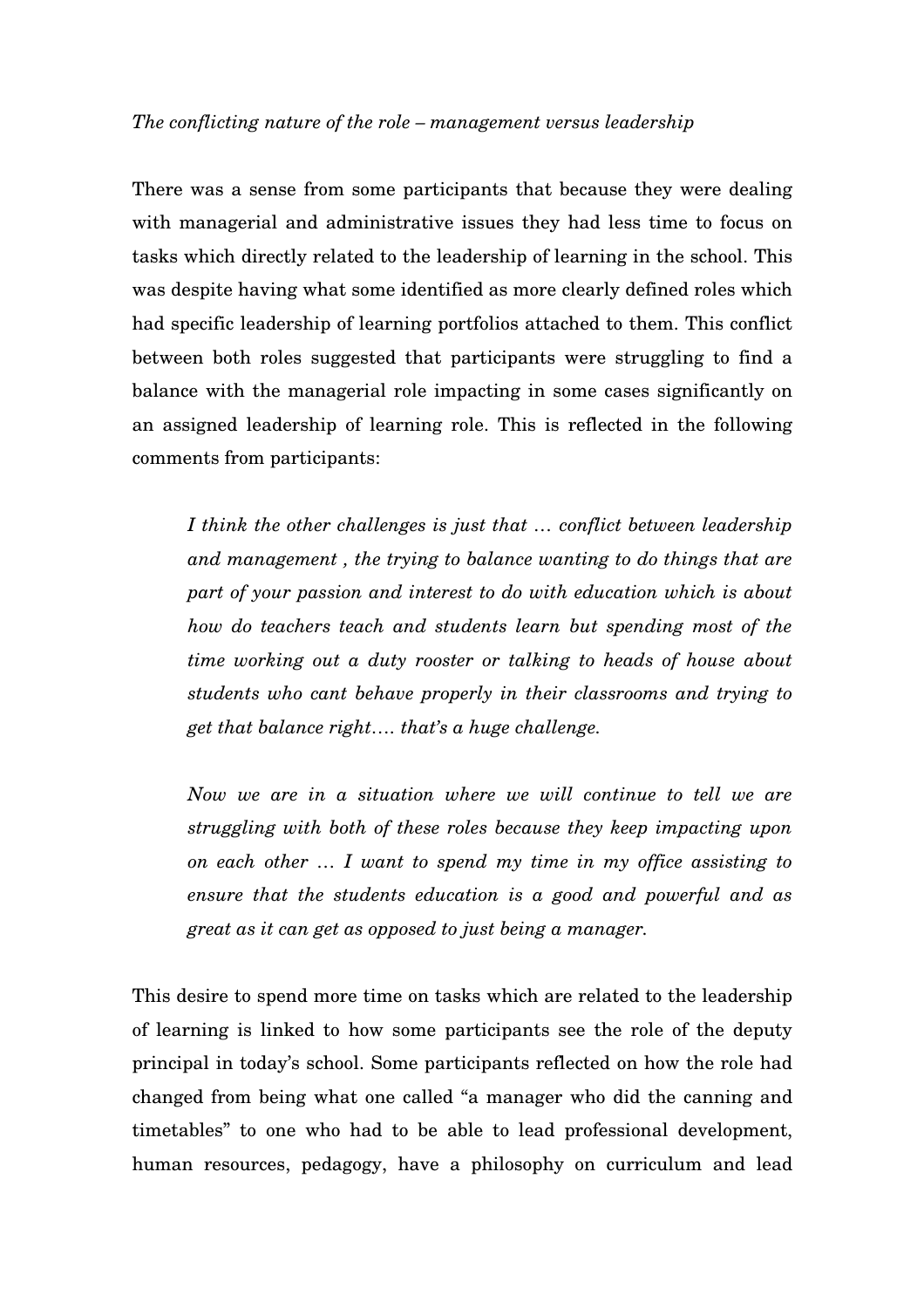*The conflicting nature of the role – management versus leadership*

There was a sense from some participants that because they were dealing with managerial and administrative issues they had less time to focus on tasks which directly related to the leadership of learning in the school. This was despite having what some identified as more clearly defined roles which had specific leadership of learning portfolios attached to them. This conflict between both roles suggested that participants were struggling to find a balance with the managerial role impacting in some cases significantly on an assigned leadership of learning role. This is reflected in the following comments from participants:

> *I think the other challenges is just that … conflict between leadership and management , the trying to balance wanting to do things that are part of your passion and interest to do with education which is about how do teachers teach and students learn but spending most of the time working out a duty rooster or talking to heads of house about students who cant behave properly in their classrooms and trying to get that balance right…. that's a huge challenge.*

> *Now we are in a situation where we will continue to tell we are struggling with both of these roles because they keep impacting upon on each other … I want to spend my time in my office assisting to ensure that the students education is a good and powerful and as great as it can get as opposed to just being a manager.*

This desire to spend more time on tasks which are related to the leadership of learning is linked to how some participants see the role of the deputy principal in today's school. Some participants reflected on how the role had changed from being what one called "a manager who did the canning and timetables" to one who had to be able to lead professional development, human resources, pedagogy, have a philosophy on curriculum and lead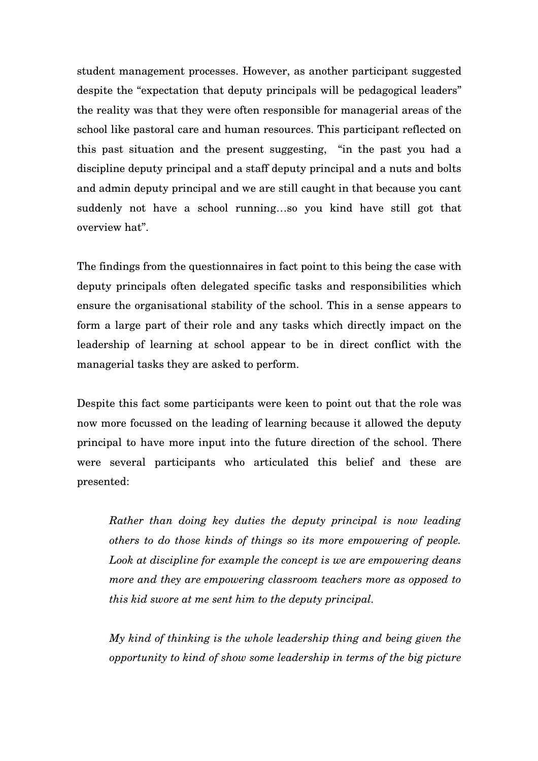student management processes. However, as another participant suggested despite the "expectation that deputy principals will be pedagogical leaders" the reality was that they were often responsible for managerial areas of the school like pastoral care and human resources. This participant reflected on this past situation and the present suggesting, "in the past you had a discipline deputy principal and a staff deputy principal and a nuts and bolts and admin deputy principal and we are still caught in that because you cant suddenly not have a school running…so you kind have still got that overview hat".

The findings from the questionnaires in fact point to this being the case with deputy principals often delegated specific tasks and responsibilities which ensure the organisational stability of the school. This in a sense appears to form a large part of their role and any tasks which directly impact on the leadership of learning at school appear to be in direct conflict with the managerial tasks they are asked to perform.

Despite this fact some participants were keen to point out that the role was now more focussed on the leading of learning because it allowed the deputy principal to have more input into the future direction of the school. There were several participants who articulated this belief and these are presented:

> *Rather than doing key duties the deputy principal is now leading others to do those kinds of things so its more empowering of people. Look at discipline for example the concept is we are empowering deans more and they are empowering classroom teachers more as opposed to this kid swore at me sent him to the deputy principal.*

> *My kind of thinking is the whole leadership thing and being given the opportunity to kind of show some leadership in terms of the big picture*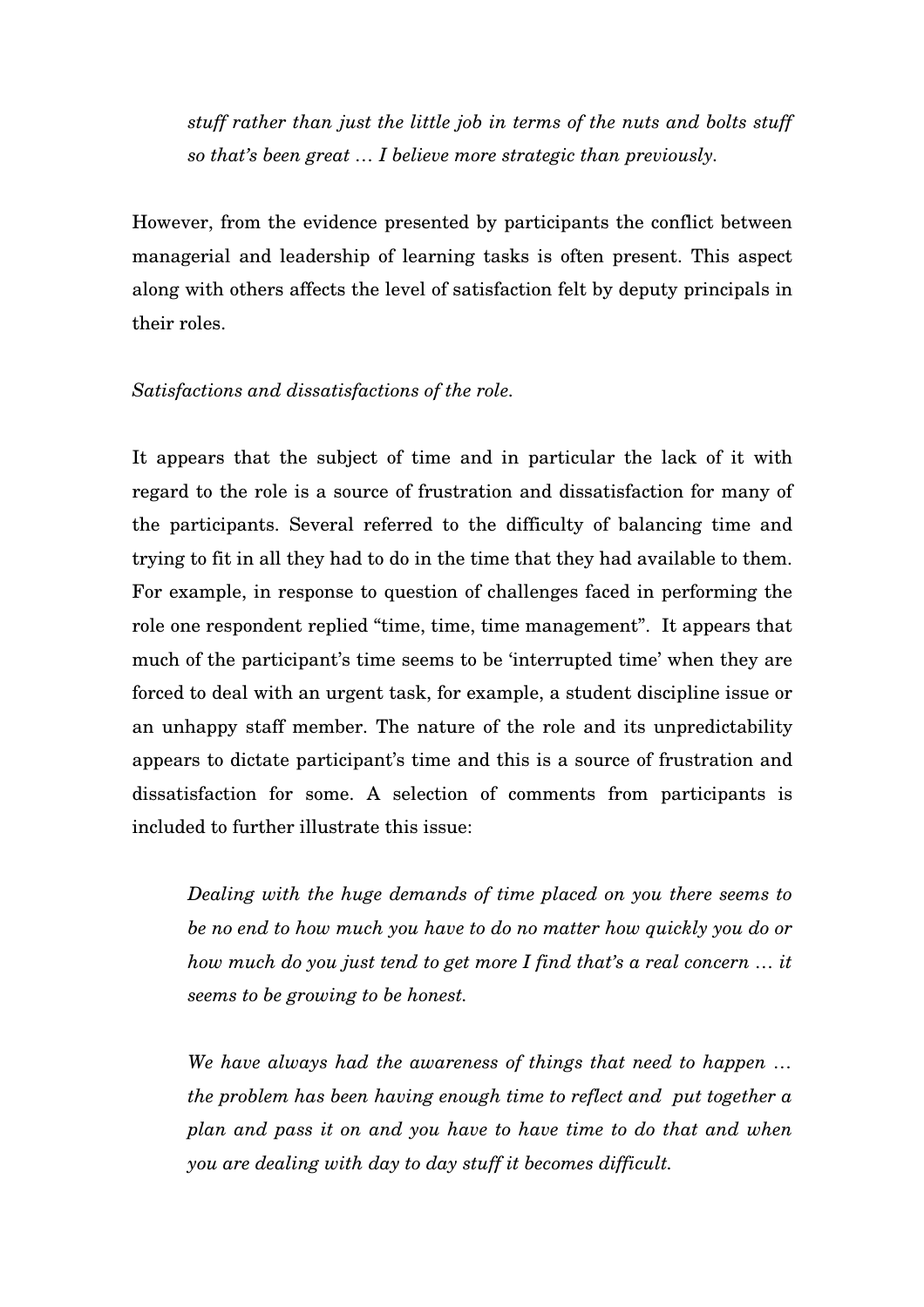> *stuff rather than just the little job in terms of the nuts and bolts stuff so that's been great … I believe more strategic than previously.*

However, from the evidence presented by participants the conflict between managerial and leadership of learning tasks is often present. This aspect along with others affects the level of satisfaction felt by deputy principals in their roles.

*Satisfactions and dissatisfactions of the role.*

It appears that the subject of time and in particular the lack of it with regard to the role is a source of frustration and dissatisfaction for many of the participants. Several referred to the difficulty of balancing time and trying to fit in all they had to do in the time that they had available to them. For example, in response to question of challenges faced in performing the role one respondent replied "time, time, time management". It appears that much of the participant's time seems to be 'interrupted time' when they are forced to deal with an urgent task, for example, a student discipline issue or an unhappy staff member. The nature of the role and its unpredictability appears to dictate participant's time and this is a source of frustration and dissatisfaction for some. A selection of comments from participants is included to further illustrate this issue:

> *Dealing with the huge demands of time placed on you there seems to be no end to how much you have to do no matter how quickly you do or how much do you just tend to get more I find that's a real concern … it seems to be growing to be honest.*

> *We have always had the awareness of things that need to happen … the problem has been having enough time to reflect and put together a plan and pass it on and you have to have time to do that and when you are dealing with day to day stuff it becomes difficult.*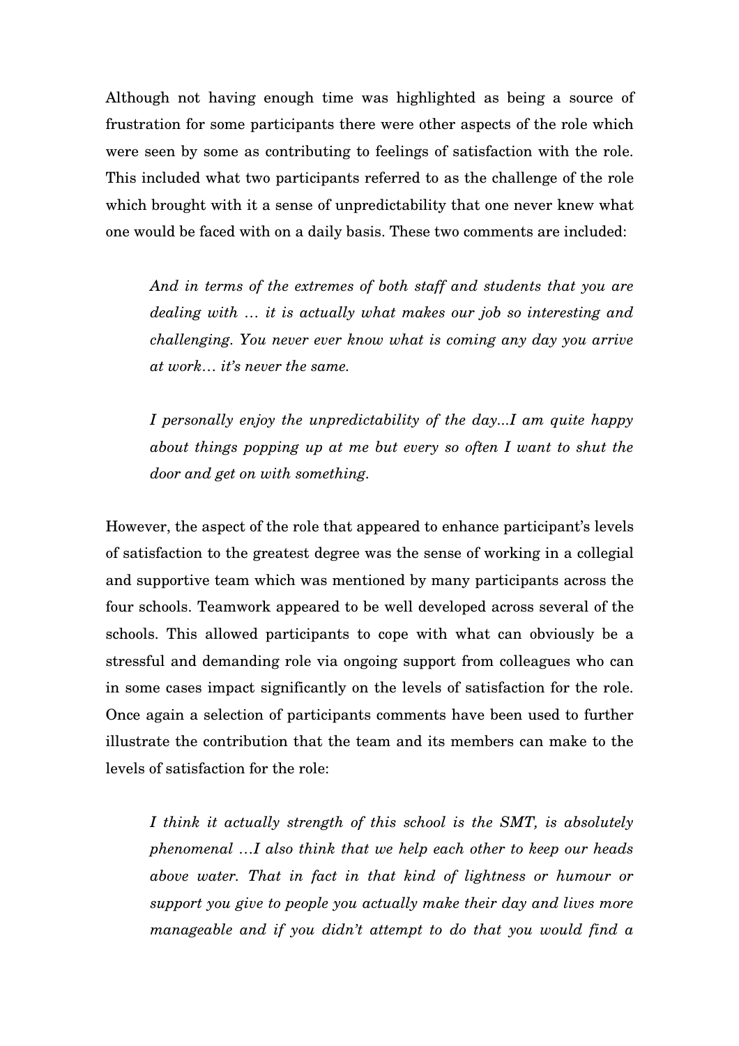Although not having enough time was highlighted as being a source of frustration for some participants there were other aspects of the role which were seen by some as contributing to feelings of satisfaction with the role. This included what two participants referred to as the challenge of the role which brought with it a sense of unpredictability that one never knew what one would be faced with on a daily basis. These two comments are included:

> *And in terms of the extremes of both staff and students that you are dealing with … it is actually what makes our job so interesting and challenging. You never ever know what is coming any day you arrive at work… it's never the same.*

> *I personally enjoy the unpredictability of the day...I am quite happy about things popping up at me but every so often I want to shut the door and get on with something.*

However, the aspect of the role that appeared to enhance participant's levels of satisfaction to the greatest degree was the sense of working in a collegial and supportive team which was mentioned by many participants across the four schools. Teamwork appeared to be well developed across several of the schools. This allowed participants to cope with what can obviously be a stressful and demanding role via ongoing support from colleagues who can in some cases impact significantly on the levels of satisfaction for the role. Once again a selection of participants comments have been used to further illustrate the contribution that the team and its members can make to the levels of satisfaction for the role:

> *I think it actually strength of this school is the SMT, is absolutely phenomenal …I also think that we help each other to keep our heads above water. That in fact in that kind of lightness or humour or support you give to people you actually make their day and lives more manageable and if you didn't attempt to do that you would find a*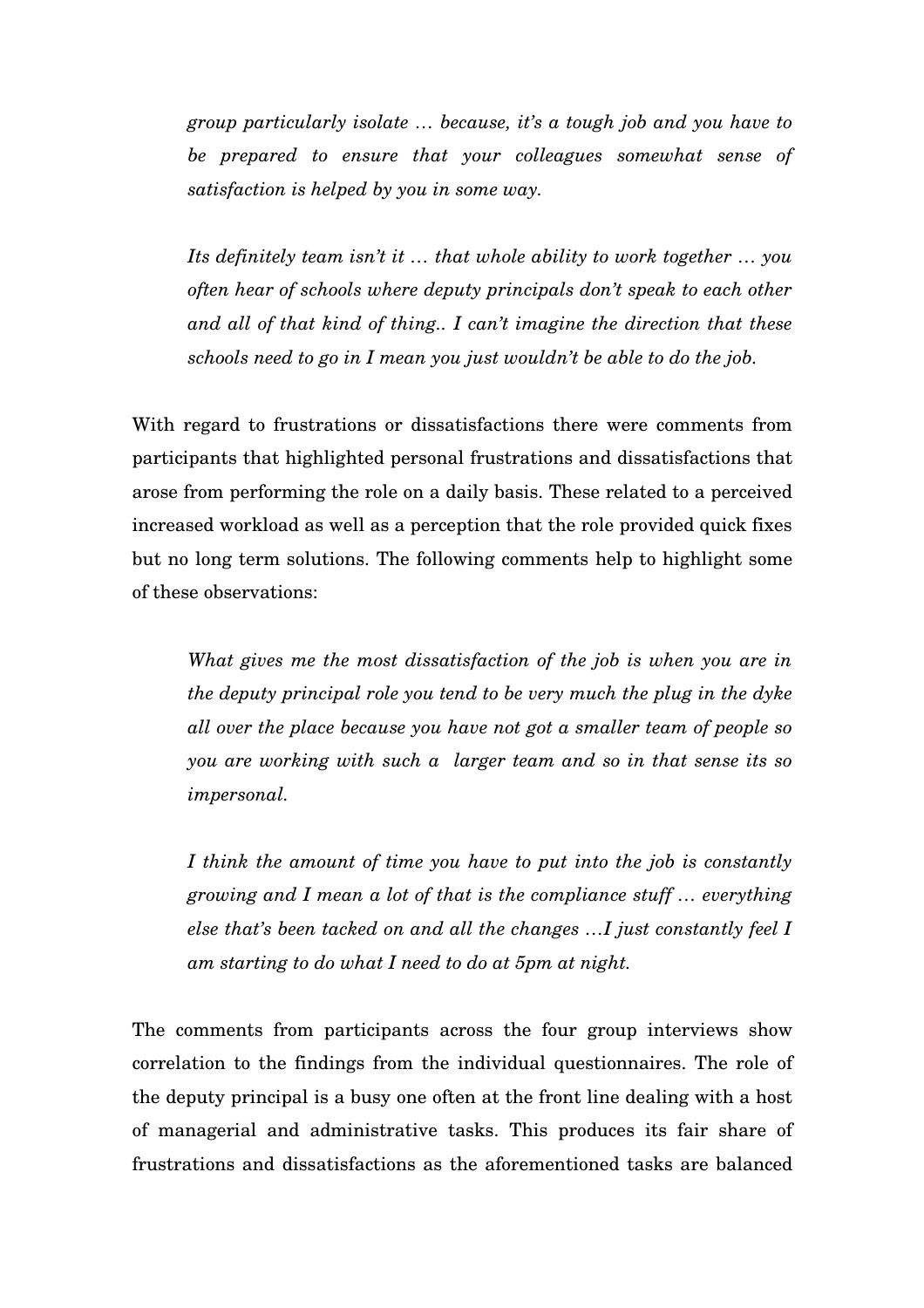*group particularly isolate … because, it's a tough job and you have to be prepared to ensure that your colleagues somewhat sense of satisfaction is helped by you in some way.*

*Its definitely team isn't it … that whole ability to work together … you often hear of schools where deputy principals don't speak to each other and all of that kind of thing.. I can't imagine the direction that these schools need to go in I mean you just wouldn't be able to do the job.*

With regard to frustrations or dissatisfactions there were comments from participants that highlighted personal frustrations and dissatisfactions that arose from performing the role on a daily basis. These related to a perceived increased workload as well as a perception that the role provided quick fixes but no long term solutions. The following comments help to highlight some of these observations:

*What gives me the most dissatisfaction of the job is when you are in the deputy principal role you tend to be very much the plug in the dyke all over the place because you have not got a smaller team of people so you are working with such a larger team and so in that sense its so impersonal.*

*I think the amount of time you have to put into the job is constantly growing and I mean a lot of that is the compliance stuff … everything else that's been tacked on and all the changes …I just constantly feel I am starting to do what I need to do at 5pm at night.*

The comments from participants across the four group interviews show correlation to the findings from the individual questionnaires. The role of the deputy principal is a busy one often at the front line dealing with a host of managerial and administrative tasks. This produces its fair share of frustrations and dissatisfactions as the aforementioned tasks are balanced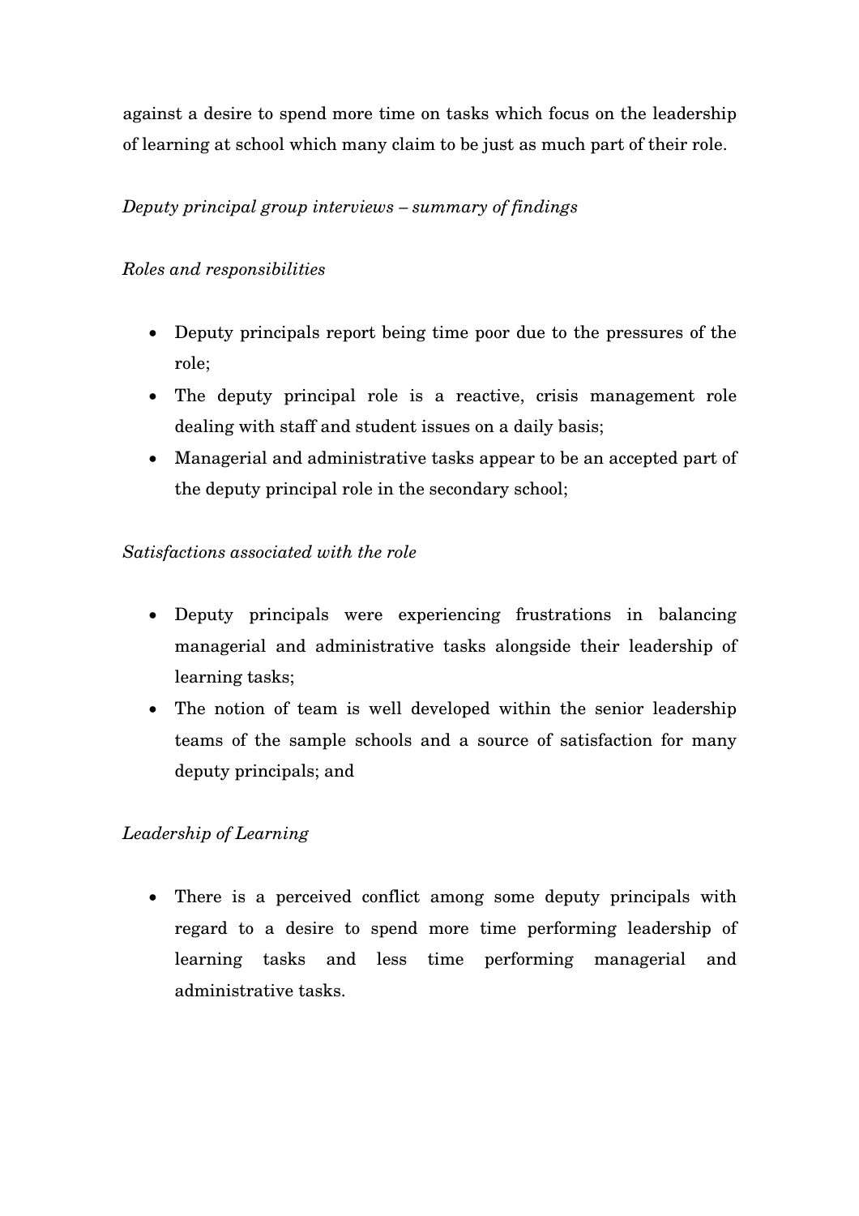against a desire to spend more time on tasks which focus on the leadership of learning at school which many claim to be just as much part of their role.

*Deputy principal group interviews – summary of findings*

*Roles and responsibilities*

- Deputy principals report being time poor due to the pressures of the role;
- The deputy principal role is a reactive, crisis management role dealing with staff and student issues on a daily basis;
- Managerial and administrative tasks appear to be an accepted part of the deputy principal role in the secondary school;

*Satisfactions associated with the role*

- Deputy principals were experiencing frustrations in balancing managerial and administrative tasks alongside their leadership of learning tasks;
- The notion of team is well developed within the senior leadership teams of the sample schools and a source of satisfaction for many deputy principals; and

*Leadership of Learning*

- There is a perceived conflict among some deputy principals with regard to a desire to spend more time performing leadership of learning tasks and less time performing managerial and administrative tasks.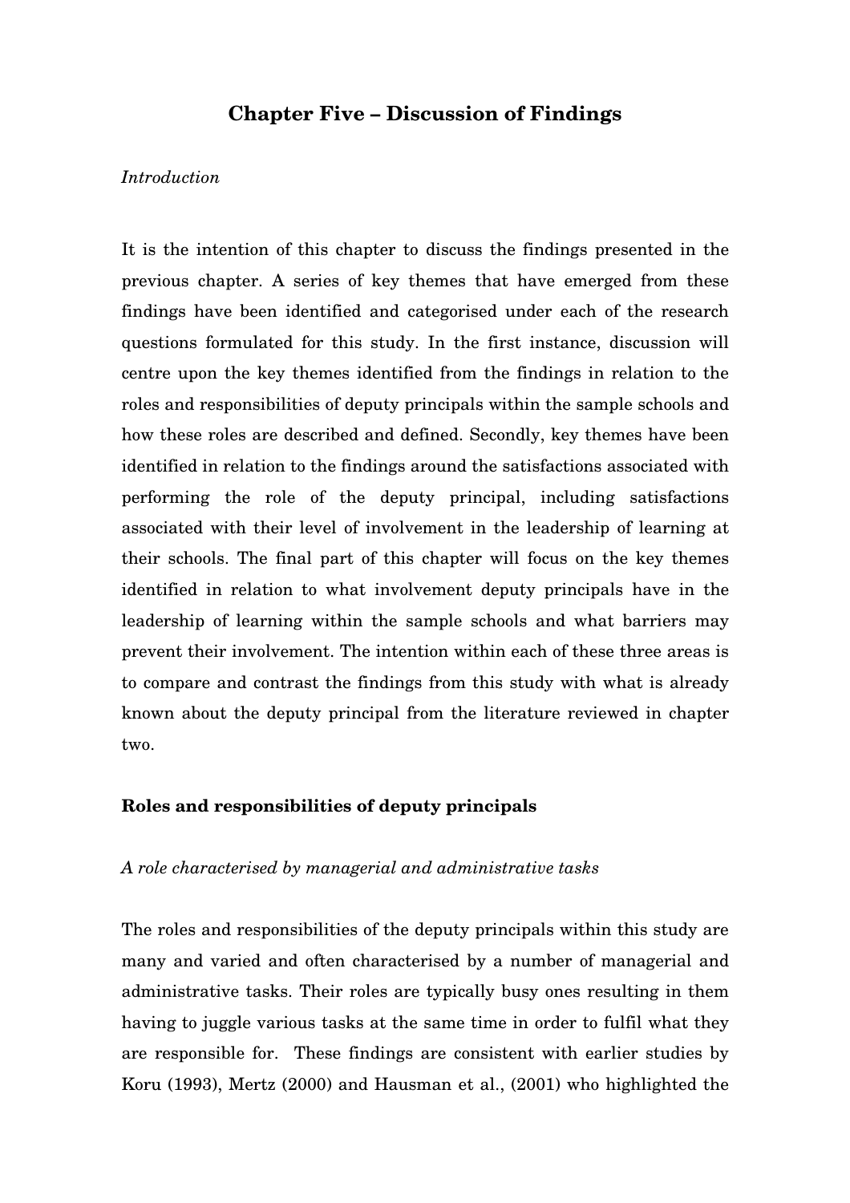# Chapter Five – Discussion of Findings

*Introduction*

It is the intention of this chapter to discuss the findings presented in the previous chapter. A series of key themes that have emerged from these findings have been identified and categorised under each of the research questions formulated for this study. In the first instance, discussion will centre upon the key themes identified from the findings in relation to the roles and responsibilities of deputy principals within the sample schools and how these roles are described and defined. Secondly, key themes have been identified in relation to the findings around the satisfactions associated with performing the role of the deputy principal, including satisfactions associated with their level of involvement in the leadership of learning at their schools. The final part of this chapter will focus on the key themes identified in relation to what involvement deputy principals have in the leadership of learning within the sample schools and what barriers may prevent their involvement. The intention within each of these three areas is to compare and contrast the findings from this study with what is already known about the deputy principal from the literature reviewed in chapter two.

## Roles and responsibilities of deputy principals

*A role characterised by managerial and administrative tasks*

The roles and responsibilities of the deputy principals within this study are many and varied and often characterised by a number of managerial and administrative tasks. Their roles are typically busy ones resulting in them having to juggle various tasks at the same time in order to fulfil what they are responsible for. These findings are consistent with earlier studies by Koru (1993), Mertz (2000) and Hausman et al., (2001) who highlighted the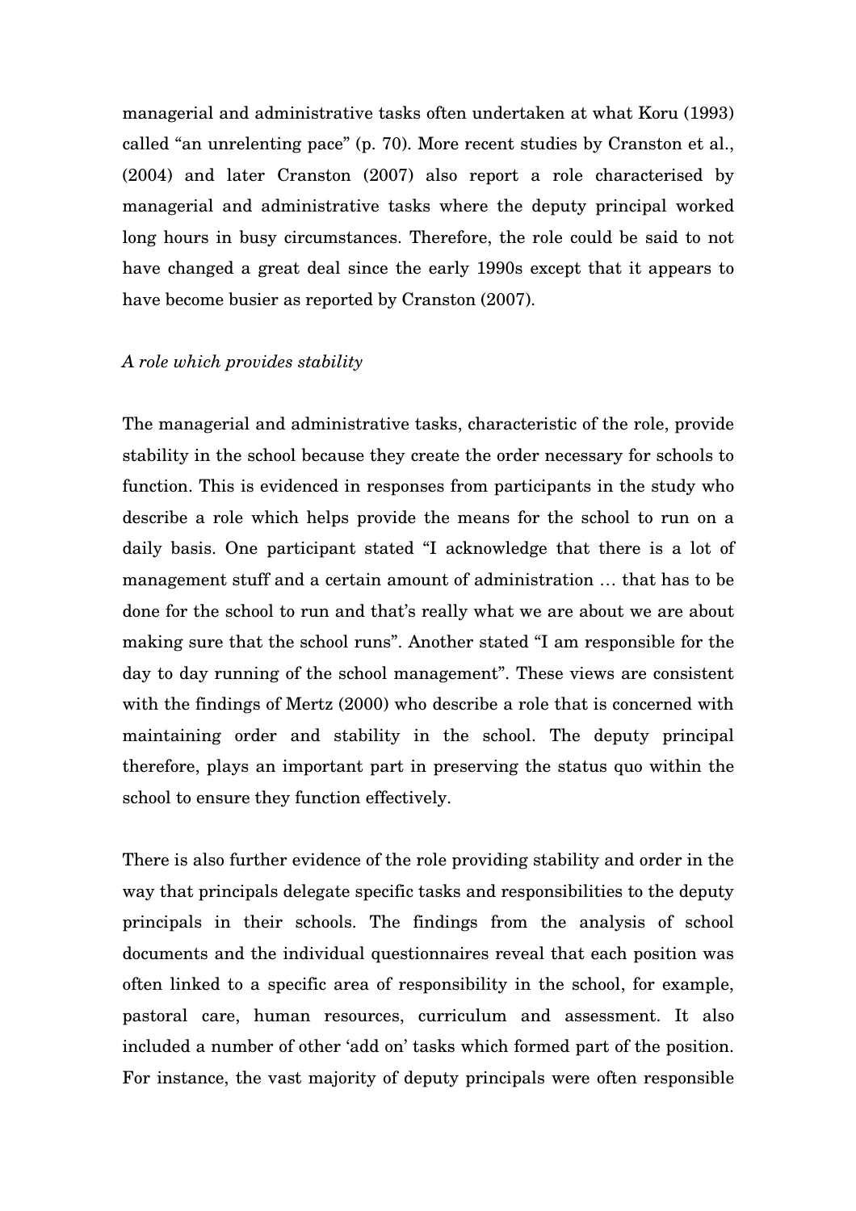managerial and administrative tasks often undertaken at what Koru (1993) called "an unrelenting pace" (p. 70). More recent studies by Cranston et al., (2004) and later Cranston (2007) also report a role characterised by managerial and administrative tasks where the deputy principal worked long hours in busy circumstances. Therefore, the role could be said to not have changed a great deal since the early 1990s except that it appears to have become busier as reported by Cranston (2007).

*A role which provides stability*

The managerial and administrative tasks, characteristic of the role, provide stability in the school because they create the order necessary for schools to function. This is evidenced in responses from participants in the study who describe a role which helps provide the means for the school to run on a daily basis. One participant stated "I acknowledge that there is a lot of management stuff and a certain amount of administration … that has to be done for the school to run and that's really what we are about we are about making sure that the school runs". Another stated "I am responsible for the day to day running of the school management". These views are consistent with the findings of Mertz (2000) who describe a role that is concerned with maintaining order and stability in the school. The deputy principal therefore, plays an important part in preserving the status quo within the school to ensure they function effectively.

There is also further evidence of the role providing stability and order in the way that principals delegate specific tasks and responsibilities to the deputy principals in their schools. The findings from the analysis of school documents and the individual questionnaires reveal that each position was often linked to a specific area of responsibility in the school, for example, pastoral care, human resources, curriculum and assessment. It also included a number of other 'add on' tasks which formed part of the position. For instance, the vast majority of deputy principals were often responsible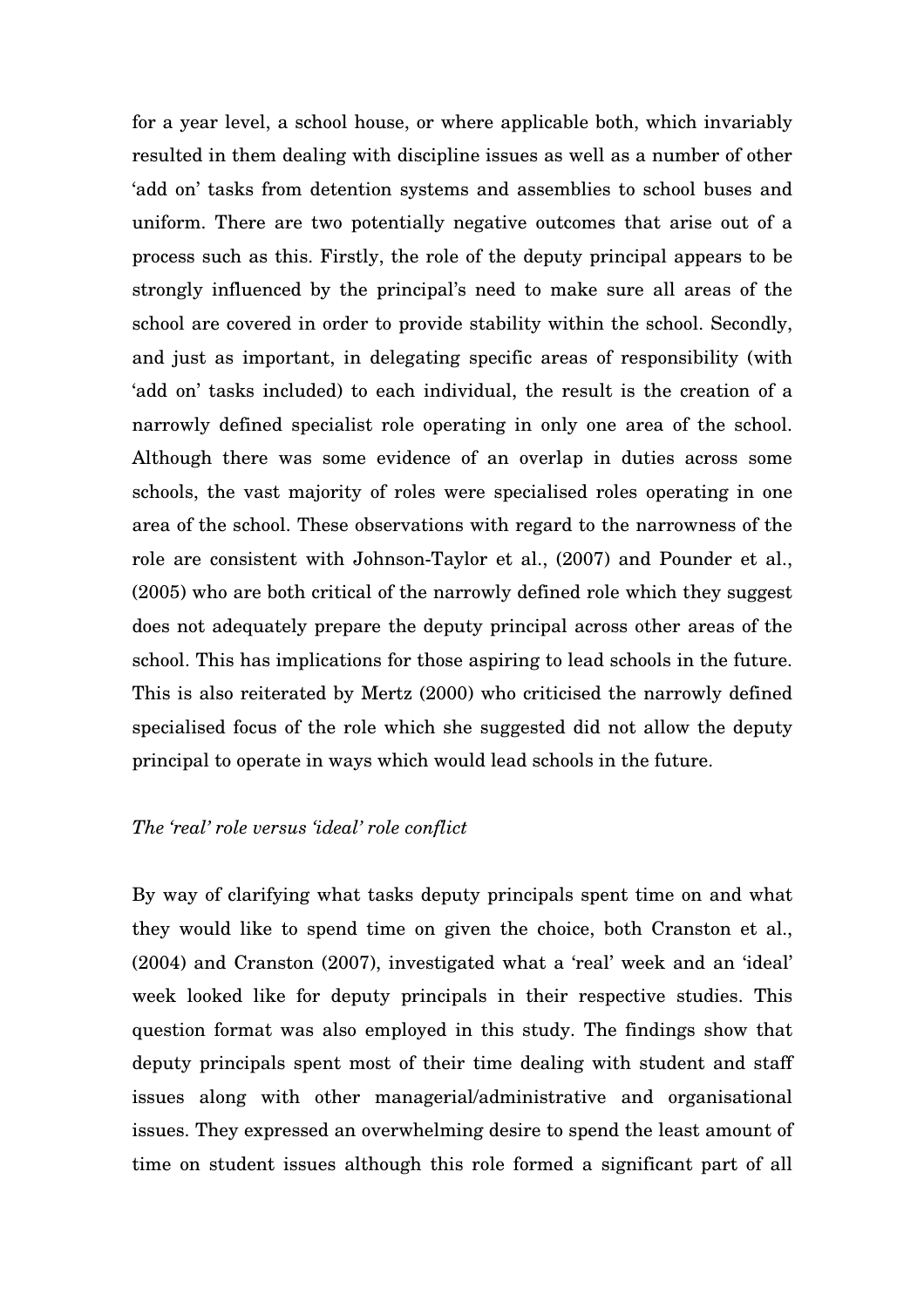for a year level, a school house, or where applicable both, which invariably resulted in them dealing with discipline issues as well as a number of other 'add on' tasks from detention systems and assemblies to school buses and uniform. There are two potentially negative outcomes that arise out of a process such as this. Firstly, the role of the deputy principal appears to be strongly influenced by the principal's need to make sure all areas of the school are covered in order to provide stability within the school. Secondly, and just as important, in delegating specific areas of responsibility (with 'add on' tasks included) to each individual, the result is the creation of a narrowly defined specialist role operating in only one area of the school. Although there was some evidence of an overlap in duties across some schools, the vast majority of roles were specialised roles operating in one area of the school. These observations with regard to the narrowness of the role are consistent with Johnson-Taylor et al., (2007) and Pounder et al., (2005) who are both critical of the narrowly defined role which they suggest does not adequately prepare the deputy principal across other areas of the school. This has implications for those aspiring to lead schools in the future. This is also reiterated by Mertz (2000) who criticised the narrowly defined specialised focus of the role which she suggested did not allow the deputy principal to operate in ways which would lead schools in the future.

*The 'real' role versus 'ideal' role conflict*

By way of clarifying what tasks deputy principals spent time on and what they would like to spend time on given the choice, both Cranston et al., (2004) and Cranston (2007), investigated what a 'real' week and an 'ideal' week looked like for deputy principals in their respective studies. This question format was also employed in this study. The findings show that deputy principals spent most of their time dealing with student and staff issues along with other managerial/administrative and organisational issues. They expressed an overwhelming desire to spend the least amount of time on student issues although this role formed a significant part of all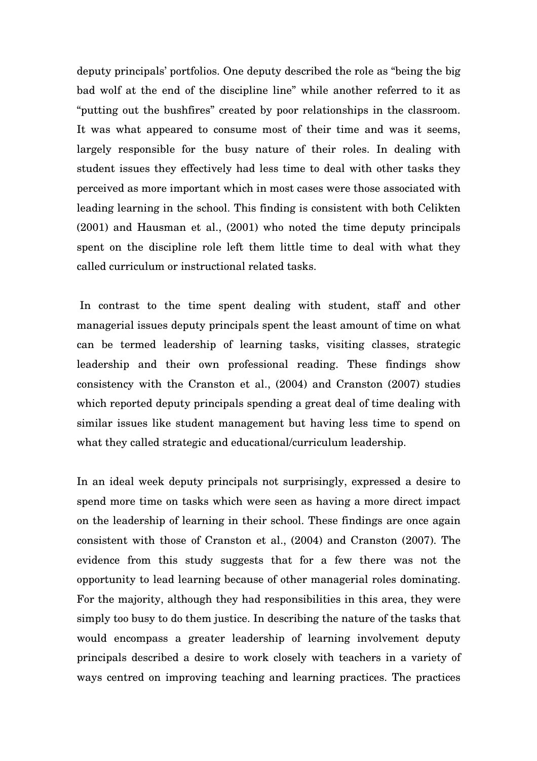deputy principals' portfolios. One deputy described the role as "being the big bad wolf at the end of the discipline line" while another referred to it as "putting out the bushfires" created by poor relationships in the classroom. It was what appeared to consume most of their time and was it seems, largely responsible for the busy nature of their roles. In dealing with student issues they effectively had less time to deal with other tasks they perceived as more important which in most cases were those associated with leading learning in the school. This finding is consistent with both Celikten (2001) and Hausman et al., (2001) who noted the time deputy principals spent on the discipline role left them little time to deal with what they called curriculum or instructional related tasks.

In contrast to the time spent dealing with student, staff and other managerial issues deputy principals spent the least amount of time on what can be termed leadership of learning tasks, visiting classes, strategic leadership and their own professional reading. These findings show consistency with the Cranston et al., (2004) and Cranston (2007) studies which reported deputy principals spending a great deal of time dealing with similar issues like student management but having less time to spend on what they called strategic and educational/curriculum leadership.

In an ideal week deputy principals not surprisingly, expressed a desire to spend more time on tasks which were seen as having a more direct impact on the leadership of learning in their school. These findings are once again consistent with those of Cranston et al., (2004) and Cranston (2007). The evidence from this study suggests that for a few there was not the opportunity to lead learning because of other managerial roles dominating. For the majority, although they had responsibilities in this area, they were simply too busy to do them justice. In describing the nature of the tasks that would encompass a greater leadership of learning involvement deputy principals described a desire to work closely with teachers in a variety of ways centred on improving teaching and learning practices. The practices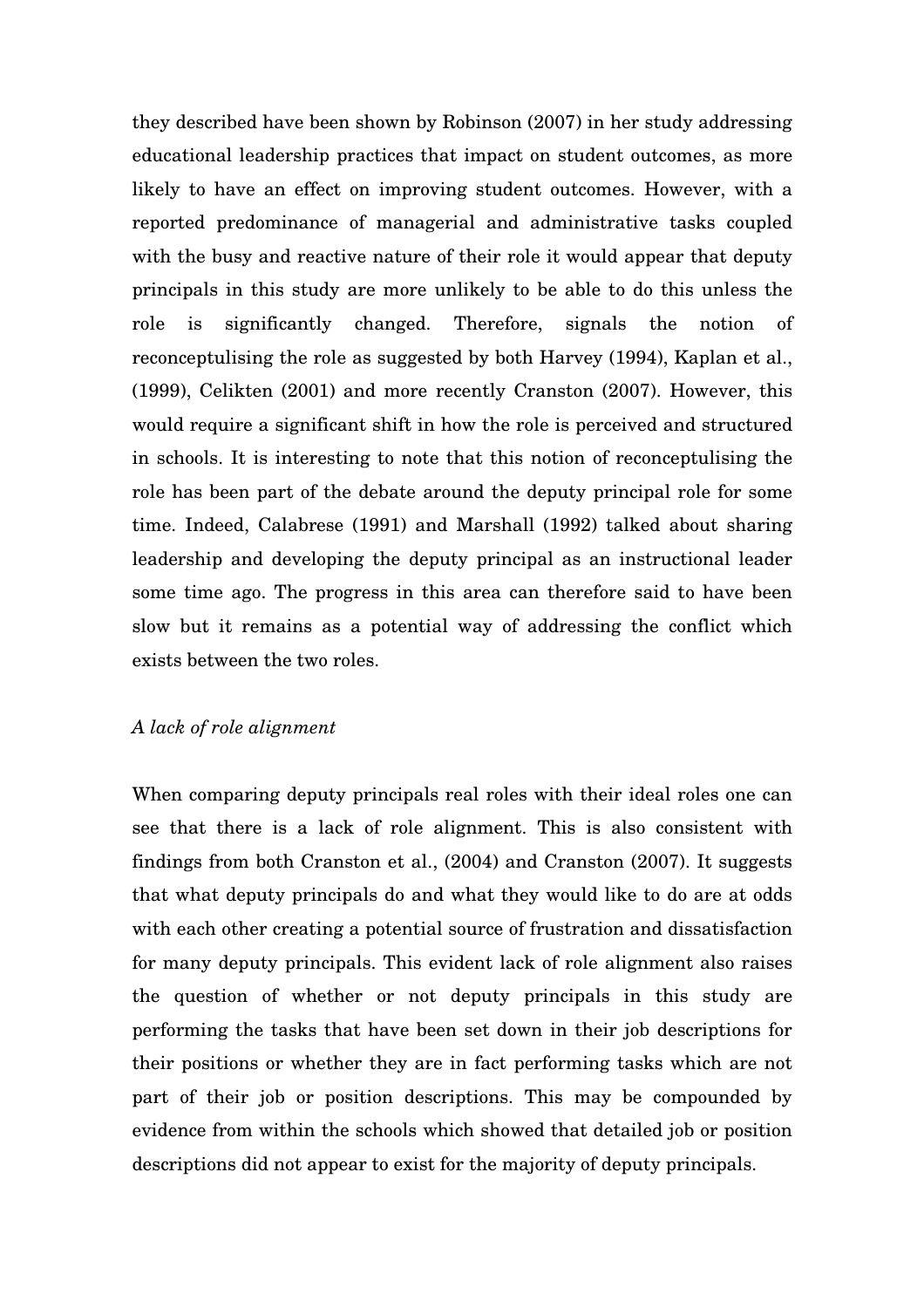they described have been shown by Robinson (2007) in her study addressing educational leadership practices that impact on student outcomes, as more likely to have an effect on improving student outcomes. However, with a reported predominance of managerial and administrative tasks coupled with the busy and reactive nature of their role it would appear that deputy principals in this study are more unlikely to be able to do this unless the role is significantly changed. Therefore, signals the notion of reconceptualising the role as suggested by both Harvey (1994), Kaplan et al., (1999), Celikten (2001) and more recently Cranston (2007). However, this would require a significant shift in how the role is perceived and structured in schools. It is interesting to note that this notion of reconceptualising the role has been part of the debate around the deputy principal role for some time. Indeed, Calabrese (1991) and Marshall (1992) talked about sharing leadership and developing the deputy principal as an instructional leader some time ago. The progress in this area can therefore said to have been slow but it remains as a potential way of addressing the conflict which exists between the two roles.

*A lack of role alignment*

When comparing deputy principals real roles with their ideal roles one can see that there is a lack of role alignment. This is also consistent with findings from both Cranston et al., (2004) and Cranston (2007). It suggests that what deputy principals do and what they would like to do are at odds with each other creating a potential source of frustration and dissatisfaction for many deputy principals. This evident lack of role alignment also raises the question of whether or not deputy principals in this study are performing the tasks that have been set down in their job descriptions for their positions or whether they are in fact performing tasks which are not part of their job or position descriptions. This may be compounded by evidence from within the schools which showed that detailed job or position descriptions did not appear to exist for the majority of deputy principals.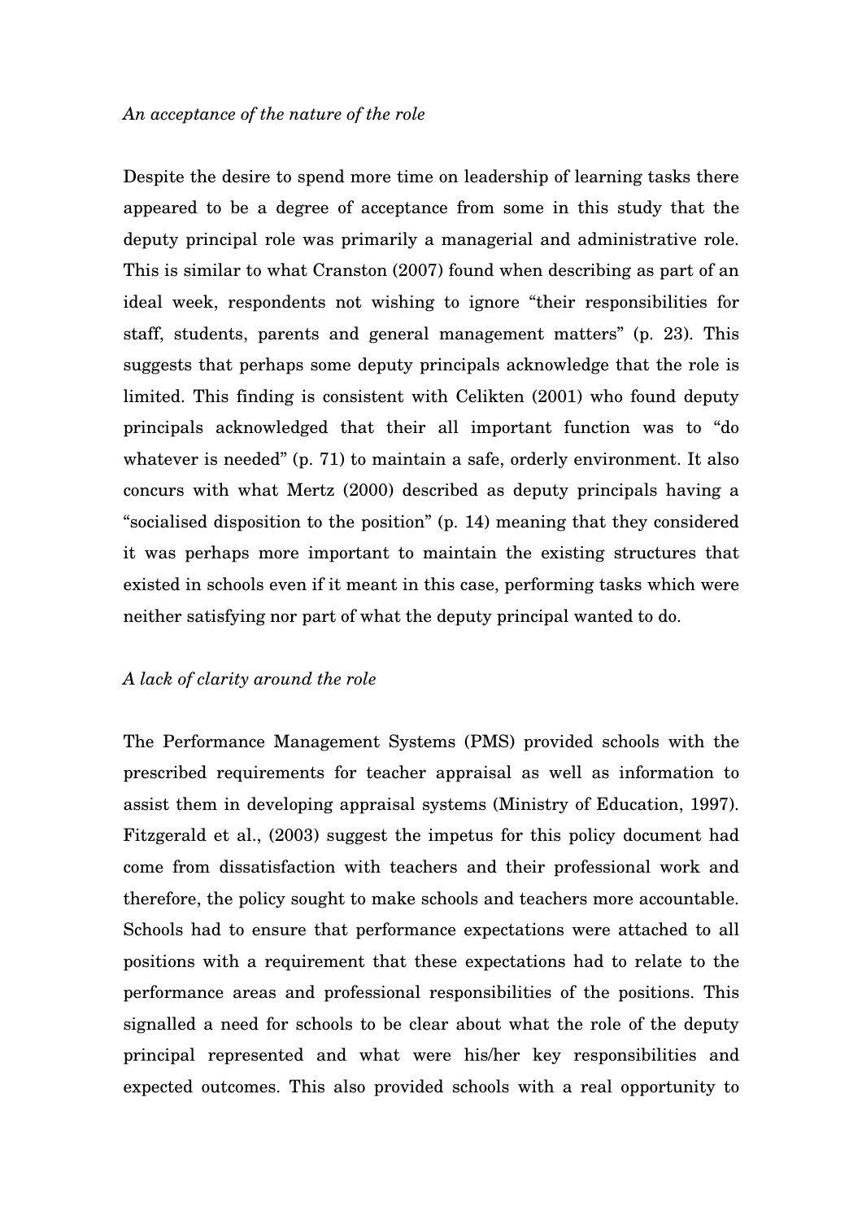*An acceptance of the nature of the role*

Despite the desire to spend more time on leadership of learning tasks there appeared to be a degree of acceptance from some in this study that the deputy principal role was primarily a managerial and administrative role. This is similar to what Cranston (2007) found when describing as part of an ideal week, respondents not wishing to ignore “their responsibilities for staff, students, parents and general management matters” (p. 23). This suggests that perhaps some deputy principals acknowledge that the role is limited. This finding is consistent with Celikten (2001) who found deputy principals acknowledged that their all important function was to “do whatever is needed” (p. 71) to maintain a safe, orderly environment. It also concurs with what Mertz (2000) described as deputy principals having a “socialised disposition to the position” (p. 14) meaning that they considered it was perhaps more important to maintain the existing structures that existed in schools even if it meant in this case, performing tasks which were neither satisfying nor part of what the deputy principal wanted to do.

*A lack of clarity around the role*

The Performance Management Systems (PMS) provided schools with the prescribed requirements for teacher appraisal as well as information to assist them in developing appraisal systems (Ministry of Education, 1997). Fitzgerald et al., (2003) suggest the impetus for this policy document had come from dissatisfaction with teachers and their professional work and therefore, the policy sought to make schools and teachers more accountable. Schools had to ensure that performance expectations were attached to all positions with a requirement that these expectations had to relate to the performance areas and professional responsibilities of the positions. This signalled a need for schools to be clear about what the role of the deputy principal represented and what were his/her key responsibilities and expected outcomes. This also provided schools with a real opportunity to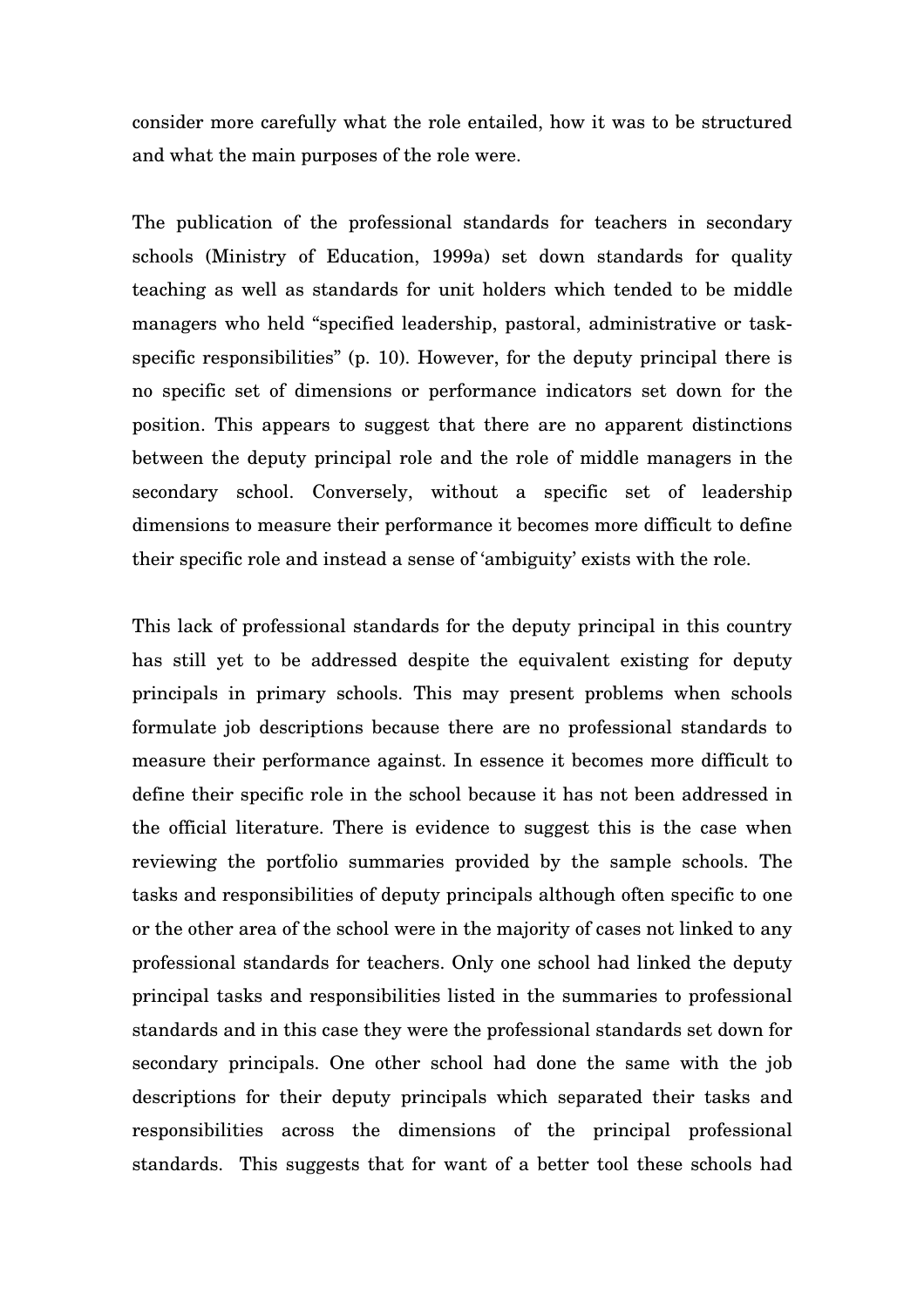consider more carefully what the role entailed, how it was to be structured and what the main purposes of the role were.

The publication of the professional standards for teachers in secondary schools (Ministry of Education, 1999a) set down standards for quality teaching as well as standards for unit holders which tended to be middle managers who held "specified leadership, pastoral, administrative or task-specific responsibilities" (p. 10). However, for the deputy principal there is no specific set of dimensions or performance indicators set down for the position. This appears to suggest that there are no apparent distinctions between the deputy principal role and the role of middle managers in the secondary school. Conversely, without a specific set of leadership dimensions to measure their performance it becomes more difficult to define their specific role and instead a sense of 'ambiguity' exists with the role.

This lack of professional standards for the deputy principal in this country has still yet to be addressed despite the equivalent existing for deputy principals in primary schools. This may present problems when schools formulate job descriptions because there are no professional standards to measure their performance against. In essence it becomes more difficult to define their specific role in the school because it has not been addressed in the official literature. There is evidence to suggest this is the case when reviewing the portfolio summaries provided by the sample schools. The tasks and responsibilities of deputy principals although often specific to one or the other area of the school were in the majority of cases not linked to any professional standards for teachers. Only one school had linked the deputy principal tasks and responsibilities listed in the summaries to professional standards and in this case they were the professional standards set down for secondary principals. One other school had done the same with the job descriptions for their deputy principals which separated their tasks and responsibilities across the dimensions of the principal professional standards. This suggests that for want of a better tool these schools had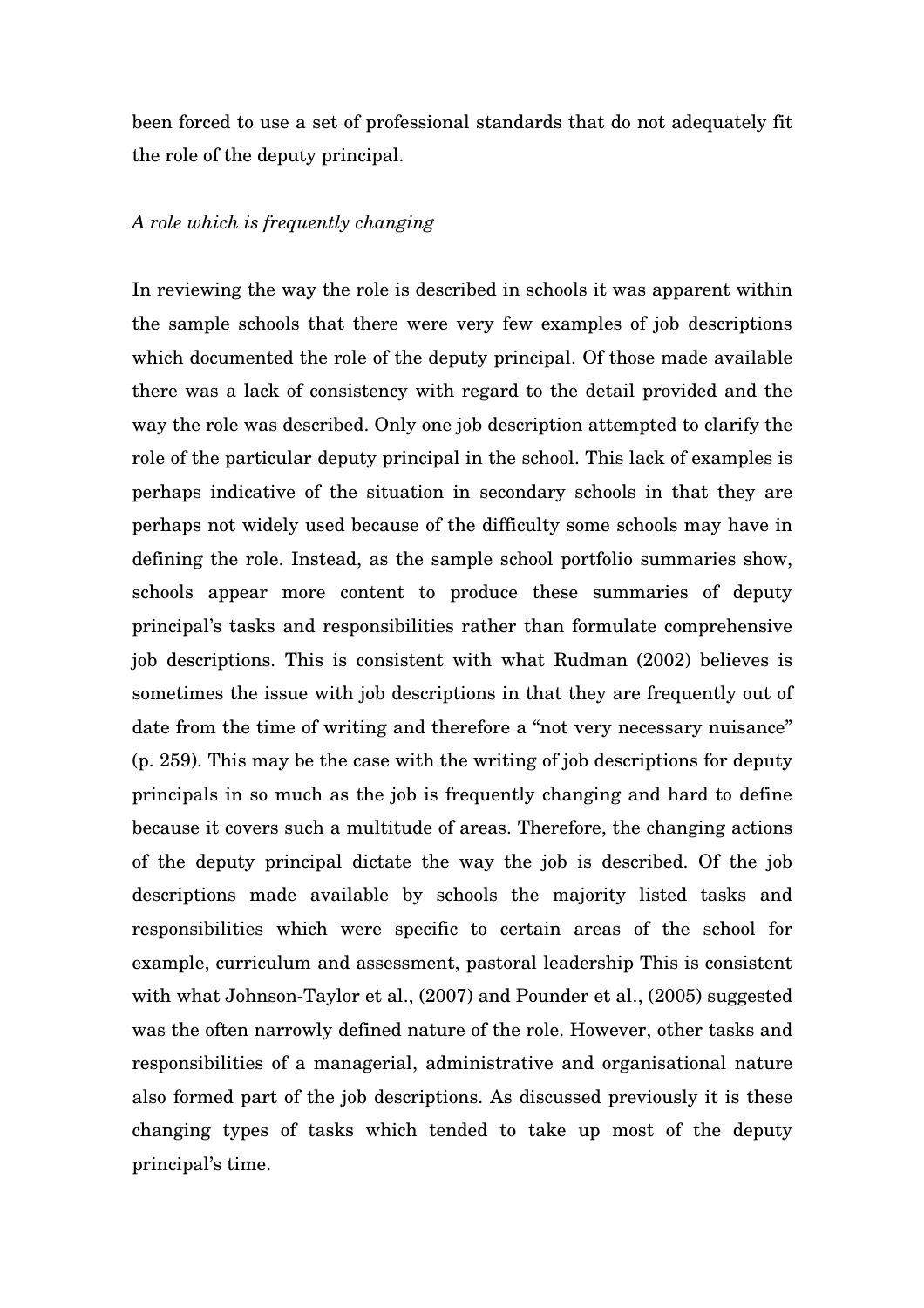been forced to use a set of professional standards that do not adequately fit the role of the deputy principal.

*A role which is frequently changing*

In reviewing the way the role is described in schools it was apparent within the sample schools that there were very few examples of job descriptions which documented the role of the deputy principal. Of those made available there was a lack of consistency with regard to the detail provided and the way the role was described. Only one job description attempted to clarify the role of the particular deputy principal in the school. This lack of examples is perhaps indicative of the situation in secondary schools in that they are perhaps not widely used because of the difficulty some schools may have in defining the role. Instead, as the sample school portfolio summaries show, schools appear more content to produce these summaries of deputy principal's tasks and responsibilities rather than formulate comprehensive job descriptions. This is consistent with what Rudman (2002) believes is sometimes the issue with job descriptions in that they are frequently out of date from the time of writing and therefore a "not very necessary nuisance" (p. 259). This may be the case with the writing of job descriptions for deputy principals in so much as the job is frequently changing and hard to define because it covers such a multitude of areas. Therefore, the changing actions of the deputy principal dictate the way the job is described. Of the job descriptions made available by schools the majority listed tasks and responsibilities which were specific to certain areas of the school for example, curriculum and assessment, pastoral leadership This is consistent with what Johnson-Taylor et al., (2007) and Pounder et al., (2005) suggested was the often narrowly defined nature of the role. However, other tasks and responsibilities of a managerial, administrative and organisational nature also formed part of the job descriptions. As discussed previously it is these changing types of tasks which tended to take up most of the deputy principal's time.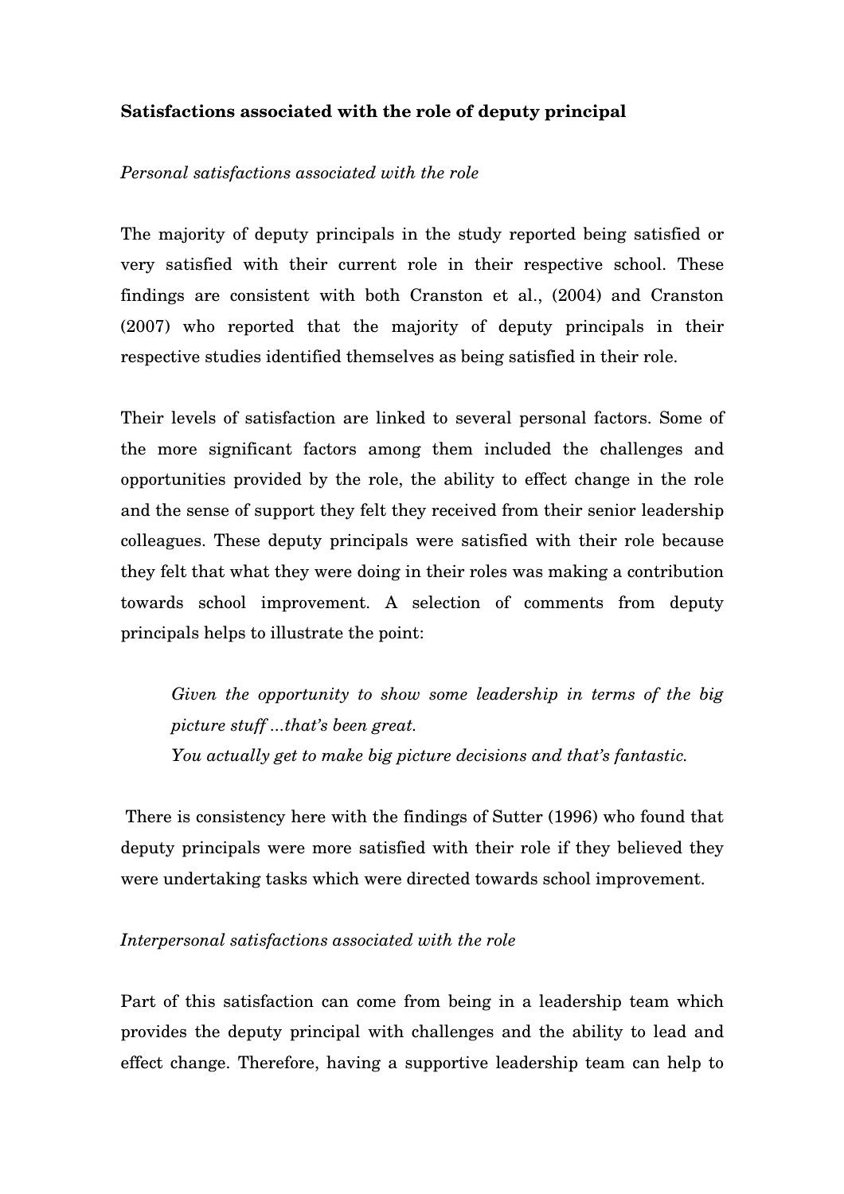**Satisfactions associated with the role of deputy principal**

*Personal satisfactions associated with the role*

The majority of deputy principals in the study reported being satisfied or very satisfied with their current role in their respective school. These findings are consistent with both Cranston et al., (2004) and Cranston (2007) who reported that the majority of deputy principals in their respective studies identified themselves as being satisfied in their role.

Their levels of satisfaction are linked to several personal factors. Some of the more significant factors among them included the challenges and opportunities provided by the role, the ability to effect change in the role and the sense of support they felt they received from their senior leadership colleagues. These deputy principals were satisfied with their role because they felt that what they were doing in their roles was making a contribution towards school improvement. A selection of comments from deputy principals helps to illustrate the point:

> *Given the opportunity to show some leadership in terms of the big picture stuff ...that's been great.*
> *You actually get to make big picture decisions and that's fantastic.*

There is consistency here with the findings of Sutter (1996) who found that deputy principals were more satisfied with their role if they believed they were undertaking tasks which were directed towards school improvement.

*Interpersonal satisfactions associated with the role*

Part of this satisfaction can come from being in a leadership team which provides the deputy principal with challenges and the ability to lead and effect change. Therefore, having a supportive leadership team can help to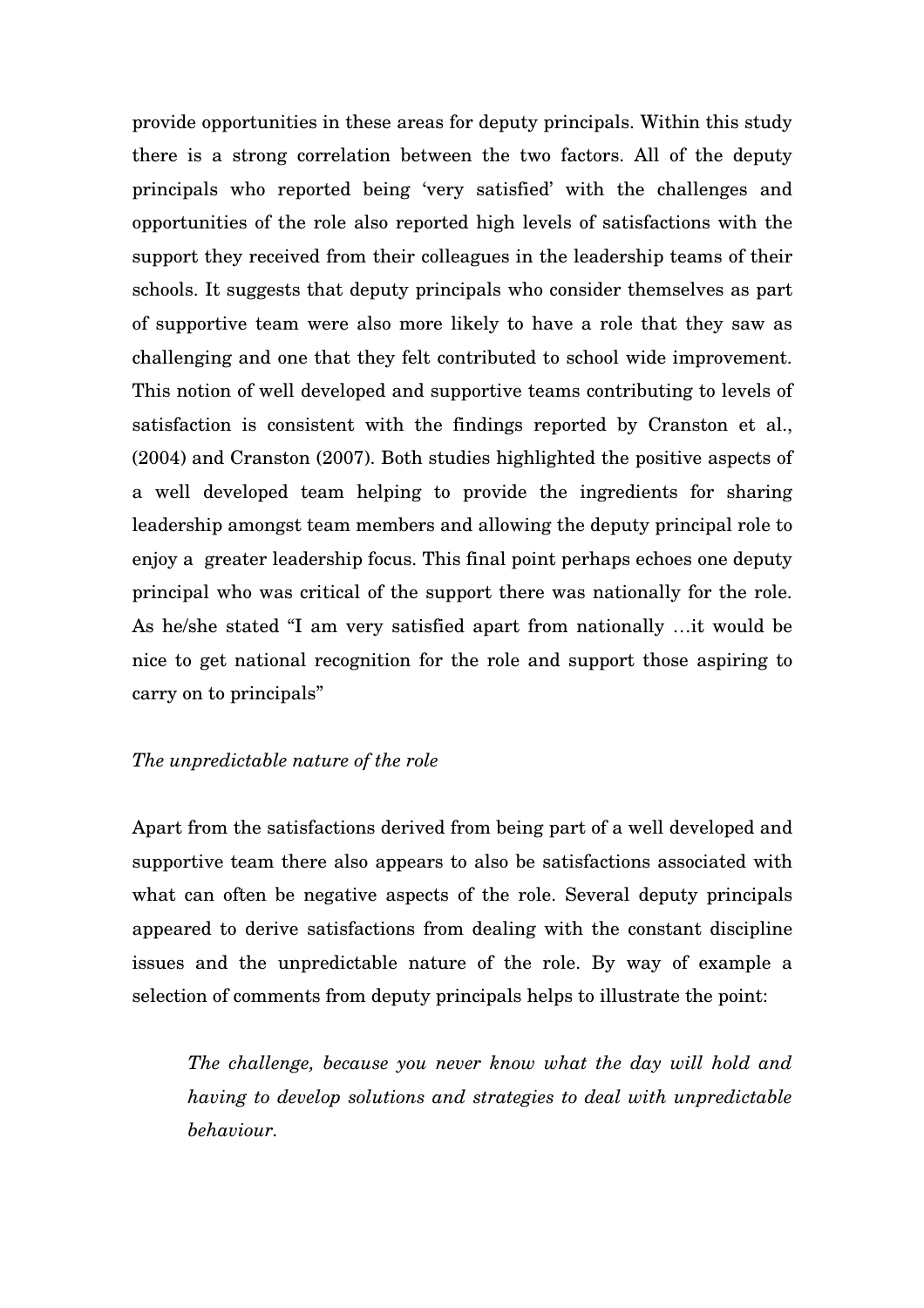provide opportunities in these areas for deputy principals. Within this study there is a strong correlation between the two factors. All of the deputy principals who reported being 'very satisfied' with the challenges and opportunities of the role also reported high levels of satisfactions with the support they received from their colleagues in the leadership teams of their schools. It suggests that deputy principals who consider themselves as part of supportive team were also more likely to have a role that they saw as challenging and one that they felt contributed to school wide improvement. This notion of well developed and supportive teams contributing to levels of satisfaction is consistent with the findings reported by Cranston et al., (2004) and Cranston (2007). Both studies highlighted the positive aspects of a well developed team helping to provide the ingredients for sharing leadership amongst team members and allowing the deputy principal role to enjoy a greater leadership focus. This final point perhaps echoes one deputy principal who was critical of the support there was nationally for the role. As he/she stated "I am very satisfied apart from nationally …it would be nice to get national recognition for the role and support those aspiring to carry on to principals"

*The unpredictable nature of the role*

Apart from the satisfactions derived from being part of a well developed and supportive team there also appears to also be satisfactions associated with what can often be negative aspects of the role. Several deputy principals appeared to derive satisfactions from dealing with the constant discipline issues and the unpredictable nature of the role. By way of example a selection of comments from deputy principals helps to illustrate the point:

> *The challenge, because you never know what the day will hold and having to develop solutions and strategies to deal with unpredictable behaviour.*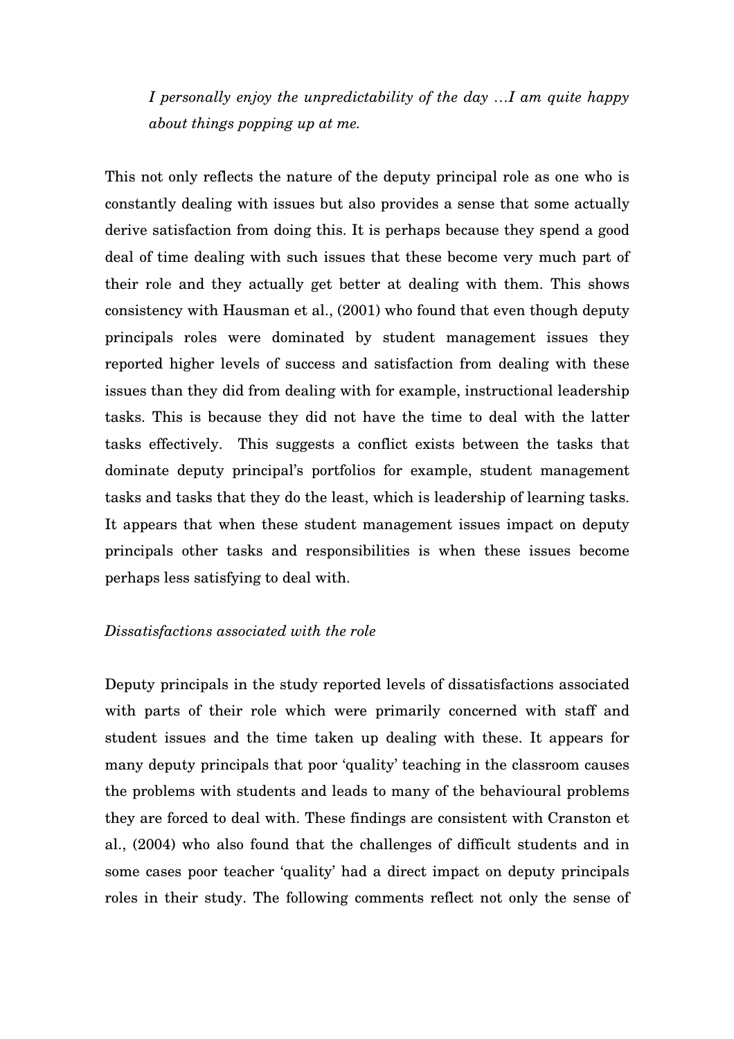> *I personally enjoy the unpredictability of the day …I am quite happy about things popping up at me.*

This not only reflects the nature of the deputy principal role as one who is constantly dealing with issues but also provides a sense that some actually derive satisfaction from doing this. It is perhaps because they spend a good deal of time dealing with such issues that these become very much part of their role and they actually get better at dealing with them. This shows consistency with Hausman et al., (2001) who found that even though deputy principals roles were dominated by student management issues they reported higher levels of success and satisfaction from dealing with these issues than they did from dealing with for example, instructional leadership tasks. This is because they did not have the time to deal with the latter tasks effectively. This suggests a conflict exists between the tasks that dominate deputy principal's portfolios for example, student management tasks and tasks that they do the least, which is leadership of learning tasks. It appears that when these student management issues impact on deputy principals other tasks and responsibilities is when these issues become perhaps less satisfying to deal with.

*Dissatisfactions associated with the role*

Deputy principals in the study reported levels of dissatisfactions associated with parts of their role which were primarily concerned with staff and student issues and the time taken up dealing with these. It appears for many deputy principals that poor 'quality' teaching in the classroom causes the problems with students and leads to many of the behavioural problems they are forced to deal with. These findings are consistent with Cranston et al., (2004) who also found that the challenges of difficult students and in some cases poor teacher 'quality' had a direct impact on deputy principals roles in their study. The following comments reflect not only the sense of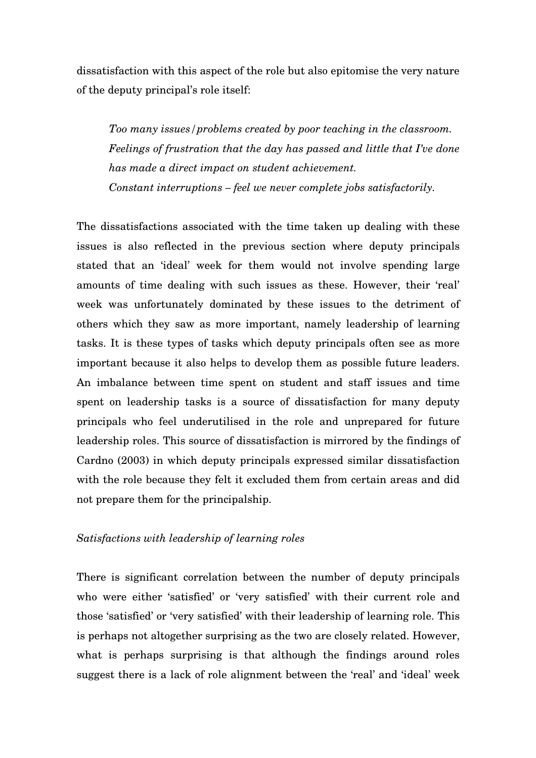dissatisfaction with this aspect of the role but also epitomise the very nature of the deputy principal's role itself:

> *Too many issues/problems created by poor teaching in the classroom.*
> *Feelings of frustration that the day has passed and little that I've done has made a direct impact on student achievement.*
> *Constant interruptions – feel we never complete jobs satisfactorily.*

The dissatisfactions associated with the time taken up dealing with these issues is also reflected in the previous section where deputy principals stated that an 'ideal' week for them would not involve spending large amounts of time dealing with such issues as these. However, their 'real' week was unfortunately dominated by these issues to the detriment of others which they saw as more important, namely leadership of learning tasks. It is these types of tasks which deputy principals often see as more important because it also helps to develop them as possible future leaders. An imbalance between time spent on student and staff issues and time spent on leadership tasks is a source of dissatisfaction for many deputy principals who feel underutilised in the role and unprepared for future leadership roles. This source of dissatisfaction is mirrored by the findings of Cardno (2003) in which deputy principals expressed similar dissatisfaction with the role because they felt it excluded them from certain areas and did not prepare them for the principalship.

*Satisfactions with leadership of learning roles*

There is significant correlation between the number of deputy principals who were either 'satisfied' or 'very satisfied' with their current role and those 'satisfied' or 'very satisfied' with their leadership of learning role. This is perhaps not altogether surprising as the two are closely related. However, what is perhaps surprising is that although the findings around roles suggest there is a lack of role alignment between the 'real' and 'ideal' week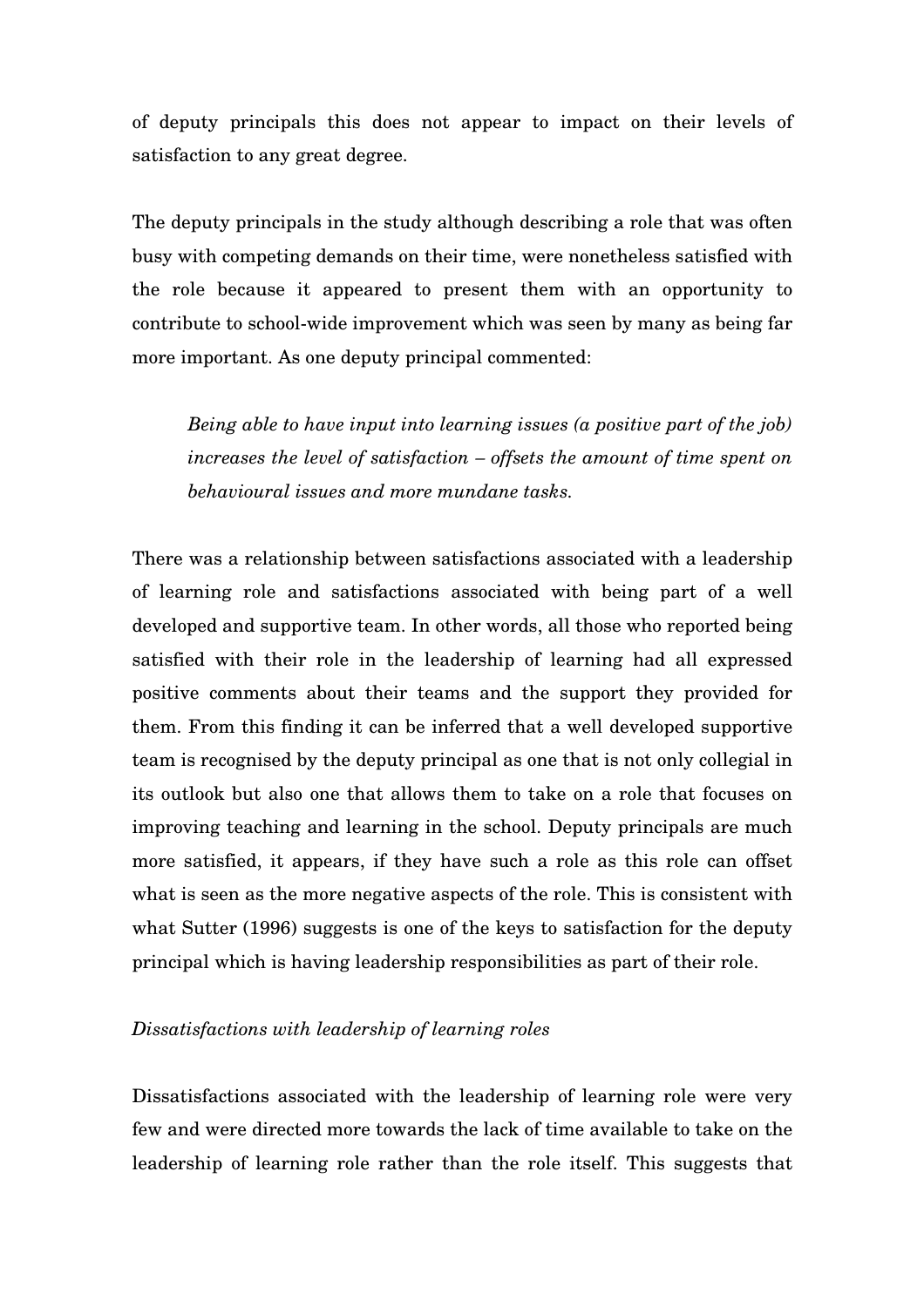of deputy principals this does not appear to impact on their levels of satisfaction to any great degree.

The deputy principals in the study although describing a role that was often busy with competing demands on their time, were nonetheless satisfied with the role because it appeared to present them with an opportunity to contribute to school-wide improvement which was seen by many as being far more important. As one deputy principal commented:

> *Being able to have input into learning issues (a positive part of the job) increases the level of satisfaction – offsets the amount of time spent on behavioural issues and more mundane tasks.*

There was a relationship between satisfactions associated with a leadership of learning role and satisfactions associated with being part of a well developed and supportive team. In other words, all those who reported being satisfied with their role in the leadership of learning had all expressed positive comments about their teams and the support they provided for them. From this finding it can be inferred that a well developed supportive team is recognised by the deputy principal as one that is not only collegial in its outlook but also one that allows them to take on a role that focuses on improving teaching and learning in the school. Deputy principals are much more satisfied, it appears, if they have such a role as this role can offset what is seen as the more negative aspects of the role. This is consistent with what Sutter (1996) suggests is one of the keys to satisfaction for the deputy principal which is having leadership responsibilities as part of their role.

*Dissatisfactions with leadership of learning roles*

Dissatisfactions associated with the leadership of learning role were very few and were directed more towards the lack of time available to take on the leadership of learning role rather than the role itself. This suggests that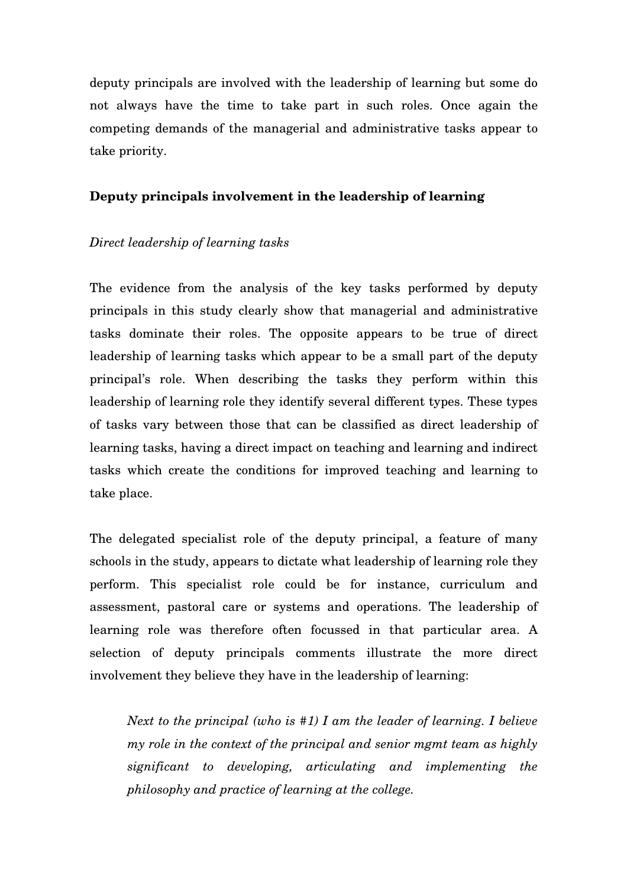deputy principals are involved with the leadership of learning but some do not always have the time to take part in such roles. Once again the competing demands of the managerial and administrative tasks appear to take priority.

**Deputy principals involvement in the leadership of learning**

*Direct leadership of learning tasks*

The evidence from the analysis of the key tasks performed by deputy principals in this study clearly show that managerial and administrative tasks dominate their roles. The opposite appears to be true of direct leadership of learning tasks which appear to be a small part of the deputy principal's role. When describing the tasks they perform within this leadership of learning role they identify several different types. These types of tasks vary between those that can be classified as direct leadership of learning tasks, having a direct impact on teaching and learning and indirect tasks which create the conditions for improved teaching and learning to take place.

The delegated specialist role of the deputy principal, a feature of many schools in the study, appears to dictate what leadership of learning role they perform. This specialist role could be for instance, curriculum and assessment, pastoral care or systems and operations. The leadership of learning role was therefore often focussed in that particular area. A selection of deputy principals comments illustrate the more direct involvement they believe they have in the leadership of learning:

> *Next to the principal (who is #1) I am the leader of learning. I believe my role in the context of the principal and senior mgmt team as highly significant to developing, articulating and implementing the philosophy and practice of learning at the college.*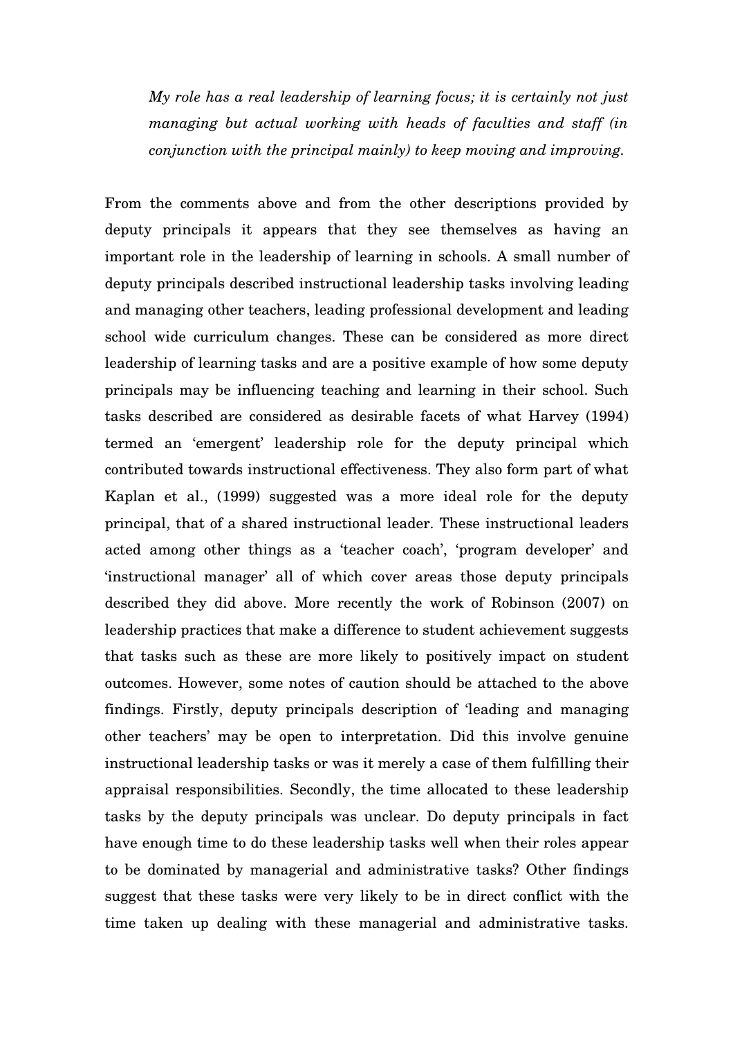> *My role has a real leadership of learning focus; it is certainly not just managing but actual working with heads of faculties and staff (in conjunction with the principal mainly) to keep moving and improving.*

From the comments above and from the other descriptions provided by deputy principals it appears that they see themselves as having an important role in the leadership of learning in schools. A small number of deputy principals described instructional leadership tasks involving leading and managing other teachers, leading professional development and leading school wide curriculum changes. These can be considered as more direct leadership of learning tasks and are a positive example of how some deputy principals may be influencing teaching and learning in their school. Such tasks described are considered as desirable facets of what Harvey (1994) termed an 'emergent' leadership role for the deputy principal which contributed towards instructional effectiveness. They also form part of what Kaplan et al., (1999) suggested was a more ideal role for the deputy principal, that of a shared instructional leader. These instructional leaders acted among other things as a 'teacher coach', 'program developer' and 'instructional manager' all of which cover areas those deputy principals described they did above. More recently the work of Robinson (2007) on leadership practices that make a difference to student achievement suggests that tasks such as these are more likely to positively impact on student outcomes. However, some notes of caution should be attached to the above findings. Firstly, deputy principals description of 'leading and managing other teachers' may be open to interpretation. Did this involve genuine instructional leadership tasks or was it merely a case of them fulfilling their appraisal responsibilities. Secondly, the time allocated to these leadership tasks by the deputy principals was unclear. Do deputy principals in fact have enough time to do these leadership tasks well when their roles appear to be dominated by managerial and administrative tasks? Other findings suggest that these tasks were very likely to be in direct conflict with the time taken up dealing with these managerial and administrative tasks.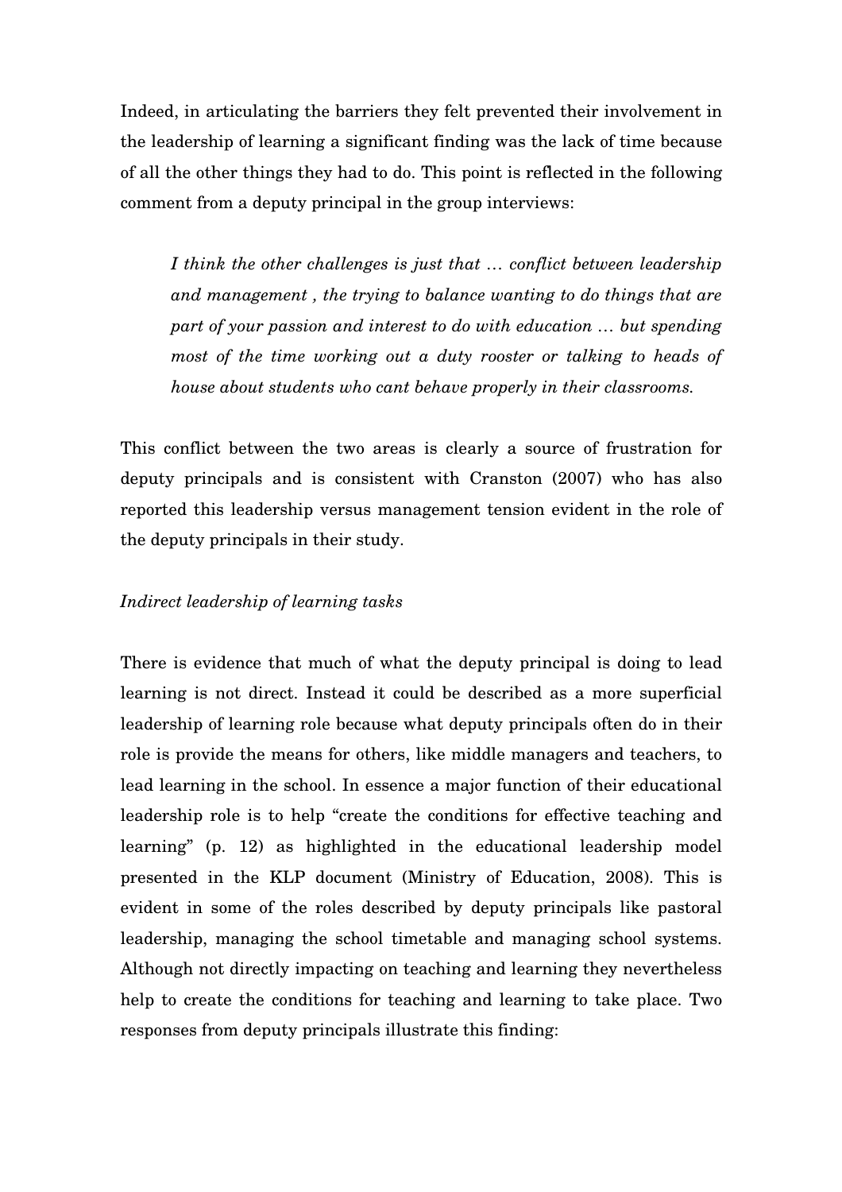Indeed, in articulating the barriers they felt prevented their involvement in the leadership of learning a significant finding was the lack of time because of all the other things they had to do. This point is reflected in the following comment from a deputy principal in the group interviews:

> *I think the other challenges is just that … conflict between leadership and management , the trying to balance wanting to do things that are part of your passion and interest to do with education … but spending most of the time working out a duty rooster or talking to heads of house about students who cant behave properly in their classrooms.*

This conflict between the two areas is clearly a source of frustration for deputy principals and is consistent with Cranston (2007) who has also reported this leadership versus management tension evident in the role of the deputy principals in their study.

*Indirect leadership of learning tasks*

There is evidence that much of what the deputy principal is doing to lead learning is not direct. Instead it could be described as a more superficial leadership of learning role because what deputy principals often do in their role is provide the means for others, like middle managers and teachers, to lead learning in the school. In essence a major function of their educational leadership role is to help "create the conditions for effective teaching and learning" (p. 12) as highlighted in the educational leadership model presented in the KLP document (Ministry of Education, 2008). This is evident in some of the roles described by deputy principals like pastoral leadership, managing the school timetable and managing school systems. Although not directly impacting on teaching and learning they nevertheless help to create the conditions for teaching and learning to take place. Two responses from deputy principals illustrate this finding: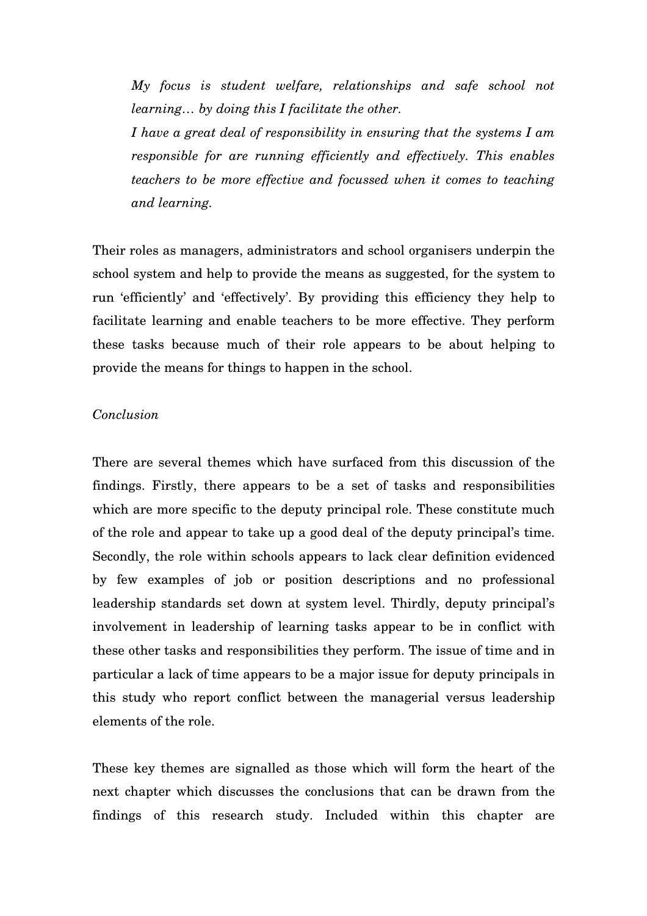*My focus is student welfare, relationships and safe school not learning… by doing this I facilitate the other.*

*I have a great deal of responsibility in ensuring that the systems I am responsible for are running efficiently and effectively. This enables teachers to be more effective and focussed when it comes to teaching and learning.*

Their roles as managers, administrators and school organisers underpin the school system and help to provide the means as suggested, for the system to run 'efficiently' and 'effectively'. By providing this efficiency they help to facilitate learning and enable teachers to be more effective. They perform these tasks because much of their role appears to be about helping to provide the means for things to happen in the school.

*Conclusion*

There are several themes which have surfaced from this discussion of the findings. Firstly, there appears to be a set of tasks and responsibilities which are more specific to the deputy principal role. These constitute much of the role and appear to take up a good deal of the deputy principal's time. Secondly, the role within schools appears to lack clear definition evidenced by few examples of job or position descriptions and no professional leadership standards set down at system level. Thirdly, deputy principal's involvement in leadership of learning tasks appear to be in conflict with these other tasks and responsibilities they perform. The issue of time and in particular a lack of time appears to be a major issue for deputy principals in this study who report conflict between the managerial versus leadership elements of the role.

These key themes are signalled as those which will form the heart of the next chapter which discusses the conclusions that can be drawn from the findings of this research study. Included within this chapter are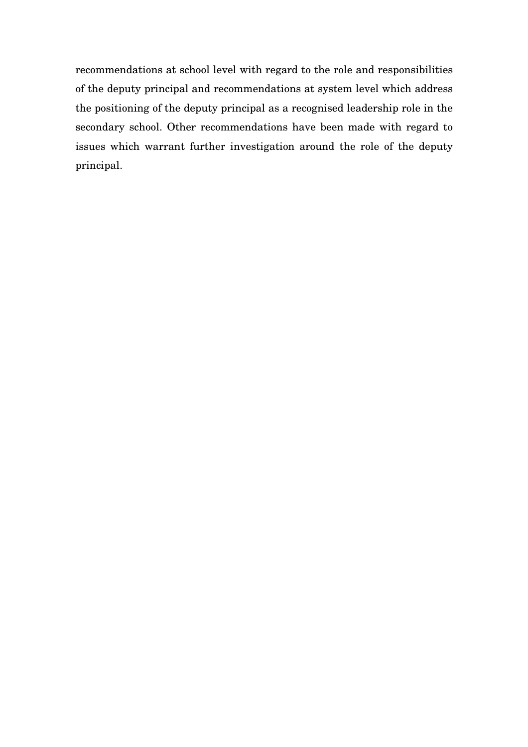recommendations at school level with regard to the role and responsibilities of the deputy principal and recommendations at system level which address the positioning of the deputy principal as a recognised leadership role in the secondary school. Other recommendations have been made with regard to issues which warrant further investigation around the role of the deputy principal.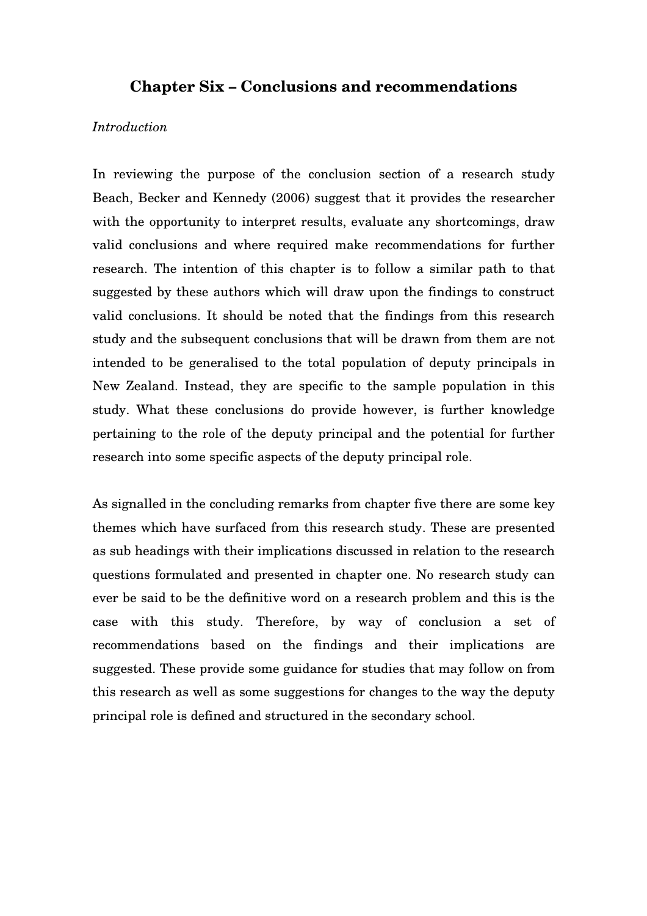# Chapter Six – Conclusions and recommendations

*Introduction*

In reviewing the purpose of the conclusion section of a research study Beach, Becker and Kennedy (2006) suggest that it provides the researcher with the opportunity to interpret results, evaluate any shortcomings, draw valid conclusions and where required make recommendations for further research. The intention of this chapter is to follow a similar path to that suggested by these authors which will draw upon the findings to construct valid conclusions. It should be noted that the findings from this research study and the subsequent conclusions that will be drawn from them are not intended to be generalised to the total population of deputy principals in New Zealand. Instead, they are specific to the sample population in this study. What these conclusions do provide however, is further knowledge pertaining to the role of the deputy principal and the potential for further research into some specific aspects of the deputy principal role.

As signalled in the concluding remarks from chapter five there are some key themes which have surfaced from this research study. These are presented as sub headings with their implications discussed in relation to the research questions formulated and presented in chapter one. No research study can ever be said to be the definitive word on a research problem and this is the case with this study. Therefore, by way of conclusion a set of recommendations based on the findings and their implications are suggested. These provide some guidance for studies that may follow on from this research as well as some suggestions for changes to the way the deputy principal role is defined and structured in the secondary school.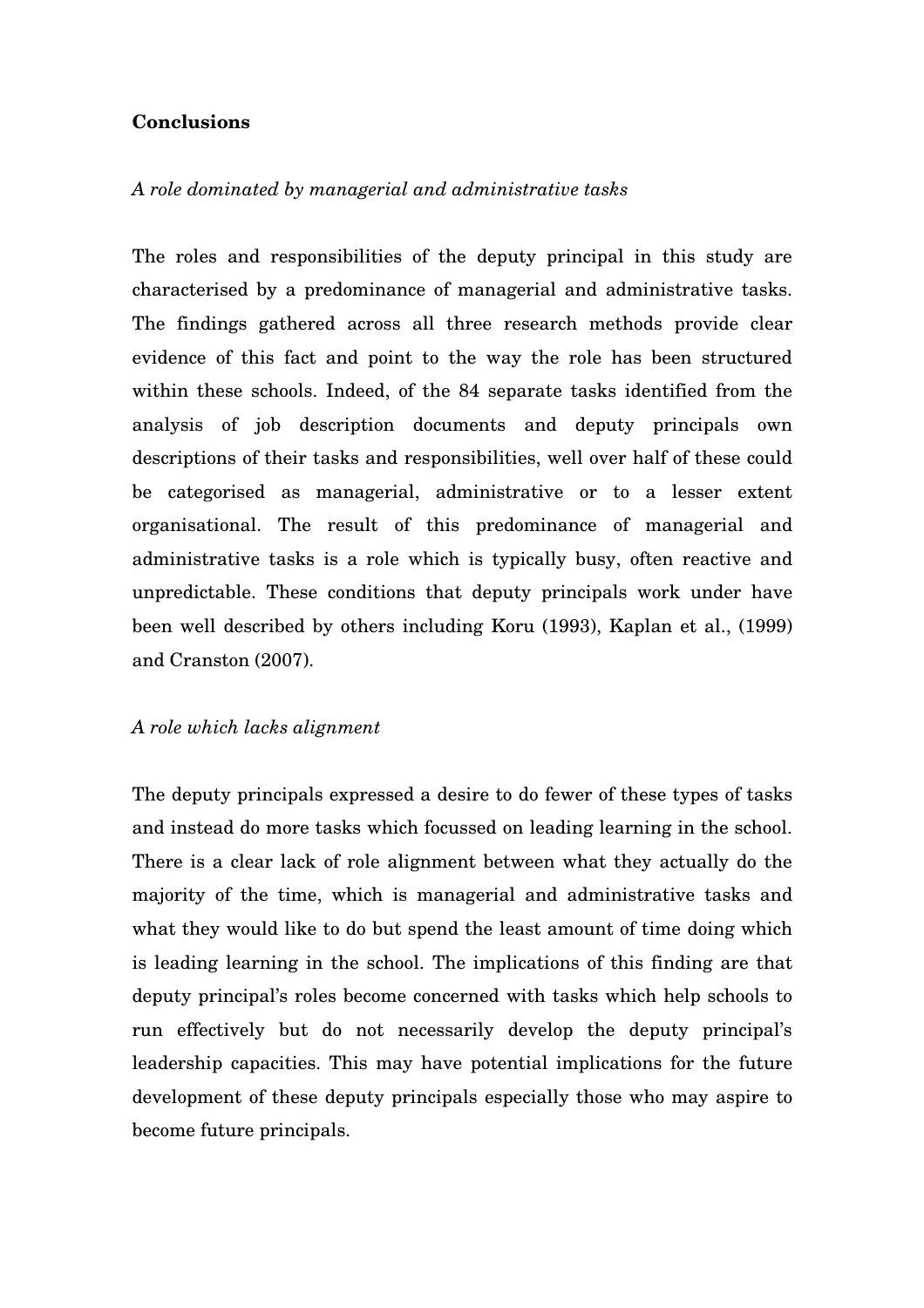**Conclusions**

*A role dominated by managerial and administrative tasks*

The roles and responsibilities of the deputy principal in this study are characterised by a predominance of managerial and administrative tasks. The findings gathered across all three research methods provide clear evidence of this fact and point to the way the role has been structured within these schools. Indeed, of the 84 separate tasks identified from the analysis of job description documents and deputy principals own descriptions of their tasks and responsibilities, well over half of these could be categorised as managerial, administrative or to a lesser extent organisational. The result of this predominance of managerial and administrative tasks is a role which is typically busy, often reactive and unpredictable. These conditions that deputy principals work under have been well described by others including Koru (1993), Kaplan et al., (1999) and Cranston (2007).

*A role which lacks alignment*

The deputy principals expressed a desire to do fewer of these types of tasks and instead do more tasks which focussed on leading learning in the school. There is a clear lack of role alignment between what they actually do the majority of the time, which is managerial and administrative tasks and what they would like to do but spend the least amount of time doing which is leading learning in the school. The implications of this finding are that deputy principal's roles become concerned with tasks which help schools to run effectively but do not necessarily develop the deputy principal's leadership capacities. This may have potential implications for the future development of these deputy principals especially those who may aspire to become future principals.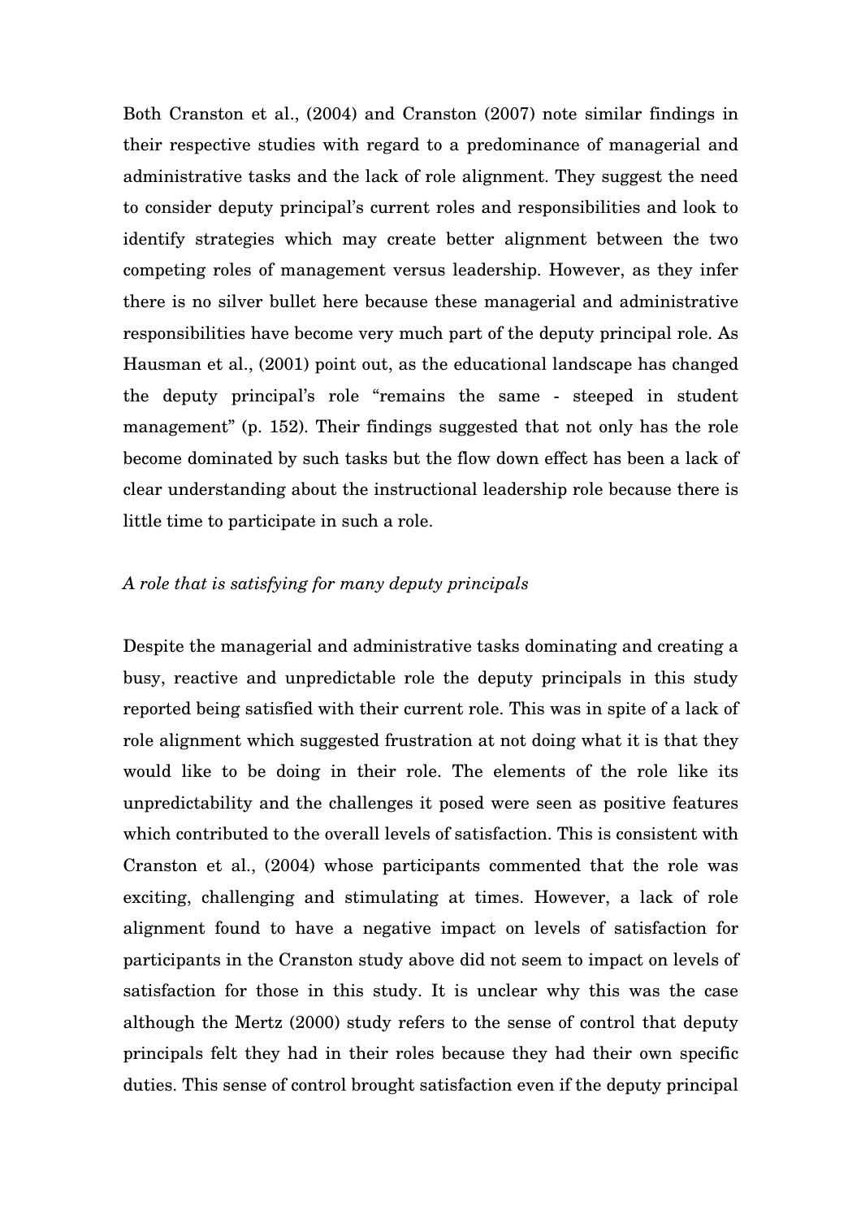Both Cranston et al., (2004) and Cranston (2007) note similar findings in their respective studies with regard to a predominance of managerial and administrative tasks and the lack of role alignment. They suggest the need to consider deputy principal's current roles and responsibilities and look to identify strategies which may create better alignment between the two competing roles of management versus leadership. However, as they infer there is no silver bullet here because these managerial and administrative responsibilities have become very much part of the deputy principal role. As Hausman et al., (2001) point out, as the educational landscape has changed the deputy principal's role "remains the same - steeped in student management" (p. 152). Their findings suggested that not only has the role become dominated by such tasks but the flow down effect has been a lack of clear understanding about the instructional leadership role because there is little time to participate in such a role.

*A role that is satisfying for many deputy principals*

Despite the managerial and administrative tasks dominating and creating a busy, reactive and unpredictable role the deputy principals in this study reported being satisfied with their current role. This was in spite of a lack of role alignment which suggested frustration at not doing what it is that they would like to be doing in their role. The elements of the role like its unpredictability and the challenges it posed were seen as positive features which contributed to the overall levels of satisfaction. This is consistent with Cranston et al., (2004) whose participants commented that the role was exciting, challenging and stimulating at times. However, a lack of role alignment found to have a negative impact on levels of satisfaction for participants in the Cranston study above did not seem to impact on levels of satisfaction for those in this study. It is unclear why this was the case although the Mertz (2000) study refers to the sense of control that deputy principals felt they had in their roles because they had their own specific duties. This sense of control brought satisfaction even if the deputy principal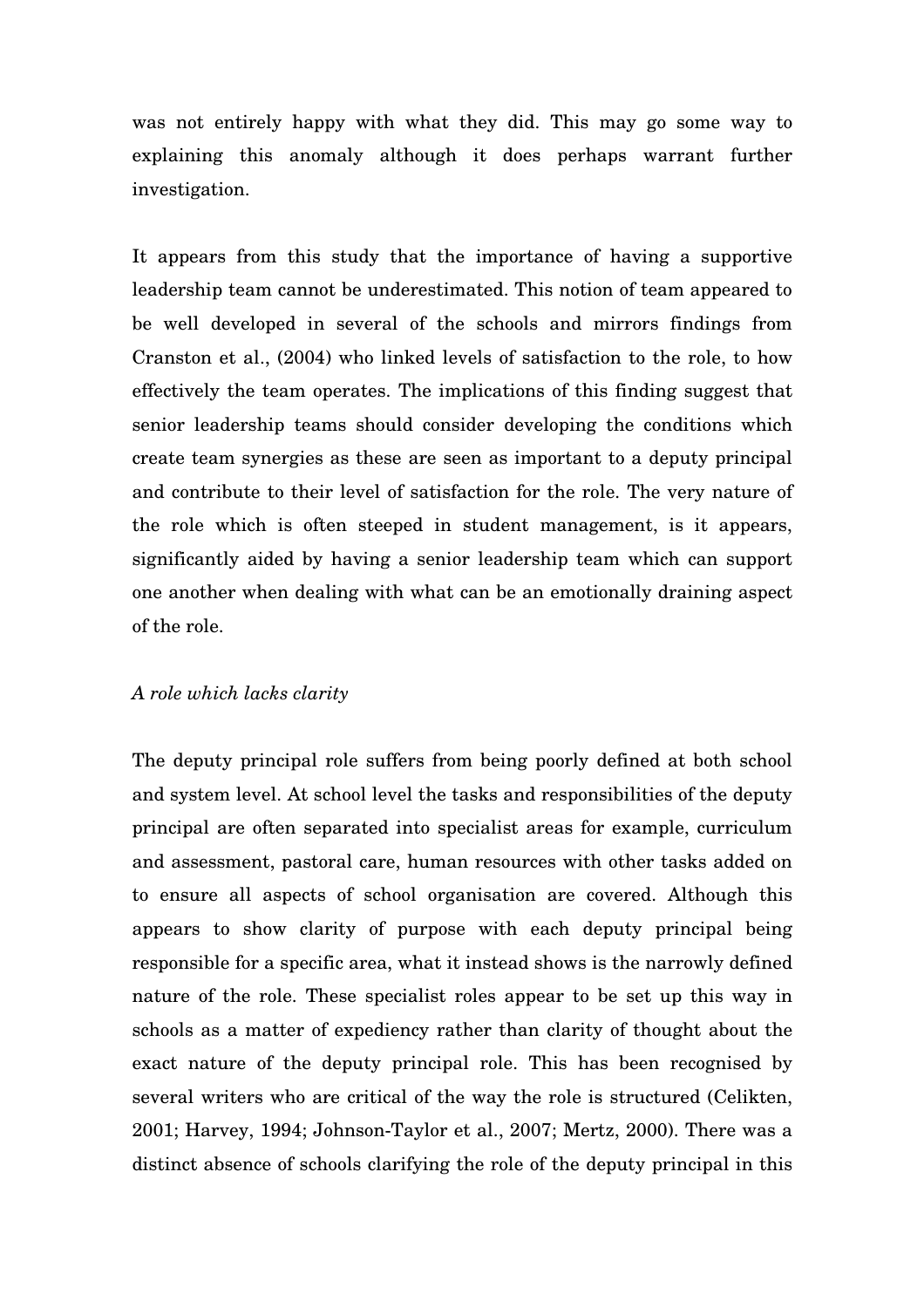was not entirely happy with what they did. This may go some way to explaining this anomaly although it does perhaps warrant further investigation.

It appears from this study that the importance of having a supportive leadership team cannot be underestimated. This notion of team appeared to be well developed in several of the schools and mirrors findings from Cranston et al., (2004) who linked levels of satisfaction to the role, to how effectively the team operates. The implications of this finding suggest that senior leadership teams should consider developing the conditions which create team synergies as these are seen as important to a deputy principal and contribute to their level of satisfaction for the role. The very nature of the role which is often steeped in student management, is it appears, significantly aided by having a senior leadership team which can support one another when dealing with what can be an emotionally draining aspect of the role.

*A role which lacks clarity*

The deputy principal role suffers from being poorly defined at both school and system level. At school level the tasks and responsibilities of the deputy principal are often separated into specialist areas for example, curriculum and assessment, pastoral care, human resources with other tasks added on to ensure all aspects of school organisation are covered. Although this appears to show clarity of purpose with each deputy principal being responsible for a specific area, what it instead shows is the narrowly defined nature of the role. These specialist roles appear to be set up this way in schools as a matter of expediency rather than clarity of thought about the exact nature of the deputy principal role. This has been recognised by several writers who are critical of the way the role is structured (Celikten, 2001; Harvey, 1994; Johnson-Taylor et al., 2007; Mertz, 2000). There was a distinct absence of schools clarifying the role of the deputy principal in this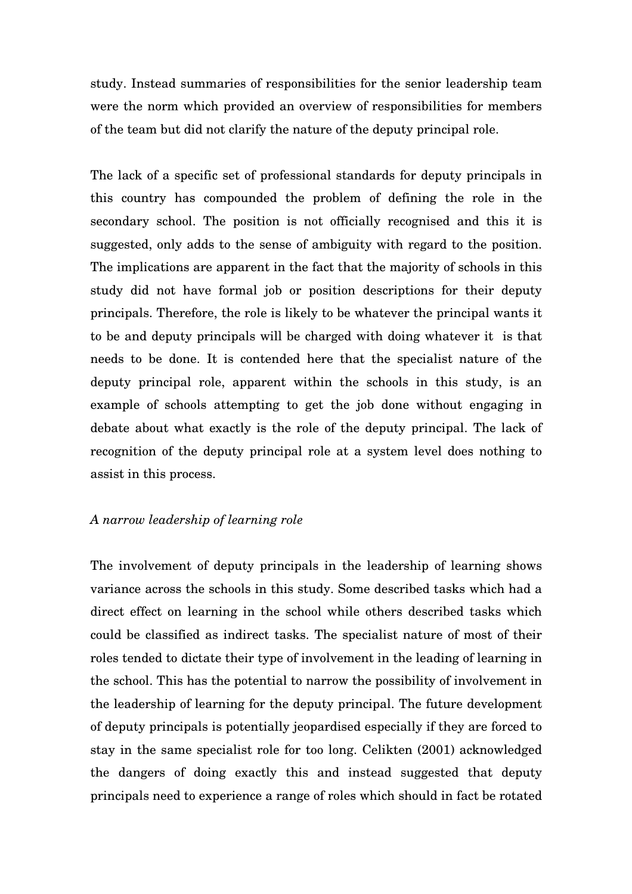study. Instead summaries of responsibilities for the senior leadership team were the norm which provided an overview of responsibilities for members of the team but did not clarify the nature of the deputy principal role.

The lack of a specific set of professional standards for deputy principals in this country has compounded the problem of defining the role in the secondary school. The position is not officially recognised and this it is suggested, only adds to the sense of ambiguity with regard to the position. The implications are apparent in the fact that the majority of schools in this study did not have formal job or position descriptions for their deputy principals. Therefore, the role is likely to be whatever the principal wants it to be and deputy principals will be charged with doing whatever it is that needs to be done. It is contended here that the specialist nature of the deputy principal role, apparent within the schools in this study, is an example of schools attempting to get the job done without engaging in debate about what exactly is the role of the deputy principal. The lack of recognition of the deputy principal role at a system level does nothing to assist in this process.

*A narrow leadership of learning role*

The involvement of deputy principals in the leadership of learning shows variance across the schools in this study. Some described tasks which had a direct effect on learning in the school while others described tasks which could be classified as indirect tasks. The specialist nature of most of their roles tended to dictate their type of involvement in the leading of learning in the school. This has the potential to narrow the possibility of involvement in the leadership of learning for the deputy principal. The future development of deputy principals is potentially jeopardised especially if they are forced to stay in the same specialist role for too long. Celikten (2001) acknowledged the dangers of doing exactly this and instead suggested that deputy principals need to experience a range of roles which should in fact be rotated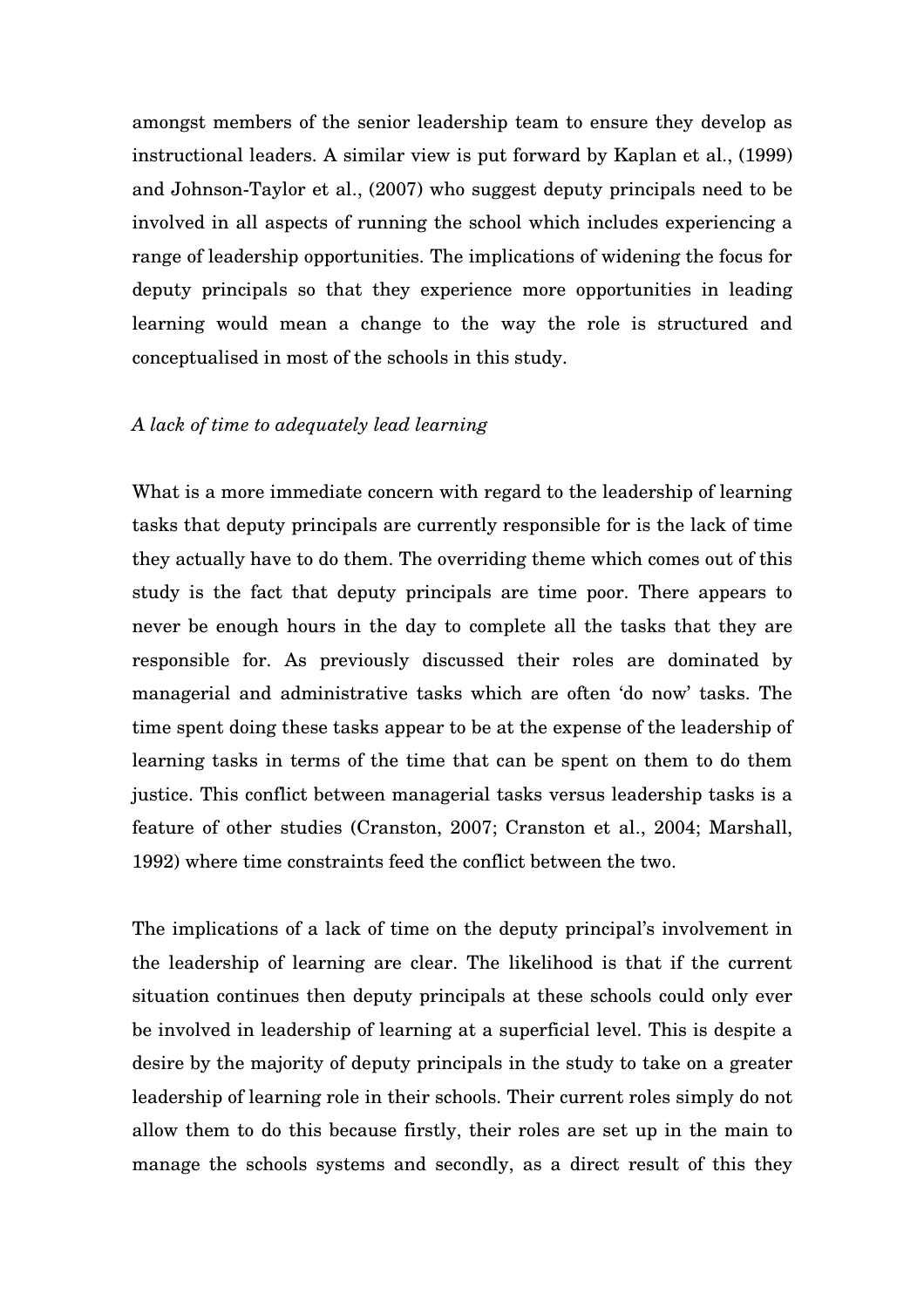amongst members of the senior leadership team to ensure they develop as instructional leaders. A similar view is put forward by Kaplan et al., (1999) and Johnson-Taylor et al., (2007) who suggest deputy principals need to be involved in all aspects of running the school which includes experiencing a range of leadership opportunities. The implications of widening the focus for deputy principals so that they experience more opportunities in leading learning would mean a change to the way the role is structured and conceptualised in most of the schools in this study.

*A lack of time to adequately lead learning*

What is a more immediate concern with regard to the leadership of learning tasks that deputy principals are currently responsible for is the lack of time they actually have to do them. The overriding theme which comes out of this study is the fact that deputy principals are time poor. There appears to never be enough hours in the day to complete all the tasks that they are responsible for. As previously discussed their roles are dominated by managerial and administrative tasks which are often 'do now' tasks. The time spent doing these tasks appear to be at the expense of the leadership of learning tasks in terms of the time that can be spent on them to do them justice. This conflict between managerial tasks versus leadership tasks is a feature of other studies (Cranston, 2007; Cranston et al., 2004; Marshall, 1992) where time constraints feed the conflict between the two.

The implications of a lack of time on the deputy principal's involvement in the leadership of learning are clear. The likelihood is that if the current situation continues then deputy principals at these schools could only ever be involved in leadership of learning at a superficial level. This is despite a desire by the majority of deputy principals in the study to take on a greater leadership of learning role in their schools. Their current roles simply do not allow them to do this because firstly, their roles are set up in the main to manage the schools systems and secondly, as a direct result of this they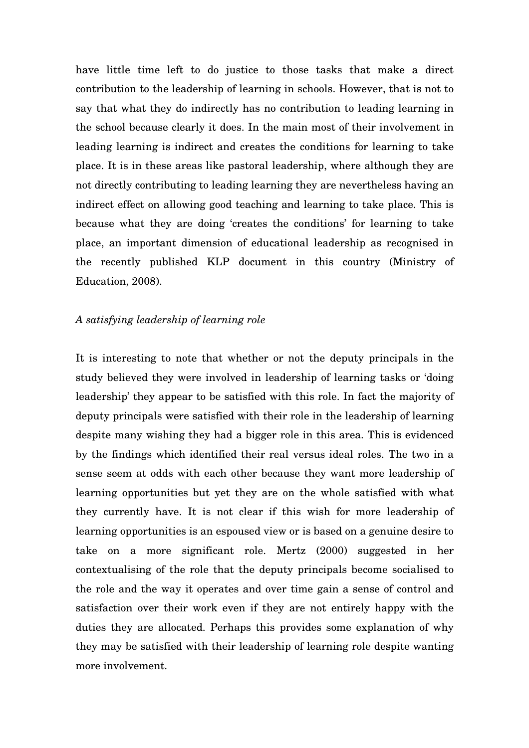have little time left to do justice to those tasks that make a direct contribution to the leadership of learning in schools. However, that is not to say that what they do indirectly has no contribution to leading learning in the school because clearly it does. In the main most of their involvement in leading learning is indirect and creates the conditions for learning to take place. It is in these areas like pastoral leadership, where although they are not directly contributing to leading learning they are nevertheless having an indirect effect on allowing good teaching and learning to take place. This is because what they are doing 'creates the conditions' for learning to take place, an important dimension of educational leadership as recognised in the recently published KLP document in this country (Ministry of Education, 2008).

*A satisfying leadership of learning role*

It is interesting to note that whether or not the deputy principals in the study believed they were involved in leadership of learning tasks or 'doing leadership' they appear to be satisfied with this role. In fact the majority of deputy principals were satisfied with their role in the leadership of learning despite many wishing they had a bigger role in this area. This is evidenced by the findings which identified their real versus ideal roles. The two in a sense seem at odds with each other because they want more leadership of learning opportunities but yet they are on the whole satisfied with what they currently have. It is not clear if this wish for more leadership of learning opportunities is an espoused view or is based on a genuine desire to take on a more significant role. Mertz (2000) suggested in her contextualising of the role that the deputy principals become socialised to the role and the way it operates and over time gain a sense of control and satisfaction over their work even if they are not entirely happy with the duties they are allocated. Perhaps this provides some explanation of why they may be satisfied with their leadership of learning role despite wanting more involvement.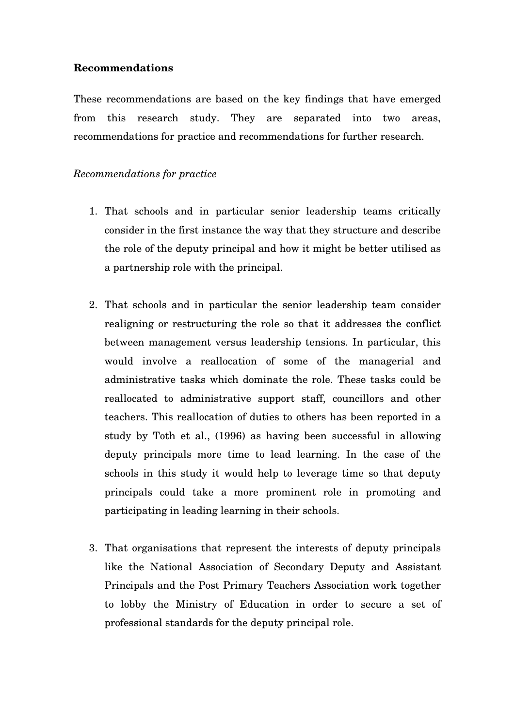**Recommendations**

These recommendations are based on the key findings that have emerged from this research study. They are separated into two areas, recommendations for practice and recommendations for further research.

*Recommendations for practice*

1. That schools and in particular senior leadership teams critically consider in the first instance the way that they structure and describe the role of the deputy principal and how it might be better utilised as a partnership role with the principal.

2. That schools and in particular the senior leadership team consider realigning or restructuring the role so that it addresses the conflict between management versus leadership tensions. In particular, this would involve a reallocation of some of the managerial and administrative tasks which dominate the role. These tasks could be reallocated to administrative support staff, councillors and other teachers. This reallocation of duties to others has been reported in a study by Toth et al., (1996) as having been successful in allowing deputy principals more time to lead learning. In the case of the schools in this study it would help to leverage time so that deputy principals could take a more prominent role in promoting and participating in leading learning in their schools.

3. That organisations that represent the interests of deputy principals like the National Association of Secondary Deputy and Assistant Principals and the Post Primary Teachers Association work together to lobby the Ministry of Education in order to secure a set of professional standards for the deputy principal role.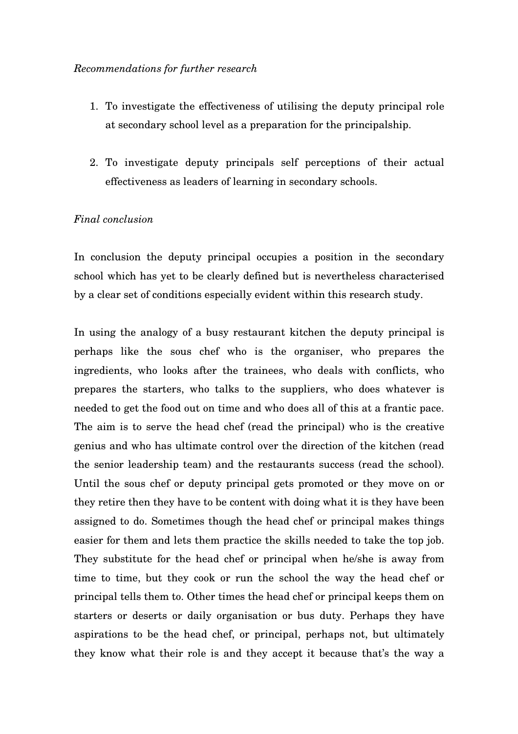*Recommendations for further research*

1. To investigate the effectiveness of utilising the deputy principal role at secondary school level as a preparation for the principalship.

2. To investigate deputy principals self perceptions of their actual effectiveness as leaders of learning in secondary schools.

*Final conclusion*

In conclusion the deputy principal occupies a position in the secondary school which has yet to be clearly defined but is nevertheless characterised by a clear set of conditions especially evident within this research study.

In using the analogy of a busy restaurant kitchen the deputy principal is perhaps like the sous chef who is the organiser, who prepares the ingredients, who looks after the trainees, who deals with conflicts, who prepares the starters, who talks to the suppliers, who does whatever is needed to get the food out on time and who does all of this at a frantic pace. The aim is to serve the head chef (read the principal) who is the creative genius and who has ultimate control over the direction of the kitchen (read the senior leadership team) and the restaurants success (read the school). Until the sous chef or deputy principal gets promoted or they move on or they retire then they have to be content with doing what it is they have been assigned to do. Sometimes though the head chef or principal makes things easier for them and lets them practice the skills needed to take the top job. They substitute for the head chef or principal when he/she is away from time to time, but they cook or run the school the way the head chef or principal tells them to. Other times the head chef or principal keeps them on starters or deserts or daily organisation or bus duty. Perhaps they have aspirations to be the head chef, or principal, perhaps not, but ultimately they know what their role is and they accept it because that's the way a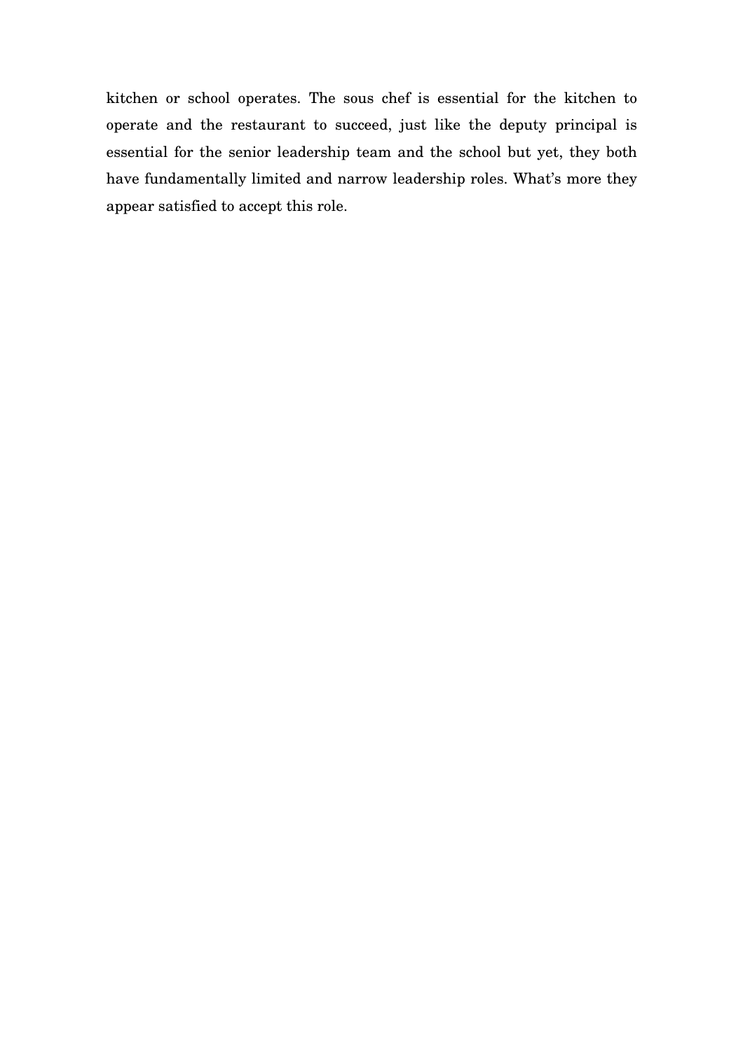kitchen or school operates. The sous chef is essential for the kitchen to operate and the restaurant to succeed, just like the deputy principal is essential for the senior leadership team and the school but yet, they both have fundamentally limited and narrow leadership roles. What's more they appear satisfied to accept this role.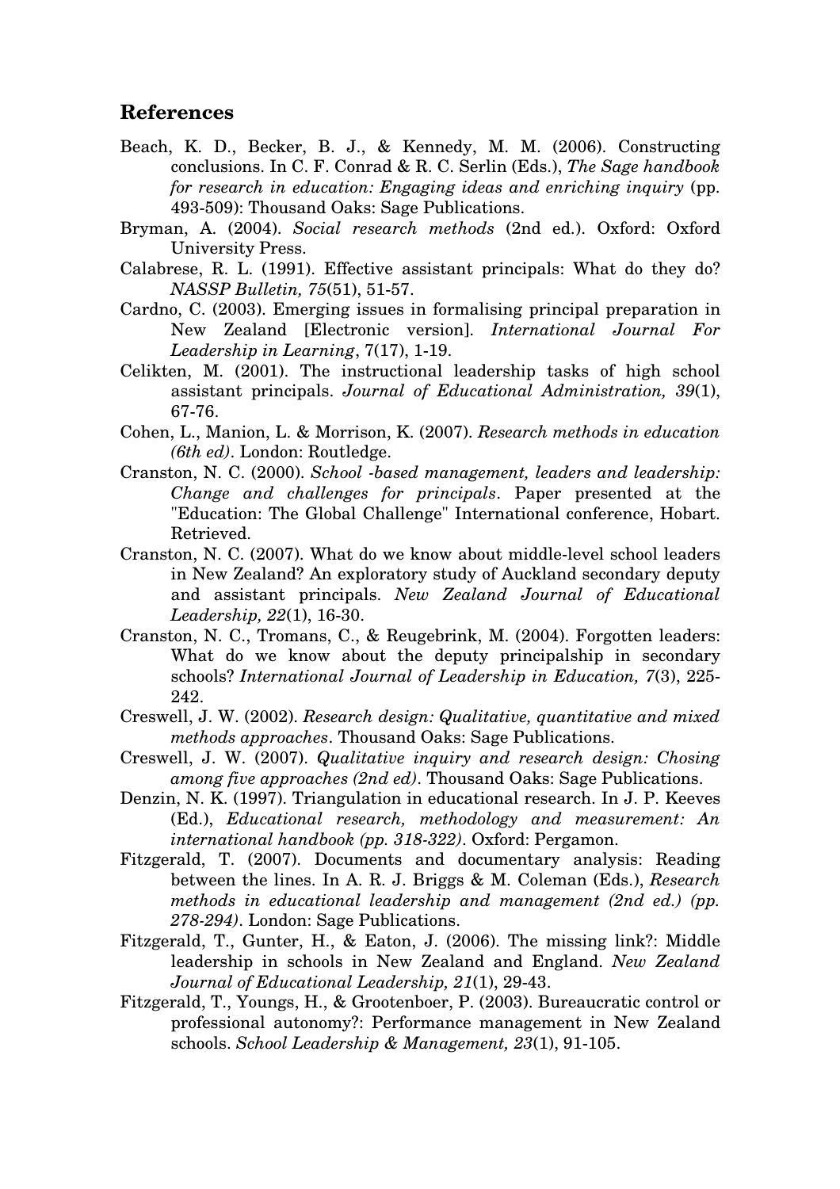## References

Beach, K. D., Becker, B. J., & Kennedy, M. M. (2006). Constructing conclusions. In C. F. Conrad & R. C. Serlin (Eds.), *The Sage handbook for research in education: Engaging ideas and enriching inquiry* (pp. 493-509): Thousand Oaks: Sage Publications.

Bryman, A. (2004). *Social research methods* (2nd ed.). Oxford: Oxford University Press.

Calabrese, R. L. (1991). Effective assistant principals: What do they do? *NASSP Bulletin, 75*(51), 51-57.

Cardno, C. (2003). Emerging issues in formalising principal preparation in New Zealand [Electronic version]. *International Journal For Leadership in Learning*, 7(17), 1-19.

Celikten, M. (2001). The instructional leadership tasks of high school assistant principals. *Journal of Educational Administration, 39*(1), 67-76.

Cohen, L., Manion, L. & Morrison, K. (2007). *Research methods in education (6th ed)*. London: Routledge.

Cranston, N. C. (2000). *School -based management, leaders and leadership: Change and challenges for principals*. Paper presented at the "Education: The Global Challenge" International conference, Hobart. Retrieved.

Cranston, N. C. (2007). What do we know about middle-level school leaders in New Zealand? An exploratory study of Auckland secondary deputy and assistant principals. *New Zealand Journal of Educational Leadership, 22*(1), 16-30.

Cranston, N. C., Tromans, C., & Reugebrink, M. (2004). Forgotten leaders: What do we know about the deputy principalship in secondary schools? *International Journal of Leadership in Education, 7*(3), 225-242.

Creswell, J. W. (2002). *Research design: Qualitative, quantitative and mixed methods approaches*. Thousand Oaks: Sage Publications.

Creswell, J. W. (2007). *Qualitative inquiry and research design: Chosing among five approaches (2nd ed)*. Thousand Oaks: Sage Publications.

Denzin, N. K. (1997). Triangulation in educational research. In J. P. Keeves (Ed.), *Educational research, methodology and measurement: An international handbook (pp. 318-322)*. Oxford: Pergamon.

Fitzgerald, T. (2007). Documents and documentary analysis: Reading between the lines. In A. R. J. Briggs & M. Coleman (Eds.), *Research methods in educational leadership and management (2nd ed.) (pp. 278-294)*. London: Sage Publications.

Fitzgerald, T., Gunter, H., & Eaton, J. (2006). The missing link?: Middle leadership in schools in New Zealand and England. *New Zealand Journal of Educational Leadership, 21*(1), 29-43.

Fitzgerald, T., Youngs, H., & Grootenboer, P. (2003). Bureaucratic control or professional autonomy?: Performance management in New Zealand schools. *School Leadership & Management, 23*(1), 91-105.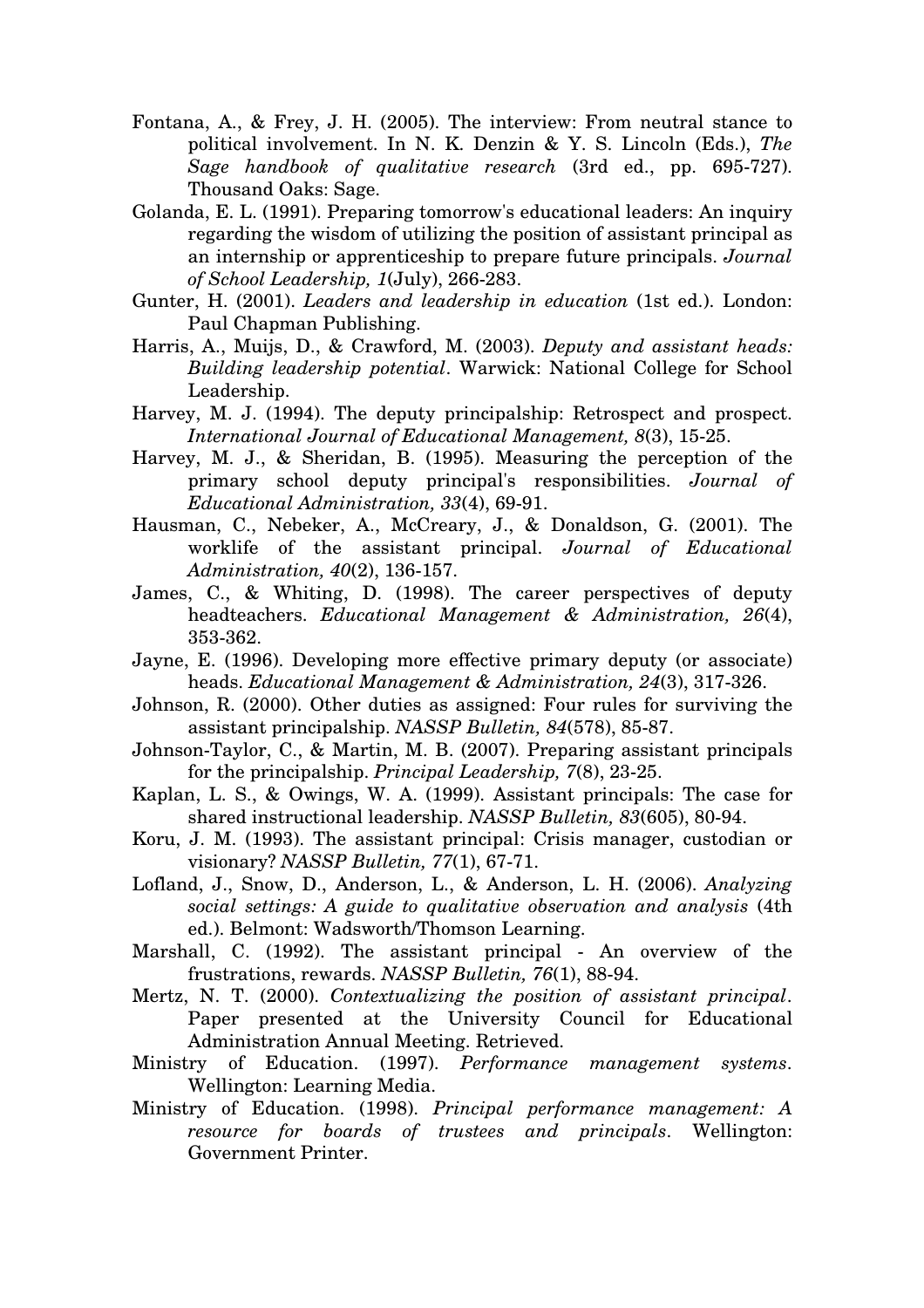Fontana, A., & Frey, J. H. (2005). The interview: From neutral stance to political involvement. In N. K. Denzin & Y. S. Lincoln (Eds.), *The Sage handbook of qualitative research* (3rd ed., pp. 695-727). Thousand Oaks: Sage.

Golanda, E. L. (1991). Preparing tomorrow's educational leaders: An inquiry regarding the wisdom of utilizing the position of assistant principal as an internship or apprenticeship to prepare future principals. *Journal of School Leadership, 1*(July), 266-283.

Gunter, H. (2001). *Leaders and leadership in education* (1st ed.). London: Paul Chapman Publishing.

Harris, A., Muijs, D., & Crawford, M. (2003). *Deputy and assistant heads: Building leadership potential*. Warwick: National College for School Leadership.

Harvey, M. J. (1994). The deputy principalship: Retrospect and prospect. *International Journal of Educational Management, 8*(3), 15-25.

Harvey, M. J., & Sheridan, B. (1995). Measuring the perception of the primary school deputy principal's responsibilities. *Journal of Educational Administration, 33*(4), 69-91.

Hausman, C., Nebeker, A., McCreary, J., & Donaldson, G. (2001). The worklife of the assistant principal. *Journal of Educational Administration, 40*(2), 136-157.

James, C., & Whiting, D. (1998). The career perspectives of deputy headteachers. *Educational Management & Administration, 26*(4), 353-362.

Jayne, E. (1996). Developing more effective primary deputy (or associate) heads. *Educational Management & Administration, 24*(3), 317-326.

Johnson, R. (2000). Other duties as assigned: Four rules for surviving the assistant principalship. *NASSP Bulletin, 84*(578), 85-87.

Johnson-Taylor, C., & Martin, M. B. (2007). Preparing assistant principals for the principalship. *Principal Leadership, 7*(8), 23-25.

Kaplan, L. S., & Owings, W. A. (1999). Assistant principals: The case for shared instructional leadership. *NASSP Bulletin, 83*(605), 80-94.

Koru, J. M. (1993). The assistant principal: Crisis manager, custodian or visionary? *NASSP Bulletin, 77*(1), 67-71.

Lofland, J., Snow, D., Anderson, L., & Anderson, L. H. (2006). *Analyzing social settings: A guide to qualitative observation and analysis* (4th ed.). Belmont: Wadsworth/Thomson Learning.

Marshall, C. (1992). The assistant principal - An overview of the frustrations, rewards. *NASSP Bulletin, 76*(1), 88-94.

Mertz, N. T. (2000). *Contextualizing the position of assistant principal*. Paper presented at the University Council for Educational Administration Annual Meeting. Retrieved.

Ministry of Education. (1997). *Performance management systems*. Wellington: Learning Media.

Ministry of Education. (1998). *Principal performance management: A resource for boards of trustees and principals*. Wellington: Government Printer.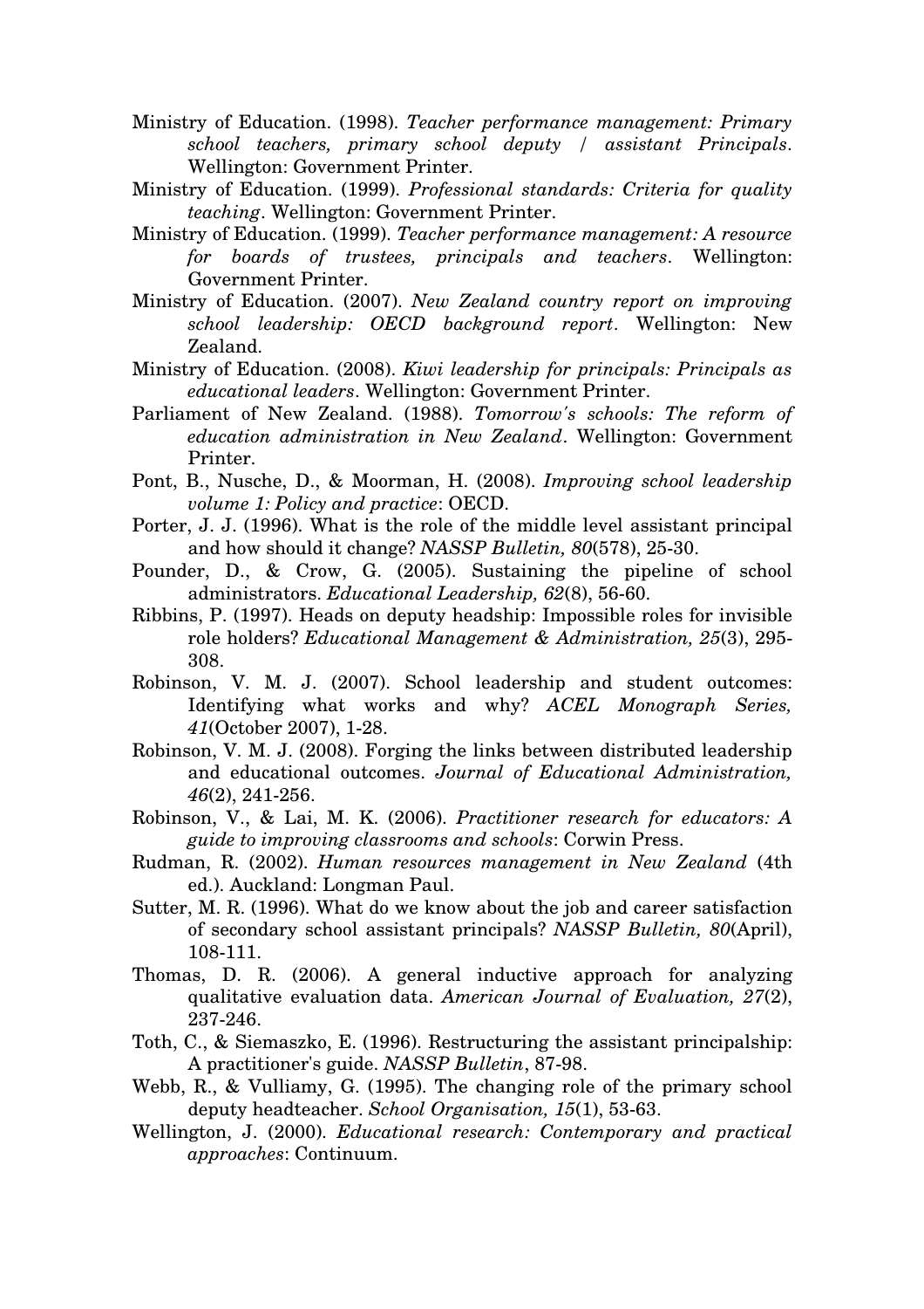Ministry of Education. (1998). *Teacher performance management: Primary school teachers, primary school deputy / assistant Principals*. Wellington: Government Printer.

Ministry of Education. (1999). *Professional standards: Criteria for quality teaching*. Wellington: Government Printer.

Ministry of Education. (1999). *Teacher performance management: A resource for boards of trustees, principals and teachers*. Wellington: Government Printer.

Ministry of Education. (2007). *New Zealand country report on improving school leadership: OECD background report*. Wellington: New Zealand.

Ministry of Education. (2008). *Kiwi leadership for principals: Principals as educational leaders*. Wellington: Government Printer.

Parliament of New Zealand. (1988). *Tomorrow's schools: The reform of education administration in New Zealand*. Wellington: Government Printer.

Pont, B., Nusche, D., & Moorman, H. (2008). *Improving school leadership volume 1: Policy and practice*: OECD.

Porter, J. J. (1996). What is the role of the middle level assistant principal and how should it change? *NASSP Bulletin, 80*(578), 25-30.

Pounder, D., & Crow, G. (2005). Sustaining the pipeline of school administrators. *Educational Leadership, 62*(8), 56-60.

Ribbins, P. (1997). Heads on deputy headship: Impossible roles for invisible role holders? *Educational Management & Administration, 25*(3), 295-308.

Robinson, V. M. J. (2007). School leadership and student outcomes: Identifying what works and why? *ACEL Monograph Series, 41*(October 2007), 1-28.

Robinson, V. M. J. (2008). Forging the links between distributed leadership and educational outcomes. *Journal of Educational Administration, 46*(2), 241-256.

Robinson, V., & Lai, M. K. (2006). *Practitioner research for educators: A guide to improving classrooms and schools*: Corwin Press.

Rudman, R. (2002). *Human resources management in New Zealand* (4th ed.). Auckland: Longman Paul.

Sutter, M. R. (1996). What do we know about the job and career satisfaction of secondary school assistant principals? *NASSP Bulletin, 80*(April), 108-111.

Thomas, D. R. (2006). A general inductive approach for analyzing qualitative evaluation data. *American Journal of Evaluation, 27*(2), 237-246.

Toth, C., & Siemaszko, E. (1996). Restructuring the assistant principalship: A practitioner's guide. *NASSP Bulletin*, 87-98.

Webb, R., & Vulliamy, G. (1995). The changing role of the primary school deputy headteacher. *School Organisation, 15*(1), 53-63.

Wellington, J. (2000). *Educational research: Contemporary and practical approaches*: Continuum.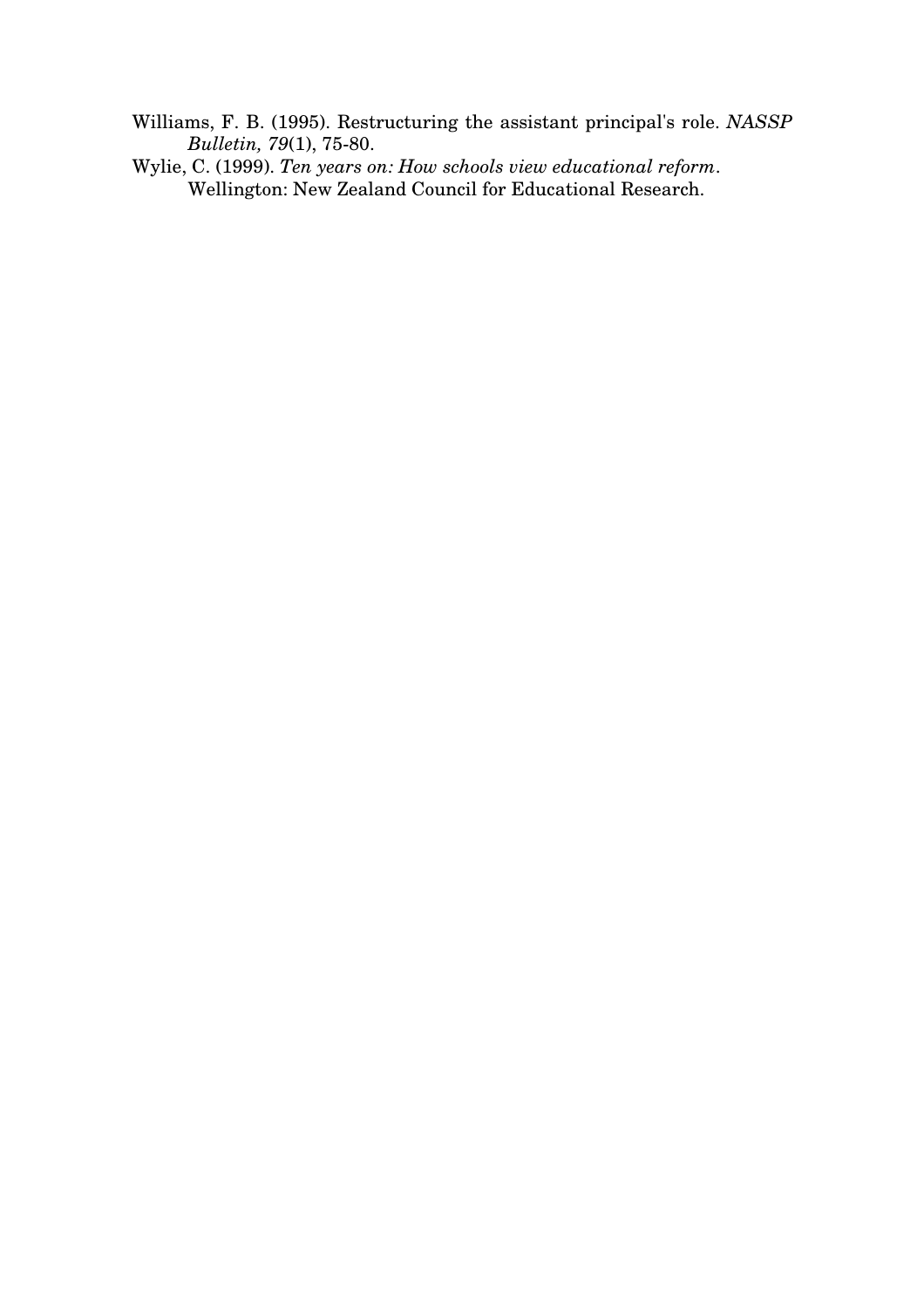Williams, F. B. (1995). Restructuring the assistant principal's role. *NASSP Bulletin, 79*(1), 75-80.

Wylie, C. (1999). *Ten years on: How schools view educational reform*. Wellington: New Zealand Council for Educational Research.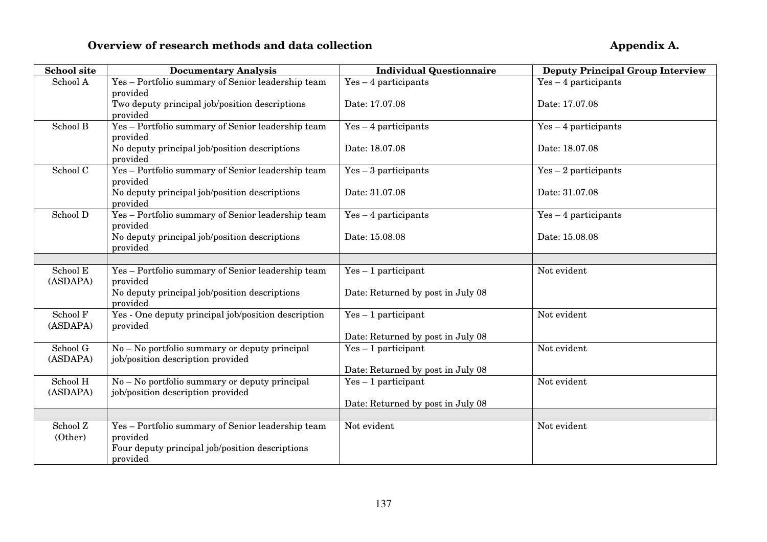## Overview of research methods and data collection

**Appendix A.**

| School site | Documentary Analysis | Individual Questionnaire | Deputy Principal Group Interview |
|---|---|---|---|
| School A | Yes – Portfolio summary of Senior leadership team provided<br>Two deputy principal job/position descriptions provided | Yes – 4 participants<br><br>Date: 17.07.08 | Yes – 4 participants<br><br>Date: 17.07.08 |
| School B | Yes – Portfolio summary of Senior leadership team provided<br>No deputy principal job/position descriptions provided | Yes – 4 participants<br><br>Date: 18.07.08 | Yes – 4 participants<br><br>Date: 18.07.08 |
| School C | Yes – Portfolio summary of Senior leadership team provided<br>No deputy principal job/position descriptions provided | Yes – 3 participants<br><br>Date: 31.07.08 | Yes – 2 participants<br><br>Date: 31.07.08 |
| School D | Yes – Portfolio summary of Senior leadership team provided<br>No deputy principal job/position descriptions provided | Yes – 4 participants<br><br>Date: 15.08.08 | Yes – 4 participants<br><br>Date: 15.08.08 |
| | | | |
| School E (ASDAPA) | Yes – Portfolio summary of Senior leadership team provided<br>No deputy principal job/position descriptions provided | Yes – 1 participant<br><br>Date: Returned by post in July 08 | Not evident |
| School F (ASDAPA) | Yes - One deputy principal job/position description provided | Yes – 1 participant<br><br>Date: Returned by post in July 08 | Not evident |
| School G (ASDAPA) | No – No portfolio summary or deputy principal job/position description provided | Yes – 1 participant<br><br>Date: Returned by post in July 08 | Not evident |
| School H (ASDAPA) | No – No portfolio summary or deputy principal job/position description provided | Yes – 1 participant<br><br>Date: Returned by post in July 08 | Not evident |
| | | | |
| School Z (Other) | Yes – Portfolio summary of Senior leadership team provided<br>Four deputy principal job/position descriptions provided | Not evident | Not evident |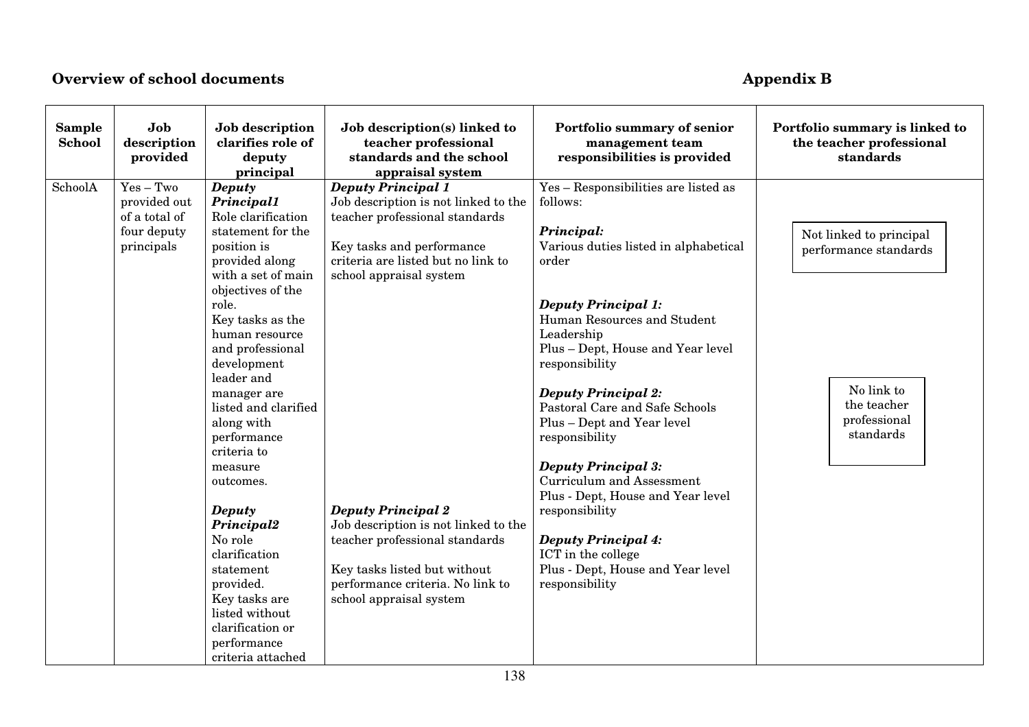**Overview of school documents** **Appendix B**

| Sample School | Job description provided | Job description clarifies role of deputy principal | Job description(s) linked to teacher professional standards and the school appraisal system | Portfolio summary of senior management team responsibilities is provided | Portfolio summary is linked to the teacher professional standards |
|---|---|---|---|---|---|
| SchoolA | Yes – Two provided out of a total of four deputy principals | ***Deputy Principal1*** Role clarification statement for the position is provided along with a set of main objectives of the role. Key tasks as the human resource and professional development leader and manager are listed and clarified along with performance criteria to measure outcomes.<br><br>***Deputy Principal2*** No role clarification statement provided. Key tasks are listed without clarification or performance criteria attached | ***Deputy Principal 1*** Job description is not linked to the teacher professional standards<br><br>Key tasks and performance criteria are listed but no link to school appraisal system<br><br>***Deputy Principal 2*** Job description is not linked to the teacher professional standards<br><br>Key tasks listed but without performance criteria. No link to school appraisal system | Yes – Responsibilities are listed as follows:<br><br>***Principal:*** Various duties listed in alphabetical order<br><br>***Deputy Principal 1:*** Human Resources and Student Leadership Plus – Dept, House and Year level responsibility<br><br>***Deputy Principal 2:*** Pastoral Care and Safe Schools Plus – Dept and Year level responsibility<br><br>***Deputy Principal 3:*** Curriculum and Assessment Plus - Dept, House and Year level responsibility<br><br>***Deputy Principal 4:*** ICT in the college Plus - Dept, House and Year level responsibility | Not linked to principal performance standards<br><br>No link to the teacher professional standards |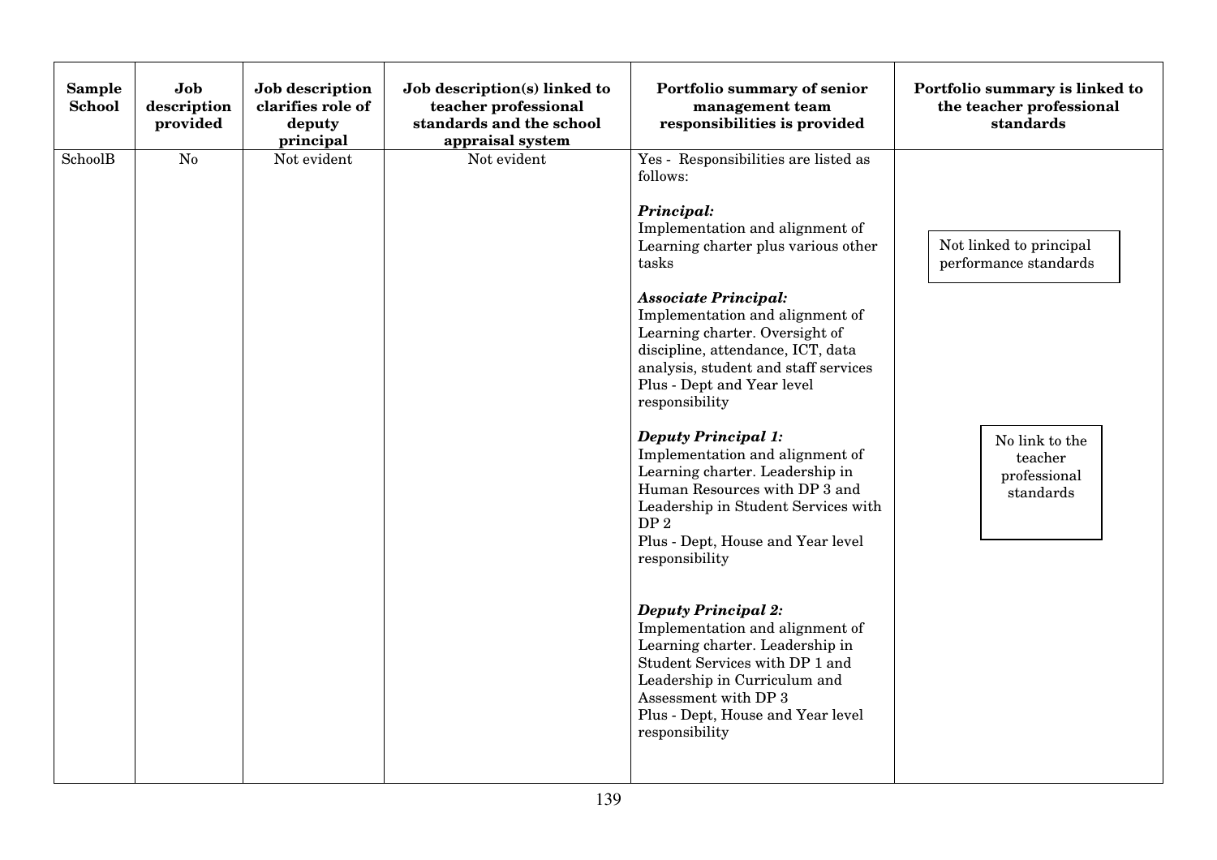| Sample School | Job description provided | Job description clarifies role of deputy principal | Job description(s) linked to teacher professional standards and the school appraisal system | Portfolio summary of senior management team responsibilities is provided | Portfolio summary is linked to the teacher professional standards |
|---|---|---|---|---|---|
| SchoolB | No | Not evident | Not evident | Yes - Responsibilities are listed as follows:<br><br>***Principal:***<br>Implementation and alignment of Learning charter plus various other tasks<br><br>***Associate Principal:***<br>Implementation and alignment of Learning charter. Oversight of discipline, attendance, ICT, data analysis, student and staff services<br>Plus - Dept and Year level responsibility<br><br>***Deputy Principal 1:***<br>Implementation and alignment of Learning charter. Leadership in Human Resources with DP 3 and Leadership in Student Services with DP 2<br>Plus - Dept, House and Year level responsibility<br><br>***Deputy Principal 2:***<br>Implementation and alignment of Learning charter. Leadership in Student Services with DP 1 and Leadership in Curriculum and Assessment with DP 3<br>Plus - Dept, House and Year level responsibility | Not linked to principal performance standards<br><br>No link to the teacher professional standards |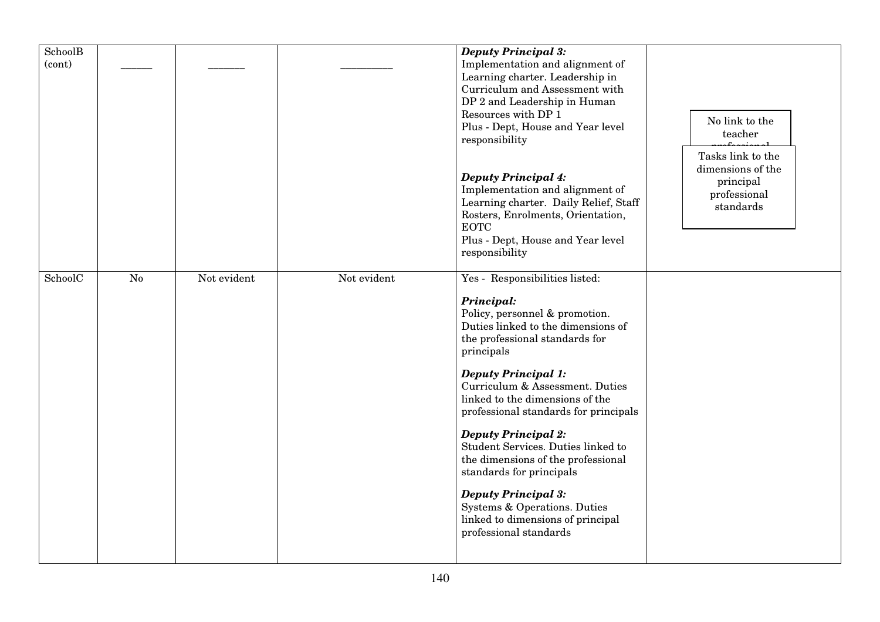| | | | | | |
|---|---|---|---|---|---|
| SchoolB (cont) | _____ | ______ | ________ | ***Deputy Principal 3:***<br>Implementation and alignment of Learning charter. Leadership in Curriculum and Assessment with DP 2 and Leadership in Human Resources with DP 1<br>Plus - Dept, House and Year level responsibility<br><br>***Deputy Principal 4:***<br>Implementation and alignment of Learning charter. Daily Relief, Staff Rosters, Enrolments, Orientation, EOTC<br>Plus - Dept, House and Year level responsibility | No link to the teacher professional<br><br>Tasks link to the dimensions of the principal professional standards |
| SchoolC | No | Not evident | Not evident | Yes - Responsibilities listed:<br><br>***Principal:***<br>Policy, personnel & promotion. Duties linked to the dimensions of the professional standards for principals<br><br>***Deputy Principal 1:***<br>Curriculum & Assessment. Duties linked to the dimensions of the professional standards for principals<br><br>***Deputy Principal 2:***<br>Student Services. Duties linked to the dimensions of the professional standards for principals<br><br>***Deputy Principal 3:***<br>Systems & Operations. Duties linked to dimensions of principal professional standards | |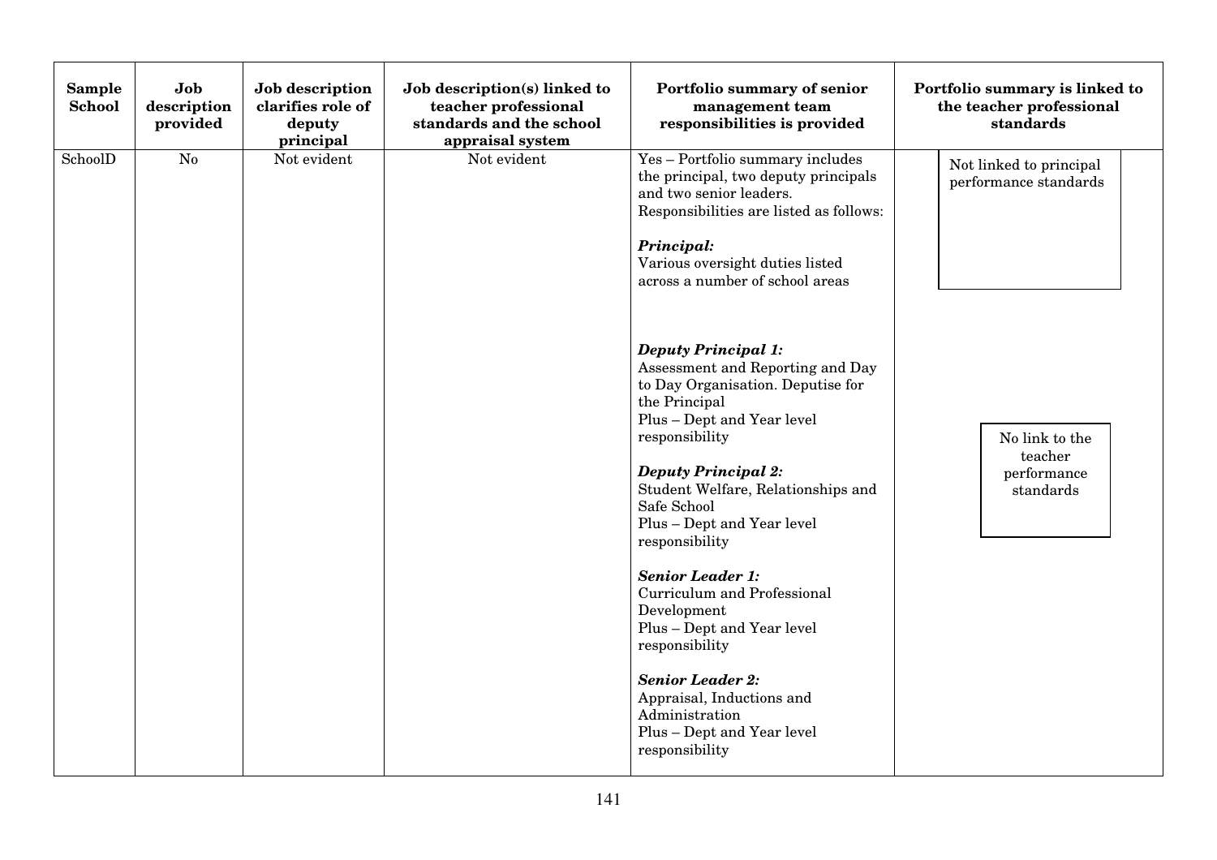| Sample School | Job description provided | Job description clarifies role of deputy principal | Job description(s) linked to teacher professional standards and the school appraisal system | Portfolio summary of senior management team responsibilities is provided | Portfolio summary is linked to the teacher professional standards |
|---|---|---|---|---|---|
| SchoolD | No | Not evident | Not evident | Yes – Portfolio summary includes the principal, two deputy principals and two senior leaders. Responsibilities are listed as follows:<br><br>***Principal:***<br>Various oversight duties listed across a number of school areas<br><br>***Deputy Principal 1:***<br>Assessment and Reporting and Day to Day Organisation. Deputise for the Principal<br>Plus – Dept and Year level responsibility<br><br>***Deputy Principal 2:***<br>Student Welfare, Relationships and Safe School<br>Plus – Dept and Year level responsibility<br><br>***Senior Leader 1:***<br>Curriculum and Professional Development<br>Plus – Dept and Year level responsibility<br><br>***Senior Leader 2:***<br>Appraisal, Inductions and Administration<br>Plus – Dept and Year level responsibility | Not linked to principal performance standards<br><br>No link to the teacher performance standards |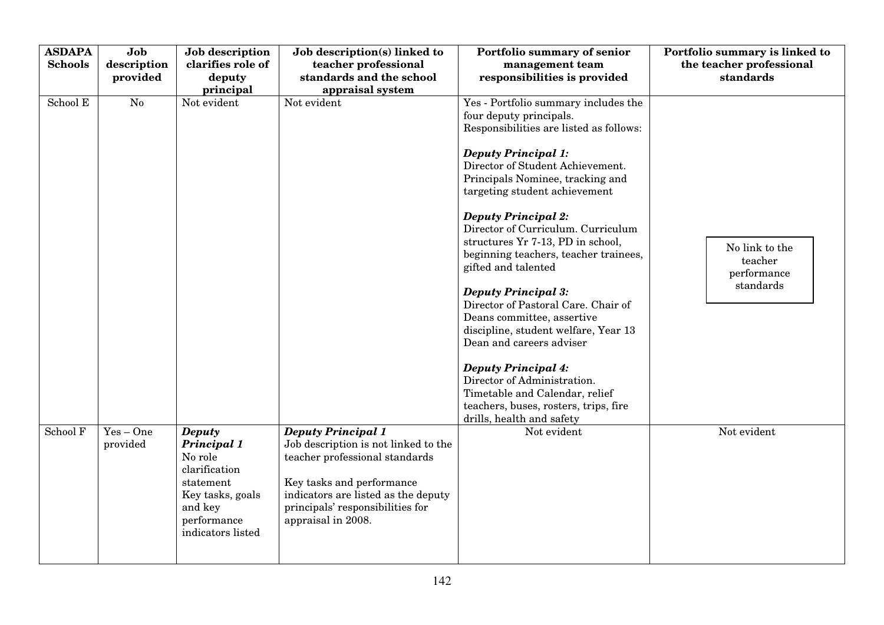| ASDAPA Schools | Job description provided | Job description clarifies role of deputy principal | Job description(s) linked to teacher professional standards and the school appraisal system | Portfolio summary of senior management team responsibilities is provided | Portfolio summary is linked to the teacher professional standards |
|---|---|---|---|---|---|
| School E | No | Not evident | Not evident | Yes - Portfolio summary includes the four deputy principals. Responsibilities are listed as follows:<br><br>***Deputy Principal 1:***<br>Director of Student Achievement. Principals Nominee, tracking and targeting student achievement<br><br>***Deputy Principal 2:***<br>Director of Curriculum. Curriculum structures Yr 7-13, PD in school, beginning teachers, teacher trainees, gifted and talented<br><br>***Deputy Principal 3:***<br>Director of Pastoral Care. Chair of Deans committee, assertive discipline, student welfare, Year 13 Dean and careers adviser<br><br>***Deputy Principal 4:***<br>Director of Administration. Timetable and Calendar, relief teachers, buses, rosters, trips, fire drills, health and safety | No link to the teacher performance standards |
| School F | Yes – One provided | ***Deputy Principal 1***<br>No role clarification statement<br>Key tasks, goals and key performance indicators listed | ***Deputy Principal 1***<br>Job description is not linked to the teacher professional standards<br><br>Key tasks and performance indicators are listed as the deputy principals' responsibilities for appraisal in 2008. | Not evident | Not evident |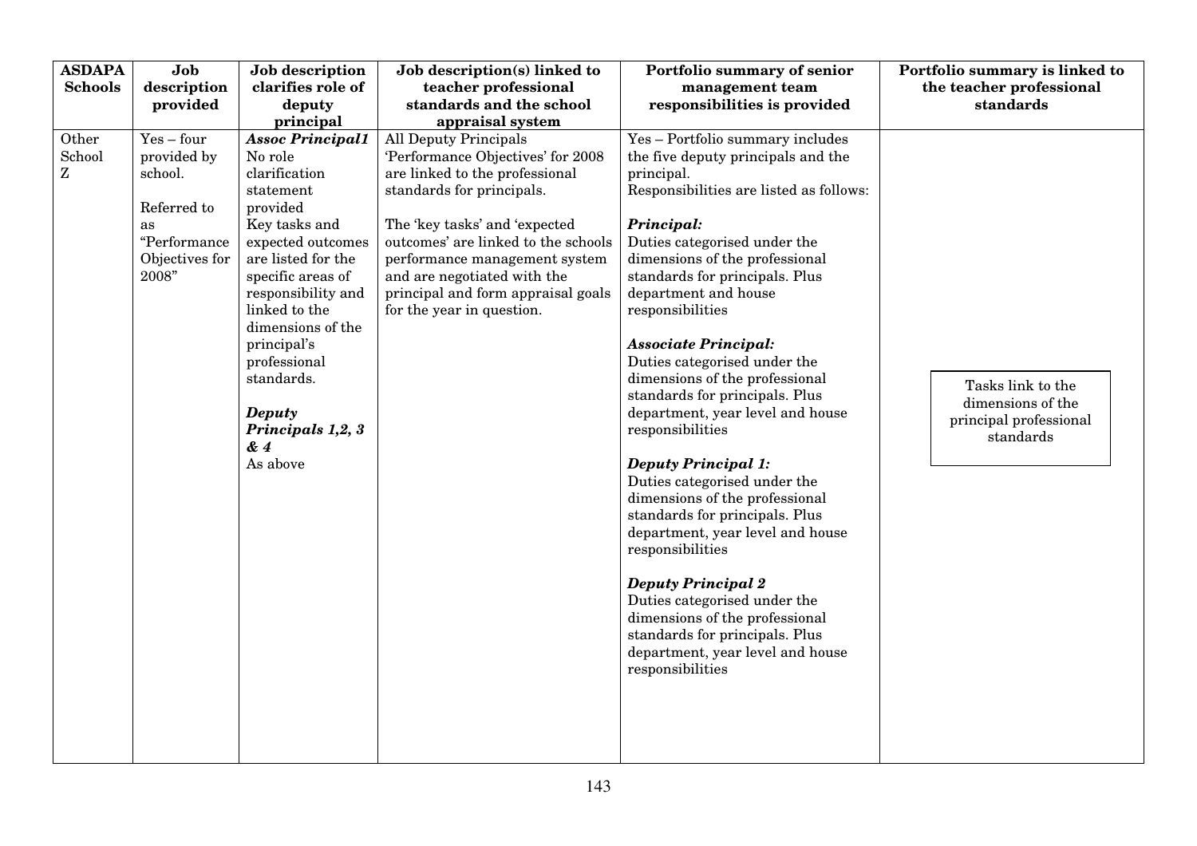| ASDAPA Schools | Job description provided | Job description clarifies role of deputy principal | Job description(s) linked to teacher professional standards and the school appraisal system | Portfolio summary of senior management team responsibilities is provided | Portfolio summary is linked to the teacher professional standards |
|---|---|---|---|---|---|
| Other School Z | Yes – four provided by school.<br><br>Referred to as "Performance Objectives for 2008" | ***Assoc Principal1***<br>No role clarification statement provided<br>Key tasks and expected outcomes are listed for the specific areas of responsibility and linked to the dimensions of the principal's professional standards.<br><br>***Deputy Principals 1,2, 3 & 4***<br>As above | All Deputy Principals 'Performance Objectives' for 2008 are linked to the professional standards for principals.<br><br>The 'key tasks' and 'expected outcomes' are linked to the schools performance management system and are negotiated with the principal and form appraisal goals for the year in question. | Yes – Portfolio summary includes the five deputy principals and the principal.<br>Responsibilities are listed as follows:<br><br>***Principal:***<br>Duties categorised under the dimensions of the professional standards for principals. Plus department and house responsibilities<br><br>***Associate Principal:***<br>Duties categorised under the dimensions of the professional standards for principals. Plus department, year level and house responsibilities<br><br>***Deputy Principal 1:***<br>Duties categorised under the dimensions of the professional standards for principals. Plus department, year level and house responsibilities<br><br>***Deputy Principal 2***<br>Duties categorised under the dimensions of the professional standards for principals. Plus department, year level and house responsibilities | Tasks link to the dimensions of the principal professional standards |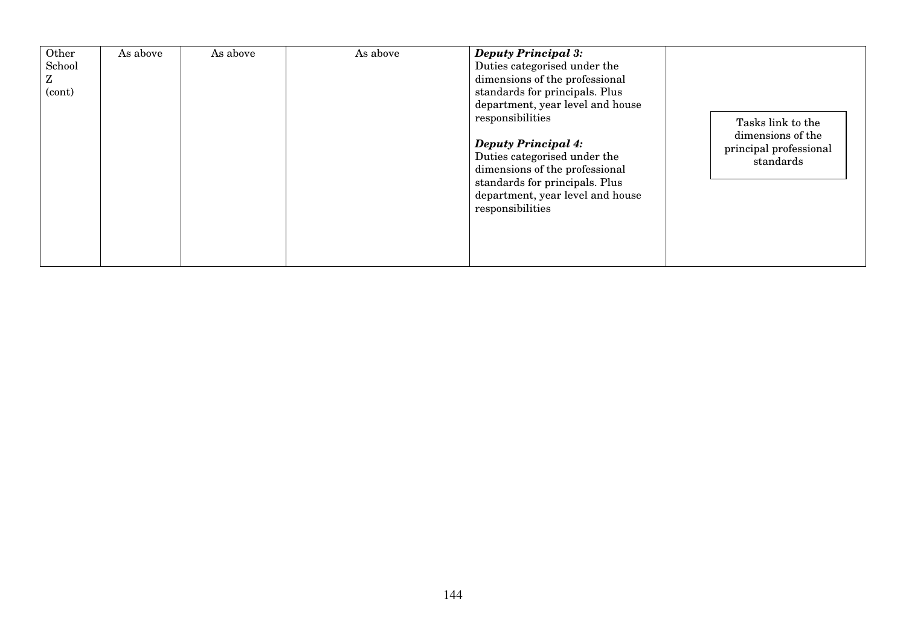| Other School Z (cont) | As above | As above | As above | ***Deputy Principal 3:*** Duties categorised under the dimensions of the professional standards for principals. Plus department, year level and house responsibilities<br><br>***Deputy Principal 4:*** Duties categorised under the dimensions of the professional standards for principals. Plus department, year level and house responsibilities | Tasks link to the dimensions of the principal professional standards |
|---|---|---|---|---|---|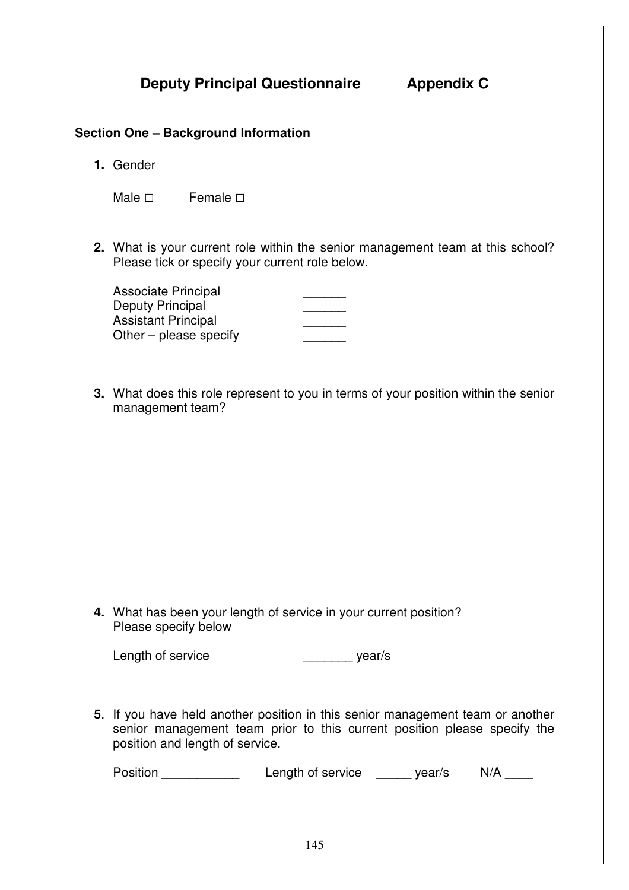# Deputy Principal Questionnaire          Appendix C

## Section One – Background Information

**1.** Gender

Male □          Female □

**2.** What is your current role within the senior management team at this school? Please tick or specify your current role below.

| | |
|---|---|
| Associate Principal | ______ |
| Deputy Principal | ______ |
| Assistant Principal | ______ |
| Other – please specify | ______ |

**3.** What does this role represent to you in terms of your position within the senior management team?

**4.** What has been your length of service in your current position? Please specify below

Length of service          _______ year/s

**5**. If you have held another position in this senior management team or another senior management team prior to this current position please specify the position and length of service.

Position ___________          Length of service _____ year/s          N/A ____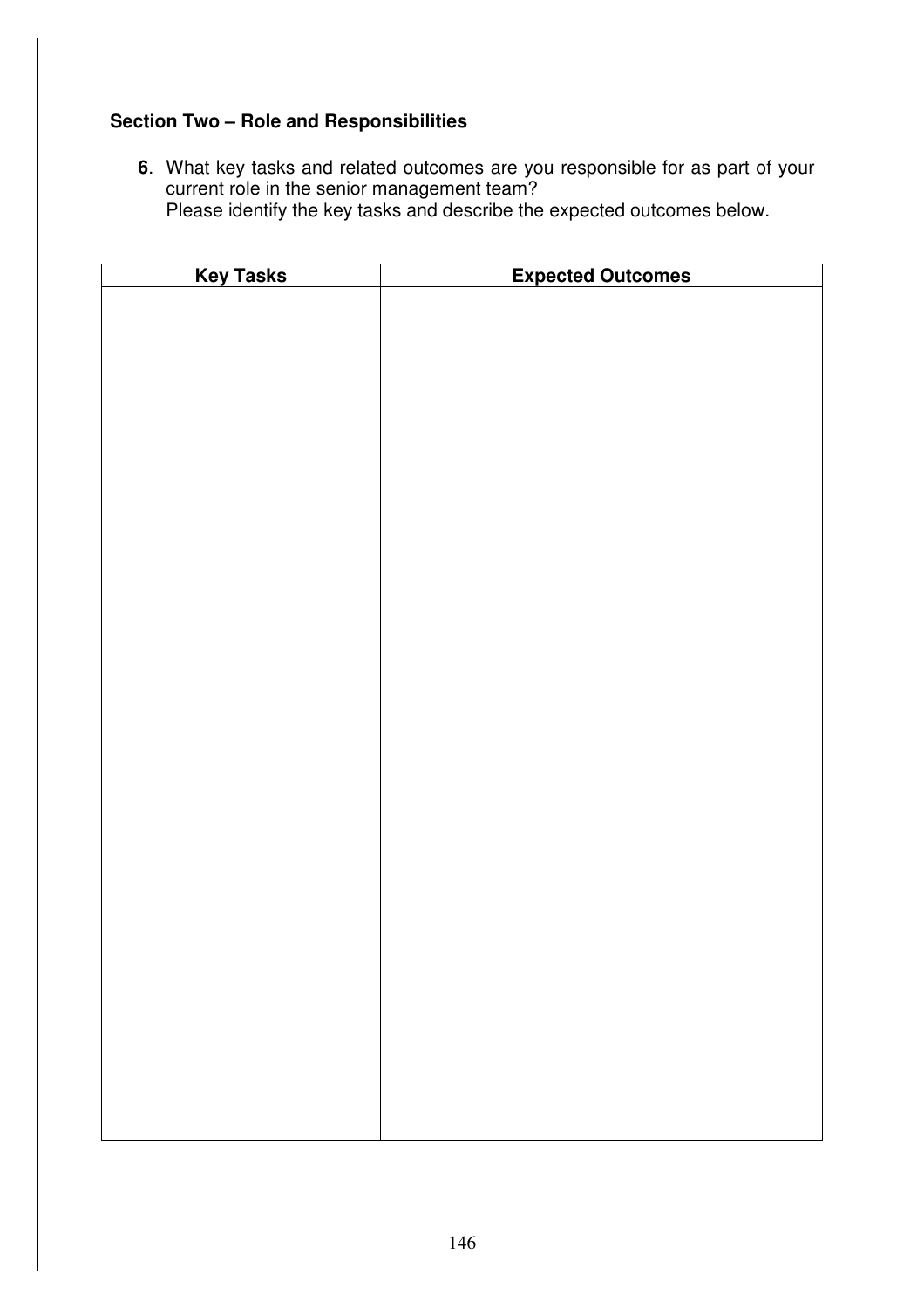**Section Two – Role and Responsibilities**

6. What key tasks and related outcomes are you responsible for as part of your current role in the senior management team?
   Please identify the key tasks and describe the expected outcomes below.

| Key Tasks | Expected Outcomes |
| --- | --- |
| | |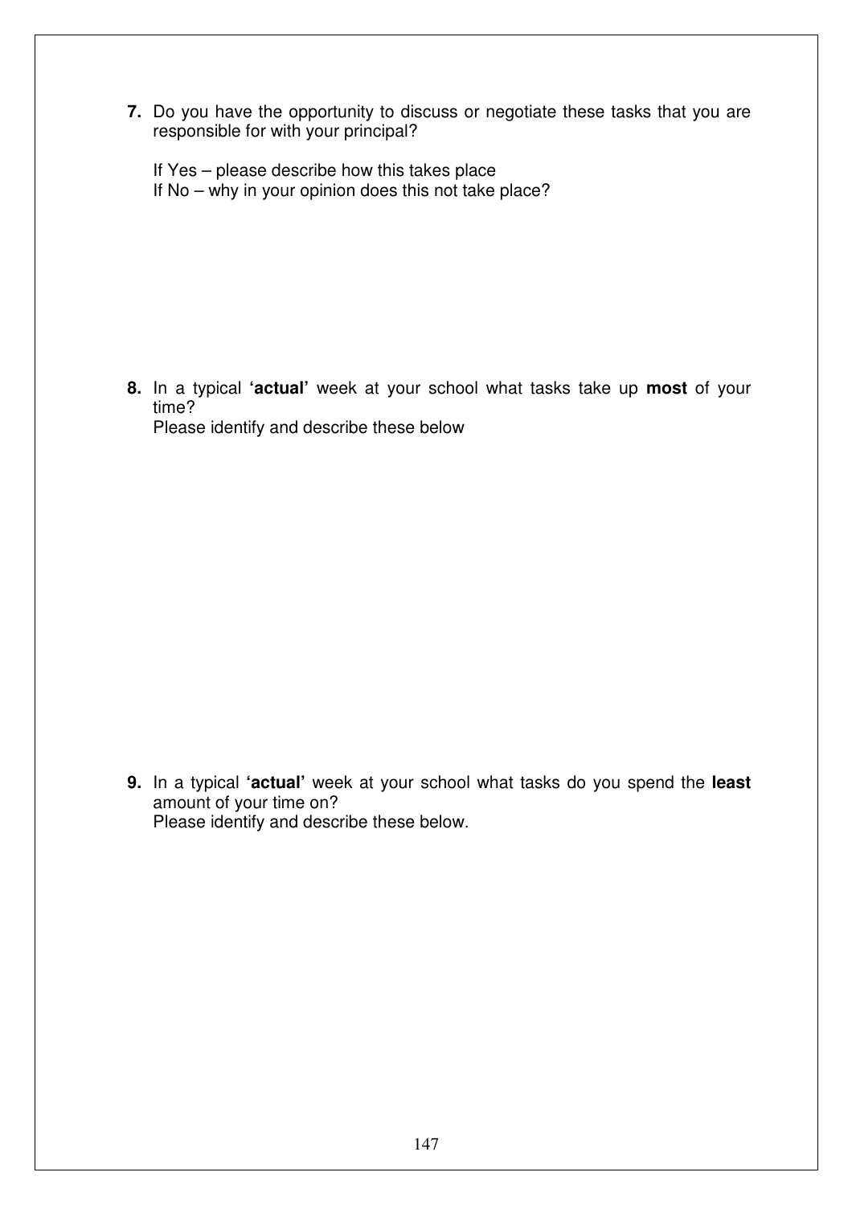7. Do you have the opportunity to discuss or negotiate these tasks that you are responsible for with your principal?

   If Yes – please describe how this takes place
   If No – why in your opinion does this not take place?

8. In a typical **'actual'** week at your school what tasks take up **most** of your time?
   Please identify and describe these below

9. In a typical **'actual'** week at your school what tasks do you spend the **least** amount of your time on?
   Please identify and describe these below.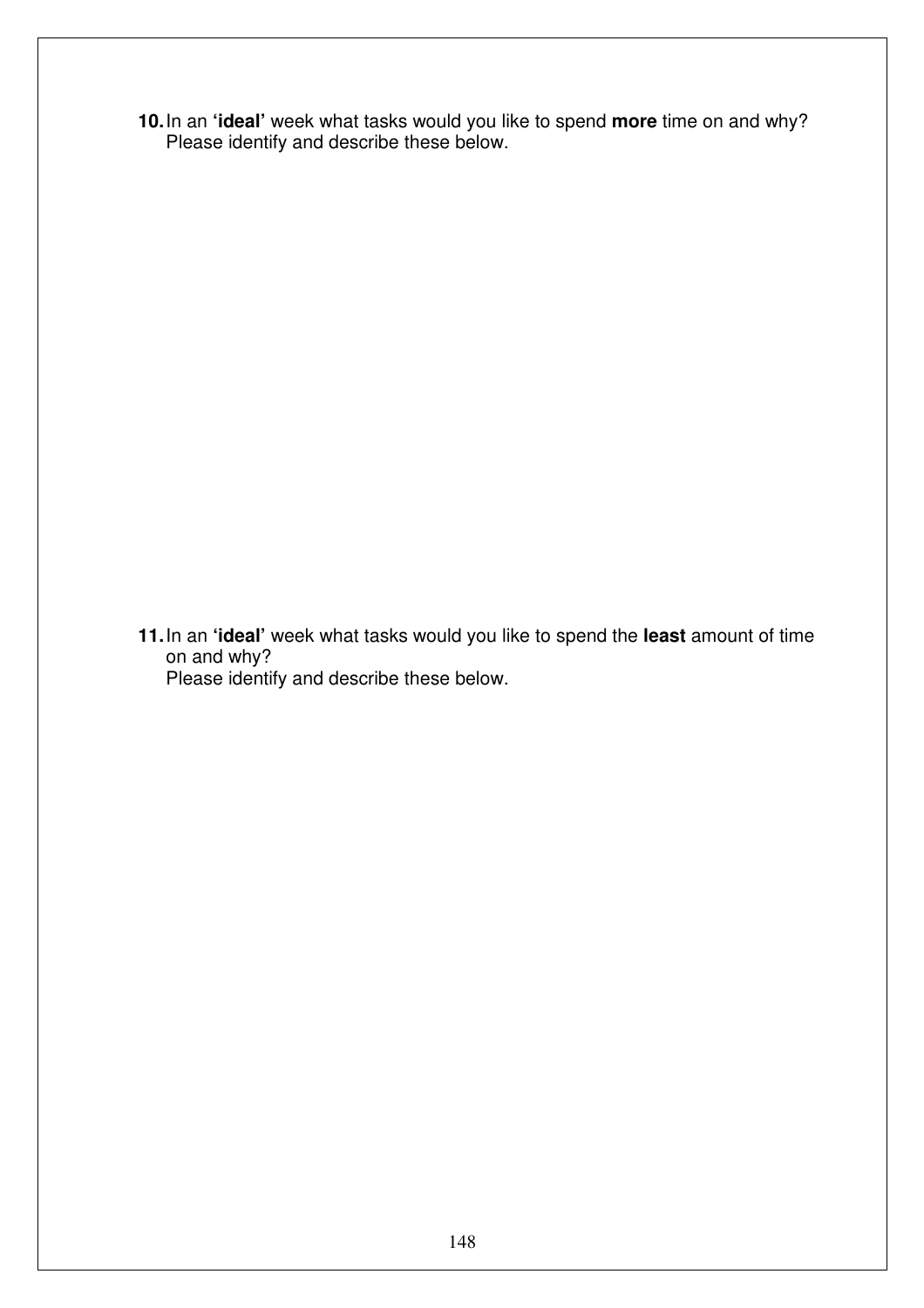**10.** In an **'ideal'** week what tasks would you like to spend **more** time on and why? Please identify and describe these below.

**11.** In an **'ideal'** week what tasks would you like to spend the **least** amount of time on and why?
Please identify and describe these below.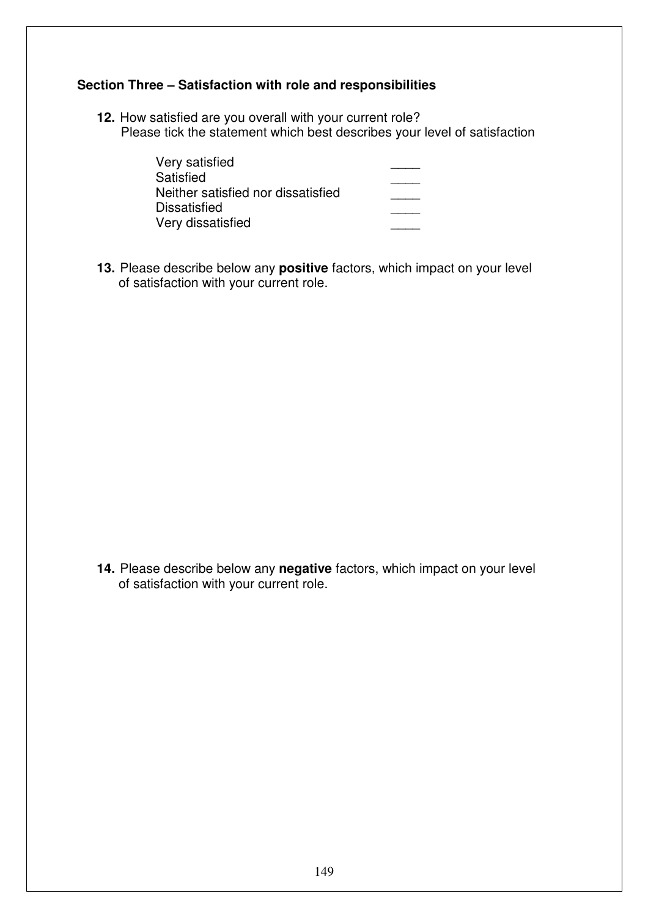## Section Three – Satisfaction with role and responsibilities

**12.** How satisfied are you overall with your current role?
Please tick the statement which best describes your level of satisfaction

| | |
|---|---|
| Very satisfied | ____ |
| Satisfied | ____ |
| Neither satisfied nor dissatisfied | ____ |
| Dissatisfied | ____ |
| Very dissatisfied | ____ |

**13.** Please describe below any **positive** factors, which impact on your level of satisfaction with your current role.

**14.** Please describe below any **negative** factors, which impact on your level of satisfaction with your current role.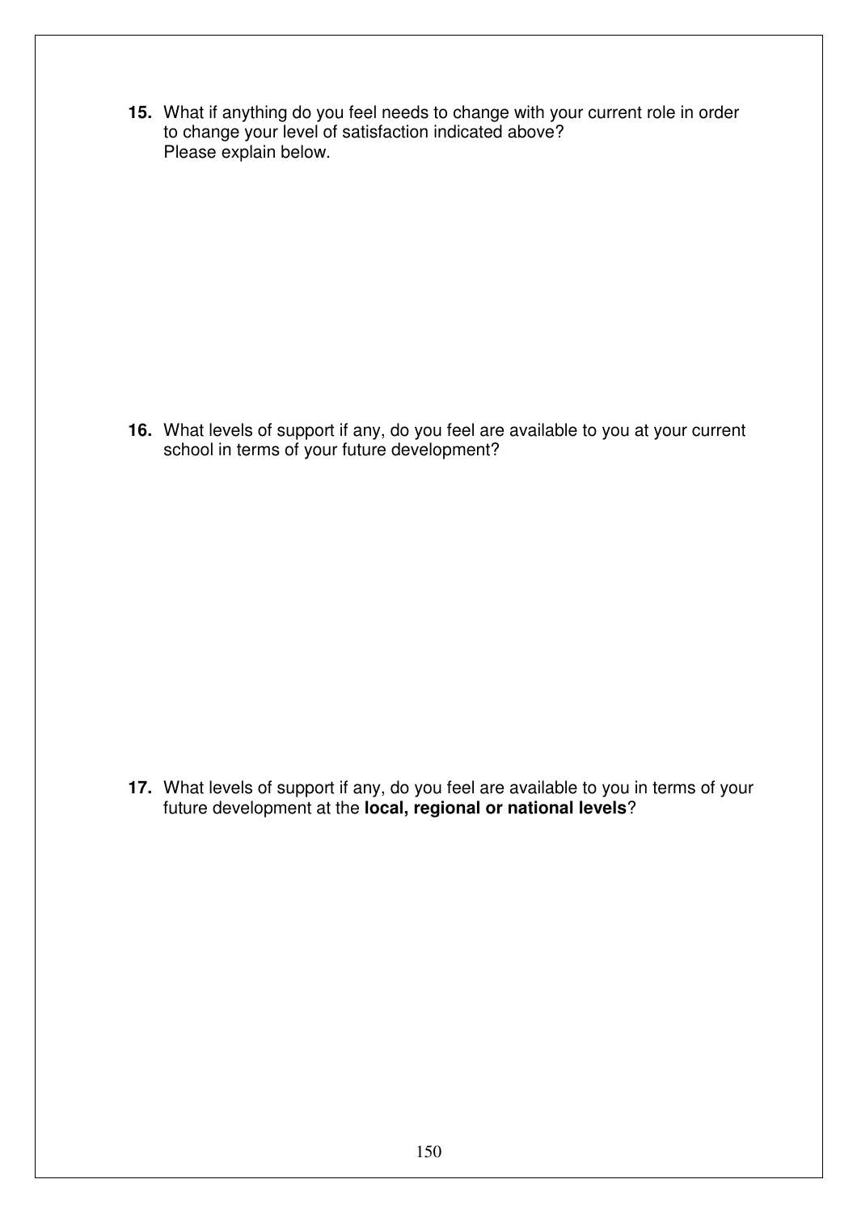**15.** What if anything do you feel needs to change with your current role in order to change your level of satisfaction indicated above?
Please explain below.

**16.** What levels of support if any, do you feel are available to you at your current school in terms of your future development?

**17.** What levels of support if any, do you feel are available to you in terms of your future development at the **local, regional or national levels**?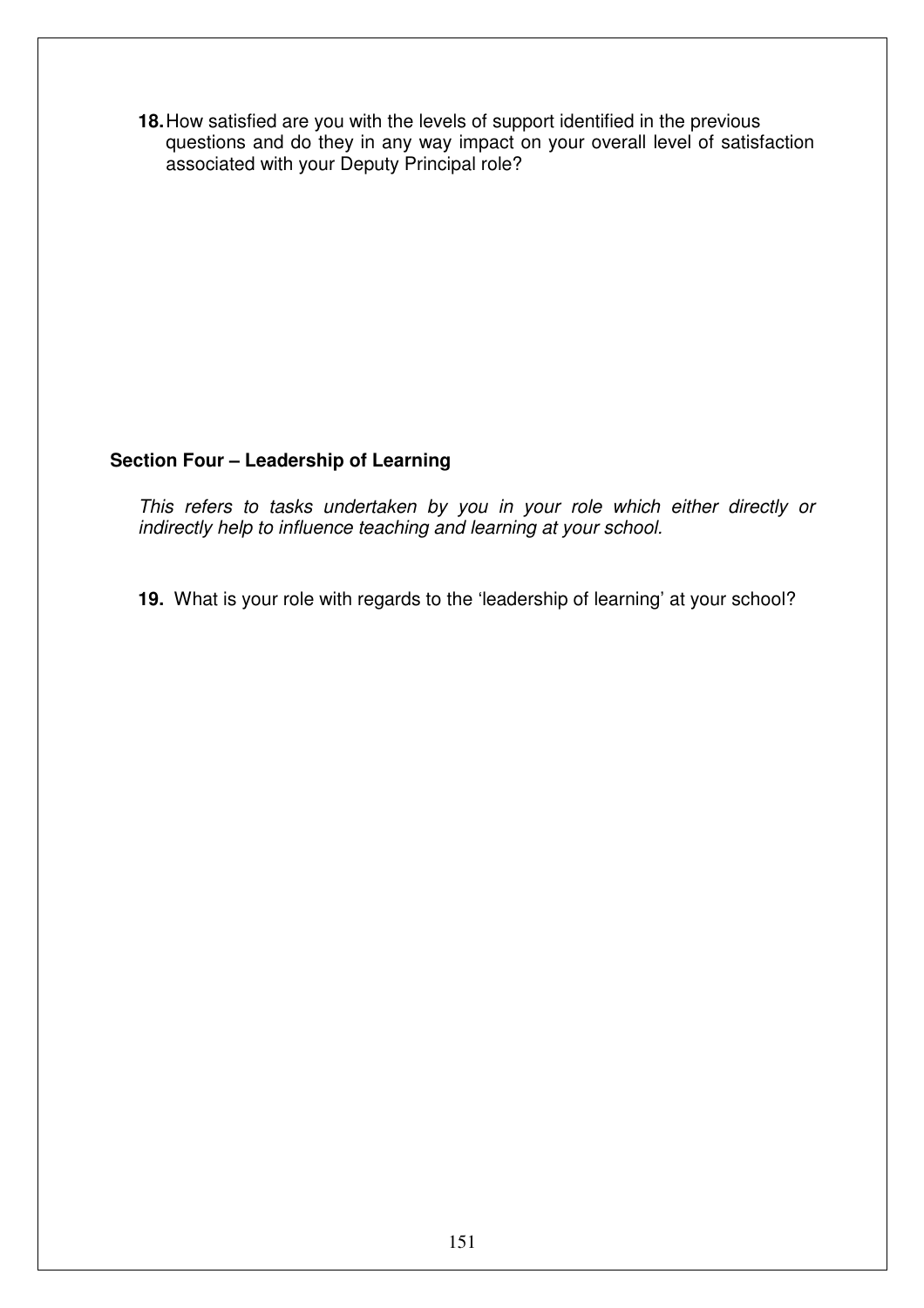**18.** How satisfied are you with the levels of support identified in the previous questions and do they in any way impact on your overall level of satisfaction associated with your Deputy Principal role?

## Section Four – Leadership of Learning

*This refers to tasks undertaken by you in your role which either directly or indirectly help to influence teaching and learning at your school.*

**19.** What is your role with regards to the 'leadership of learning' at your school?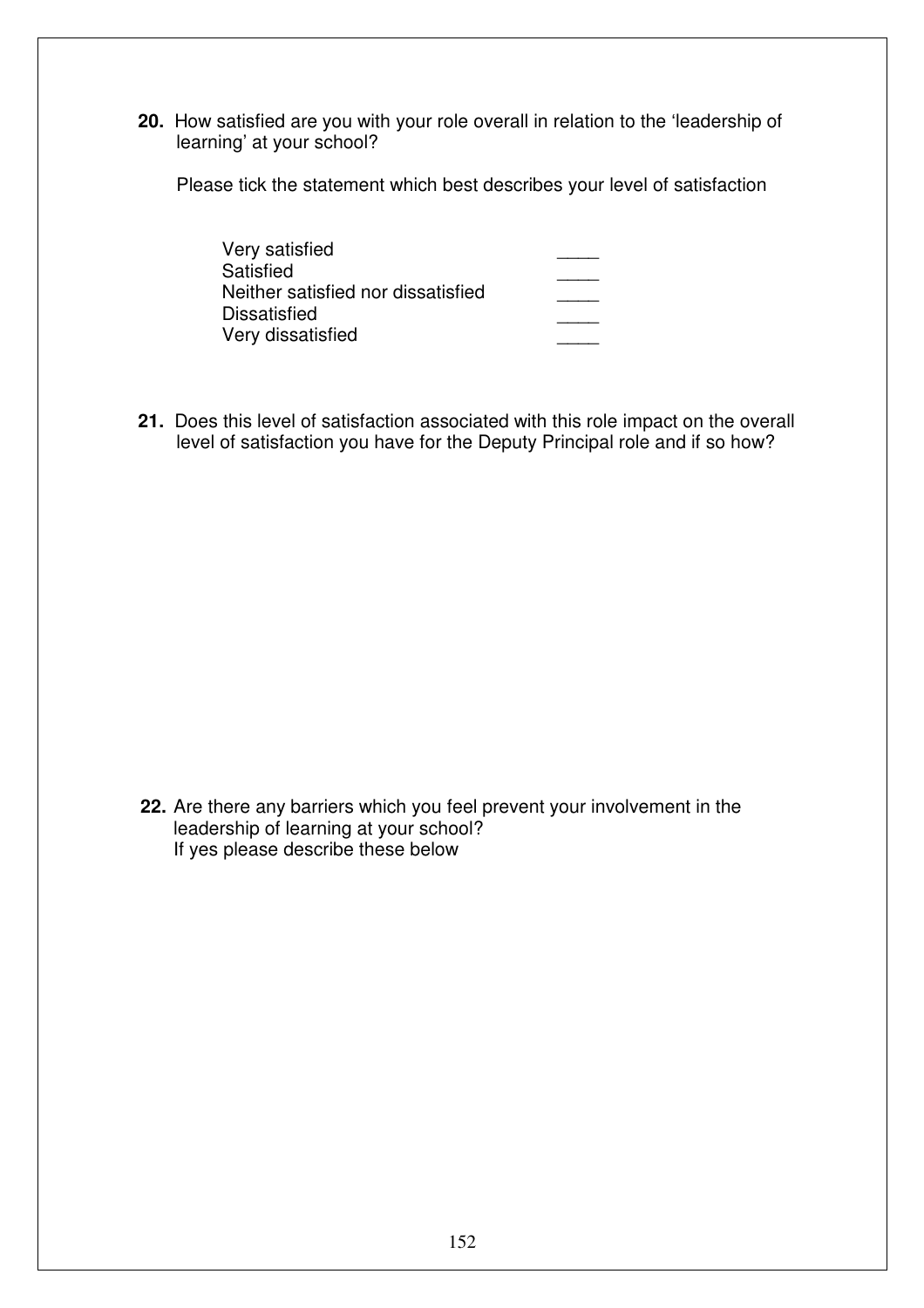**20.** How satisfied are you with your role overall in relation to the 'leadership of learning' at your school?

Please tick the statement which best describes your level of satisfaction

| | |
|---|---|
| Very satisfied | ____ |
| Satisfied | ____ |
| Neither satisfied nor dissatisfied | ____ |
| Dissatisfied | ____ |
| Very dissatisfied | ____ |

**21.** Does this level of satisfaction associated with this role impact on the overall level of satisfaction you have for the Deputy Principal role and if so how?

**22.** Are there any barriers which you feel prevent your involvement in the leadership of learning at your school?
If yes please describe these below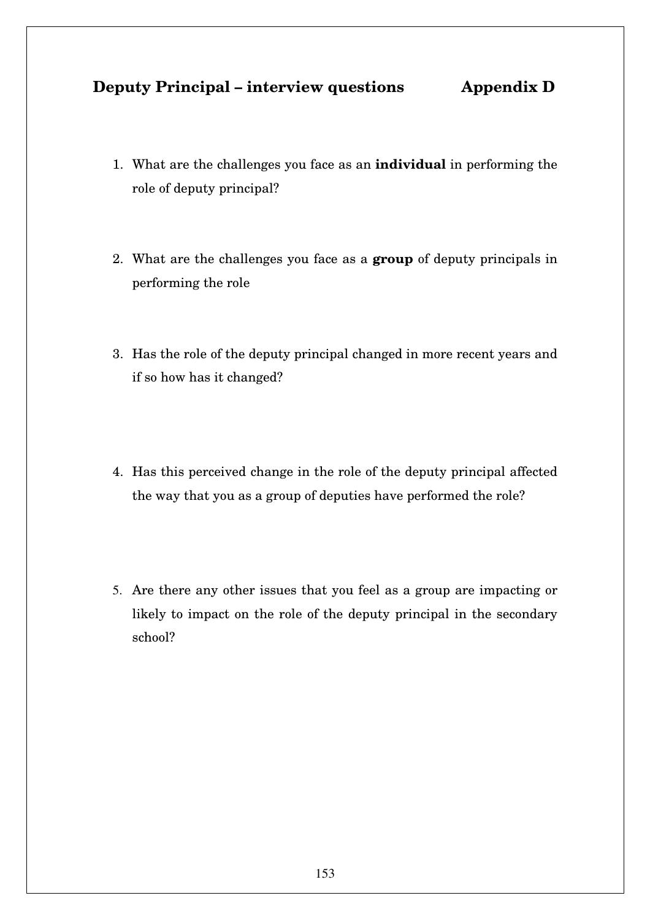## Deputy Principal – interview questions Appendix D

1. What are the challenges you face as an **individual** in performing the role of deputy principal?

2. What are the challenges you face as a **group** of deputy principals in performing the role

3. Has the role of the deputy principal changed in more recent years and if so how has it changed?

4. Has this perceived change in the role of the deputy principal affected the way that you as a group of deputies have performed the role?

5. Are there any other issues that you feel as a group are impacting or likely to impact on the role of the deputy principal in the secondary school?